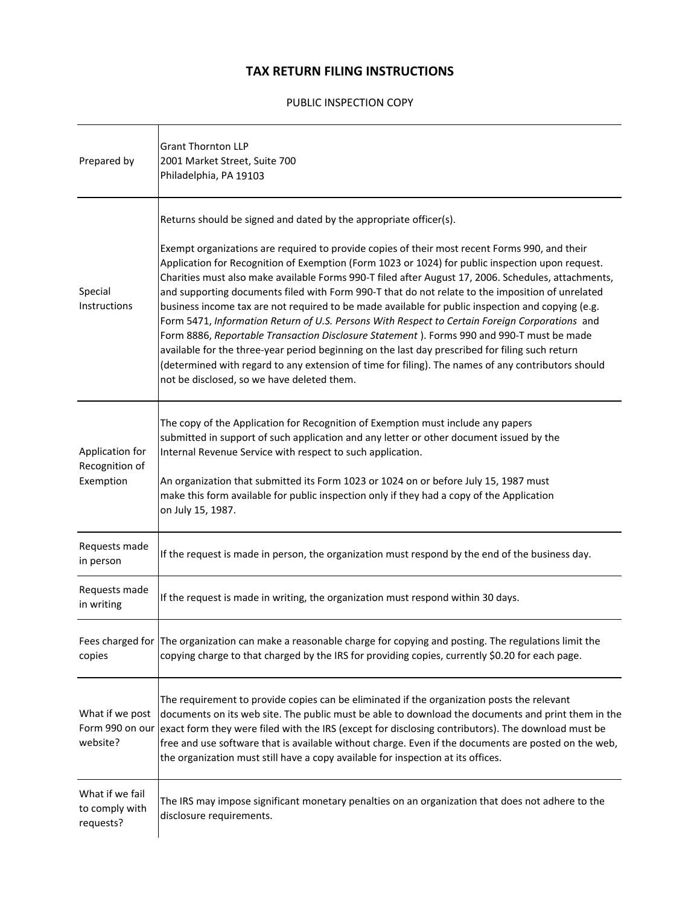# TAX RETURN FILING INSTRUCTIONS

PUBLIC INSPECTION COPY

| | |
|---|---|
| Prepared by | Grant Thornton LLP<br>2001 Market Street, Suite 700<br>Philadelphia, PA 19103 |
| Special Instructions | Returns should be signed and dated by the appropriate officer(s).<br><br>Exempt organizations are required to provide copies of their most recent Forms 990, and their Application for Recognition of Exemption (Form 1023 or 1024) for public inspection upon request. Charities must also make available Forms 990-T filed after August 17, 2006. Schedules, attachments, and supporting documents filed with Form 990-T that do not relate to the imposition of unrelated business income tax are not required to be made available for public inspection and copying (e.g. Form 5471, *Information Return of U.S. Persons With Respect to Certain Foreign Corporations* and Form 8886, *Reportable Transaction Disclosure Statement* ). Forms 990 and 990-T must be made available for the three-year period beginning on the last day prescribed for filing such return (determined with regard to any extension of time for filing). The names of any contributors should not be disclosed, so we have deleted them. |
| Application for Recognition of Exemption | The copy of the Application for Recognition of Exemption must include any papers submitted in support of such application and any letter or other document issued by the Internal Revenue Service with respect to such application.<br><br>An organization that submitted its Form 1023 or 1024 on or before July 15, 1987 must make this form available for public inspection only if they had a copy of the Application on July 15, 1987. |
| Requests made in person | If the request is made in person, the organization must respond by the end of the business day. |
| Requests made in writing | If the request is made in writing, the organization must respond within 30 days. |
| Fees charged for copies | The organization can make a reasonable charge for copying and posting. The regulations limit the copying charge to that charged by the IRS for providing copies, currently $0.20 for each page. |
| What if we post Form 990 on our website? | The requirement to provide copies can be eliminated if the organization posts the relevant documents on its web site. The public must be able to download the documents and print them in the exact form they were filed with the IRS (except for disclosing contributors). The download must be free and use software that is available without charge. Even if the documents are posted on the web, the organization must still have a copy available for inspection at its offices. |
| What if we fail to comply with requests? | The IRS may impose significant monetary penalties on an organization that does not adhere to the disclosure requirements. |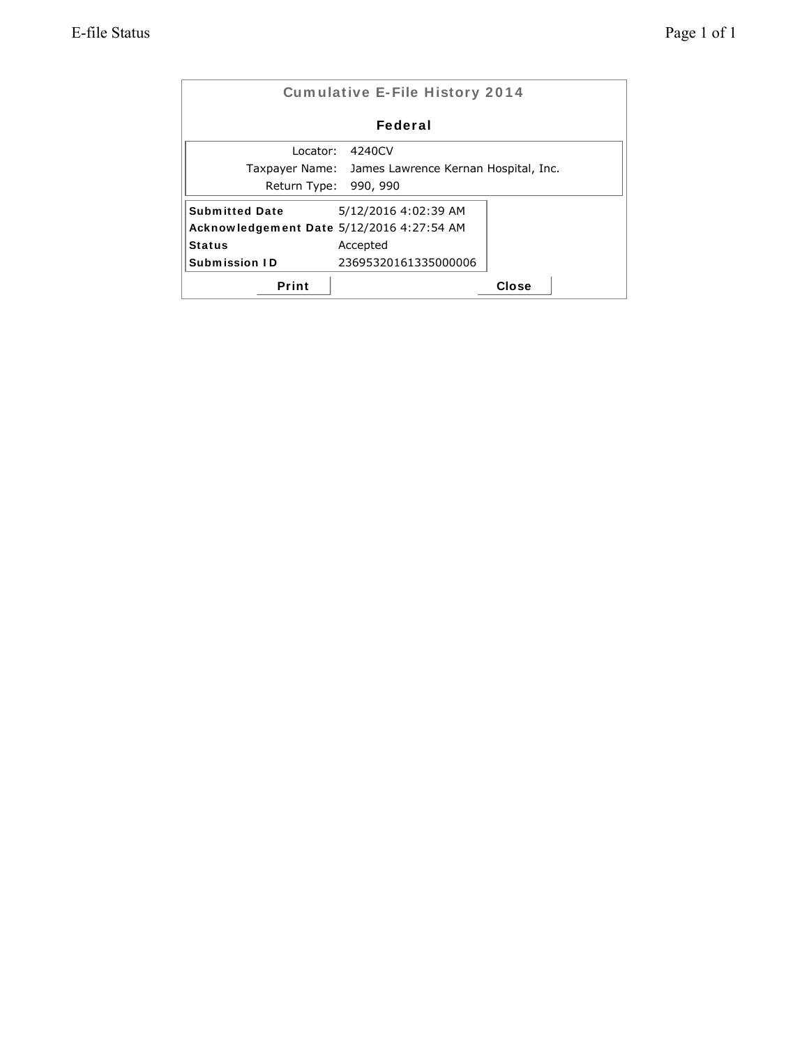## Cumulative E-File History 2014

### Federal

| | |
|---|---|
| Locator: | 4240CV |
| Taxpayer Name: | James Lawrence Kernan Hospital, Inc. |
| Return Type: | 990, 990 |

| | |
|---|---|
| **Submitted Date** | 5/12/2016 4:02:39 AM |
| **Acknowledgement Date** | 5/12/2016 4:27:54 AM |
| **Status** | Accepted |
| **Submission ID** | 23695320161335000006 |

Print Close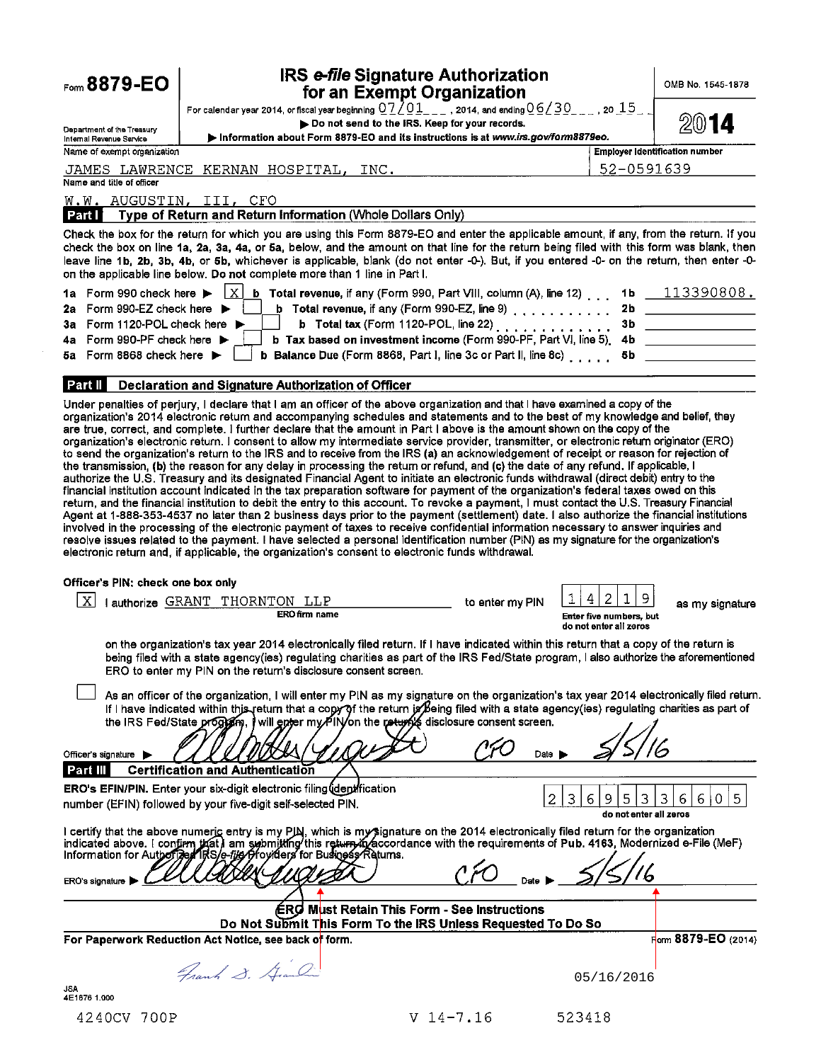Form **8879-EO**

# IRS *e-file* Signature Authorization for an Exempt Organization

For calendar year 2014, or fiscal year beginning 07/01, 2014, and ending 06/30, 20 15

▶ Do not send to the IRS. Keep for your records.

▶ Information about Form 8879-EO and its instructions is at *www.irs.gov/form8879eo.*

Department of the Treasury
Internal Revenue Service

OMB No. 1545-1878

**2014**

Name of exempt organization: JAMES LAWRENCE KERNAN HOSPITAL, INC.

Employer identification number: 52-0591639

Name and title of officer: W.W. AUGUSTIN, III, CFO

## Part I Type of Return and Return Information (Whole Dollars Only)

Check the box for the return for which you are using this Form 8879-EO and enter the applicable amount, if any, from the return. If you check the box on line 1a, 2a, 3a, 4a, or 5a, below, and the amount on that line for the return being filed with this form was blank, then leave line 1b, 2b, 3b, 4b, or 5b, whichever is applicable, blank (do not enter -0-). But, if you entered -0- on the return, then enter -0- on the applicable line below. **Do not** complete more than 1 line in Part I.

| | | | | |
|---|---|---|---|---|
| **1a** Form 990 check here ▶ [X] | **b** Total revenue, if any (Form 990, Part VIII, column (A), line 12) | **1b** | 113390808. |
| **2a** Form 990-EZ check here ▶ [ ] | **b** Total revenue, if any (Form 990-EZ, line 9) | **2b** | |
| **3a** Form 1120-POL check here ▶ [ ] | **b** Total tax (Form 1120-POL, line 22) | **3b** | |
| **4a** Form 990-PF check here ▶ [ ] | **b** Tax based on investment income (Form 990-PF, Part VI, line 5) | **4b** | |
| **5a** Form 8868 check here ▶ [ ] | **b** Balance Due (Form 8868, Part I, line 3c or Part II, line 8c) | **5b** | |

## Part II Declaration and Signature Authorization of Officer

Under penalties of perjury, I declare that I am an officer of the above organization and that I have examined a copy of the organization's 2014 electronic return and accompanying schedules and statements and to the best of my knowledge and belief, they are true, correct, and complete. I further declare that the amount in Part I above is the amount shown on the copy of the organization's electronic return. I consent to allow my intermediate service provider, transmitter, or electronic return originator (ERO) to send the organization's return to the IRS and to receive from the IRS (a) an acknowledgement of receipt or reason for rejection of the transmission, (b) the reason for any delay in processing the return or refund, and (c) the date of any refund. If applicable, I authorize the U.S. Treasury and its designated Financial Agent to initiate an electronic funds withdrawal (direct debit) entry to the financial institution account indicated in the tax preparation software for payment of the organization's federal taxes owed on this return, and the financial institution to debit the entry to this account. To revoke a payment, I must contact the U.S. Treasury Financial Agent at 1-888-353-4537 no later than 2 business days prior to the payment (settlement) date. I also authorize the financial institutions involved in the processing of the electronic payment of taxes to receive confidential information necessary to answer inquiries and resolve issues related to the payment. I have selected a personal identification number (PIN) as my signature for the organization's electronic return and, if applicable, the organization's consent to electronic funds withdrawal.

**Officer's PIN: check one box only**

[X] I authorize GRANT THORNTON LLP (ERO firm name) to enter my PIN 14219 (Enter five numbers, but do not enter all zeros) as my signature on the organization's tax year 2014 electronically filed return. If I have indicated within this return that a copy of the return is being filed with a state agency(ies) regulating charities as part of the IRS Fed/State program, I also authorize the aforementioned ERO to enter my PIN on the return's disclosure consent screen.

[ ] As an officer of the organization, I will enter my PIN as my signature on the organization's tax year 2014 electronically filed return. If I have indicated within this return that a copy of the return is being filed with a state agency(ies) regulating charities as part of the IRS Fed/State program, I will enter my PIN on the return's disclosure consent screen.

Officer's signature ▶ *[signature]* CFO  Date ▶ 5/5/16

## Part III Certification and Authentication

**ERO's EFIN/PIN.** Enter your six-digit electronic filing identification number (EFIN) followed by your five-digit self-selected PIN.

23695336605 (do not enter all zeros)

I certify that the above numeric entry is my PIN, which is my signature on the 2014 electronically filed return for the organization indicated above. I confirm that I am submitting this return in accordance with the requirements of **Pub. 4163**, Modernized e-File (MeF) Information for Authorized IRS *e-file* Providers for Business Returns.

ERO's signature ▶ *[signature]* CFO  Date ▶ 5/5/16

**ERO Must Retain This Form - See Instructions**

**Do Not Submit This Form To the IRS Unless Requested To Do So**

**For Paperwork Reduction Act Notice, see back of form.**  Form **8879-EO** (2014)

*[signature]*  05/16/2016

JSA
4E1676 1.000

4240CV 700P  V 14-7.16  523418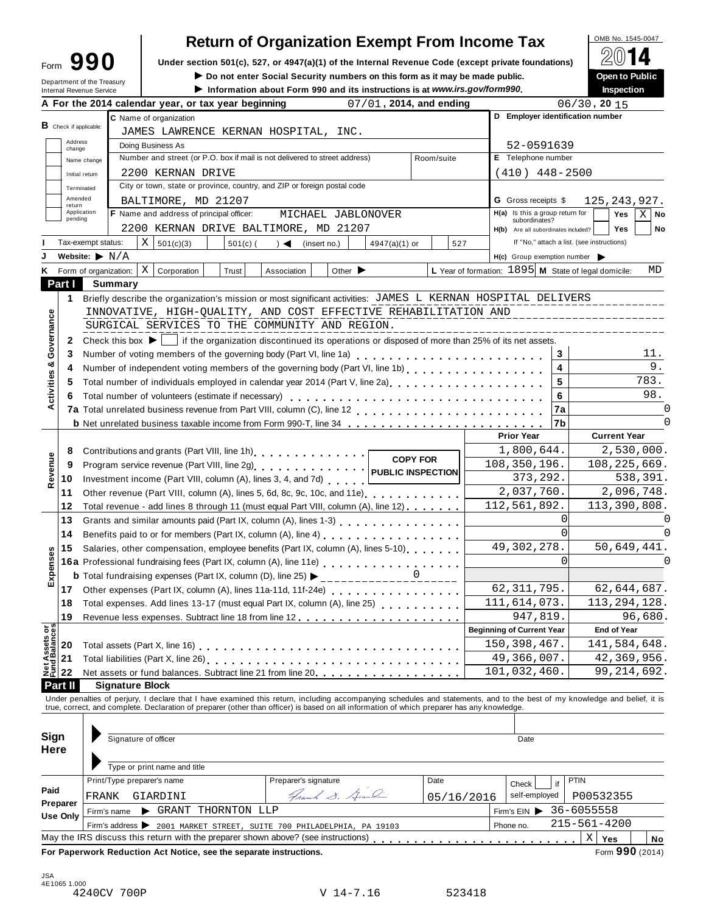# Form 990 — Return of Organization Exempt From Income Tax

Department of the Treasury
Internal Revenue Service

**Under section 501(c), 527, or 4947(a)(1) of the Internal Revenue Code (except private foundations)**

▶ Do not enter Social Security numbers on this form as it may be made public.

▶ Information about Form 990 and its instructions is at *www.irs.gov/form990*.

OMB No. 1545-0047

**2014**

**Open to Public Inspection**

**A** For the 2014 calendar year, or tax year beginning 07/01, 2014, and ending 06/30, 20 15

**B** Check if applicable: Address change / Name change / Initial return / Terminated / Amended return / Application pending

**C** Name of organization: JAMES LAWRENCE KERNAN HOSPITAL, INC.

Doing Business As

Number and street (or P.O. box if mail is not delivered to street address): 2200 KERNAN DRIVE    Room/suite

City or town, state or province, country, and ZIP or foreign postal code: BALTIMORE, MD 21207

**D** Employer identification number: 52-0591639

**E** Telephone number: (410) 448-2500

**G** Gross receipts $ 125,243,927.

**F** Name and address of principal officer: MICHAEL JABLONOVER, 2200 KERNAN DRIVE BALTIMORE, MD 21207

**H(a)** Is this a group return for subordinates? Yes [ ] No [X]

**H(b)** Are all subordinates included? Yes [ ] No [ ]
If "No," attach a list. (see instructions)

**I** Tax-exempt status: [X] 501(c)(3) [ ] 501(c) ( ) ◀ (insert no.) [ ] 4947(a)(1) or [ ] 527

**J** Website: ▶ N/A

**H(c)** Group exemption number ▶

**K** Form of organization: [X] Corporation [ ] Trust [ ] Association [ ] Other ▶

**L** Year of formation: 1895  **M** State of legal domicile: MD

## Part I Summary

### Activities & Governance

1 Briefly describe the organization's mission or most significant activities: JAMES L KERNAN HOSPITAL DELIVERS INNOVATIVE, HIGH-QUALITY, AND COST EFFECTIVE REHABILITATION AND SURGICAL SERVICES TO THE COMMUNITY AND REGION.

2 Check this box ▶ [ ] if the organization discontinued its operations or disposed of more than 25% of its net assets.

| Line | Description | | Value |
|---|---|---|---|
| 3 | Number of voting members of the governing body (Part VI, line 1a) | 3 | 11. |
| 4 | Number of independent voting members of the governing body (Part VI, line 1b) | 4 | 9. |
| 5 | Total number of individuals employed in calendar year 2014 (Part V, line 2a) | 5 | 783. |
| 6 | Total number of volunteers (estimate if necessary) | 6 | 98. |
| 7a | Total unrelated business revenue from Part VIII, column (C), line 12 | 7a | 0 |
| b | Net unrelated business taxable income from Form 990-T, line 34 | 7b | 0 |

### Revenue / Expenses / Net Assets

| Line | Description | Prior Year | Current Year |
|---|---|---|---|
| 8 | Contributions and grants (Part VIII, line 1h) | 1,800,644. | 2,530,000. |
| 9 | Program service revenue (Part VIII, line 2g) | 108,350,196. | 108,225,669. |
| 10 | Investment income (Part VIII, column (A), lines 3, 4, and 7d) | 373,292. | 538,391. |
| 11 | Other revenue (Part VIII, column (A), lines 5, 6d, 8c, 9c, 10c, and 11e) | 2,037,760. | 2,096,748. |
| 12 | Total revenue - add lines 8 through 11 (must equal Part VIII, column (A), line 12) | 112,561,892. | 113,390,808. |
| 13 | Grants and similar amounts paid (Part IX, column (A), lines 1-3) | 0 | 0 |
| 14 | Benefits paid to or for members (Part IX, column (A), line 4) | 0 | 0 |
| 15 | Salaries, other compensation, employee benefits (Part IX, column (A), lines 5-10) | 49,302,278. | 50,649,441. |
| 16a | Professional fundraising fees (Part IX, column (A), line 11e) | 0 | 0 |
| b | Total fundraising expenses (Part IX, column (D), line 25) ▶ 0 | | |
| 17 | Other expenses (Part IX, column (A), lines 11a-11d, 11f-24e) | 62,311,795. | 62,644,687. |
| 18 | Total expenses. Add lines 13-17 (must equal Part IX, column (A), line 25) | 111,614,073. | 113,294,128. |
| 19 | Revenue less expenses. Subtract line 18 from line 12 | 947,819. | 96,680. |
| | | **Beginning of Current Year** | **End of Year** |
| 20 | Total assets (Part X, line 16) | 150,398,467. | 141,584,648. |
| 21 | Total liabilities (Part X, line 26) | 49,366,007. | 42,369,956. |
| 22 | Net assets or fund balances. Subtract line 21 from line 20 | 101,032,460. | 99,214,692. |

COPY FOR PUBLIC INSPECTION

## Part II Signature Block

Under penalties of perjury, I declare that I have examined this return, including accompanying schedules and statements, and to the best of my knowledge and belief, it is true, correct, and complete. Declaration of preparer (other than officer) is based on all information of which preparer has any knowledge.

**Sign Here**

Signature of officer    Date

Type or print name and title

**Paid Preparer Use Only**

| Print/Type preparer's name | Preparer's signature | Date | Check if self-employed | PTIN |
|---|---|---|---|---|
| FRANK GIARDINI | Frank S. Giardini | 05/16/2016 | | P00532355 |

Firm's name ▶ GRANT THORNTON LLP    Firm's EIN ▶ 36-6055558

Firm's address ▶ 2001 MARKET STREET, SUITE 700 PHILADELPHIA, PA 19103    Phone no. 215-561-4200

May the IRS discuss this return with the preparer shown above? (see instructions) [X] Yes [ ] No

**For Paperwork Reduction Act Notice, see the separate instructions.**    Form **990** (2014)

JSA 4E1065 1.000
4240CV 700P    V 14-7.16    523418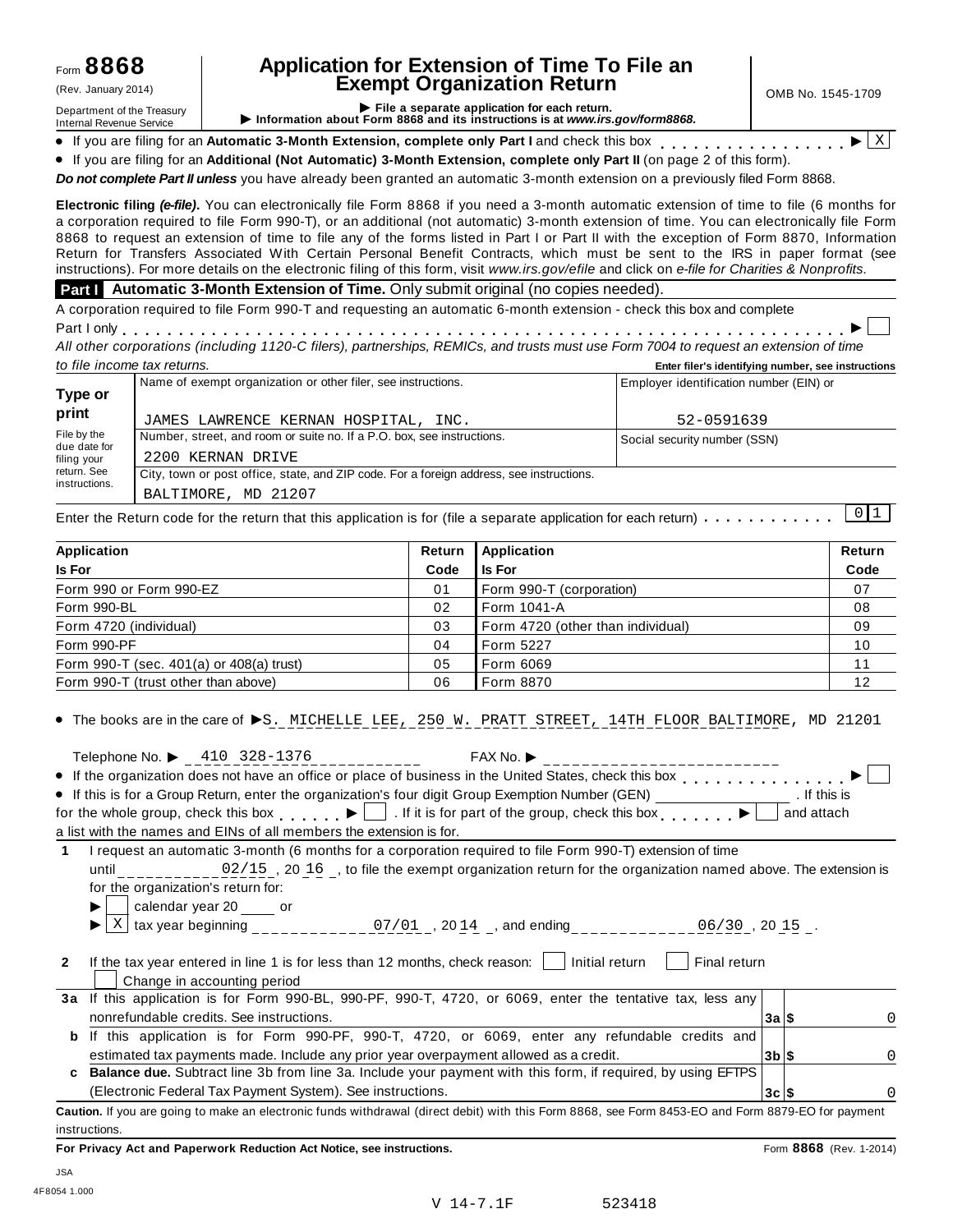Form **8868** (Rev. January 2014)

Department of the Treasury
Internal Revenue Service

# Application for Extension of Time To File an Exempt Organization Return

▶ File a separate application for each return.
▶ Information about Form 8868 and its instructions is at *www.irs.gov/form8868.*

OMB No. 1545-1709

- If you are filing for an **Automatic 3-Month Extension, complete only Part I** and check this box . . . . . . . . . . . . . . . . ▶ [X]
- If you are filing for an **Additional (Not Automatic) 3-Month Extension, complete only Part II** (on page 2 of this form).

***Do not complete Part II unless*** you have already been granted an automatic 3-month extension on a previously filed Form 8868.

**Electronic filing *(e-file)*.** You can electronically file Form 8868 if you need a 3-month automatic extension of time to file (6 months for a corporation required to file Form 990-T), or an additional (not automatic) 3-month extension of time. You can electronically file Form 8868 to request an extension of time to file any of the forms listed in Part I or Part II with the exception of Form 8870, Information Return for Transfers Associated With Certain Personal Benefit Contracts, which must be sent to the IRS in paper format (see instructions). For more details on the electronic filing of this form, visit *www.irs.gov/efile* and click on *e-file for Charities & Nonprofits*.

**Part I** **Automatic 3-Month Extension of Time.** Only submit original (no copies needed).

A corporation required to file Form 990-T and requesting an automatic 6-month extension - check this box and complete Part I only . . . . . . . . . . . . . . . . . . . . . . . . . . . . . . . . . . . . . . . . . . . . . ▶ [ ]

*All other corporations (including 1120-C filers), partnerships, REMICs, and trusts must use Form 7004 to request an extension of time to file income tax returns.*

**Enter filer's identifying number, see instructions**

| **Type or print** File by the due date for filing your return. See instructions. | Name of exempt organization or other filer, see instructions. JAMES LAWRENCE KERNAN HOSPITAL, INC. | Employer identification number (EIN) or 52-0591639 |
|---|---|---|
| | Number, street, and room or suite no. If a P.O. box, see instructions. 2200 KERNAN DRIVE | Social security number (SSN) |
| | City, town or post office, state, and ZIP code. For a foreign address, see instructions. BALTIMORE, MD 21207 | |

Enter the Return code for the return that this application is for (file a separate application for each return) . . . . . . . . . . . [0 1]

| **Application Is For** | **Return Code** | **Application Is For** | **Return Code** |
|---|---|---|---|
| Form 990 or Form 990-EZ | 01 | Form 990-T (corporation) | 07 |
| Form 990-BL | 02 | Form 1041-A | 08 |
| Form 4720 (individual) | 03 | Form 4720 (other than individual) | 09 |
| Form 990-PF | 04 | Form 5227 | 10 |
| Form 990-T (sec. 401(a) or 408(a) trust) | 05 | Form 6069 | 11 |
| Form 990-T (trust other than above) | 06 | Form 8870 | 12 |

- The books are in the care of ▶ S. MICHELLE LEE, 250 W. PRATT STREET, 14TH FLOOR BALTIMORE, MD 21201

  Telephone No. ▶ 410 328-1376 FAX No. ▶
- If the organization does not have an office or place of business in the United States, check this box . . . . . . . . . . . . . . . ▶ [ ]
- If this is for a Group Return, enter the organization's four digit Group Exemption Number (GEN) ________ . If this is for the whole group, check this box . . . . . . ▶ [ ] . If it is for part of the group, check this box . . . . . . . ▶ [ ] and attach a list with the names and EINs of all members the extension is for.

**1** I request an automatic 3-month (6 months for a corporation required to file Form 990-T) extension of time until 02/15 , 20 16 , to file the exempt organization return for the organization named above. The extension is for the organization's return for:

▶ [ ] calendar year 20 ____ or

▶ [X] tax year beginning 07/01 , 20 14 , and ending 06/30 , 20 15 .

**2** If the tax year entered in line 1 is for less than 12 months, check reason: [ ] Initial return [ ] Final return [ ] Change in accounting period

| | | | |
|---|---|---|---|
| **3a** | If this application is for Form 990-BL, 990-PF, 990-T, 4720, or 6069, enter the tentative tax, less any nonrefundable credits. See instructions. | **3a** $ | 0 |
| **b** | If this application is for Form 990-PF, 990-T, 4720, or 6069, enter any refundable credits and estimated tax payments made. Include any prior year overpayment allowed as a credit. | **3b** $ | 0 |
| **c** | **Balance due.** Subtract line 3b from line 3a. Include your payment with this form, if required, by using EFTPS (Electronic Federal Tax Payment System). See instructions. | **3c** $ | 0 |

**Caution.** If you are going to make an electronic funds withdrawal (direct debit) with this Form 8868, see Form 8453-EO and Form 8879-EO for payment instructions.

**For Privacy Act and Paperwork Reduction Act Notice, see instructions.** Form **8868** (Rev. 1-2014)

JSA
4F8054 1.000

V 14-7.1F 523418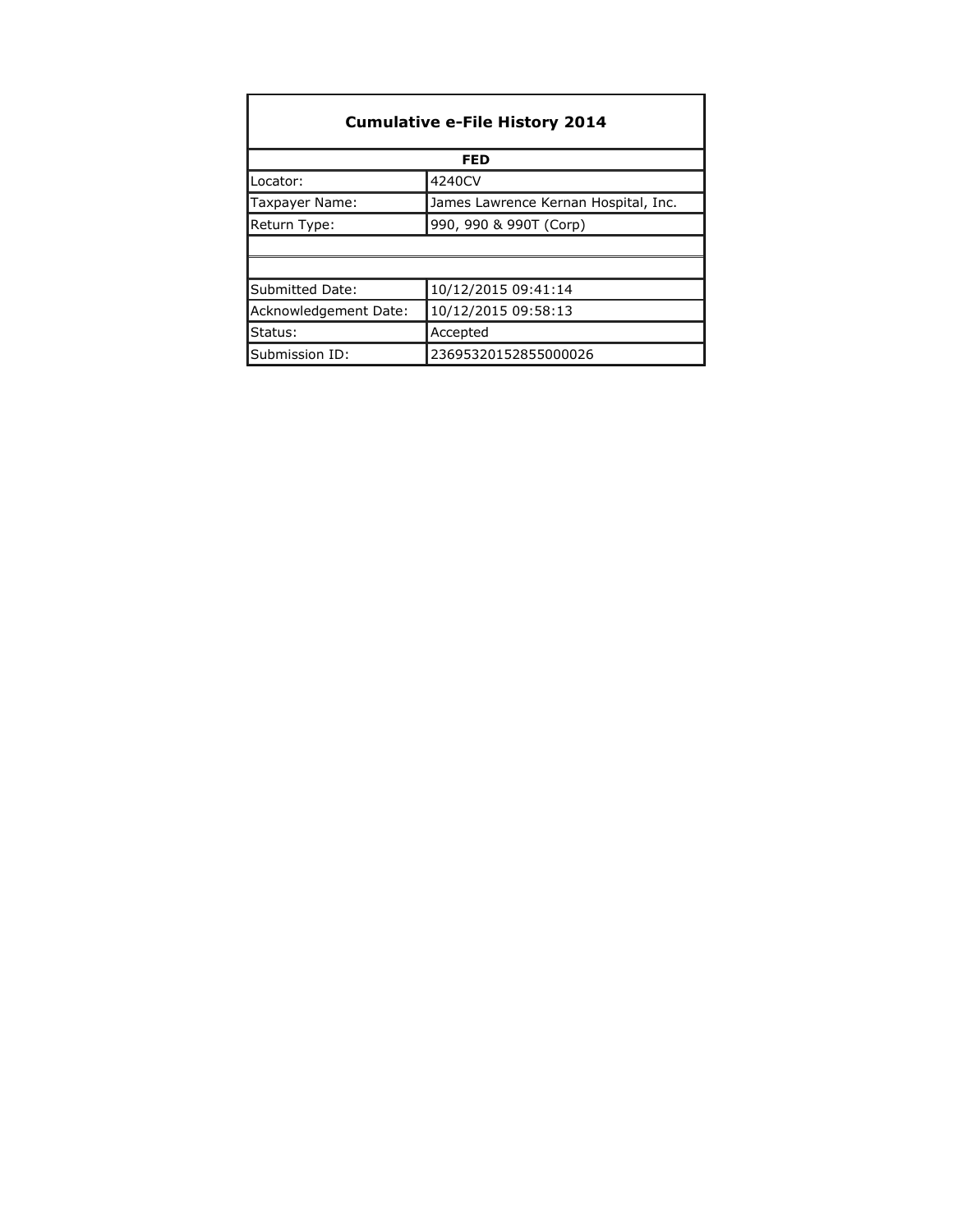## Cumulative e-File History 2014

| FED | |
|---|---|
| Locator: | 4240CV |
| Taxpayer Name: | James Lawrence Kernan Hospital, Inc. |
| Return Type: | 990, 990 & 990T (Corp) |
| | |
| | |
| Submitted Date: | 10/12/2015 09:41:14 |
| Acknowledgement Date: | 10/12/2015 09:58:13 |
| Status: | Accepted |
| Submission ID: | 23695320152855000026 |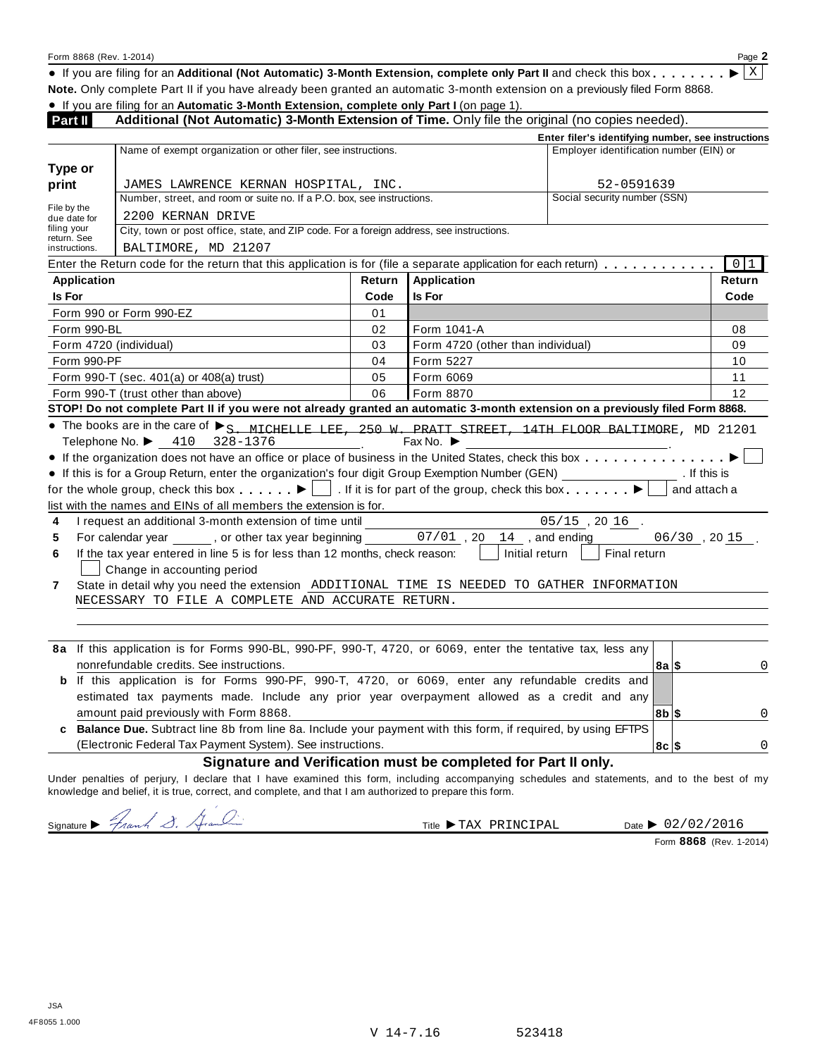Form 8868 (Rev. 1-2014) Page **2**

- If you are filing for an **Additional (Not Automatic) 3-Month Extension, complete only Part II** and check this box . . . . . . . ▶ X

**Note.** Only complete Part II if you have already been granted an automatic 3-month extension on a previously filed Form 8868.

- If you are filing for an **Automatic 3-Month Extension, complete only Part I** (on page 1).

## Part II Additional (Not Automatic) 3-Month Extension of Time. Only file the original (no copies needed).

**Enter filer's identifying number, see instructions**

| | | |
|---|---|---|
| **Type or print** | Name of exempt organization or other filer, see instructions. JAMES LAWRENCE KERNAN HOSPITAL, INC. | Employer identification number (EIN) or 52-0591639 |
| File by the due date for filing your return. See instructions. | Number, street, and room or suite no. If a P.O. box, see instructions. 2200 KERNAN DRIVE | Social security number (SSN) |
| | City, town or post office, state, and ZIP code. For a foreign address, see instructions. BALTIMORE, MD 21207 | |

Enter the Return code for the return that this application is for (file a separate application for each return) . . . . . . . . . . . 0 1

| Application Is For | Return Code | Application Is For | Return Code |
|---|---|---|---|
| Form 990 or Form 990-EZ | 01 | | |
| Form 990-BL | 02 | Form 1041-A | 08 |
| Form 4720 (individual) | 03 | Form 4720 (other than individual) | 09 |
| Form 990-PF | 04 | Form 5227 | 10 |
| Form 990-T (sec. 401(a) or 408(a) trust) | 05 | Form 6069 | 11 |
| Form 990-T (trust other than above) | 06 | Form 8870 | 12 |

**STOP! Do not complete Part II if you were not already granted an automatic 3-month extension on a previously filed Form 8868.**

- The books are in the care of ▶ S. MICHELLE LEE, 250 W. PRATT STREET, 14TH FLOOR BALTIMORE, MD 21201
  Telephone No. ▶ 410 328-1376 . Fax No. ▶
- If the organization does not have an office or place of business in the United States, check this box . . . . . . . . . . . . . . ▶ ☐
- If this is for a Group Return, enter the organization's four digit Group Exemption Number (GEN) ________ . If this is for the whole group, check this box . . . . . . ▶ ☐ . If it is for part of the group, check this box . . . . . . . ▶ ☐ and attach a list with the names and EINs of all members the extension is for.

**4** I request an additional 3-month extension of time until 05/15 , 20 16 .

**5** For calendar year ______ , or other tax year beginning 07/01 , 20 14 , and ending 06/30 , 20 15 .

**6** If the tax year entered in line 5 is for less than 12 months, check reason: ☐ Initial return ☐ Final return ☐ Change in accounting period

**7** State in detail why you need the extension ADDITIONAL TIME IS NEEDED TO GATHER INFORMATION NECESSARY TO FILE A COMPLETE AND ACCURATE RETURN.

| | | | |
|---|---|---|---|
| **8a** | If this application is for Forms 990-BL, 990-PF, 990-T, 4720, or 6069, enter the tentative tax, less any nonrefundable credits. See instructions. | **8a** $ | 0 |
| **b** | If this application is for Forms 990-PF, 990-T, 4720, or 6069, enter any refundable credits and estimated tax payments made. Include any prior year overpayment allowed as a credit and any amount paid previously with Form 8868. | **8b** $ | 0 |
| **c** | **Balance Due.** Subtract line 8b from line 8a. Include your payment with this form, if required, by using EFTPS (Electronic Federal Tax Payment System). See instructions. | **8c** $ | 0 |

### Signature and Verification must be completed for Part II only.

Under penalties of perjury, I declare that I have examined this form, including accompanying schedules and statements, and to the best of my knowledge and belief, it is true, correct, and complete, and that I am authorized to prepare this form.

Signature ▶ Frank S. Giambi Title ▶ TAX PRINCIPAL Date ▶ 02/02/2016

Form **8868** (Rev. 1-2014)

JSA
4F8055 1.000

V 14-7.16 523418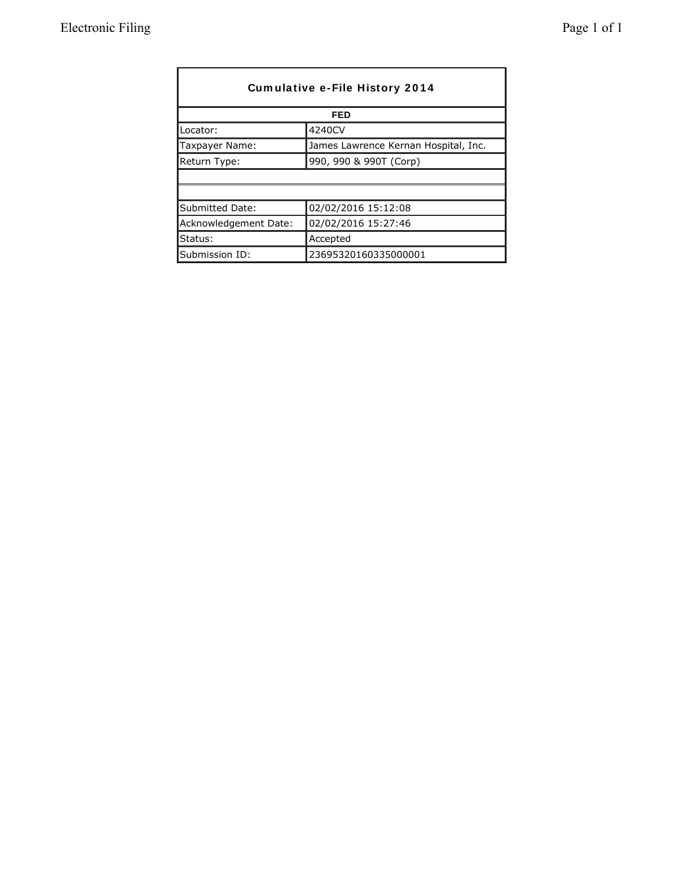| Cumulative e-File History 2014 | |
|---|---|
| FED | |
| Locator: | 4240CV |
| Taxpayer Name: | James Lawrence Kernan Hospital, Inc. |
| Return Type: | 990, 990 & 990T (Corp) |
| | |
| | |
| Submitted Date: | 02/02/2016 15:12:08 |
| Acknowledgement Date: | 02/02/2016 15:27:46 |
| Status: | Accepted |
| Submission ID: | 23695320160335000001 |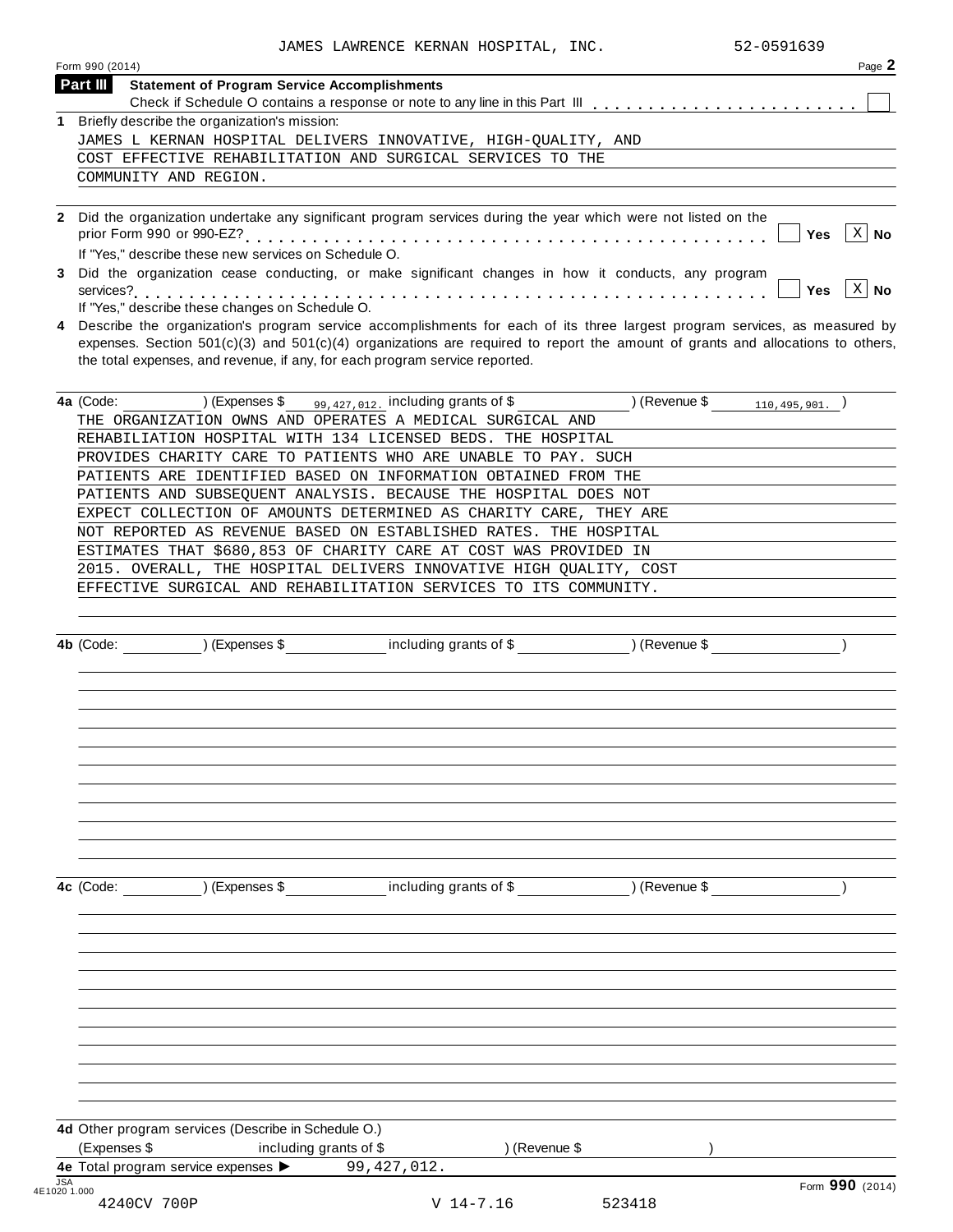JAMES LAWRENCE KERNAN HOSPITAL, INC. 52-0591639

Form 990 (2014) Page **2**

**Part III** **Statement of Program Service Accomplishments**

Check if Schedule O contains a response or note to any line in this Part III . . . . . . . . . . . . . . . . . . . . . . [ ]

**1** Briefly describe the organization's mission:

JAMES L KERNAN HOSPITAL DELIVERS INNOVATIVE, HIGH-QUALITY, AND COST EFFECTIVE REHABILITATION AND SURGICAL SERVICES TO THE COMMUNITY AND REGION.

**2** Did the organization undertake any significant program services during the year which were not listed on the prior Form 990 or 990-EZ? . . . . . . . . . . . . . . . . . . . . . . . . . . . . . . . . . . . . . . . . . . . . [ ] **Yes** [X] **No**

If "Yes," describe these new services on Schedule O.

**3** Did the organization cease conducting, or make significant changes in how it conducts, any program services? . . . . . . . . . . . . . . . . . . . . . . . . . . . . . . . . . . . . . . . . . . . . . . . . . . . . . . . [ ] **Yes** [X] **No**

If "Yes," describe these changes on Schedule O.

**4** Describe the organization's program service accomplishments for each of its three largest program services, as measured by expenses. Section 501(c)(3) and 501(c)(4) organizations are required to report the amount of grants and allocations to others, the total expenses, and revenue, if any, for each program service reported.

**4a** (Code: ______ ) (Expenses $ 99,427,012. including grants of $ ______ ) (Revenue $ 110,495,901. )

THE ORGANIZATION OWNS AND OPERATES A MEDICAL SURGICAL AND REHABILIATION HOSPITAL WITH 134 LICENSED BEDS. THE HOSPITAL PROVIDES CHARITY CARE TO PATIENTS WHO ARE UNABLE TO PAY. SUCH PATIENTS ARE IDENTIFIED BASED ON INFORMATION OBTAINED FROM THE PATIENTS AND SUBSEQUENT ANALYSIS. BECAUSE THE HOSPITAL DOES NOT EXPECT COLLECTION OF AMOUNTS DETERMINED AS CHARITY CARE, THEY ARE NOT REPORTED AS REVENUE BASED ON ESTABLISHED RATES. THE HOSPITAL ESTIMATES THAT $680,853 OF CHARITY CARE AT COST WAS PROVIDED IN 2015. OVERALL, THE HOSPITAL DELIVERS INNOVATIVE HIGH QUALITY, COST EFFECTIVE SURGICAL AND REHABILITATION SERVICES TO ITS COMMUNITY.

**4b** (Code: ______ ) (Expenses $ ______ including grants of $ ______ ) (Revenue $ ______ )

**4c** (Code: ______ ) (Expenses $ ______ including grants of $ ______ ) (Revenue $ ______ )

**4d** Other program services (Describe in Schedule O.)

(Expenses $ ______ including grants of $ ______ ) (Revenue $ ______ )

**4e** Total program service expenses ▶ 99,427,012.

Form **990** (2014)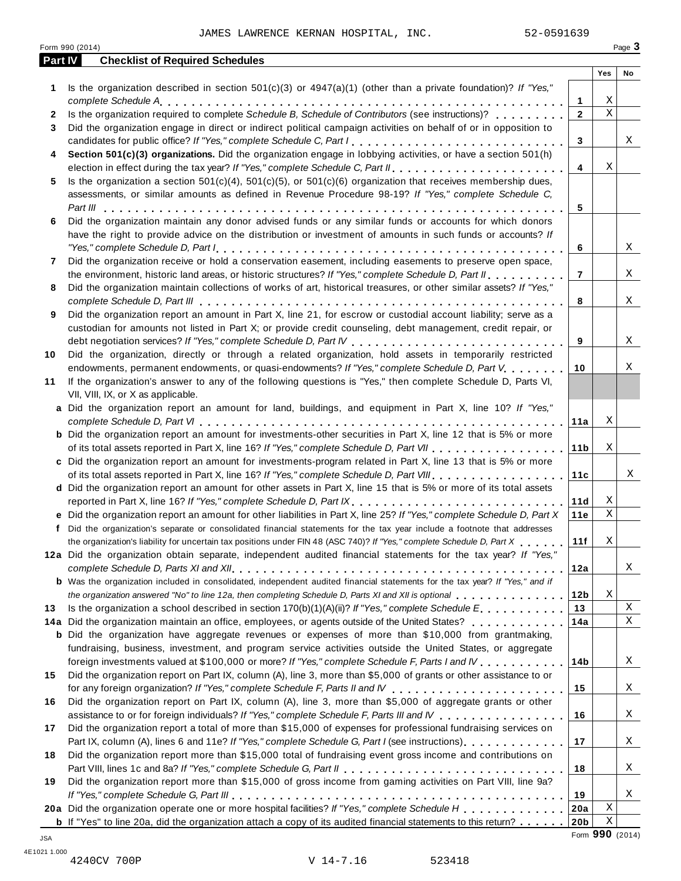JAMES LAWRENCE KERNAN HOSPITAL, INC. 52-0591639

## Part IV Checklist of Required Schedules

| | | | Yes | No |
|---|---|---|---|---|
| 1 | Is the organization described in section 501(c)(3) or 4947(a)(1) (other than a private foundation)? *If "Yes," complete Schedule A* | 1 | X | |
| 2 | Is the organization required to complete *Schedule B, Schedule of Contributors* (see instructions)? | 2 | X | |
| 3 | Did the organization engage in direct or indirect political campaign activities on behalf of or in opposition to candidates for public office? *If "Yes," complete Schedule C, Part I* | 3 | | X |
| 4 | **Section 501(c)(3) organizations.** Did the organization engage in lobbying activities, or have a section 501(h) election in effect during the tax year? *If "Yes," complete Schedule C, Part II* | 4 | X | |
| 5 | Is the organization a section 501(c)(4), 501(c)(5), or 501(c)(6) organization that receives membership dues, assessments, or similar amounts as defined in Revenue Procedure 98-19? *If "Yes," complete Schedule C, Part III* | 5 | | |
| 6 | Did the organization maintain any donor advised funds or any similar funds or accounts for which donors have the right to provide advice on the distribution or investment of amounts in such funds or accounts? *If "Yes," complete Schedule D, Part I* | 6 | | X |
| 7 | Did the organization receive or hold a conservation easement, including easements to preserve open space, the environment, historic land areas, or historic structures? *If "Yes," complete Schedule D, Part II* | 7 | | X |
| 8 | Did the organization maintain collections of works of art, historical treasures, or other similar assets? *If "Yes," complete Schedule D, Part III* | 8 | | X |
| 9 | Did the organization report an amount in Part X, line 21, for escrow or custodial account liability; serve as a custodian for amounts not listed in Part X; or provide credit counseling, debt management, credit repair, or debt negotiation services? *If "Yes," complete Schedule D, Part IV* | 9 | | X |
| 10 | Did the organization, directly or through a related organization, hold assets in temporarily restricted endowments, permanent endowments, or quasi-endowments? *If "Yes," complete Schedule D, Part V* | 10 | | X |
| 11 | If the organization's answer to any of the following questions is "Yes," then complete Schedule D, Parts VI, VII, VIII, IX, or X as applicable. | | | |
| a | Did the organization report an amount for land, buildings, and equipment in Part X, line 10? *If "Yes," complete Schedule D, Part VI* | 11a | X | |
| b | Did the organization report an amount for investments-other securities in Part X, line 12 that is 5% or more of its total assets reported in Part X, line 16? *If "Yes," complete Schedule D, Part VII* | 11b | X | |
| c | Did the organization report an amount for investments-program related in Part X, line 13 that is 5% or more of its total assets reported in Part X, line 16? *If "Yes," complete Schedule D, Part VIII* | 11c | | X |
| d | Did the organization report an amount for other assets in Part X, line 15 that is 5% or more of its total assets reported in Part X, line 16? *If "Yes," complete Schedule D, Part IX* | 11d | X | |
| e | Did the organization report an amount for other liabilities in Part X, line 25? *If "Yes," complete Schedule D, Part X* | 11e | X | |
| f | Did the organization's separate or consolidated financial statements for the tax year include a footnote that addresses the organization's liability for uncertain tax positions under FIN 48 (ASC 740)? *If "Yes," complete Schedule D, Part X* | 11f | X | |
| 12a | Did the organization obtain separate, independent audited financial statements for the tax year? *If "Yes," complete Schedule D, Parts XI and XII* | 12a | | X |
| b | Was the organization included in consolidated, independent audited financial statements for the tax year? *If "Yes," and if the organization answered "No" to line 12a, then completing Schedule D, Parts XI and XII is optional* | 12b | X | |
| 13 | Is the organization a school described in section 170(b)(1)(A)(ii)? *If "Yes," complete Schedule E* | 13 | | X |
| 14a | Did the organization maintain an office, employees, or agents outside of the United States? | 14a | | X |
| b | Did the organization have aggregate revenues or expenses of more than $10,000 from grantmaking, fundraising, business, investment, and program service activities outside the United States, or aggregate foreign investments valued at $100,000 or more? *If "Yes," complete Schedule F, Parts I and IV* | 14b | | X |
| 15 | Did the organization report on Part IX, column (A), line 3, more than $5,000 of grants or other assistance to or for any foreign organization? *If "Yes," complete Schedule F, Parts II and IV* | 15 | | X |
| 16 | Did the organization report on Part IX, column (A), line 3, more than $5,000 of aggregate grants or other assistance to or for foreign individuals? *If "Yes," complete Schedule F, Parts III and IV* | 16 | | X |
| 17 | Did the organization report a total of more than $15,000 of expenses for professional fundraising services on Part IX, column (A), lines 6 and 11e? *If "Yes," complete Schedule G, Part I* (see instructions) | 17 | | X |
| 18 | Did the organization report more than $15,000 total of fundraising event gross income and contributions on Part VIII, lines 1c and 8a? *If "Yes," complete Schedule G, Part II* | 18 | | X |
| 19 | Did the organization report more than $15,000 of gross income from gaming activities on Part VIII, line 9a? *If "Yes," complete Schedule G, Part III* | 19 | | X |
| 20a | Did the organization operate one or more hospital facilities? *If "Yes," complete Schedule H* | 20a | X | |
| b | If "Yes" to line 20a, did the organization attach a copy of its audited financial statements to this return? | 20b | X | |

Form **990** (2014)

4240CV 700P V 14-7.16 523418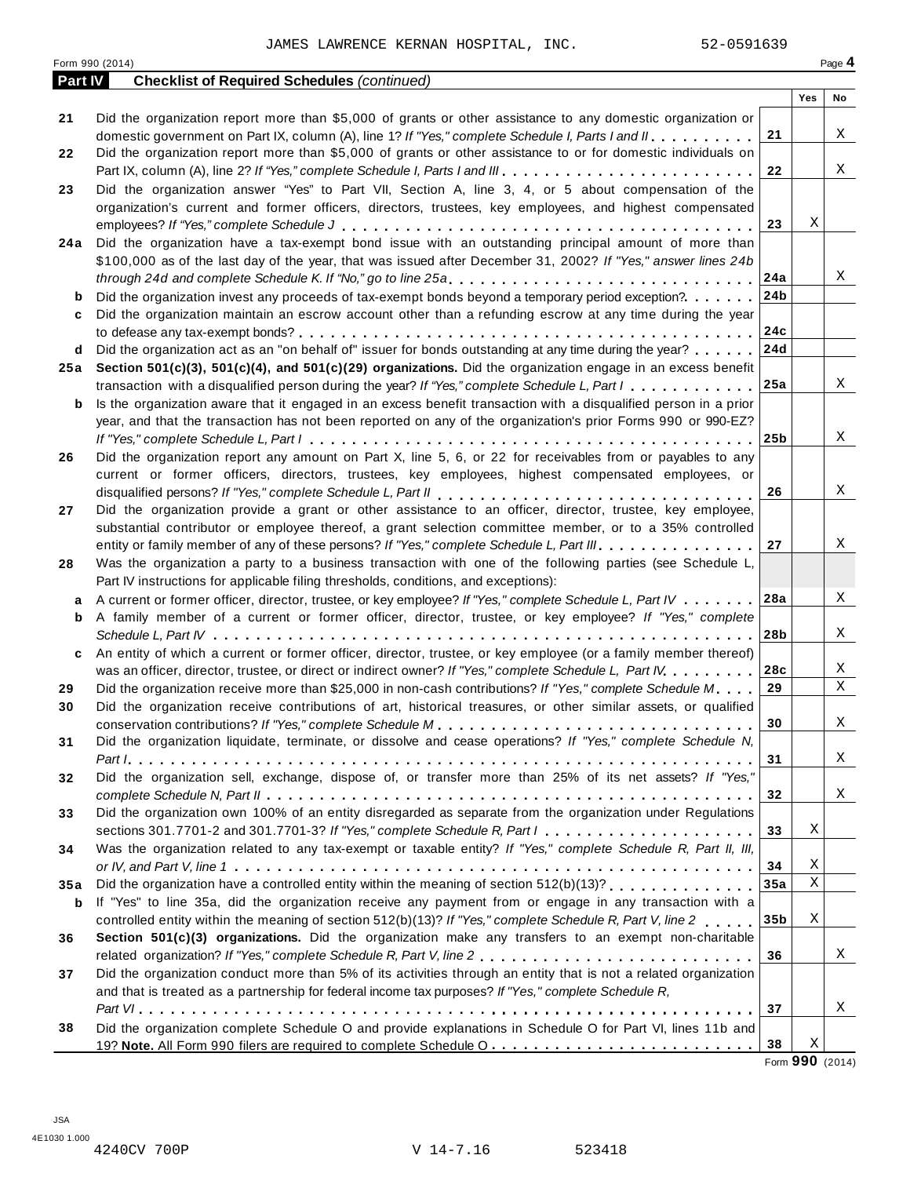JAMES LAWRENCE KERNAN HOSPITAL, INC. 52-0591639

Form 990 (2014) Page 4

**Part IV Checklist of Required Schedules** *(continued)*

| | | | Yes | No |
|---|---|---|---|---|
| 21 | Did the organization report more than $5,000 of grants or other assistance to any domestic organization or domestic government on Part IX, column (A), line 1? *If "Yes," complete Schedule I, Parts I and II* | 21 | | X |
| 22 | Did the organization report more than $5,000 of grants or other assistance to or for domestic individuals on Part IX, column (A), line 2? *If "Yes," complete Schedule I, Parts I and III* | 22 | | X |
| 23 | Did the organization answer "Yes" to Part VII, Section A, line 3, 4, or 5 about compensation of the organization's current and former officers, directors, trustees, key employees, and highest compensated employees? *If "Yes," complete Schedule J* | 23 | X | |
| 24a | Did the organization have a tax-exempt bond issue with an outstanding principal amount of more than $100,000 as of the last day of the year, that was issued after December 31, 2002? *If "Yes," answer lines 24b through 24d and complete Schedule K. If "No," go to line 25a* | 24a | | X |
| b | Did the organization invest any proceeds of tax-exempt bonds beyond a temporary period exception? | 24b | | |
| c | Did the organization maintain an escrow account other than a refunding escrow at any time during the year to defease any tax-exempt bonds? | 24c | | |
| d | Did the organization act as an "on behalf of" issuer for bonds outstanding at any time during the year? | 24d | | |
| 25a | **Section 501(c)(3), 501(c)(4), and 501(c)(29) organizations.** Did the organization engage in an excess benefit transaction with a disqualified person during the year? *If "Yes," complete Schedule L, Part I* | 25a | | X |
| b | Is the organization aware that it engaged in an excess benefit transaction with a disqualified person in a prior year, and that the transaction has not been reported on any of the organization's prior Forms 990 or 990-EZ? *If "Yes," complete Schedule L, Part I* | 25b | | X |
| 26 | Did the organization report any amount on Part X, line 5, 6, or 22 for receivables from or payables to any current or former officers, directors, trustees, key employees, highest compensated employees, or disqualified persons? *If "Yes," complete Schedule L, Part II* | 26 | | X |
| 27 | Did the organization provide a grant or other assistance to an officer, director, trustee, key employee, substantial contributor or employee thereof, a grant selection committee member, or to a 35% controlled entity or family member of any of these persons? *If "Yes," complete Schedule L, Part III* | 27 | | X |
| 28 | Was the organization a party to a business transaction with one of the following parties (see Schedule L, Part IV instructions for applicable filing thresholds, conditions, and exceptions): | | | |
| a | A current or former officer, director, trustee, or key employee? *If "Yes," complete Schedule L, Part IV* | 28a | | X |
| b | A family member of a current or former officer, director, trustee, or key employee? *If "Yes," complete Schedule L, Part IV* | 28b | | X |
| c | An entity of which a current or former officer, director, trustee, or key employee (or a family member thereof) was an officer, director, trustee, or direct or indirect owner? *If "Yes," complete Schedule L, Part IV* | 28c | | X |
| 29 | Did the organization receive more than $25,000 in non-cash contributions? *If "Yes," complete Schedule M* | 29 | | X |
| 30 | Did the organization receive contributions of art, historical treasures, or other similar assets, or qualified conservation contributions? *If "Yes," complete Schedule M* | 30 | | X |
| 31 | Did the organization liquidate, terminate, or dissolve and cease operations? *If "Yes," complete Schedule N, Part I* | 31 | | X |
| 32 | Did the organization sell, exchange, dispose of, or transfer more than 25% of its net assets? *If "Yes," complete Schedule N, Part II* | 32 | | X |
| 33 | Did the organization own 100% of an entity disregarded as separate from the organization under Regulations sections 301.7701-2 and 301.7701-3? *If "Yes," complete Schedule R, Part I* | 33 | X | |
| 34 | Was the organization related to any tax-exempt or taxable entity? *If "Yes," complete Schedule R, Part II, III, or IV, and Part V, line 1* | 34 | X | |
| 35a | Did the organization have a controlled entity within the meaning of section 512(b)(13)? | 35a | X | |
| b | If "Yes" to line 35a, did the organization receive any payment from or engage in any transaction with a controlled entity within the meaning of section 512(b)(13)? *If "Yes," complete Schedule R, Part V, line 2* | 35b | X | |
| 36 | **Section 501(c)(3) organizations.** Did the organization make any transfers to an exempt non-charitable related organization? *If "Yes," complete Schedule R, Part V, line 2* | 36 | | X |
| 37 | Did the organization conduct more than 5% of its activities through an entity that is not a related organization and that is treated as a partnership for federal income tax purposes? *If "Yes," complete Schedule R, Part VI* | 37 | | X |
| 38 | Did the organization complete Schedule O and provide explanations in Schedule O for Part VI, lines 11b and 19? **Note.** All Form 990 filers are required to complete Schedule O | 38 | X | |

Form **990** (2014)

JSA
4E1030 1.000
4240CV 700P V 14-7.16 523418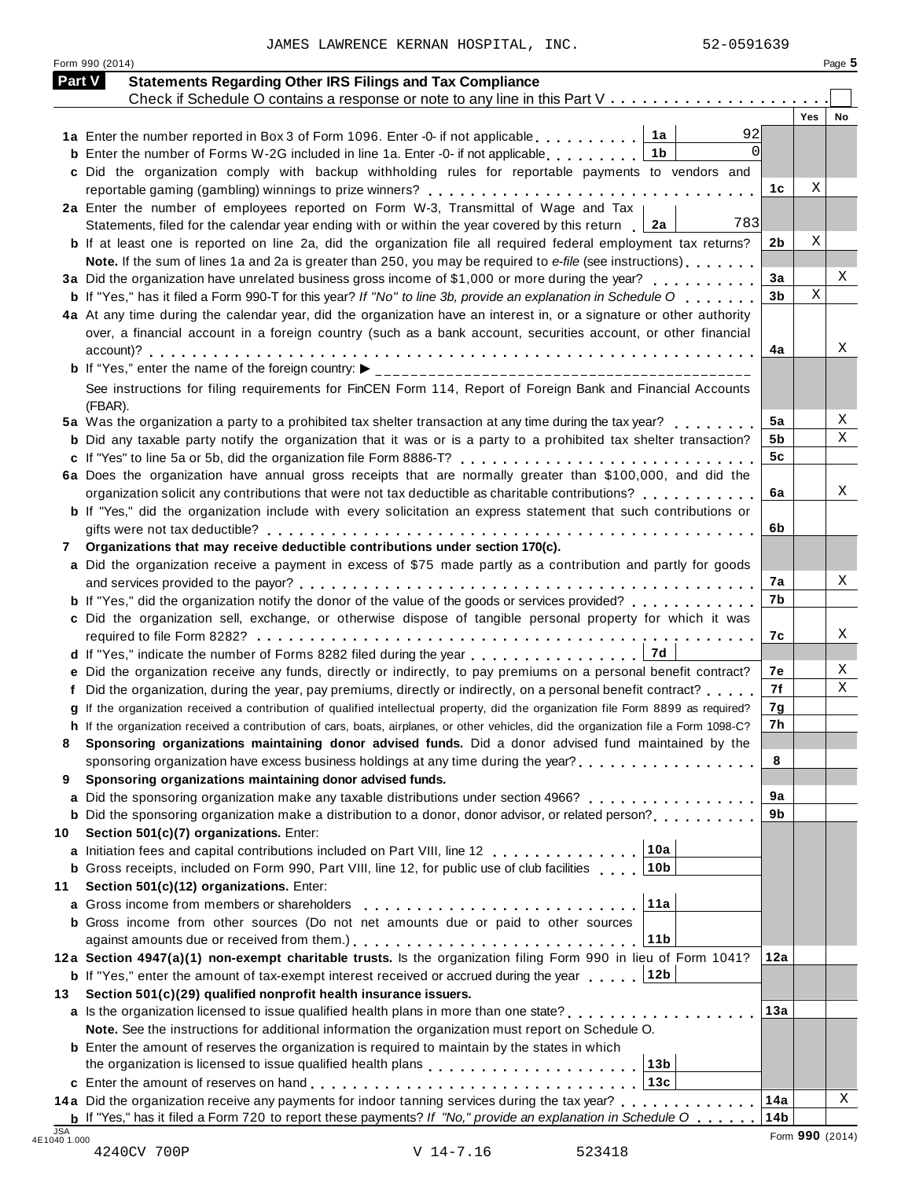JAMES LAWRENCE KERNAN HOSPITAL, INC. 52-0591639

Form 990 (2014) Page 5

## Part V Statements Regarding Other IRS Filings and Tax Compliance

Check if Schedule O contains a response or note to any line in this Part V

| | | | | Yes | No |
|---|---|---|---|---|---|
| **1a** Enter the number reported in Box 3 of Form 1096. Enter -0- if not applicable | 1a | 92 | | | |
| **b** Enter the number of Forms W-2G included in line 1a. Enter -0- if not applicable | 1b | 0 | | | |
| **c** Did the organization comply with backup withholding rules for reportable payments to vendors and reportable gaming (gambling) winnings to prize winners? | | | 1c | X | |
| **2a** Enter the number of employees reported on Form W-3, Transmittal of Wage and Tax Statements, filed for the calendar year ending with or within the year covered by this return | 2a | 783 | | | |
| **b** If at least one is reported on line 2a, did the organization file all required federal employment tax returns? | | | 2b | X | |
| **Note.** If the sum of lines 1a and 2a is greater than 250, you may be required to *e-file* (see instructions) | | | | | |
| **3a** Did the organization have unrelated business gross income of $1,000 or more during the year? | | | 3a | | X |
| **b** If "Yes," has it filed a Form 990-T for this year? *If "No" to line 3b, provide an explanation in Schedule O* | | | 3b | X | |
| **4a** At any time during the calendar year, did the organization have an interest in, or a signature or other authority over, a financial account in a foreign country (such as a bank account, securities account, or other financial account)? | | | 4a | | X |
| **b** If "Yes," enter the name of the foreign country: ▶ | | | | | |
| See instructions for filing requirements for FinCEN Form 114, Report of Foreign Bank and Financial Accounts (FBAR). | | | | | |
| **5a** Was the organization a party to a prohibited tax shelter transaction at any time during the tax year? | | | 5a | | X |
| **b** Did any taxable party notify the organization that it was or is a party to a prohibited tax shelter transaction? | | | 5b | | X |
| **c** If "Yes" to line 5a or 5b, did the organization file Form 8886-T? | | | 5c | | |
| **6a** Does the organization have annual gross receipts that are normally greater than $100,000, and did the organization solicit any contributions that were not tax deductible as charitable contributions? | | | 6a | | X |
| **b** If "Yes," did the organization include with every solicitation an express statement that such contributions or gifts were not tax deductible? | | | 6b | | |
| **7 Organizations that may receive deductible contributions under section 170(c).** | | | | | |
| **a** Did the organization receive a payment in excess of $75 made partly as a contribution and partly for goods and services provided to the payor? | | | 7a | | X |
| **b** If "Yes," did the organization notify the donor of the value of the goods or services provided? | | | 7b | | |
| **c** Did the organization sell, exchange, or otherwise dispose of tangible personal property for which it was required to file Form 8282? | | | 7c | | X |
| **d** If "Yes," indicate the number of Forms 8282 filed during the year | 7d | | | | |
| **e** Did the organization receive any funds, directly or indirectly, to pay premiums on a personal benefit contract? | | | 7e | | X |
| **f** Did the organization, during the year, pay premiums, directly or indirectly, on a personal benefit contract? | | | 7f | | X |
| **g** If the organization received a contribution of qualified intellectual property, did the organization file Form 8899 as required? | | | 7g | | |
| **h** If the organization received a contribution of cars, boats, airplanes, or other vehicles, did the organization file a Form 1098-C? | | | 7h | | |
| **8 Sponsoring organizations maintaining donor advised funds.** Did a donor advised fund maintained by the sponsoring organization have excess business holdings at any time during the year? | | | 8 | | |
| **9 Sponsoring organizations maintaining donor advised funds.** | | | | | |
| **a** Did the sponsoring organization make any taxable distributions under section 4966? | | | 9a | | |
| **b** Did the sponsoring organization make a distribution to a donor, donor advisor, or related person? | | | 9b | | |
| **10 Section 501(c)(7) organizations.** Enter: | | | | | |
| **a** Initiation fees and capital contributions included on Part VIII, line 12 | 10a | | | | |
| **b** Gross receipts, included on Form 990, Part VIII, line 12, for public use of club facilities | 10b | | | | |
| **11 Section 501(c)(12) organizations.** Enter: | | | | | |
| **a** Gross income from members or shareholders | 11a | | | | |
| **b** Gross income from other sources (Do not net amounts due or paid to other sources against amounts due or received from them.) | 11b | | | | |
| **12a Section 4947(a)(1) non-exempt charitable trusts.** Is the organization filing Form 990 in lieu of Form 1041? | | | 12a | | |
| **b** If "Yes," enter the amount of tax-exempt interest received or accrued during the year | 12b | | | | |
| **13 Section 501(c)(29) qualified nonprofit health insurance issuers.** | | | | | |
| **a** Is the organization licensed to issue qualified health plans in more than one state? | | | 13a | | |
| **Note.** See the instructions for additional information the organization must report on Schedule O. | | | | | |
| **b** Enter the amount of reserves the organization is required to maintain by the states in which the organization is licensed to issue qualified health plans | 13b | | | | |
| **c** Enter the amount of reserves on hand | 13c | | | | |
| **14a** Did the organization receive any payments for indoor tanning services during the tax year? | | | 14a | | X |
| **b** If "Yes," has it filed a Form 720 to report these payments? *If "No," provide an explanation in Schedule O* | | | 14b | | |

JSA 4E1040 1.000 Form **990** (2014)

4240CV 700P V 14-7.16 523418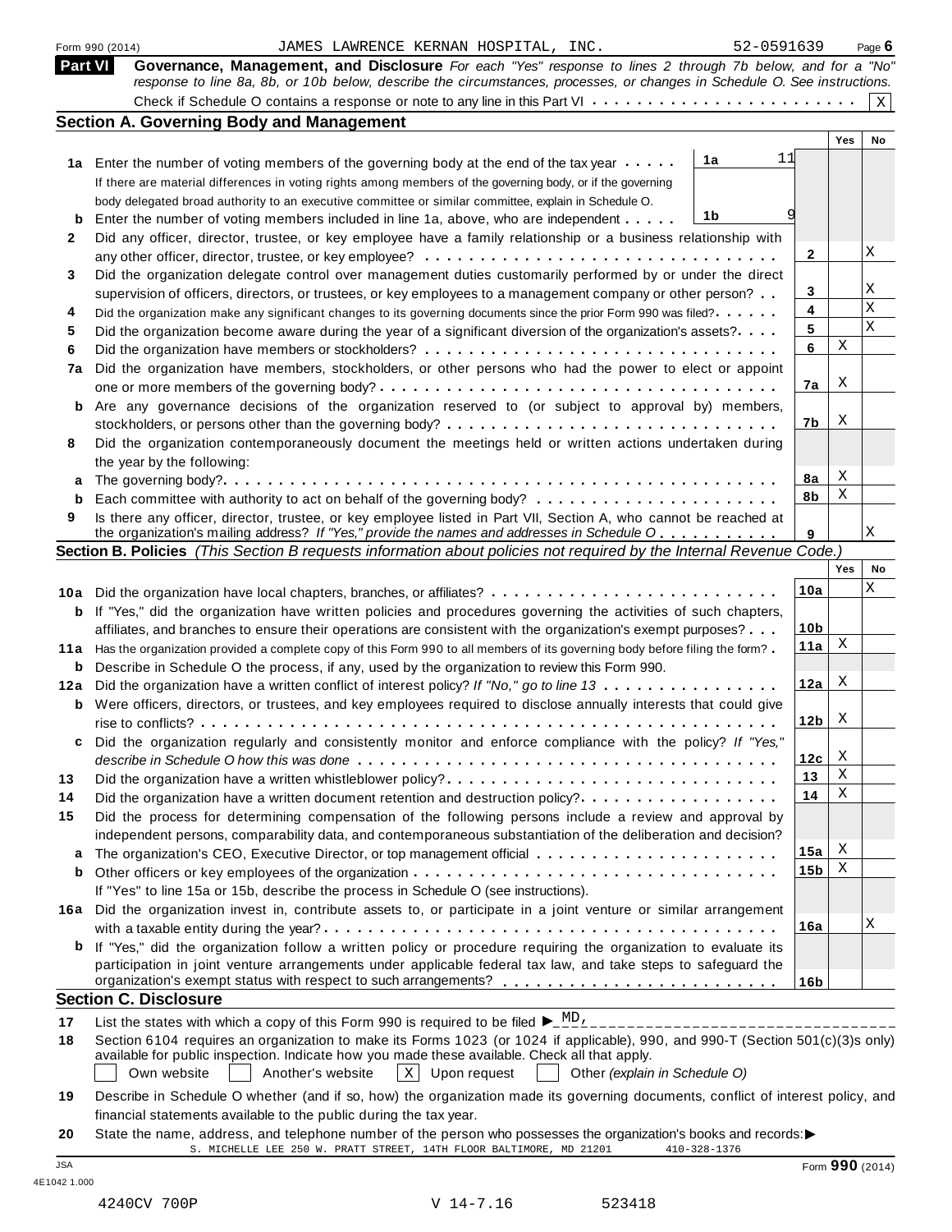Form 990 (2014) JAMES LAWRENCE KERNAN HOSPITAL, INC. 52-0591639 Page 6

## Part VI Governance, Management, and Disclosure

*For each "Yes" response to lines 2 through 7b below, and for a "No" response to line 8a, 8b, or 10b below, describe the circumstances, processes, or changes in Schedule O. See instructions.*

Check if Schedule O contains a response or note to any line in this Part VI . . . . . . . . . . . . . . . . . . . . . . . . [X]

### Section A. Governing Body and Management

| | | | Yes | No |
|---|---|---|---|---|
| 1a | Enter the number of voting members of the governing body at the end of the tax year . . . . . If there are material differences in voting rights among members of the governing body, or if the governing body delegated broad authority to an executive committee or similar committee, explain in Schedule O. | 1a 11 | | |
| b | Enter the number of voting members included in line 1a, above, who are independent . . . . . | 1b 9 | | |
| 2 | Did any officer, director, trustee, or key employee have a family relationship or a business relationship with any other officer, director, trustee, or key employee? | 2 | | X |
| 3 | Did the organization delegate control over management duties customarily performed by or under the direct supervision of officers, directors, or trustees, or key employees to a management company or other person? | 3 | | X |
| 4 | Did the organization make any significant changes to its governing documents since the prior Form 990 was filed? | 4 | | X |
| 5 | Did the organization become aware during the year of a significant diversion of the organization's assets? | 5 | | X |
| 6 | Did the organization have members or stockholders? | 6 | X | |
| 7a | Did the organization have members, stockholders, or other persons who had the power to elect or appoint one or more members of the governing body? | 7a | X | |
| b | Are any governance decisions of the organization reserved to (or subject to approval by) members, stockholders, or persons other than the governing body? | 7b | X | |
| 8 | Did the organization contemporaneously document the meetings held or written actions undertaken during the year by the following: | | | |
| a | The governing body? | 8a | X | |
| b | Each committee with authority to act on behalf of the governing body? | 8b | X | |
| 9 | Is there any officer, director, trustee, or key employee listed in Part VII, Section A, who cannot be reached at the organization's mailing address? *If "Yes," provide the names and addresses in Schedule O* | 9 | | X |

### Section B. Policies *(This Section B requests information about policies not required by the Internal Revenue Code.)*

| | | | Yes | No |
|---|---|---|---|---|
| 10a | Did the organization have local chapters, branches, or affiliates? | 10a | | X |
| b | If "Yes," did the organization have written policies and procedures governing the activities of such chapters, affiliates, and branches to ensure their operations are consistent with the organization's exempt purposes? | 10b | | |
| 11a | Has the organization provided a complete copy of this Form 990 to all members of its governing body before filing the form? | 11a | X | |
| b | Describe in Schedule O the process, if any, used by the organization to review this Form 990. | | | |
| 12a | Did the organization have a written conflict of interest policy? *If "No," go to line 13* | 12a | X | |
| b | Were officers, directors, or trustees, and key employees required to disclose annually interests that could give rise to conflicts? | 12b | X | |
| c | Did the organization regularly and consistently monitor and enforce compliance with the policy? *If "Yes," describe in Schedule O how this was done* | 12c | X | |
| 13 | Did the organization have a written whistleblower policy? | 13 | X | |
| 14 | Did the organization have a written document retention and destruction policy? | 14 | X | |
| 15 | Did the process for determining compensation of the following persons include a review and approval by independent persons, comparability data, and contemporaneous substantiation of the deliberation and decision? | | | |
| a | The organization's CEO, Executive Director, or top management official | 15a | X | |
| b | Other officers or key employees of the organization | 15b | X | |
| | If "Yes" to line 15a or 15b, describe the process in Schedule O (see instructions). | | | |
| 16a | Did the organization invest in, contribute assets to, or participate in a joint venture or similar arrangement with a taxable entity during the year? | 16a | | X |
| b | If "Yes," did the organization follow a written policy or procedure requiring the organization to evaluate its participation in joint venture arrangements under applicable federal tax law, and take steps to safeguard the organization's exempt status with respect to such arrangements? | 16b | | |

### Section C. Disclosure

17 List the states with which a copy of this Form 990 is required to be filed ► MD,

18 Section 6104 requires an organization to make its Forms 1023 (or 1024 if applicable), 990, and 990-T (Section 501(c)(3)s only) available for public inspection. Indicate how you made these available. Check all that apply.

[ ] Own website [ ] Another's website [X] Upon request [ ] Other *(explain in Schedule O)*

19 Describe in Schedule O whether (and if so, how) the organization made its governing documents, conflict of interest policy, and financial statements available to the public during the tax year.

20 State the name, address, and telephone number of the person who possesses the organization's books and records: ►
S. MICHELLE LEE 250 W. PRATT STREET, 14TH FLOOR BALTIMORE, MD 21201 410-328-1376

Form **990** (2014)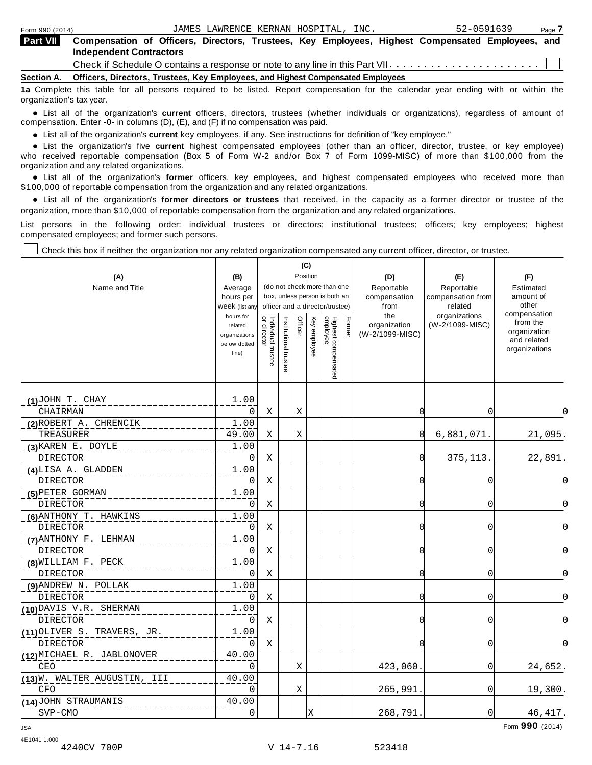Form 990 (2014) JAMES LAWRENCE KERNAN HOSPITAL, INC. 52-0591639 Page 7

**Part VII Compensation of Officers, Directors, Trustees, Key Employees, Highest Compensated Employees, and Independent Contractors**

Check if Schedule O contains a response or note to any line in this Part VII. . . . . . . . . . . . . . . . . . . . . . ☐

**Section A. Officers, Directors, Trustees, Key Employees, and Highest Compensated Employees**

**1a** Complete this table for all persons required to be listed. Report compensation for the calendar year ending with or within the organization's tax year.

- List all of the organization's **current** officers, directors, trustees (whether individuals or organizations), regardless of amount of compensation. Enter -0- in columns (D), (E), and (F) if no compensation was paid.
- List all of the organization's **current** key employees, if any. See instructions for definition of "key employee."
- List the organization's five **current** highest compensated employees (other than an officer, director, trustee, or key employee) who received reportable compensation (Box 5 of Form W-2 and/or Box 7 of Form 1099-MISC) of more than $100,000 from the organization and any related organizations.
- List all of the organization's **former** officers, key employees, and highest compensated employees who received more than $100,000 of reportable compensation from the organization and any related organizations.
- List all of the organization's **former directors or trustees** that received, in the capacity as a former director or trustee of the organization, more than $10,000 of reportable compensation from the organization and any related organizations.

List persons in the following order: individual trustees or directors; institutional trustees; officers; key employees; highest compensated employees; and former such persons.

☐ Check this box if neither the organization nor any related organization compensated any current officer, director, or trustee.

| (A) Name and Title | (B) Average hours per week (list any hours for related organizations below dotted line) | (C) Position (do not check more than one box, unless person is both an officer and a director/trustee) | | | | | | (D) Reportable compensation from the organization (W-2/1099-MISC) | (E) Reportable compensation from related organizations (W-2/1099-MISC) | (F) Estimated amount of other compensation from the organization and related organizations |
|---|---|---|---|---|---|---|---|---|---|---|
| | | Individual trustee or director | Institutional trustee | Officer | Key employee | Highest compensated employee | Former | | | |
| (1) JOHN T. CHAY<br>CHAIRMAN | 1.00<br>0 | X | | X | | | | 0 | 0 | 0 |
| (2) ROBERT A. CHRENCIK<br>TREASURER | 1.00<br>49.00 | X | | X | | | | 0 | 6,881,071. | 21,095. |
| (3) KAREN E. DOYLE<br>DIRECTOR | 1.00<br>0 | X | | | | | | 0 | 375,113. | 22,891. |
| (4) LISA A. GLADDEN<br>DIRECTOR | 1.00<br>0 | X | | | | | | 0 | 0 | 0 |
| (5) PETER GORMAN<br>DIRECTOR | 1.00<br>0 | X | | | | | | 0 | 0 | 0 |
| (6) ANTHONY T. HAWKINS<br>DIRECTOR | 1.00<br>0 | X | | | | | | 0 | 0 | 0 |
| (7) ANTHONY F. LEHMAN<br>DIRECTOR | 1.00<br>0 | X | | | | | | 0 | 0 | 0 |
| (8) WILLIAM F. PECK<br>DIRECTOR | 1.00<br>0 | X | | | | | | 0 | 0 | 0 |
| (9) ANDREW N. POLLAK<br>DIRECTOR | 1.00<br>0 | X | | | | | | 0 | 0 | 0 |
| (10) DAVIS V.R. SHERMAN<br>DIRECTOR | 1.00<br>0 | X | | | | | | 0 | 0 | 0 |
| (11) OLIVER S. TRAVERS, JR.<br>DIRECTOR | 1.00<br>0 | X | | | | | | 0 | 0 | 0 |
| (12) MICHAEL R. JABLONOVER<br>CEO | 40.00<br>0 | | | X | | | | 423,060. | 0 | 24,652. |
| (13) W. WALTER AUGUSTIN, III<br>CFO | 40.00<br>0 | | | X | | | | 265,991. | 0 | 19,300. |
| (14) JOHN STRAUMANIS<br>SVP-CMO | 40.00<br>0 | | | | X | | | 268,791. | 0 | 46,417. |

Form **990** (2014)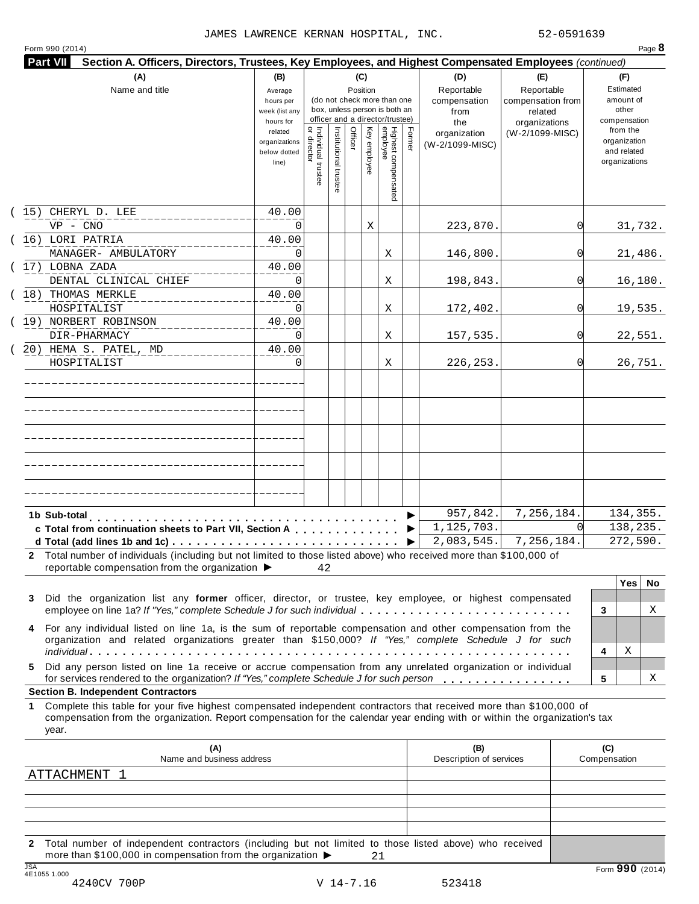JAMES LAWRENCE KERNAN HOSPITAL, INC. 52-0591639

Form 990 (2014) Page **8**

**Part VII** **Section A. Officers, Directors, Trustees, Key Employees, and Highest Compensated Employees** *(continued)*

| (A) Name and title | (B) Average hours per week (list any hours for related organizations below dotted line) | (C) Position: Individual trustee or director | Institutional trustee | Officer | Key employee | Highest compensated employee | Former | (D) Reportable compensation from the organization (W-2/1099-MISC) | (E) Reportable compensation from related organizations (W-2/1099-MISC) | (F) Estimated amount of other compensation from the organization and related organizations |
|---|---|---|---|---|---|---|---|---|---|---|
| (15) CHERYL D. LEE<br>VP - CNO | 40.00<br>0 | | | | X | | | 223,870. | 0 | 31,732. |
| (16) LORI PATRIA<br>MANAGER- AMBULATORY | 40.00<br>0 | | | | | X | | 146,800. | 0 | 21,486. |
| (17) LOBNA ZADA<br>DENTAL CLINICAL CHIEF | 40.00<br>0 | | | | | X | | 198,843. | 0 | 16,180. |
| (18) THOMAS MERKLE<br>HOSPITALIST | 40.00<br>0 | | | | | X | | 172,402. | 0 | 19,535. |
| (19) NORBERT ROBINSON<br>DIR-PHARMACY | 40.00<br>0 | | | | | X | | 157,535. | 0 | 22,551. |
| (20) HEMA S. PATEL, MD<br>HOSPITALIST | 40.00<br>0 | | | | | X | | 226,253. | 0 | 26,751. |

| | (D) | (E) | (F) |
|---|---|---|---|
| **1b Sub-total** | 957,842. | 7,256,184. | 134,355. |
| **c Total from continuation sheets to Part VII, Section A** | 1,125,703. | 0 | 138,235. |
| **d Total (add lines 1b and 1c)** | 2,083,545. | 7,256,184. | 272,590. |

**2** Total number of individuals (including but not limited to those listed above) who received more than $100,000 of reportable compensation from the organization ▶ 42

| | | Yes | No |
|---|---|---|---|
| **3** Did the organization list any **former** officer, director, or trustee, key employee, or highest compensated employee on line 1a? *If "Yes," complete Schedule J for such individual* | 3 | | X |
| **4** For any individual listed on line 1a, is the sum of reportable compensation and other compensation from the organization and related organizations greater than $150,000? *If "Yes," complete Schedule J for such individual* | 4 | X | |
| **5** Did any person listed on line 1a receive or accrue compensation from any unrelated organization or individual for services rendered to the organization? *If "Yes," complete Schedule J for such person* | 5 | | X |

**Section B. Independent Contractors**

**1** Complete this table for your five highest compensated independent contractors that received more than $100,000 of compensation from the organization. Report compensation for the calendar year ending with or within the organization's tax year.

| (A) Name and business address | (B) Description of services | (C) Compensation |
|---|---|---|
| ATTACHMENT 1 | | |

**2** Total number of independent contractors (including but not limited to those listed above) who received more than $100,000 in compensation from the organization ▶ 21

JSA 4E1055 1.000

4240CV 700P V 14-7.16 523418

Form **990** (2014)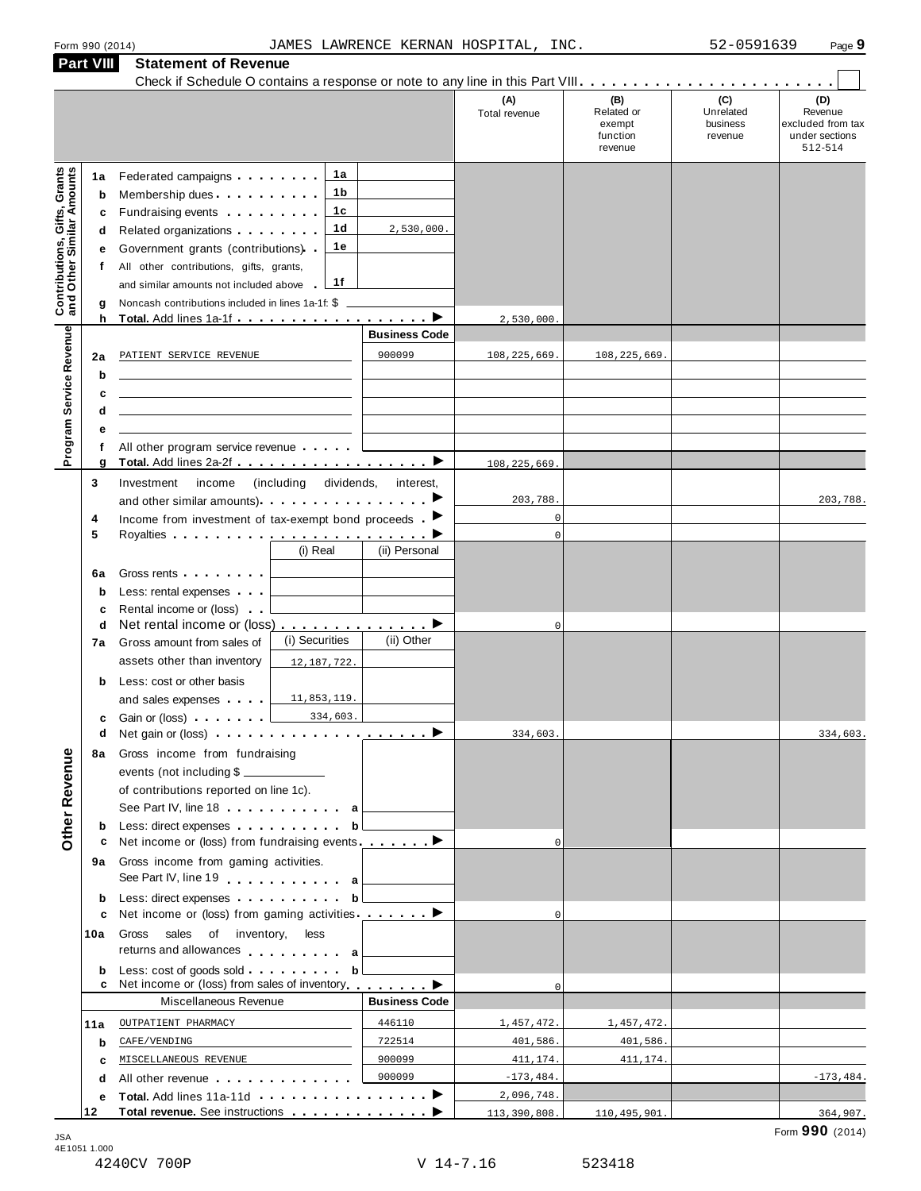Form 990 (2014) JAMES LAWRENCE KERNAN HOSPITAL, INC. 52-0591639 Page **9**

## Part VIII Statement of Revenue

Check if Schedule O contains a response or note to any line in this Part VIII . . . . . . . . . . . . . . . . . . . . . . . . ☐

| | | | | (A) Total revenue | (B) Related or exempt function revenue | (C) Unrelated business revenue | (D) Revenue excluded from tax under sections 512-514 |
|---|---|---|---|---|---|---|---|
| **Contributions, Gifts, Grants and Other Similar Amounts** | 1a | Federated campaigns | 1a | | | | |
| | b | Membership dues | 1b | | | | |
| | c | Fundraising events | 1c | | | | |
| | d | Related organizations | 1d 2,530,000. | | | | |
| | e | Government grants (contributions) | 1e | | | | |
| | f | All other contributions, gifts, grants, and similar amounts not included above | 1f | | | | |
| | g | Noncash contributions included in lines 1a-1f: $ | | | | | |
| | h | **Total.** Add lines 1a-1f | | 2,530,000. | | | |
| **Program Service Revenue** | | | **Business Code** | | | | |
| | 2a | PATIENT SERVICE REVENUE | 900099 | 108,225,669. | 108,225,669. | | |
| | b | | | | | | |
| | c | | | | | | |
| | d | | | | | | |
| | e | | | | | | |
| | f | All other program service revenue | | | | | |
| | g | **Total.** Add lines 2a-2f | | 108,225,669. | | | |
| **Other Revenue** | 3 | Investment income (including dividends, interest, and other similar amounts) | | 203,788. | | | 203,788. |
| | 4 | Income from investment of tax-exempt bond proceeds | | 0 | | | |
| | 5 | Royalties | | 0 | | | |
| | | | (i) Real / (ii) Personal | | | | |
| | 6a | Gross rents | | | | | |
| | b | Less: rental expenses | | | | | |
| | c | Rental income or (loss) | | | | | |
| | d | Net rental income or (loss) | | 0 | | | |
| | 7a | Gross amount from sales of assets other than inventory | (i) Securities 12,187,722. / (ii) Other | | | | |
| | b | Less: cost or other basis and sales expenses | (i) 11,853,119. | | | | |
| | c | Gain or (loss) | (i) 334,603. | | | | |
| | d | Net gain or (loss) | | 334,603. | | | 334,603. |
| | 8a | Gross income from fundraising events (not including $ ______ of contributions reported on line 1c). See Part IV, line 18 | a | | | | |
| | b | Less: direct expenses | b | | | | |
| | c | Net income or (loss) from fundraising events | | 0 | | | |
| | 9a | Gross income from gaming activities. See Part IV, line 19 | a | | | | |
| | b | Less: direct expenses | b | | | | |
| | c | Net income or (loss) from gaming activities | | 0 | | | |
| | 10a | Gross sales of inventory, less returns and allowances | a | | | | |
| | b | Less: cost of goods sold | b | | | | |
| | c | Net income or (loss) from sales of inventory | | 0 | | | |
| | | Miscellaneous Revenue | **Business Code** | | | | |
| | 11a | OUTPATIENT PHARMACY | 446110 | 1,457,472. | 1,457,472. | | |
| | b | CAFE/VENDING | 722514 | 401,586. | 401,586. | | |
| | c | MISCELLANEOUS REVENUE | 900099 | 411,174. | 411,174. | | |
| | d | All other revenue | 900099 | -173,484. | | | -173,484. |
| | e | **Total.** Add lines 11a-11d | | 2,096,748. | | | |
| | 12 | **Total revenue.** See instructions | | 113,390,808. | 110,495,901. | | 364,907. |

Form **990** (2014)

JSA 4E1051 1.000

4240CV 700P V 14-7.16 523418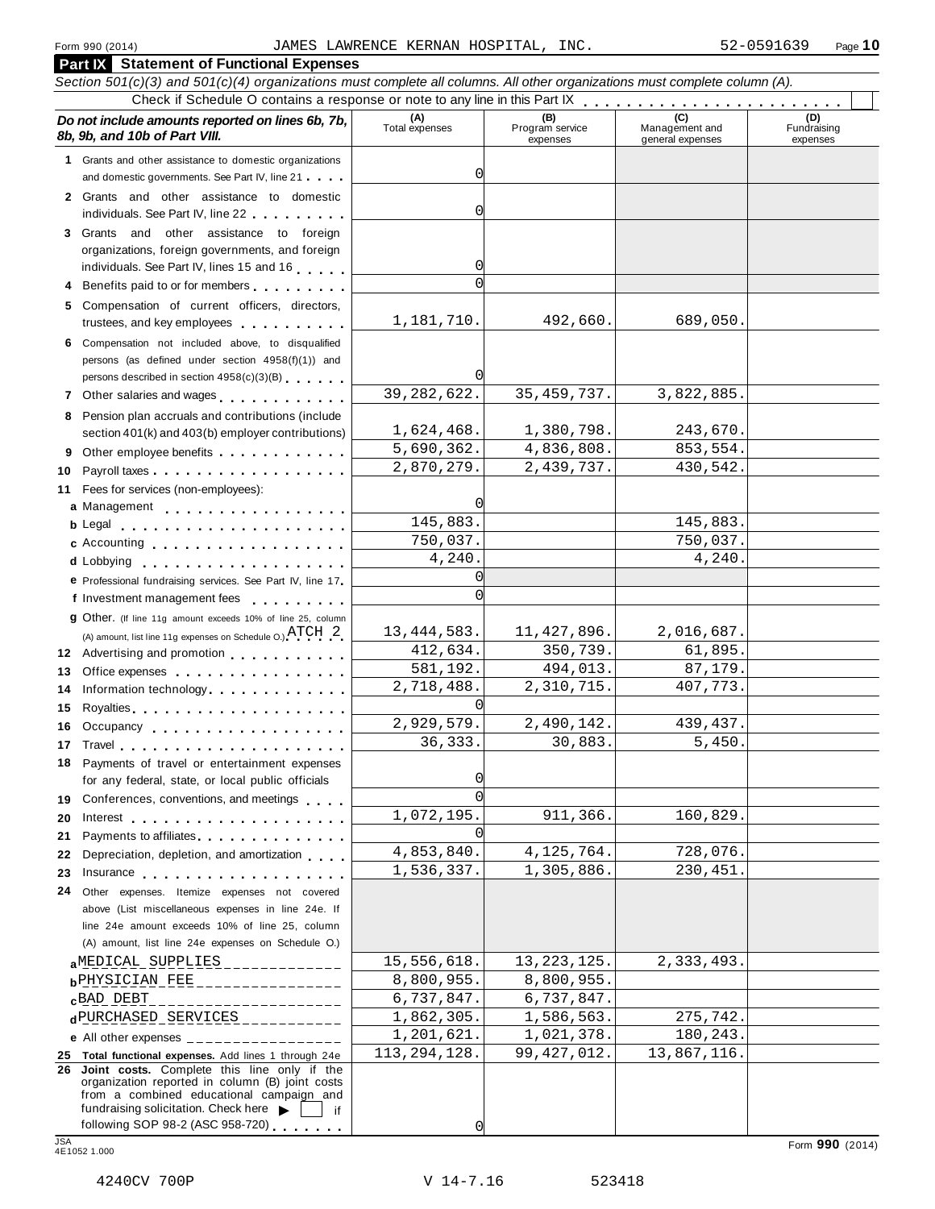Form 990 (2014) JAMES LAWRENCE KERNAN HOSPITAL, INC. 52-0591639 Page 10

## Part IX Statement of Functional Expenses

*Section 501(c)(3) and 501(c)(4) organizations must complete all columns. All other organizations must complete column (A).*

Check if Schedule O contains a response or note to any line in this Part IX . . . . . . . . . . . . . . . . . . . . . . .

| ***Do not include amounts reported on lines 6b, 7b, 8b, 9b, and 10b of Part VIII.*** | (A) Total expenses | (B) Program service expenses | (C) Management and general expenses | (D) Fundraising expenses |
|---|---|---|---|---|
| **1** Grants and other assistance to domestic organizations and domestic governments. See Part IV, line 21 | 0 | | | |
| **2** Grants and other assistance to domestic individuals. See Part IV, line 22 | 0 | | | |
| **3** Grants and other assistance to foreign organizations, foreign governments, and foreign individuals. See Part IV, lines 15 and 16 | 0 | | | |
| **4** Benefits paid to or for members | 0 | | | |
| **5** Compensation of current officers, directors, trustees, and key employees | 1,181,710. | 492,660. | 689,050. | |
| **6** Compensation not included above, to disqualified persons (as defined under section 4958(f)(1)) and persons described in section 4958(c)(3)(B) | 0 | | | |
| **7** Other salaries and wages | 39,282,622. | 35,459,737. | 3,822,885. | |
| **8** Pension plan accruals and contributions (include section 401(k) and 403(b) employer contributions) | 1,624,468. | 1,380,798. | 243,670. | |
| **9** Other employee benefits | 5,690,362. | 4,836,808. | 853,554. | |
| **10** Payroll taxes | 2,870,279. | 2,439,737. | 430,542. | |
| **11** Fees for services (non-employees): | | | | |
| **a** Management | 0 | | | |
| **b** Legal | 145,883. | | 145,883. | |
| **c** Accounting | 750,037. | | 750,037. | |
| **d** Lobbying | 4,240. | | 4,240. | |
| **e** Professional fundraising services. See Part IV, line 17 | 0 | | | |
| **f** Investment management fees | 0 | | | |
| **g** Other. (If line 11g amount exceeds 10% of line 25, column (A) amount, list line 11g expenses on Schedule O.) ATCH 2 | 13,444,583. | 11,427,896. | 2,016,687. | |
| **12** Advertising and promotion | 412,634. | 350,739. | 61,895. | |
| **13** Office expenses | 581,192. | 494,013. | 87,179. | |
| **14** Information technology | 2,718,488. | 2,310,715. | 407,773. | |
| **15** Royalties | 0 | | | |
| **16** Occupancy | 2,929,579. | 2,490,142. | 439,437. | |
| **17** Travel | 36,333. | 30,883. | 5,450. | |
| **18** Payments of travel or entertainment expenses for any federal, state, or local public officials | 0 | | | |
| **19** Conferences, conventions, and meetings | 0 | | | |
| **20** Interest | 1,072,195. | 911,366. | 160,829. | |
| **21** Payments to affiliates | 0 | | | |
| **22** Depreciation, depletion, and amortization | 4,853,840. | 4,125,764. | 728,076. | |
| **23** Insurance | 1,536,337. | 1,305,886. | 230,451. | |
| **24** Other expenses. Itemize expenses not covered above (List miscellaneous expenses in line 24e. If line 24e amount exceeds 10% of line 25, column (A) amount, list line 24e expenses on Schedule O.) | | | | |
| **a** MEDICAL SUPPLIES | 15,556,618. | 13,223,125. | 2,333,493. | |
| **b** PHYSICIAN FEE | 8,800,955. | 8,800,955. | | |
| **c** BAD DEBT | 6,737,847. | 6,737,847. | | |
| **d** PURCHASED SERVICES | 1,862,305. | 1,586,563. | 275,742. | |
| **e** All other expenses | 1,201,621. | 1,021,378. | 180,243. | |
| **25 Total functional expenses.** Add lines 1 through 24e | 113,294,128. | 99,427,012. | 13,867,116. | |
| **26 Joint costs.** Complete this line only if the organization reported in column (B) joint costs from a combined educational campaign and fundraising solicitation. Check here ▶ ☐ if following SOP 98-2 (ASC 958-720) | 0 | | | |

JSA 4E1052 1.000

Form **990** (2014)

4240CV 700P V 14-7.16 523418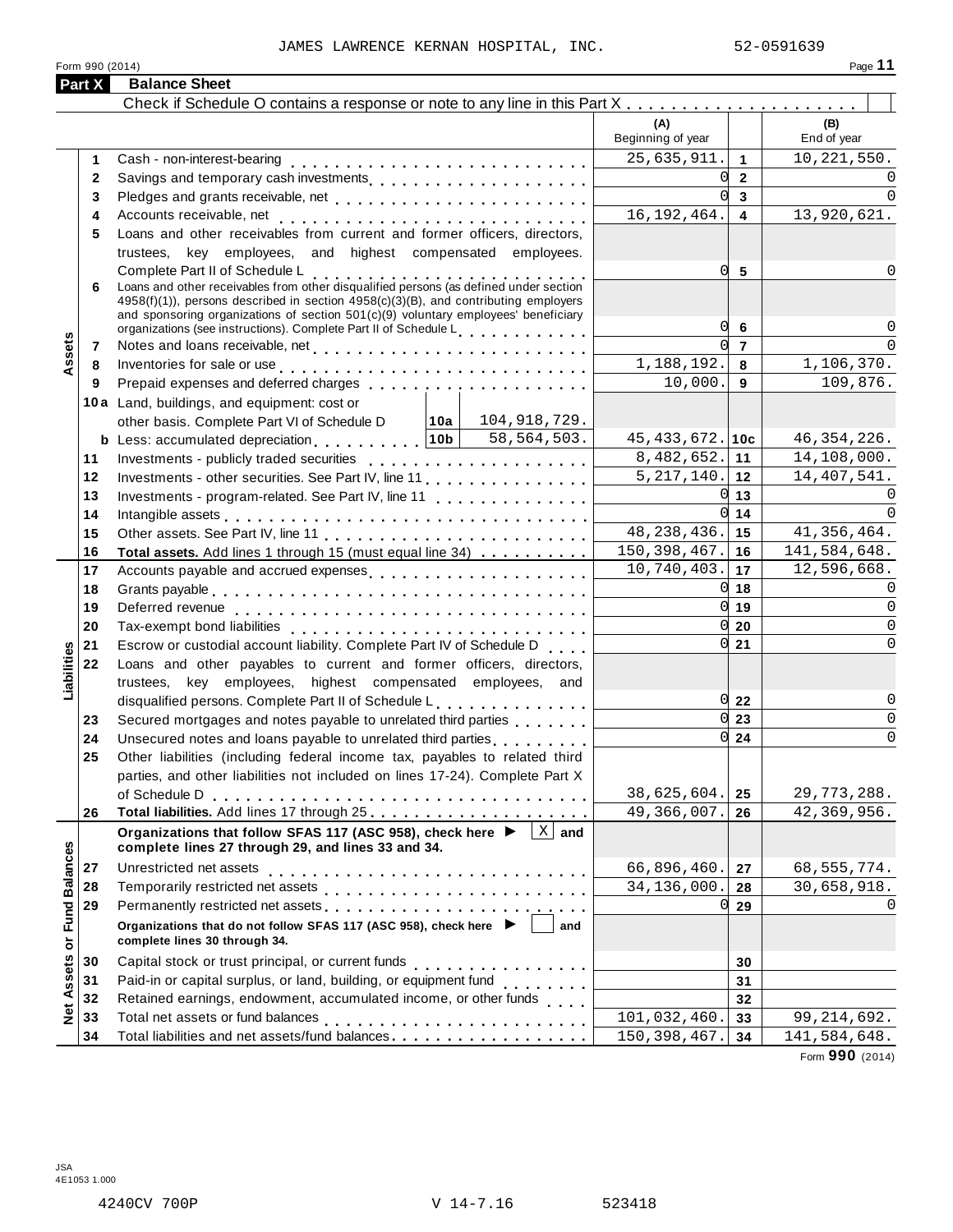JAMES LAWRENCE KERNAN HOSPITAL, INC. 52-0591639

Form 990 (2014) Page **11**

## Part X Balance Sheet

Check if Schedule O contains a response or note to any line in this Part X . . . . . . . . . . . . . . . . . . . . . ☐

| | | | (A) Beginning of year | | (B) End of year |
|---|---|---|---|---|---|
| **Assets** | 1 | Cash - non-interest-bearing | 25,635,911. | 1 | 10,221,550. |
| | 2 | Savings and temporary cash investments | 0 | 2 | 0 |
| | 3 | Pledges and grants receivable, net | 0 | 3 | 0 |
| | 4 | Accounts receivable, net | 16,192,464. | 4 | 13,920,621. |
| | 5 | Loans and other receivables from current and former officers, directors, trustees, key employees, and highest compensated employees. Complete Part II of Schedule L | 0 | 5 | 0 |
| | 6 | Loans and other receivables from other disqualified persons (as defined under section 4958(f)(1)), persons described in section 4958(c)(3)(B), and contributing employers and sponsoring organizations of section 501(c)(9) voluntary employees' beneficiary organizations (see instructions). Complete Part II of Schedule L | 0 | 6 | 0 |
| | 7 | Notes and loans receivable, net | 0 | 7 | 0 |
| | 8 | Inventories for sale or use | 1,188,192. | 8 | 1,106,370. |
| | 9 | Prepaid expenses and deferred charges | 10,000. | 9 | 109,876. |
| | 10a | Land, buildings, and equipment: cost or other basis. Complete Part VI of Schedule D — 10a: 104,918,729. | | | |
| | b | Less: accumulated depreciation — 10b: 58,564,503. | 45,433,672. | 10c | 46,354,226. |
| | 11 | Investments - publicly traded securities | 8,482,652. | 11 | 14,108,000. |
| | 12 | Investments - other securities. See Part IV, line 11 | 5,217,140. | 12 | 14,407,541. |
| | 13 | Investments - program-related. See Part IV, line 11 | 0 | 13 | 0 |
| | 14 | Intangible assets | 0 | 14 | 0 |
| | 15 | Other assets. See Part IV, line 11 | 48,238,436. | 15 | 41,356,464. |
| | 16 | **Total assets.** Add lines 1 through 15 (must equal line 34) | 150,398,467. | 16 | 141,584,648. |
| **Liabilities** | 17 | Accounts payable and accrued expenses | 10,740,403. | 17 | 12,596,668. |
| | 18 | Grants payable | 0 | 18 | 0 |
| | 19 | Deferred revenue | 0 | 19 | 0 |
| | 20 | Tax-exempt bond liabilities | 0 | 20 | 0 |
| | 21 | Escrow or custodial account liability. Complete Part IV of Schedule D | 0 | 21 | 0 |
| | 22 | Loans and other payables to current and former officers, directors, trustees, key employees, highest compensated employees, and disqualified persons. Complete Part II of Schedule L | 0 | 22 | 0 |
| | 23 | Secured mortgages and notes payable to unrelated third parties | 0 | 23 | 0 |
| | 24 | Unsecured notes and loans payable to unrelated third parties | 0 | 24 | 0 |
| | 25 | Other liabilities (including federal income tax, payables to related third parties, and other liabilities not included on lines 17-24). Complete Part X of Schedule D | 38,625,604. | 25 | 29,773,288. |
| | 26 | **Total liabilities.** Add lines 17 through 25 | 49,366,007. | 26 | 42,369,956. |
| **Net Assets or Fund Balances** | | **Organizations that follow SFAS 117 (ASC 958), check here ▶ [X] and complete lines 27 through 29, and lines 33 and 34.** | | | |
| | 27 | Unrestricted net assets | 66,896,460. | 27 | 68,555,774. |
| | 28 | Temporarily restricted net assets | 34,136,000. | 28 | 30,658,918. |
| | 29 | Permanently restricted net assets | 0 | 29 | 0 |
| | | **Organizations that do not follow SFAS 117 (ASC 958), check here ▶ [ ] and complete lines 30 through 34.** | | | |
| | 30 | Capital stock or trust principal, or current funds | | 30 | |
| | 31 | Paid-in or capital surplus, or land, building, or equipment fund | | 31 | |
| | 32 | Retained earnings, endowment, accumulated income, or other funds | | 32 | |
| | 33 | Total net assets or fund balances | 101,032,460. | 33 | 99,214,692. |
| | 34 | Total liabilities and net assets/fund balances | 150,398,467. | 34 | 141,584,648. |

Form **990** (2014)

JSA
4E1053 1.000

4240CV 700P V 14-7.16 523418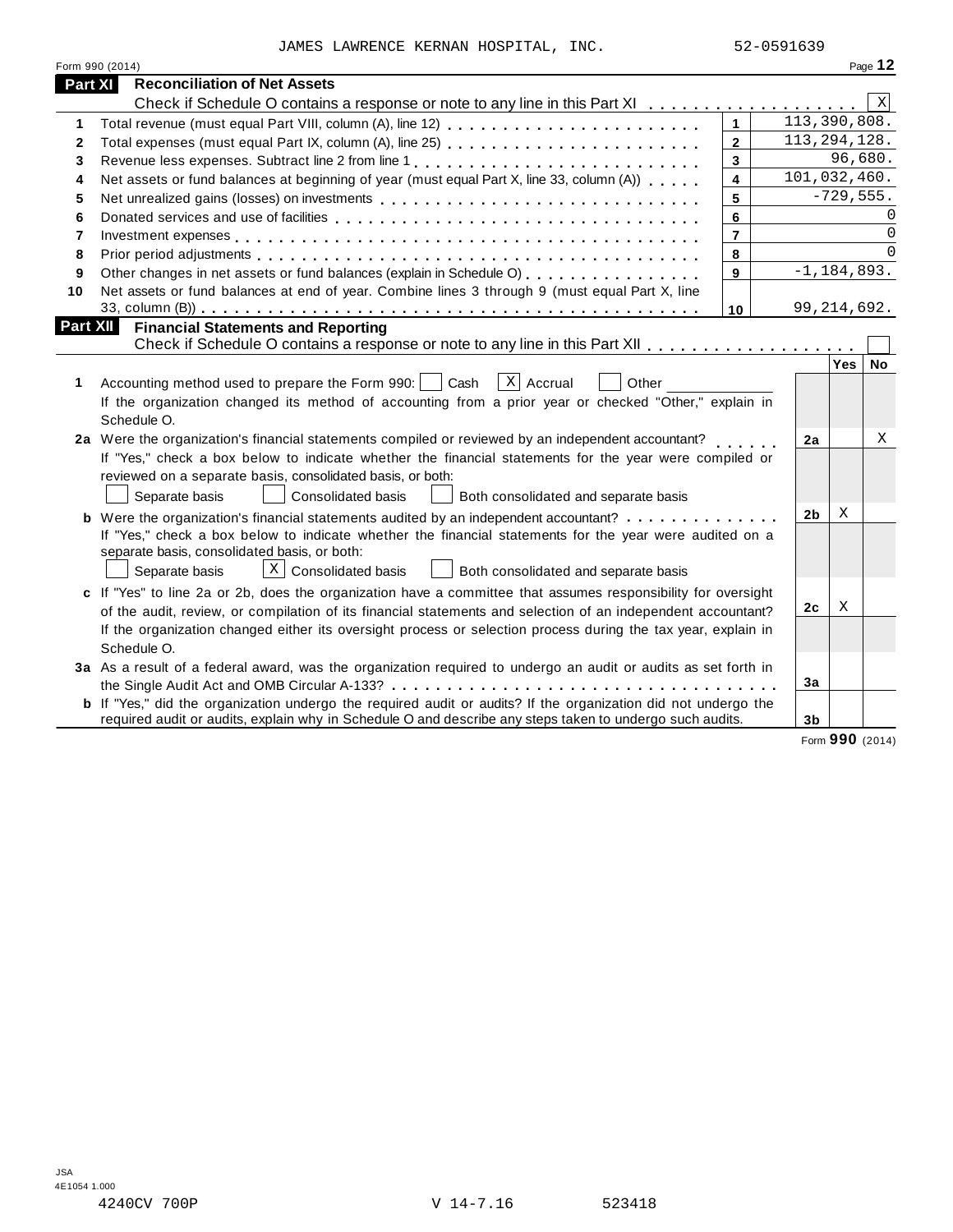JAMES LAWRENCE KERNAN HOSPITAL, INC. 52-0591639

Form 990 (2014) Page **12**

## Part XI Reconciliation of Net Assets

Check if Schedule O contains a response or note to any line in this Part XI . . . . . . . . . . . . . . . . . . [X]

| | | | |
|---|---|---|---|
| 1 | Total revenue (must equal Part VIII, column (A), line 12) | 1 | 113,390,808. |
| 2 | Total expenses (must equal Part IX, column (A), line 25) | 2 | 113,294,128. |
| 3 | Revenue less expenses. Subtract line 2 from line 1 | 3 | 96,680. |
| 4 | Net assets or fund balances at beginning of year (must equal Part X, line 33, column (A)) | 4 | 101,032,460. |
| 5 | Net unrealized gains (losses) on investments | 5 | -729,555. |
| 6 | Donated services and use of facilities | 6 | 0 |
| 7 | Investment expenses | 7 | 0 |
| 8 | Prior period adjustments | 8 | 0 |
| 9 | Other changes in net assets or fund balances (explain in Schedule O) | 9 | -1,184,893. |
| 10 | Net assets or fund balances at end of year. Combine lines 3 through 9 (must equal Part X, line 33, column (B)) | 10 | 99,214,692. |

## Part XII Financial Statements and Reporting

Check if Schedule O contains a response or note to any line in this Part XII . . . . . . . . . . . . . . . . . . [ ]

| | | | Yes | No |
|---|---|---|---|---|
| 1 | Accounting method used to prepare the Form 990: [ ] Cash [X] Accrual [ ] Other ____________<br>If the organization changed its method of accounting from a prior year or checked "Other," explain in Schedule O. | | | |
| 2a | Were the organization's financial statements compiled or reviewed by an independent accountant? | 2a | | X |
| | If "Yes," check a box below to indicate whether the financial statements for the year were compiled or reviewed on a separate basis, consolidated basis, or both:<br>[ ] Separate basis [ ] Consolidated basis [ ] Both consolidated and separate basis | | | |
| b | Were the organization's financial statements audited by an independent accountant? | 2b | X | |
| | If "Yes," check a box below to indicate whether the financial statements for the year were audited on a separate basis, consolidated basis, or both:<br>[ ] Separate basis [X] Consolidated basis [ ] Both consolidated and separate basis | | | |
| c | If "Yes" to line 2a or 2b, does the organization have a committee that assumes responsibility for oversight of the audit, review, or compilation of its financial statements and selection of an independent accountant? | 2c | X | |
| | If the organization changed either its oversight process or selection process during the tax year, explain in Schedule O. | | | |
| 3a | As a result of a federal award, was the organization required to undergo an audit or audits as set forth in the Single Audit Act and OMB Circular A-133? | 3a | | |
| b | If "Yes," did the organization undergo the required audit or audits? If the organization did not undergo the required audit or audits, explain why in Schedule O and describe any steps taken to undergo such audits. | 3b | | |

Form **990** (2014)

JSA 4E1054 1.000

4240CV 700P V 14-7.16 523418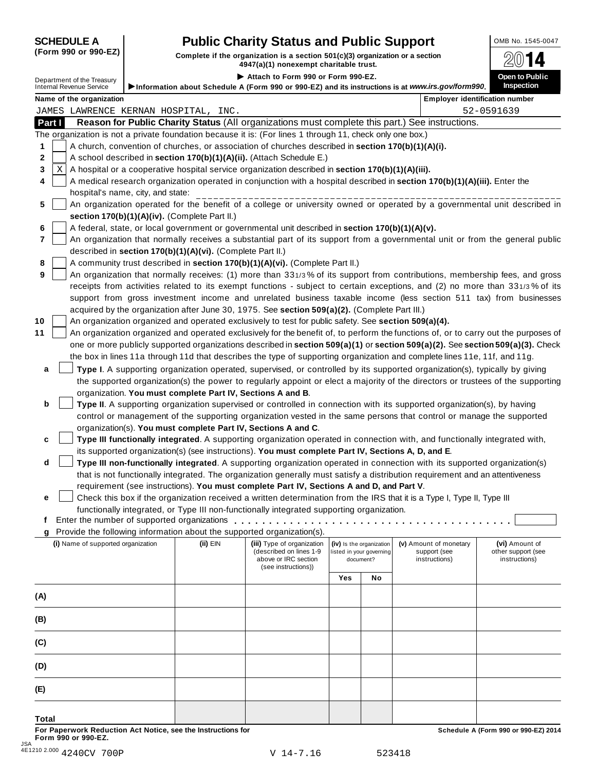# SCHEDULE A (Form 990 or 990-EZ)

Department of the Treasury
Internal Revenue Service

## Public Charity Status and Public Support

**Complete if the organization is a section 501(c)(3) organization or a section 4947(a)(1) nonexempt charitable trust.**

▶ **Attach to Form 990 or Form 990-EZ.**

▶ **Information about Schedule A (Form 990 or 990-EZ) and its instructions is at *www.irs.gov/form990*.**

OMB No. 1545-0047

**2014**

**Open to Public Inspection**

**Name of the organization**: JAMES LAWRENCE KERNAN HOSPITAL, INC.

**Employer identification number**: 52-0591639

### Part I — Reason for Public Charity Status (All organizations must complete this part.) See instructions.

The organization is not a private foundation because it is: (For lines 1 through 11, check only one box.)

1. [ ] A church, convention of churches, or association of churches described in **section 170(b)(1)(A)(i).**
2. [ ] A school described in **section 170(b)(1)(A)(ii).** (Attach Schedule E.)
3. [X] A hospital or a cooperative hospital service organization described in **section 170(b)(1)(A)(iii).**
4. [ ] A medical research organization operated in conjunction with a hospital described in **section 170(b)(1)(A)(iii).** Enter the hospital's name, city, and state: ____________
5. [ ] An organization operated for the benefit of a college or university owned or operated by a governmental unit described in **section 170(b)(1)(A)(iv).** (Complete Part II.)
6. [ ] A federal, state, or local government or governmental unit described in **section 170(b)(1)(A)(v).**
7. [ ] An organization that normally receives a substantial part of its support from a governmental unit or from the general public described in **section 170(b)(1)(A)(vi).** (Complete Part II.)
8. [ ] A community trust described in **section 170(b)(1)(A)(vi).** (Complete Part II.)
9. [ ] An organization that normally receives: (1) more than 33 1/3 % of its support from contributions, membership fees, and gross receipts from activities related to its exempt functions - subject to certain exceptions, and (2) no more than 33 1/3 % of its support from gross investment income and unrelated business taxable income (less section 511 tax) from businesses acquired by the organization after June 30, 1975. See **section 509(a)(2).** (Complete Part III.)
10. [ ] An organization organized and operated exclusively to test for public safety. See **section 509(a)(4).**
11. [ ] An organization organized and operated exclusively for the benefit of, to perform the functions of, or to carry out the purposes of one or more publicly supported organizations described in **section 509(a)(1)** or **section 509(a)(2).** See **section 509(a)(3).** Check the box in lines 11a through 11d that describes the type of supporting organization and complete lines 11e, 11f, and 11g.

   **a** [ ] **Type I**. A supporting organization operated, supervised, or controlled by its supported organization(s), typically by giving the supported organization(s) the power to regularly appoint or elect a majority of the directors or trustees of the supporting organization. **You must complete Part IV, Sections A and B**.

   **b** [ ] **Type II**. A supporting organization supervised or controlled in connection with its supported organization(s), by having control or management of the supporting organization vested in the same persons that control or manage the supported organization(s). **You must complete Part IV, Sections A and C**.

   **c** [ ] **Type III functionally integrated**. A supporting organization operated in connection with, and functionally integrated with, its supported organization(s) (see instructions). **You must complete Part IV, Sections A, D, and E**.

   **d** [ ] **Type III non-functionally integrated**. A supporting organization operated in connection with its supported organization(s) that is not functionally integrated. The organization generally must satisfy a distribution requirement and an attentiveness requirement (see instructions). **You must complete Part IV, Sections A and D, and Part V**.

   **e** [ ] Check this box if the organization received a written determination from the IRS that it is a Type I, Type II, Type III functionally integrated, or Type III non-functionally integrated supporting organization.

   **f** Enter the number of supported organizations . . . . . . . . . . . . . . . . . . . . . . . . . . . . . . . . . . . . . [ ]

   **g** Provide the following information about the supported organization(s).

| (i) Name of supported organization | (ii) EIN | (iii) Type of organization (described on lines 1-9 above or IRC section (see instructions)) | (iv) Is the organization listed in your governing document? | | (v) Amount of monetary support (see instructions) | (vi) Amount of other support (see instructions) |
|---|---|---|---|---|---|---|
| | | | Yes | No | | |
| (A) | | | | | | |
| (B) | | | | | | |
| (C) | | | | | | |
| (D) | | | | | | |
| (E) | | | | | | |
| Total | | | | | | |

**For Paperwork Reduction Act Notice, see the Instructions for Form 990 or 990-EZ.**

**Schedule A (Form 990 or 990-EZ) 2014**

JSA
4E1210 2.000 4240CV 700P V 14-7.16 523418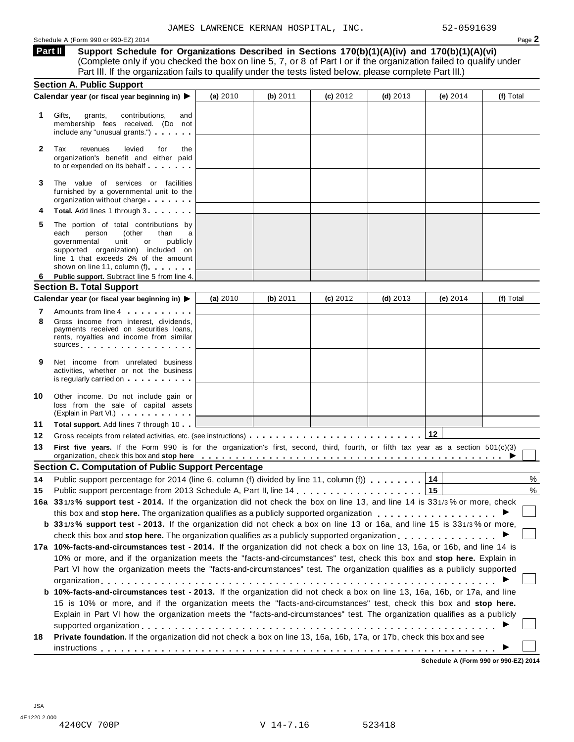JAMES LAWRENCE KERNAN HOSPITAL, INC. 52-0591639

## Part II Support Schedule for Organizations Described in Sections 170(b)(1)(A)(iv) and 170(b)(1)(A)(vi)

(Complete only if you checked the box on line 5, 7, or 8 of Part I or if the organization failed to qualify under Part III. If the organization fails to qualify under the tests listed below, please complete Part III.)

### Section A. Public Support

| Calendar year (or fiscal year beginning in) ▶ | (a) 2010 | (b) 2011 | (c) 2012 | (d) 2013 | (e) 2014 | (f) Total |
|---|---|---|---|---|---|---|
| **1** Gifts, grants, contributions, and membership fees received. (Do not include any "unusual grants.") | | | | | | |
| **2** Tax revenues levied for the organization's benefit and either paid to or expended on its behalf | | | | | | |
| **3** The value of services or facilities furnished by a governmental unit to the organization without charge | | | | | | |
| **4** **Total.** Add lines 1 through 3 | | | | | | |
| **5** The portion of total contributions by each person (other than a governmental unit or publicly supported organization) included on line 1 that exceeds 2% of the amount shown on line 11, column (f) | | | | | | |
| **6** **Public support.** Subtract line 5 from line 4. | | | | | | |

### Section B. Total Support

| Calendar year (or fiscal year beginning in) ▶ | (a) 2010 | (b) 2011 | (c) 2012 | (d) 2013 | (e) 2014 | (f) Total |
|---|---|---|---|---|---|---|
| **7** Amounts from line 4 | | | | | | |
| **8** Gross income from interest, dividends, payments received on securities loans, rents, royalties and income from similar sources | | | | | | |
| **9** Net income from unrelated business activities, whether or not the business is regularly carried on | | | | | | |
| **10** Other income. Do not include gain or loss from the sale of capital assets (Explain in Part VI.) | | | | | | |
| **11** **Total support.** Add lines 7 through 10 | | | | | | |

**12** Gross receipts from related activities, etc. (see instructions) **12**

**13** **First five years.** If the Form 990 is for the organization's first, second, third, fourth, or fifth tax year as a section 501(c)(3) organization, check this box and **stop here** ▶ ☐

### Section C. Computation of Public Support Percentage

**14** Public support percentage for 2014 (line 6, column (f) divided by line 11, column (f)) **14** %

**15** Public support percentage from 2013 Schedule A, Part II, line 14 **15** %

**16a** **33 1/3% support test - 2014.** If the organization did not check the box on line 13, and line 14 is 33 1/3% or more, check this box and **stop here.** The organization qualifies as a publicly supported organization ▶ ☐

**b** **33 1/3% support test - 2013.** If the organization did not check a box on line 13 or 16a, and line 15 is 33 1/3% or more, check this box and **stop here.** The organization qualifies as a publicly supported organization ▶ ☐

**17a** **10%-facts-and-circumstances test - 2014.** If the organization did not check a box on line 13, 16a, or 16b, and line 14 is 10% or more, and if the organization meets the "facts-and-circumstances" test, check this box and **stop here.** Explain in Part VI how the organization meets the "facts-and-circumstances" test. The organization qualifies as a publicly supported organization ▶ ☐

**b** **10%-facts-and-circumstances test - 2013.** If the organization did not check a box on line 13, 16a, 16b, or 17a, and line 15 is 10% or more, and if the organization meets the "facts-and-circumstances" test, check this box and **stop here.** Explain in Part VI how the organization meets the "facts-and-circumstances" test. The organization qualifies as a publicly supported organization ▶ ☐

**18** **Private foundation.** If the organization did not check a box on line 13, 16a, 16b, 17a, or 17b, check this box and see instructions ▶ ☐

**Schedule A (Form 990 or 990-EZ) 2014**

JSA
4E1220 2.000
4240CV 700P V 14-7.16 523418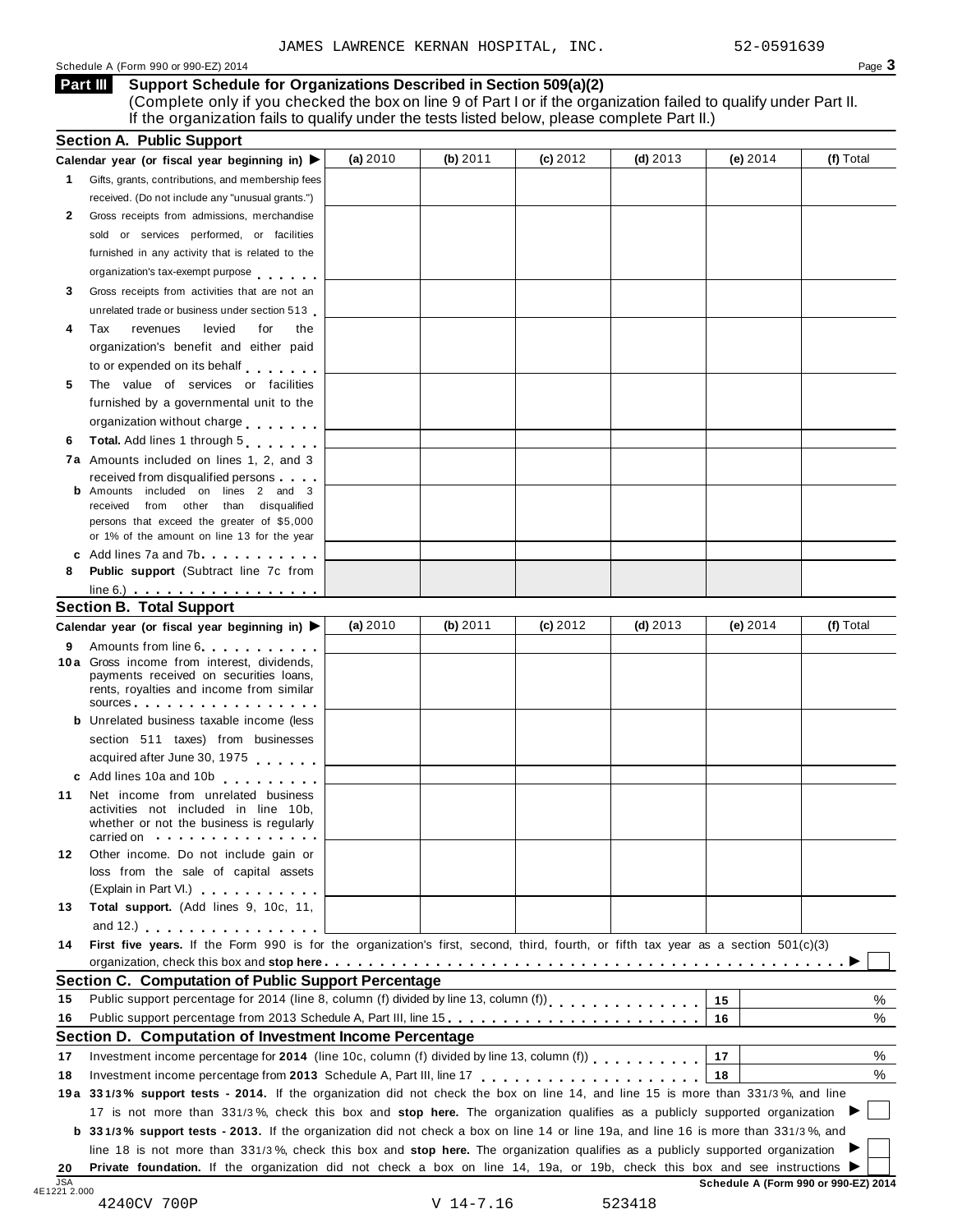JAMES LAWRENCE KERNAN HOSPITAL, INC. 52-0591639

Schedule A (Form 990 or 990-EZ) 2014

## Part III Support Schedule for Organizations Described in Section 509(a)(2)

(Complete only if you checked the box on line 9 of Part I or if the organization failed to qualify under Part II. If the organization fails to qualify under the tests listed below, please complete Part II.)

### Section A. Public Support

| Calendar year (or fiscal year beginning in) ▶ | (a) 2010 | (b) 2011 | (c) 2012 | (d) 2013 | (e) 2014 | (f) Total |
|---|---|---|---|---|---|---|
| 1 Gifts, grants, contributions, and membership fees received. (Do not include any "unusual grants.") | | | | | | |
| 2 Gross receipts from admissions, merchandise sold or services performed, or facilities furnished in any activity that is related to the organization's tax-exempt purpose | | | | | | |
| 3 Gross receipts from activities that are not an unrelated trade or business under section 513 | | | | | | |
| 4 Tax revenues levied for the organization's benefit and either paid to or expended on its behalf | | | | | | |
| 5 The value of services or facilities furnished by a governmental unit to the organization without charge | | | | | | |
| 6 **Total.** Add lines 1 through 5 | | | | | | |
| 7a Amounts included on lines 1, 2, and 3 received from disqualified persons | | | | | | |
| b Amounts included on lines 2 and 3 received from other than disqualified persons that exceed the greater of $5,000 or 1% of the amount on line 13 for the year | | | | | | |
| c Add lines 7a and 7b | | | | | | |
| 8 **Public support** (Subtract line 7c from line 6.) | | | | | | |

### Section B. Total Support

| Calendar year (or fiscal year beginning in) ▶ | (a) 2010 | (b) 2011 | (c) 2012 | (d) 2013 | (e) 2014 | (f) Total |
|---|---|---|---|---|---|---|
| 9 Amounts from line 6 | | | | | | |
| 10a Gross income from interest, dividends, payments received on securities loans, rents, royalties and income from similar sources | | | | | | |
| b Unrelated business taxable income (less section 511 taxes) from businesses acquired after June 30, 1975 | | | | | | |
| c Add lines 10a and 10b | | | | | | |
| 11 Net income from unrelated business activities not included in line 10b, whether or not the business is regularly carried on | | | | | | |
| 12 Other income. Do not include gain or loss from the sale of capital assets (Explain in Part VI.) | | | | | | |
| 13 **Total support.** (Add lines 9, 10c, 11, and 12.) | | | | | | |

14 **First five years.** If the Form 990 is for the organization's first, second, third, fourth, or fifth tax year as a section 501(c)(3) organization, check this box and **stop here** ▶ ☐

### Section C. Computation of Public Support Percentage

| | | | |
|---|---|---|---|
| 15 | Public support percentage for 2014 (line 8, column (f) divided by line 13, column (f)) | 15 | % |
| 16 | Public support percentage from 2013 Schedule A, Part III, line 15 | 16 | % |

### Section D. Computation of Investment Income Percentage

| | | | |
|---|---|---|---|
| 17 | Investment income percentage for **2014** (line 10c, column (f) divided by line 13, column (f)) | 17 | % |
| 18 | Investment income percentage from **2013** Schedule A, Part III, line 17 | 18 | % |

**19a 33 1/3% support tests - 2014.** If the organization did not check the box on line 14, and line 15 is more than 33 1/3%, and line 17 is not more than 33 1/3%, check this box and **stop here.** The organization qualifies as a publicly supported organization ▶ ☐

**b 33 1/3% support tests - 2013.** If the organization did not check a box on line 14 or line 19a, and line 16 is more than 33 1/3%, and line 18 is not more than 33 1/3%, check this box and **stop here.** The organization qualifies as a publicly supported organization ▶ ☐

**20 Private foundation.** If the organization did not check a box on line 14, 19a, or 19b, check this box and see instructions ▶ ☐

JSA 4E1221 2.000 **Schedule A (Form 990 or 990-EZ) 2014**

4240CV 700P V 14-7.16 523418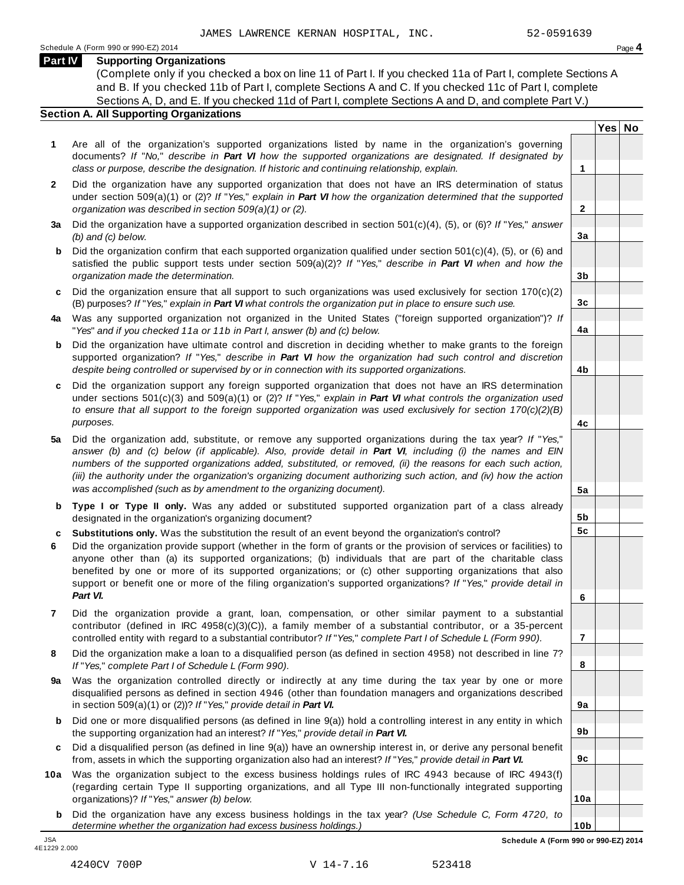JAMES LAWRENCE KERNAN HOSPITAL, INC. 52-0591639

Schedule A (Form 990 or 990-EZ) 2014 Page **4**

## Part IV Supporting Organizations

(Complete only if you checked a box on line 11 of Part I. If you checked 11a of Part I, complete Sections A and B. If you checked 11b of Part I, complete Sections A and C. If you checked 11c of Part I, complete Sections A, D, and E. If you checked 11d of Part I, complete Sections A and D, and complete Part V.)

### Section A. All Supporting Organizations

| | | | Yes | No |
|---|---|---|---|---|
| **1** | Are all of the organization's supported organizations listed by name in the organization's governing documents? *If "No," describe in* ***Part VI*** *how the supported organizations are designated. If designated by class or purpose, describe the designation. If historic and continuing relationship, explain.* | **1** | | |
| **2** | Did the organization have any supported organization that does not have an IRS determination of status under section 509(a)(1) or (2)? *If "Yes," explain in* ***Part VI*** *how the organization determined that the supported organization was described in section 509(a)(1) or (2).* | **2** | | |
| **3a** | Did the organization have a supported organization described in section 501(c)(4), (5), or (6)? *If "Yes," answer (b) and (c) below.* | **3a** | | |
| **b** | Did the organization confirm that each supported organization qualified under section 501(c)(4), (5), or (6) and satisfied the public support tests under section 509(a)(2)? *If "Yes," describe in* ***Part VI*** *when and how the organization made the determination.* | **3b** | | |
| **c** | Did the organization ensure that all support to such organizations was used exclusively for section 170(c)(2)(B) purposes? *If "Yes," explain in* ***Part VI*** *what controls the organization put in place to ensure such use.* | **3c** | | |
| **4a** | Was any supported organization not organized in the United States ("foreign supported organization")? *If "Yes" and if you checked 11a or 11b in Part I, answer (b) and (c) below.* | **4a** | | |
| **b** | Did the organization have ultimate control and discretion in deciding whether to make grants to the foreign supported organization? *If "Yes," describe in* ***Part VI*** *how the organization had such control and discretion despite being controlled or supervised by or in connection with its supported organizations.* | **4b** | | |
| **c** | Did the organization support any foreign supported organization that does not have an IRS determination under sections 501(c)(3) and 509(a)(1) or (2)? *If "Yes," explain in* ***Part VI*** *what controls the organization used to ensure that all support to the foreign supported organization was used exclusively for section 170(c)(2)(B) purposes.* | **4c** | | |
| **5a** | Did the organization add, substitute, or remove any supported organizations during the tax year? *If "Yes," answer (b) and (c) below (if applicable). Also, provide detail in* ***Part VI****, including (i) the names and EIN numbers of the supported organizations added, substituted, or removed, (ii) the reasons for each such action, (iii) the authority under the organization's organizing document authorizing such action, and (iv) how the action was accomplished (such as by amendment to the organizing document).* | **5a** | | |
| **b** | **Type I or Type II only.** Was any added or substituted supported organization part of a class already designated in the organization's organizing document? | **5b** | | |
| **c** | **Substitutions only.** Was the substitution the result of an event beyond the organization's control? | **5c** | | |
| **6** | Did the organization provide support (whether in the form of grants or the provision of services or facilities) to anyone other than (a) its supported organizations; (b) individuals that are part of the charitable class benefited by one or more of its supported organizations; or (c) other supporting organizations that also support or benefit one or more of the filing organization's supported organizations? *If "Yes," provide detail in* ***Part VI.*** | **6** | | |
| **7** | Did the organization provide a grant, loan, compensation, or other similar payment to a substantial contributor (defined in IRC 4958(c)(3)(C)), a family member of a substantial contributor, or a 35-percent controlled entity with regard to a substantial contributor? *If "Yes," complete Part I of Schedule L (Form 990).* | **7** | | |
| **8** | Did the organization make a loan to a disqualified person (as defined in section 4958) not described in line 7? *If "Yes," complete Part I of Schedule L (Form 990).* | **8** | | |
| **9a** | Was the organization controlled directly or indirectly at any time during the tax year by one or more disqualified persons as defined in section 4946 (other than foundation managers and organizations described in section 509(a)(1) or (2))? *If "Yes," provide detail in* ***Part VI.*** | **9a** | | |
| **b** | Did one or more disqualified persons (as defined in line 9(a)) hold a controlling interest in any entity in which the supporting organization had an interest? *If "Yes," provide detail in* ***Part VI.*** | **9b** | | |
| **c** | Did a disqualified person (as defined in line 9(a)) have an ownership interest in, or derive any personal benefit from, assets in which the supporting organization also had an interest? *If "Yes," provide detail in* ***Part VI.*** | **9c** | | |
| **10a** | Was the organization subject to the excess business holdings rules of IRC 4943 because of IRC 4943(f) (regarding certain Type II supporting organizations, and all Type III non-functionally integrated supporting organizations)? *If "Yes," answer (b) below.* | **10a** | | |
| **b** | Did the organization have any excess business holdings in the tax year? *(Use Schedule C, Form 4720, to determine whether the organization had excess business holdings.)* | **10b** | | |

JSA 4E1229 2.000

**Schedule A (Form 990 or 990-EZ) 2014**

4240CV 700P V 14-7.16 523418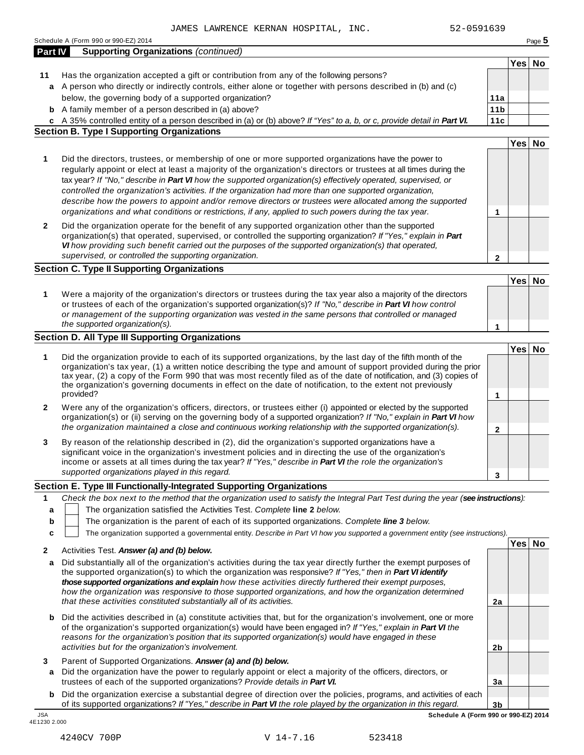JAMES LAWRENCE KERNAN HOSPITAL, INC. 52-0591639

Schedule A (Form 990 or 990-EZ) 2014 Page **5**

## Part IV Supporting Organizations *(continued)*

| | | | Yes | No |
|---|---|---|---|---|
| **11** | Has the organization accepted a gift or contribution from any of the following persons? | | | |
| **a** | A person who directly or indirectly controls, either alone or together with persons described in (b) and (c) below, the governing body of a supported organization? | **11a** | | |
| **b** | A family member of a person described in (a) above? | **11b** | | |
| **c** | A 35% controlled entity of a person described in (a) or (b) above? *If "Yes" to a, b, or c, provide detail in* ***Part VI.*** | **11c** | | |

### Section B. Type I Supporting Organizations

| | | | Yes | No |
|---|---|---|---|---|
| **1** | Did the directors, trustees, or membership of one or more supported organizations have the power to regularly appoint or elect at least a majority of the organization's directors or trustees at all times during the tax year? *If "No," describe in* ***Part VI*** *how the supported organization(s) effectively operated, supervised, or controlled the organization's activities. If the organization had more than one supported organization, describe how the powers to appoint and/or remove directors or trustees were allocated among the supported organizations and what conditions or restrictions, if any, applied to such powers during the tax year.* | **1** | | |
| **2** | Did the organization operate for the benefit of any supported organization other than the supported organization(s) that operated, supervised, or controlled the supporting organization? *If "Yes," explain in* ***Part VI*** *how providing such benefit carried out the purposes of the supported organization(s) that operated, supervised, or controlled the supporting organization.* | **2** | | |

### Section C. Type II Supporting Organizations

| | | | Yes | No |
|---|---|---|---|---|
| **1** | Were a majority of the organization's directors or trustees during the tax year also a majority of the directors or trustees of each of the organization's supported organization(s)? *If "No," describe in* ***Part VI*** *how control or management of the supporting organization was vested in the same persons that controlled or managed the supported organization(s).* | **1** | | |

### Section D. All Type III Supporting Organizations

| | | | Yes | No |
|---|---|---|---|---|
| **1** | Did the organization provide to each of its supported organizations, by the last day of the fifth month of the organization's tax year, (1) a written notice describing the type and amount of support provided during the prior tax year, (2) a copy of the Form 990 that was most recently filed as of the date of notification, and (3) copies of the organization's governing documents in effect on the date of notification, to the extent not previously provided? | **1** | | |
| **2** | Were any of the organization's officers, directors, or trustees either (i) appointed or elected by the supported organization(s) or (ii) serving on the governing body of a supported organization? *If "No," explain in* ***Part VI*** *how the organization maintained a close and continuous working relationship with the supported organization(s).* | **2** | | |
| **3** | By reason of the relationship described in (2), did the organization's supported organizations have a significant voice in the organization's investment policies and in directing the use of the organization's income or assets at all times during the tax year? *If "Yes," describe in* ***Part VI*** *the role the organization's supported organizations played in this regard.* | **3** | | |

### Section E. Type III Functionally-Integrated Supporting Organizations

**1** *Check the box next to the method that the organization used to satisfy the Integral Part Test during the year (**see instructions**):*

- **a** ☐ The organization satisfied the Activities Test. *Complete* **line 2** *below.*
- **b** ☐ The organization is the parent of each of its supported organizations. *Complete* ***line 3*** *below.*
- **c** ☐ The organization supported a governmental entity. *Describe in Part VI how you supported a government entity (see instructions).*

| | | | Yes | No |
|---|---|---|---|---|
| **2** | Activities Test. ***Answer (a) and (b) below.*** | | | |
| **a** | Did substantially all of the organization's activities during the tax year directly further the exempt purposes of the supported organization(s) to which the organization was responsive? *If "Yes," then in* ***Part VI identify those supported organizations and explain*** *how these activities directly furthered their exempt purposes, how the organization was responsive to those supported organizations, and how the organization determined that these activities constituted substantially all of its activities.* | **2a** | | |
| **b** | Did the activities described in (a) constitute activities that, but for the organization's involvement, one or more of the organization's supported organization(s) would have been engaged in? *If "Yes," explain in* ***Part VI*** *the reasons for the organization's position that its supported organization(s) would have engaged in these activities but for the organization's involvement.* | **2b** | | |
| **3** | Parent of Supported Organizations. ***Answer (a) and (b) below.*** | | | |
| **a** | Did the organization have the power to regularly appoint or elect a majority of the officers, directors, or trustees of each of the supported organizations? *Provide details in* ***Part VI.*** | **3a** | | |
| **b** | Did the organization exercise a substantial degree of direction over the policies, programs, and activities of each of its supported organizations? *If "Yes," describe in* ***Part VI*** *the role played by the organization in this regard.* | **3b** | | |

**Schedule A (Form 990 or 990-EZ) 2014**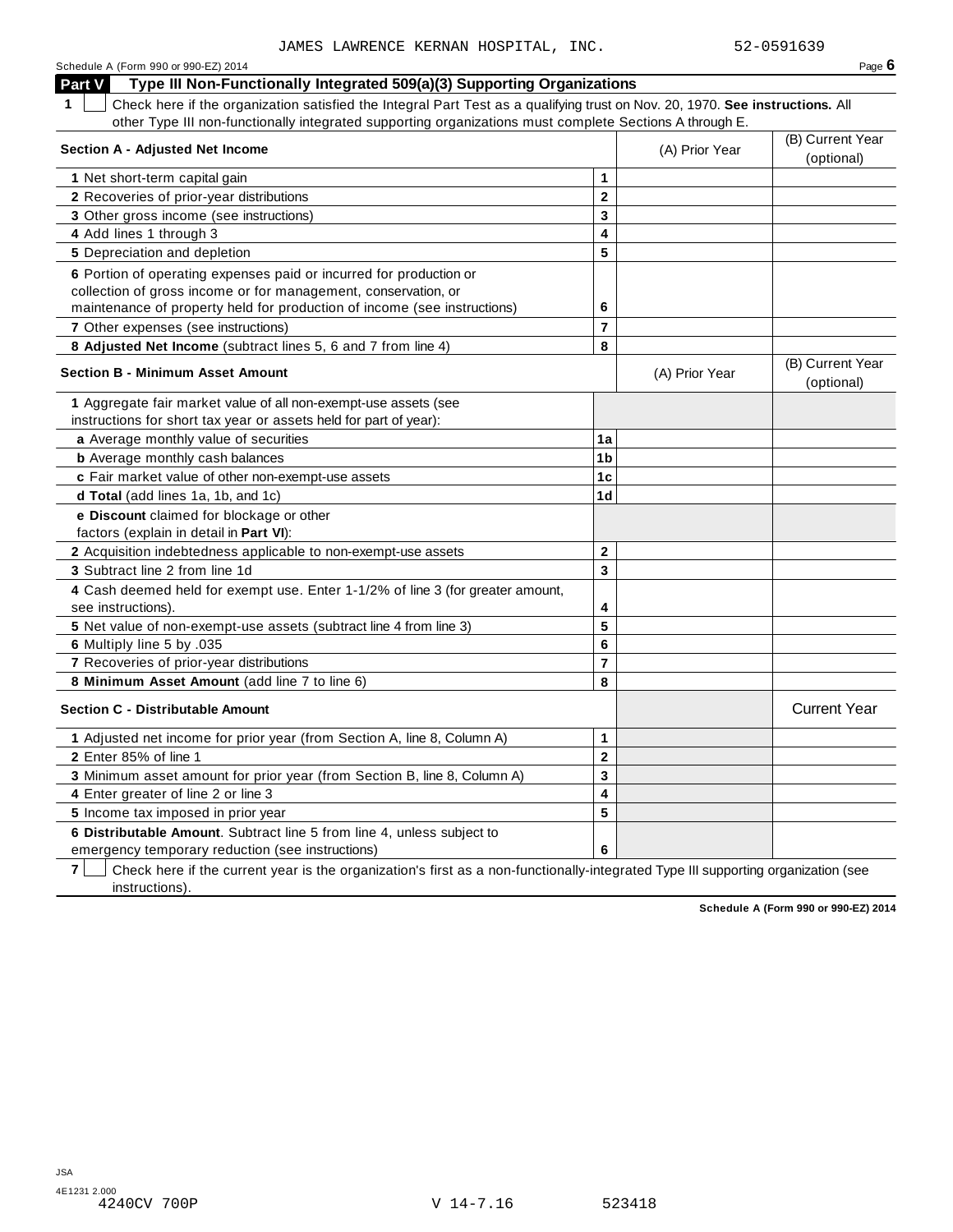JAMES LAWRENCE KERNAN HOSPITAL, INC. 52-0591639

Schedule A (Form 990 or 990-EZ) 2014

## Part V Type III Non-Functionally Integrated 509(a)(3) Supporting Organizations

**1** ☐ Check here if the organization satisfied the Integral Part Test as a qualifying trust on Nov. 20, 1970. **See instructions.** All other Type III non-functionally integrated supporting organizations must complete Sections A through E.

| **Section A - Adjusted Net Income** | | (A) Prior Year | (B) Current Year (optional) |
|---|---|---|---|
| **1** Net short-term capital gain | 1 | | |
| **2** Recoveries of prior-year distributions | 2 | | |
| **3** Other gross income (see instructions) | 3 | | |
| **4** Add lines 1 through 3 | 4 | | |
| **5** Depreciation and depletion | 5 | | |
| **6** Portion of operating expenses paid or incurred for production or collection of gross income or for management, conservation, or maintenance of property held for production of income (see instructions) | 6 | | |
| **7** Other expenses (see instructions) | 7 | | |
| **8 Adjusted Net Income** (subtract lines 5, 6 and 7 from line 4) | 8 | | |

| **Section B - Minimum Asset Amount** | | (A) Prior Year | (B) Current Year (optional) |
|---|---|---|---|
| **1** Aggregate fair market value of all non-exempt-use assets (see instructions for short tax year or assets held for part of year): | | | |
| **a** Average monthly value of securities | 1a | | |
| **b** Average monthly cash balances | 1b | | |
| **c** Fair market value of other non-exempt-use assets | 1c | | |
| **d Total** (add lines 1a, 1b, and 1c) | 1d | | |
| **e Discount** claimed for blockage or other factors (explain in detail in **Part VI**): | | | |
| **2** Acquisition indebtedness applicable to non-exempt-use assets | 2 | | |
| **3** Subtract line 2 from line 1d | 3 | | |
| **4** Cash deemed held for exempt use. Enter 1-1/2% of line 3 (for greater amount, see instructions). | 4 | | |
| **5** Net value of non-exempt-use assets (subtract line 4 from line 3) | 5 | | |
| **6** Multiply line 5 by .035 | 6 | | |
| **7** Recoveries of prior-year distributions | 7 | | |
| **8 Minimum Asset Amount** (add line 7 to line 6) | 8 | | |

| **Section C - Distributable Amount** | | | Current Year |
|---|---|---|---|
| **1** Adjusted net income for prior year (from Section A, line 8, Column A) | 1 | | |
| **2** Enter 85% of line 1 | 2 | | |
| **3** Minimum asset amount for prior year (from Section B, line 8, Column A) | 3 | | |
| **4** Enter greater of line 2 or line 3 | 4 | | |
| **5** Income tax imposed in prior year | 5 | | |
| **6 Distributable Amount**. Subtract line 5 from line 4, unless subject to emergency temporary reduction (see instructions) | 6 | | |

**7** ☐ Check here if the current year is the organization's first as a non-functionally-integrated Type III supporting organization (see instructions).

**Schedule A (Form 990 or 990-EZ) 2014**

JSA
4E1231 2.000
4240CV 700P V 14-7.16 523418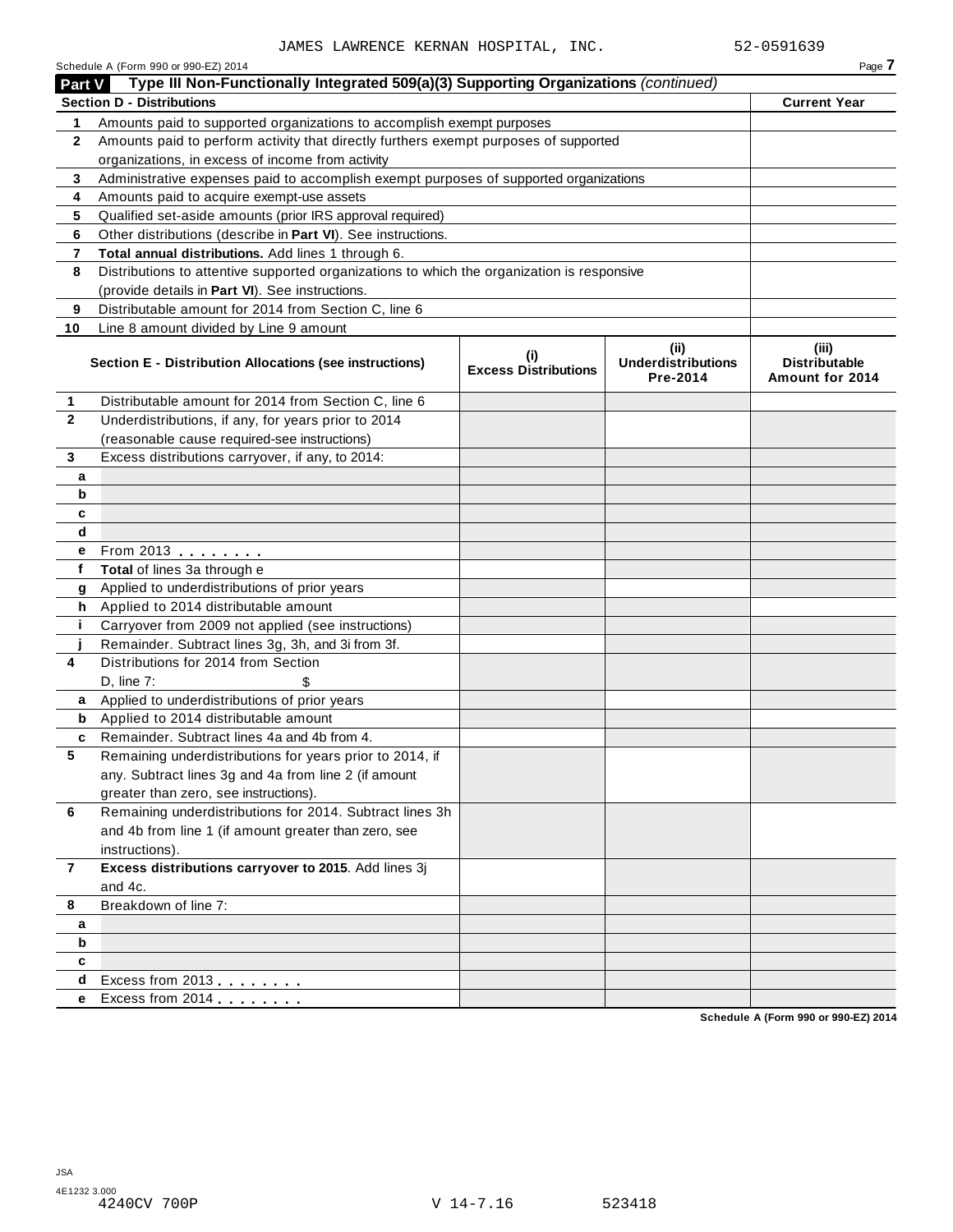JAMES LAWRENCE KERNAN HOSPITAL, INC. 52-0591639

## Part V Type III Non-Functionally Integrated 509(a)(3) Supporting Organizations *(continued)*

| **Section D - Distributions** | | **Current Year** |
|---|---|---|
| 1 | Amounts paid to supported organizations to accomplish exempt purposes | |
| 2 | Amounts paid to perform activity that directly furthers exempt purposes of supported organizations, in excess of income from activity | |
| 3 | Administrative expenses paid to accomplish exempt purposes of supported organizations | |
| 4 | Amounts paid to acquire exempt-use assets | |
| 5 | Qualified set-aside amounts (prior IRS approval required) | |
| 6 | Other distributions (describe in **Part VI**). See instructions. | |
| 7 | **Total annual distributions.** Add lines 1 through 6. | |
| 8 | Distributions to attentive supported organizations to which the organization is responsive (provide details in **Part VI**). See instructions. | |
| 9 | Distributable amount for 2014 from Section C, line 6 | |
| 10 | Line 8 amount divided by Line 9 amount | |

| | **Section E - Distribution Allocations (see instructions)** | **(i) Excess Distributions** | **(ii) Underdistributions Pre-2014** | **(iii) Distributable Amount for 2014** |
|---|---|---|---|---|
| 1 | Distributable amount for 2014 from Section C, line 6 | | | |
| 2 | Underdistributions, if any, for years prior to 2014 (reasonable cause required-see instructions) | | | |
| 3 | Excess distributions carryover, if any, to 2014: | | | |
| a | | | | |
| b | | | | |
| c | | | | |
| d | | | | |
| e | From 2013 | | | |
| f | **Total** of lines 3a through e | | | |
| g | Applied to underdistributions of prior years | | | |
| h | Applied to 2014 distributable amount | | | |
| i | Carryover from 2009 not applied (see instructions) | | | |
| j | Remainder. Subtract lines 3g, 3h, and 3i from 3f. | | | |
| 4 | Distributions for 2014 from Section D, line 7: $ | | | |
| a | Applied to underdistributions of prior years | | | |
| b | Applied to 2014 distributable amount | | | |
| c | Remainder. Subtract lines 4a and 4b from 4. | | | |
| 5 | Remaining underdistributions for years prior to 2014, if any. Subtract lines 3g and 4a from line 2 (if amount greater than zero, see instructions). | | | |
| 6 | Remaining underdistributions for 2014. Subtract lines 3h and 4b from line 1 (if amount greater than zero, see instructions). | | | |
| 7 | **Excess distributions carryover to 2015**. Add lines 3j and 4c. | | | |
| 8 | Breakdown of line 7: | | | |
| a | | | | |
| b | | | | |
| c | | | | |
| d | Excess from 2013 | | | |
| e | Excess from 2014 | | | |

**Schedule A (Form 990 or 990-EZ) 2014**

JSA
4E1232 3.000
4240CV 700P V 14-7.16 523418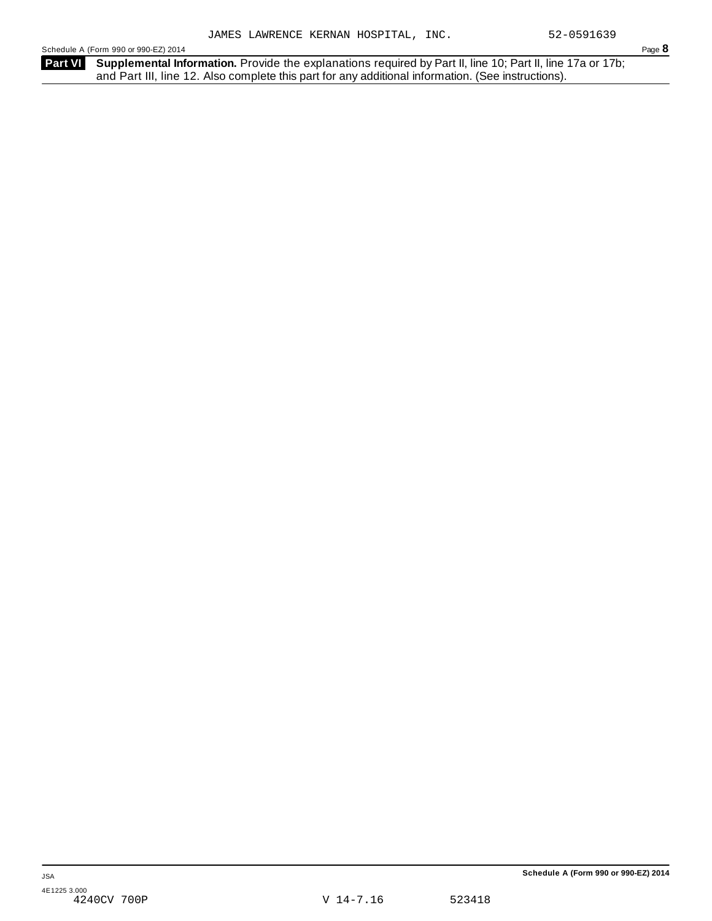JAMES LAWRENCE KERNAN HOSPITAL, INC. 52-0591639

Schedule A (Form 990 or 990-EZ) 2014

**Part VI** **Supplemental Information.** Provide the explanations required by Part II, line 10; Part II, line 17a or 17b; and Part III, line 12. Also complete this part for any additional information. (See instructions).

JSA

4E1225 3.000
4240CV 700P V 14-7.16 523418

**Schedule A (Form 990 or 990-EZ) 2014**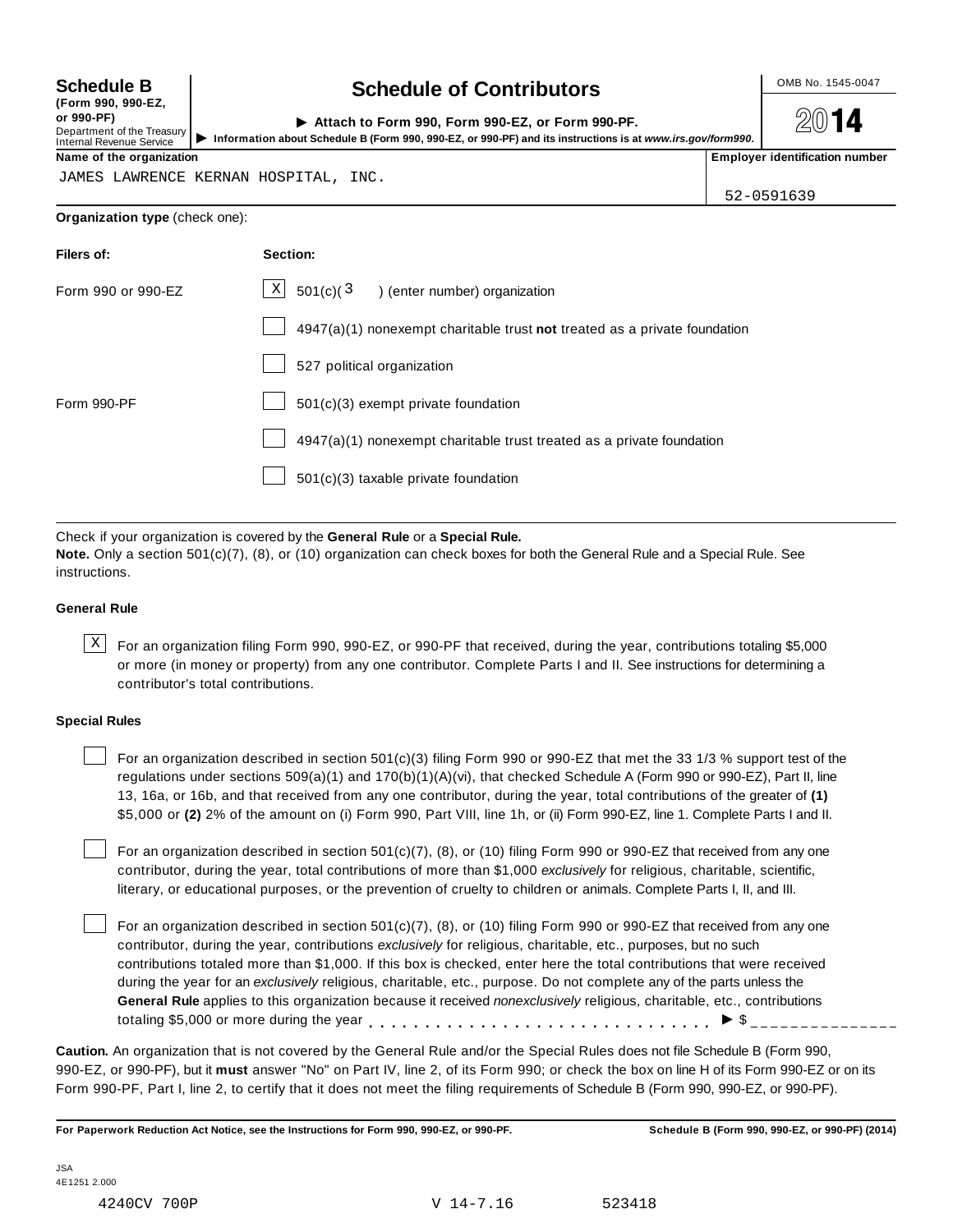**Schedule B**
**(Form 990, 990-EZ, or 990-PF)**
Department of the Treasury
Internal Revenue Service

# Schedule of Contributors

▶ **Attach to Form 990, Form 990-EZ, or Form 990-PF.**
▶ **Information about Schedule B (Form 990, 990-EZ, or 990-PF) and its instructions is at *www.irs.gov/form990*.**

OMB No. 1545-0047

**2014**

| **Name of the organization** | **Employer identification number** |
|---|---|
| JAMES LAWRENCE KERNAN HOSPITAL, INC. | 52-0591639 |

**Organization type** (check one):

| **Filers of:** | **Section:** |
|---|---|
| Form 990 or 990-EZ | [X] 501(c)( 3 ) (enter number) organization |
| | [ ] 4947(a)(1) nonexempt charitable trust **not** treated as a private foundation |
| | [ ] 527 political organization |
| Form 990-PF | [ ] 501(c)(3) exempt private foundation |
| | [ ] 4947(a)(1) nonexempt charitable trust treated as a private foundation |
| | [ ] 501(c)(3) taxable private foundation |

Check if your organization is covered by the **General Rule** or a **Special Rule.**
**Note.** Only a section 501(c)(7), (8), or (10) organization can check boxes for both the General Rule and a Special Rule. See instructions.

**General Rule**

[X] For an organization filing Form 990, 990-EZ, or 990-PF that received, during the year, contributions totaling $5,000 or more (in money or property) from any one contributor. Complete Parts I and II. See instructions for determining a contributor's total contributions.

**Special Rules**

[ ] For an organization described in section 501(c)(3) filing Form 990 or 990-EZ that met the 33 1/3 % support test of the regulations under sections 509(a)(1) and 170(b)(1)(A)(vi), that checked Schedule A (Form 990 or 990-EZ), Part II, line 13, 16a, or 16b, and that received from any one contributor, during the year, total contributions of the greater of **(1)** $5,000 or **(2)** 2% of the amount on (i) Form 990, Part VIII, line 1h, or (ii) Form 990-EZ, line 1. Complete Parts I and II.

[ ] For an organization described in section 501(c)(7), (8), or (10) filing Form 990 or 990-EZ that received from any one contributor, during the year, total contributions of more than $1,000 *exclusively* for religious, charitable, scientific, literary, or educational purposes, or the prevention of cruelty to children or animals. Complete Parts I, II, and III.

[ ] For an organization described in section 501(c)(7), (8), or (10) filing Form 990 or 990-EZ that received from any one contributor, during the year, contributions *exclusively* for religious, charitable, etc., purposes, but no such contributions totaled more than $1,000. If this box is checked, enter here the total contributions that were received during the year for an *exclusively* religious, charitable, etc., purpose. Do not complete any of the parts unless the **General Rule** applies to this organization because it received *nonexclusively* religious, charitable, etc., contributions totaling $5,000 or more during the year . . . . . . . . . . . . . . . . . . . . . . . . . . . . ▶ $ _______________

**Caution.** An organization that is not covered by the General Rule and/or the Special Rules does not file Schedule B (Form 990, 990-EZ, or 990-PF), but it **must** answer "No" on Part IV, line 2, of its Form 990; or check the box on line H of its Form 990-EZ or on its Form 990-PF, Part I, line 2, to certify that it does not meet the filing requirements of Schedule B (Form 990, 990-EZ, or 990-PF).

**For Paperwork Reduction Act Notice, see the Instructions for Form 990, 990-EZ, or 990-PF.** **Schedule B (Form 990, 990-EZ, or 990-PF) (2014)**

JSA
4E1251 2.000
4240CV 700P V 14-7.16 523418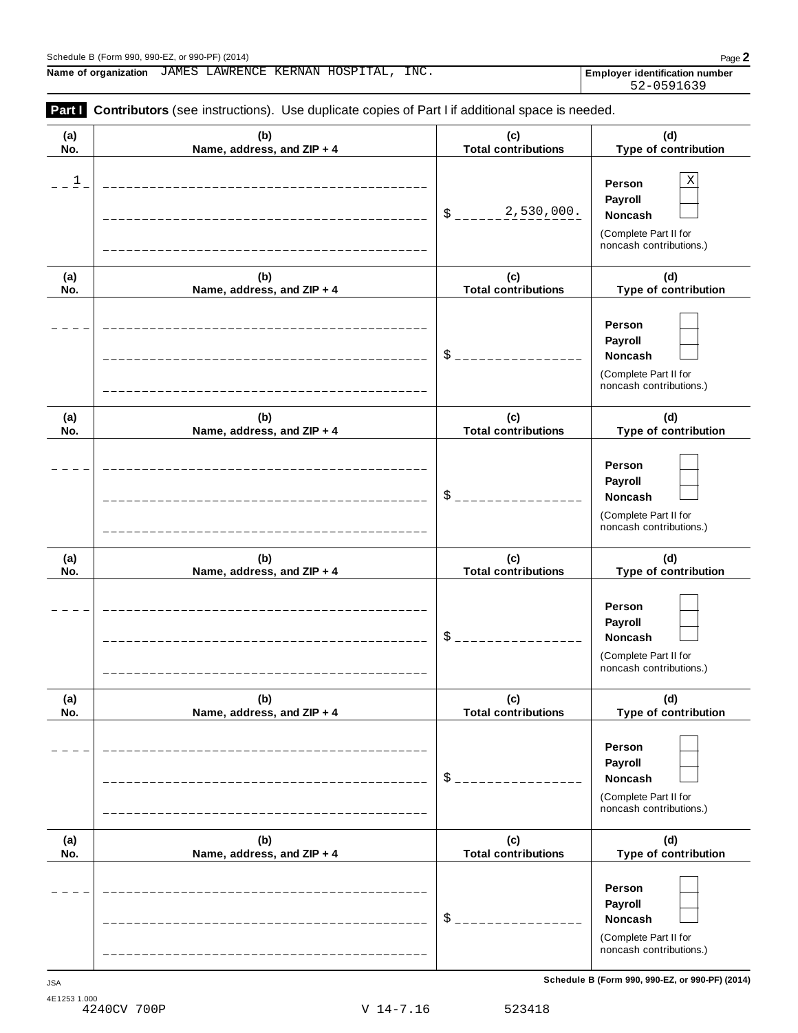Name of organization JAMES LAWRENCE KERNAN HOSPITAL, INC.

Employer identification number 52-0591639

**Part I** **Contributors** (see instructions). Use duplicate copies of Part I if additional space is needed.

| (a) No. | (b) Name, address, and ZIP + 4 | (c) Total contributions | (d) Type of contribution |
|---|---|---|---|
| 1 | | $ 2,530,000. | Person [X] Payroll [ ] Noncash [ ] (Complete Part II for noncash contributions.) |
| | | $ | Person [ ] Payroll [ ] Noncash [ ] (Complete Part II for noncash contributions.) |
| | | $ | Person [ ] Payroll [ ] Noncash [ ] (Complete Part II for noncash contributions.) |
| | | $ | Person [ ] Payroll [ ] Noncash [ ] (Complete Part II for noncash contributions.) |
| | | $ | Person [ ] Payroll [ ] Noncash [ ] (Complete Part II for noncash contributions.) |
| | | $ | Person [ ] Payroll [ ] Noncash [ ] (Complete Part II for noncash contributions.) |

4240CV 700P V 14-7.16 523418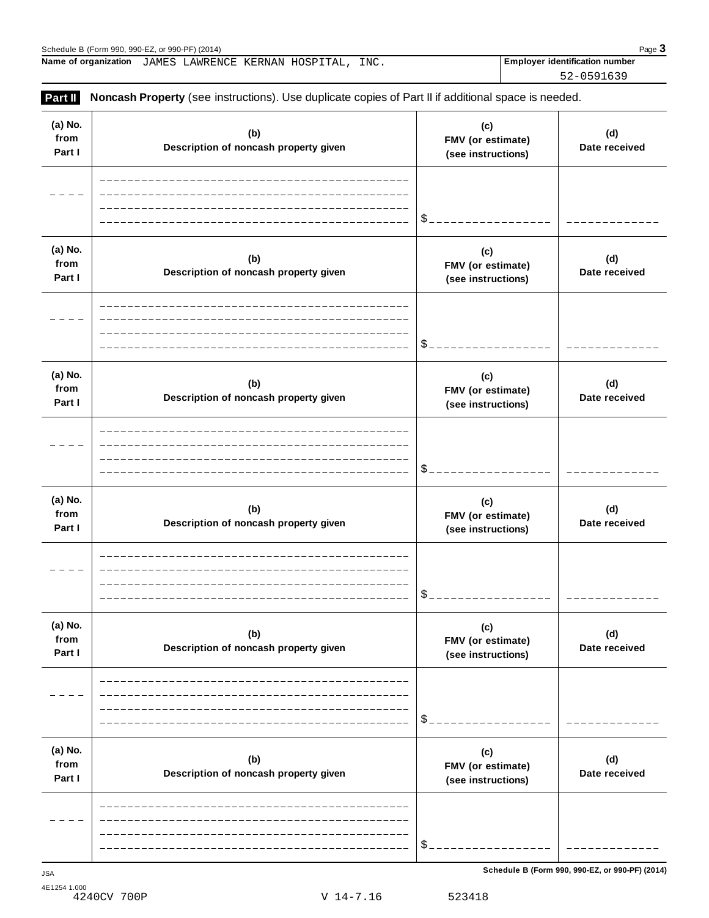Name of organization JAMES LAWRENCE KERNAN HOSPITAL, INC.

Employer identification number 52-0591639

**Part II** **Noncash Property** (see instructions). Use duplicate copies of Part II if additional space is needed.

| (a) No. from Part I | (b) Description of noncash property given | (c) FMV (or estimate) (see instructions) | (d) Date received |
|---|---|---|---|
| | | $ | |

| (a) No. from Part I | (b) Description of noncash property given | (c) FMV (or estimate) (see instructions) | (d) Date received |
|---|---|---|---|
| | | $ | |

| (a) No. from Part I | (b) Description of noncash property given | (c) FMV (or estimate) (see instructions) | (d) Date received |
|---|---|---|---|
| | | $ | |

| (a) No. from Part I | (b) Description of noncash property given | (c) FMV (or estimate) (see instructions) | (d) Date received |
|---|---|---|---|
| | | $ | |

| (a) No. from Part I | (b) Description of noncash property given | (c) FMV (or estimate) (see instructions) | (d) Date received |
|---|---|---|---|
| | | $ | |

| (a) No. from Part I | (b) Description of noncash property given | (c) FMV (or estimate) (see instructions) | (d) Date received |
|---|---|---|---|
| | | $ | |

JSA

4E1254 1.000

4240CV 700P V 14-7.16 523418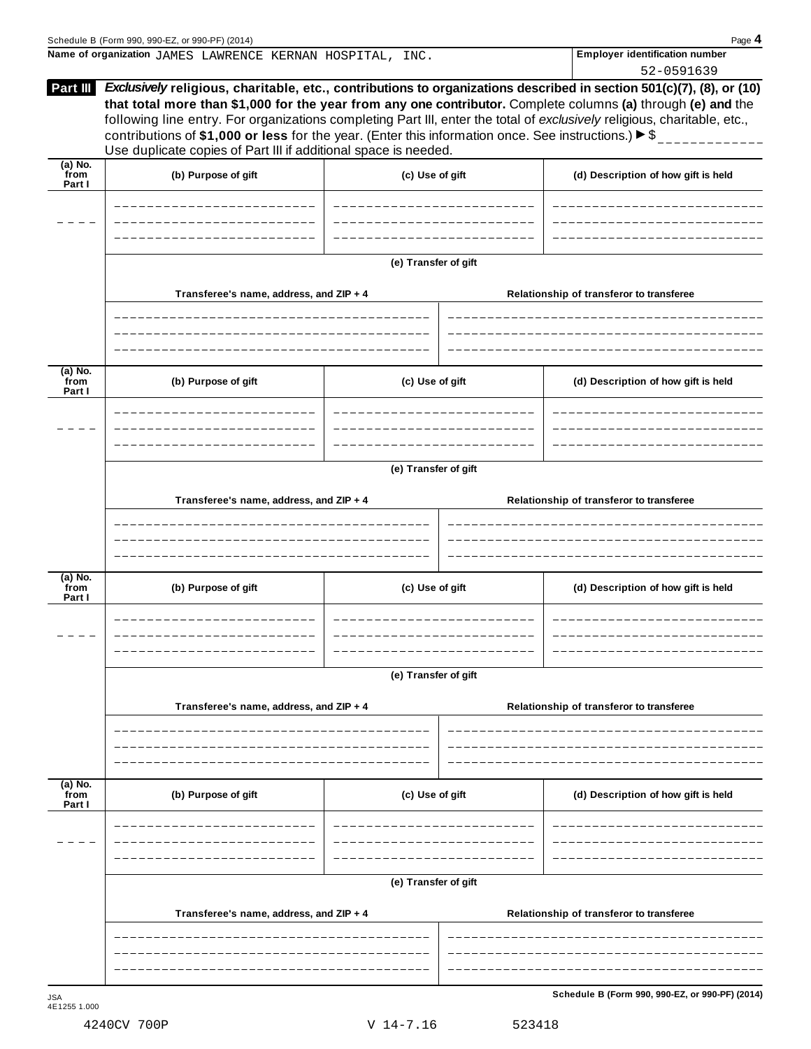Name of organization JAMES LAWRENCE KERNAN HOSPITAL, INC.

Employer identification number 52-0591639

**Part III** ***Exclusively*** **religious, charitable, etc., contributions to organizations described in section 501(c)(7), (8), or (10) that total more than $1,000 for the year from any one contributor.** Complete columns **(a)** through **(e) and** the following line entry. For organizations completing Part III, enter the total of *exclusively* religious, charitable, etc., contributions of **$1,000 or less** for the year. (Enter this information once. See instructions.) ▶ $ ____________

Use duplicate copies of Part III if additional space is needed.

| (a) No. from Part I | (b) Purpose of gift | (c) Use of gift | (d) Description of how gift is held |
|---|---|---|---|
| | | | |

(e) Transfer of gift

| Transferee's name, address, and ZIP + 4 | Relationship of transferor to transferee |
|---|---|
| | |

| (a) No. from Part I | (b) Purpose of gift | (c) Use of gift | (d) Description of how gift is held |
|---|---|---|---|
| | | | |

(e) Transfer of gift

| Transferee's name, address, and ZIP + 4 | Relationship of transferor to transferee |
|---|---|
| | |

| (a) No. from Part I | (b) Purpose of gift | (c) Use of gift | (d) Description of how gift is held |
|---|---|---|---|
| | | | |

(e) Transfer of gift

| Transferee's name, address, and ZIP + 4 | Relationship of transferor to transferee |
|---|---|
| | |

| (a) No. from Part I | (b) Purpose of gift | (c) Use of gift | (d) Description of how gift is held |
|---|---|---|---|
| | | | |

(e) Transfer of gift

| Transferee's name, address, and ZIP + 4 | Relationship of transferor to transferee |
|---|---|
| | |

4240CV 700P V 14-7.16 523418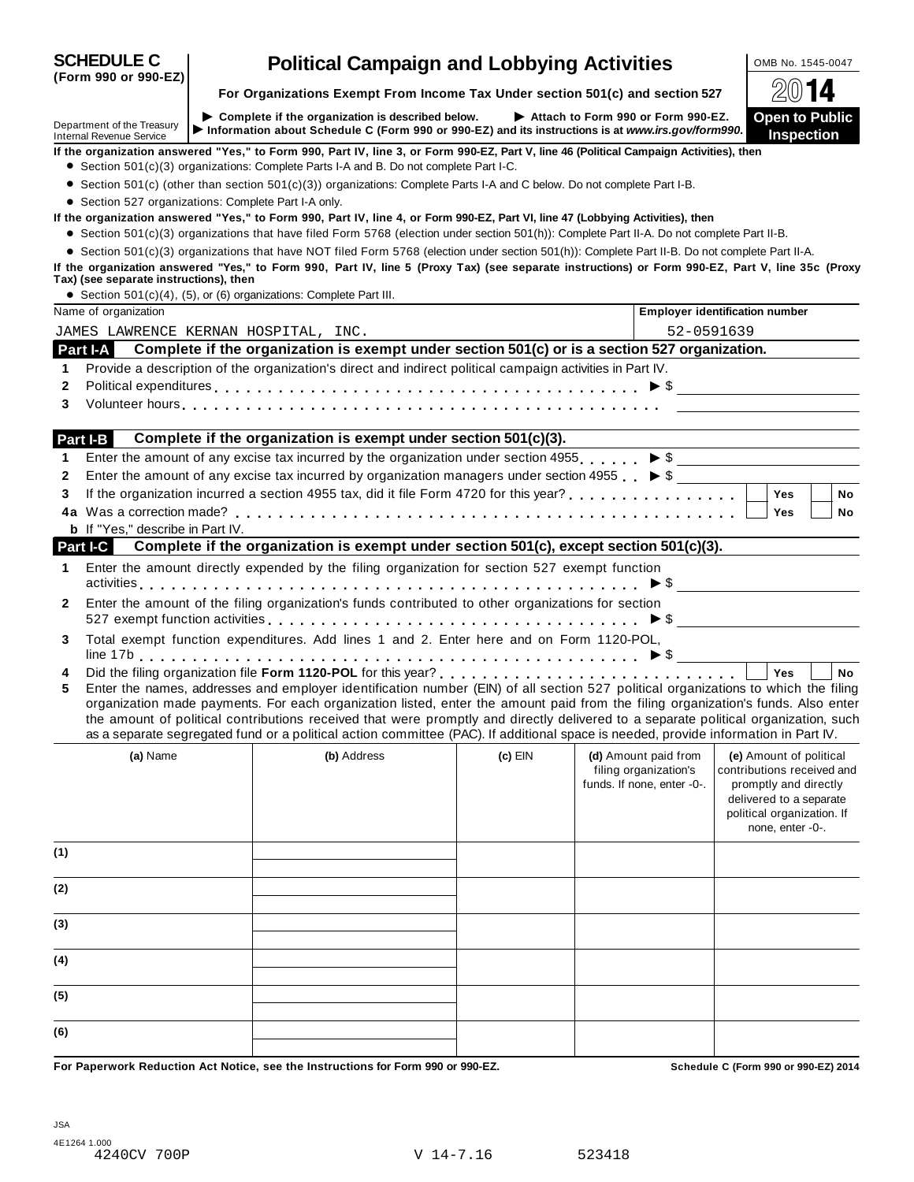# SCHEDULE C (Form 990 or 990-EZ)

## Political Campaign and Lobbying Activities

**For Organizations Exempt From Income Tax Under section 501(c) and section 527**

OMB No. 1545-0047

2014

**Open to Public Inspection**

Department of the Treasury
Internal Revenue Service

▶ Complete if the organization is described below. ▶ Attach to Form 990 or Form 990-EZ.
▶ Information about Schedule C (Form 990 or 990-EZ) and its instructions is at www.irs.gov/form990.

**If the organization answered "Yes," to Form 990, Part IV, line 3, or Form 990-EZ, Part V, line 46 (Political Campaign Activities), then**

- Section 501(c)(3) organizations: Complete Parts I-A and B. Do not complete Part I-C.
- Section 501(c) (other than section 501(c)(3)) organizations: Complete Parts I-A and C below. Do not complete Part I-B.
- Section 527 organizations: Complete Part I-A only.

**If the organization answered "Yes," to Form 990, Part IV, line 4, or Form 990-EZ, Part VI, line 47 (Lobbying Activities), then**

- Section 501(c)(3) organizations that have filed Form 5768 (election under section 501(h)): Complete Part II-A. Do not complete Part II-B.
- Section 501(c)(3) organizations that have NOT filed Form 5768 (election under section 501(h)): Complete Part II-B. Do not complete Part II-A.

**If the organization answered "Yes," to Form 990, Part IV, line 5 (Proxy Tax) (see separate instructions) or Form 990-EZ, Part V, line 35c (Proxy Tax) (see separate instructions), then**

- Section 501(c)(4), (5), or (6) organizations: Complete Part III.

| Name of organization | Employer identification number |
|---|---|
| JAMES LAWRENCE KERNAN HOSPITAL, INC. | 52-0591639 |

### Part I-A Complete if the organization is exempt under section 501(c) or is a section 527 organization.

1. Provide a description of the organization's direct and indirect political campaign activities in Part IV.
2. Political expenditures ▶ $
3. Volunteer hours

### Part I-B Complete if the organization is exempt under section 501(c)(3).

1. Enter the amount of any excise tax incurred by the organization under section 4955 ▶ $
2. Enter the amount of any excise tax incurred by organization managers under section 4955 ▶ $
3. If the organization incurred a section 4955 tax, did it file Form 4720 for this year? ☐ Yes ☐ No

4a Was a correction made? ☐ Yes ☐ No

**b** If "Yes," describe in Part IV.

### Part I-C Complete if the organization is exempt under section 501(c), except section 501(c)(3).

1. Enter the amount directly expended by the filing organization for section 527 exempt function activities ▶ $
2. Enter the amount of the filing organization's funds contributed to other organizations for section 527 exempt function activities ▶ $
3. Total exempt function expenditures. Add lines 1 and 2. Enter here and on Form 1120-POL, line 17b ▶ $
4. Did the filing organization file **Form 1120-POL** for this year? ☐ Yes ☐ No
5. Enter the names, addresses and employer identification number (EIN) of all section 527 political organizations to which the filing organization made payments. For each organization listed, enter the amount paid from the filing organization's funds. Also enter the amount of political contributions received that were promptly and directly delivered to a separate political organization, such as a separate segregated fund or a political action committee (PAC). If additional space is needed, provide information in Part IV.

| | (a) Name | (b) Address | (c) EIN | (d) Amount paid from filing organization's funds. If none, enter -0-. | (e) Amount of political contributions received and promptly and directly delivered to a separate political organization. If none, enter -0-. |
|---|---|---|---|---|---|
| (1) | | | | | |
| (2) | | | | | |
| (3) | | | | | |
| (4) | | | | | |
| (5) | | | | | |
| (6) | | | | | |

**For Paperwork Reduction Act Notice, see the Instructions for Form 990 or 990-EZ.** **Schedule C (Form 990 or 990-EZ) 2014**

JSA
4E1264 1.000
4240CV 700P V 14-7.16 523418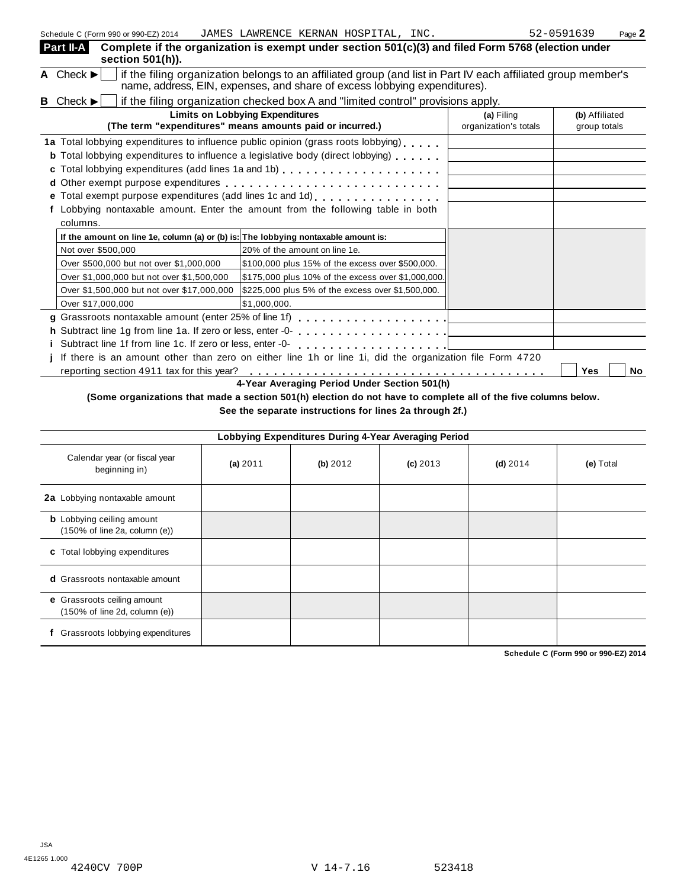Schedule C (Form 990 or 990-EZ) 2014 JAMES LAWRENCE KERNAN HOSPITAL, INC. 52-0591639

**Part II-A** **Complete if the organization is exempt under section 501(c)(3) and filed Form 5768 (election under section 501(h)).**

**A** Check ▶ ☐ if the filing organization belongs to an affiliated group (and list in Part IV each affiliated group member's name, address, EIN, expenses, and share of excess lobbying expenditures).

**B** Check ▶ ☐ if the filing organization checked box A and "limited control" provisions apply.

| **Limits on Lobbying Expenditures** (The term "expenditures" means amounts paid or incurred.) | **(a)** Filing organization's totals | **(b)** Affiliated group totals |
|---|---|---|
| **1a** Total lobbying expenditures to influence public opinion (grass roots lobbying) | | |
| **b** Total lobbying expenditures to influence a legislative body (direct lobbying) | | |
| **c** Total lobbying expenditures (add lines 1a and 1b) | | |
| **d** Other exempt purpose expenditures | | |
| **e** Total exempt purpose expenditures (add lines 1c and 1d) | | |
| **f** Lobbying nontaxable amount. Enter the amount from the following table in both columns. | | |

| If the amount on line 1e, column (a) or (b) is: | The lobbying nontaxable amount is: |
|---|---|
| Not over $500,000 | 20% of the amount on line 1e. |
| Over $500,000 but not over $1,000,000 | $100,000 plus 15% of the excess over $500,000. |
| Over $1,000,000 but not over $1,500,000 | $175,000 plus 10% of the excess over $1,000,000. |
| Over $1,500,000 but not over $17,000,000 | $225,000 plus 5% of the excess over $1,500,000. |
| Over $17,000,000 | $1,000,000. |

| | (a) | (b) |
|---|---|---|
| **g** Grassroots nontaxable amount (enter 25% of line 1f) | | |
| **h** Subtract line 1g from line 1a. If zero or less, enter -0- | | |
| **i** Subtract line 1f from line 1c. If zero or less, enter -0- | | |

**j** If there is an amount other than zero on either line 1h or line 1i, did the organization file Form 4720 reporting section 4911 tax for this year? ☐ Yes ☐ No

**4-Year Averaging Period Under Section 501(h)**

**(Some organizations that made a section 501(h) election do not have to complete all of the five columns below. See the separate instructions for lines 2a through 2f.)**

| Lobbying Expenditures During 4-Year Averaging Period | | | | | |
|---|---|---|---|---|---|
| Calendar year (or fiscal year beginning in) | **(a)** 2011 | **(b)** 2012 | **(c)** 2013 | **(d)** 2014 | **(e)** Total |
| **2a** Lobbying nontaxable amount | | | | | |
| **b** Lobbying ceiling amount (150% of line 2a, column (e)) | | | | | |
| **c** Total lobbying expenditures | | | | | |
| **d** Grassroots nontaxable amount | | | | | |
| **e** Grassroots ceiling amount (150% of line 2d, column (e)) | | | | | |
| **f** Grassroots lobbying expenditures | | | | | |

**Schedule C (Form 990 or 990-EZ) 2014**

JSA
4E1265 1.000
4240CV 700P V 14-7.16 523418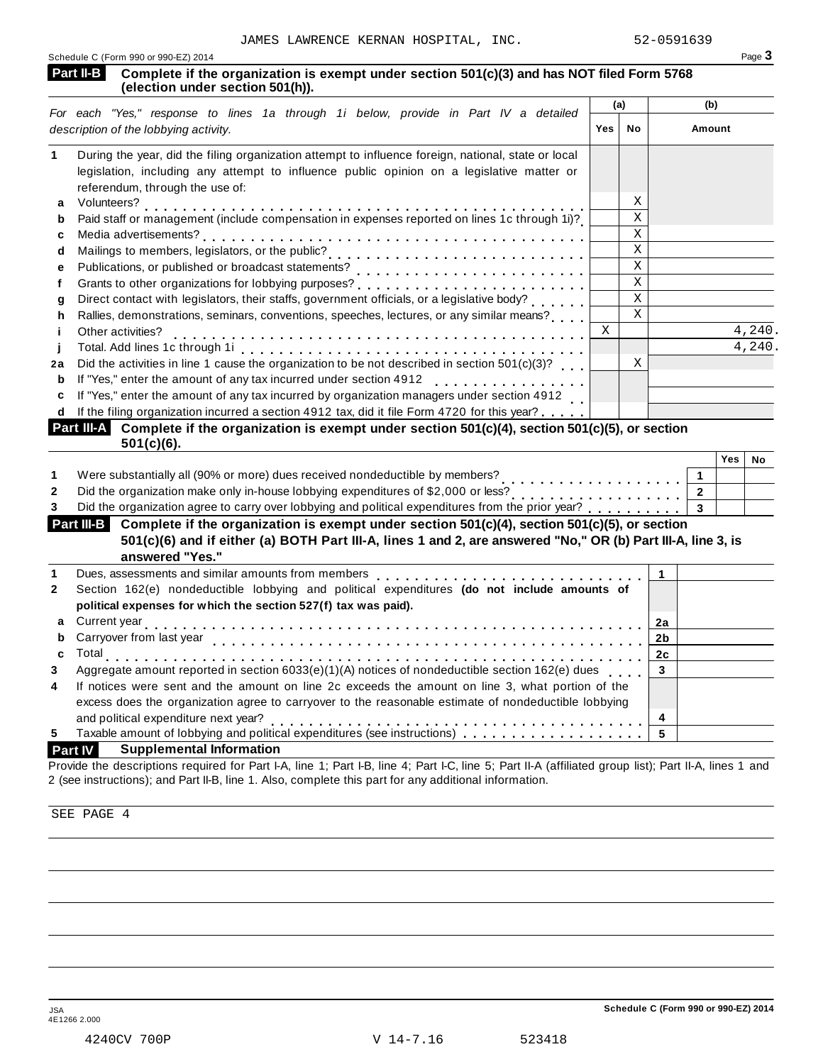JAMES LAWRENCE KERNAN HOSPITAL, INC. 52-0591639

## Part II-B Complete if the organization is exempt under section 501(c)(3) and has NOT filed Form 5768 (election under section 501(h)).

*For each "Yes," response to lines 1a through 1i below, provide in Part IV a detailed description of the lobbying activity.*

| | | (a) Yes | (a) No | (b) Amount |
|---|---|---|---|---|
| **1** | During the year, did the filing organization attempt to influence foreign, national, state or local legislation, including any attempt to influence public opinion on a legislative matter or referendum, through the use of: | | | |
| **a** | Volunteers? | | X | |
| **b** | Paid staff or management (include compensation in expenses reported on lines 1c through 1i)? | | X | |
| **c** | Media advertisements? | | X | |
| **d** | Mailings to members, legislators, or the public? | | X | |
| **e** | Publications, or published or broadcast statements? | | X | |
| **f** | Grants to other organizations for lobbying purposes? | | X | |
| **g** | Direct contact with legislators, their staffs, government officials, or a legislative body? | | X | |
| **h** | Rallies, demonstrations, seminars, conventions, speeches, lectures, or any similar means? | | X | |
| **i** | Other activities? | X | | 4,240. |
| **j** | Total. Add lines 1c through 1i | | | 4,240. |
| **2a** | Did the activities in line 1 cause the organization to be not described in section 501(c)(3)? | | X | |
| **b** | If "Yes," enter the amount of any tax incurred under section 4912 | | | |
| **c** | If "Yes," enter the amount of any tax incurred by organization managers under section 4912 | | | |
| **d** | If the filing organization incurred a section 4912 tax, did it file Form 4720 for this year? | | | |

## Part III-A Complete if the organization is exempt under section 501(c)(4), section 501(c)(5), or section 501(c)(6).

| | | | Yes | No |
|---|---|---|---|---|
| **1** | Were substantially all (90% or more) dues received nondeductible by members? | 1 | | |
| **2** | Did the organization make only in-house lobbying expenditures of $2,000 or less? | 2 | | |
| **3** | Did the organization agree to carry over lobbying and political expenditures from the prior year? | 3 | | |

## Part III-B Complete if the organization is exempt under section 501(c)(4), section 501(c)(5), or section 501(c)(6) and if either (a) BOTH Part III-A, lines 1 and 2, are answered "No," OR (b) Part III-A, line 3, is answered "Yes."

| | | | |
|---|---|---|---|
| **1** | Dues, assessments and similar amounts from members | 1 | |
| **2** | Section 162(e) nondeductible lobbying and political expenditures **(do not include amounts of political expenses for which the section 527(f) tax was paid).** | | |
| **a** | Current year | 2a | |
| **b** | Carryover from last year | 2b | |
| **c** | Total | 2c | |
| **3** | Aggregate amount reported in section 6033(e)(1)(A) notices of nondeductible section 162(e) dues | 3 | |
| **4** | If notices were sent and the amount on line 2c exceeds the amount on line 3, what portion of the excess does the organization agree to carryover to the reasonable estimate of nondeductible lobbying and political expenditure next year? | 4 | |
| **5** | Taxable amount of lobbying and political expenditures (see instructions) | 5 | |

## Part IV Supplemental Information

Provide the descriptions required for Part I-A, line 1; Part I-B, line 4; Part I-C, line 5; Part II-A (affiliated group list); Part II-A, lines 1 and 2 (see instructions); and Part II-B, line 1. Also, complete this part for any additional information.

SEE PAGE 4

JSA 4E1266 2.000

4240CV 700P V 14-7.16 523418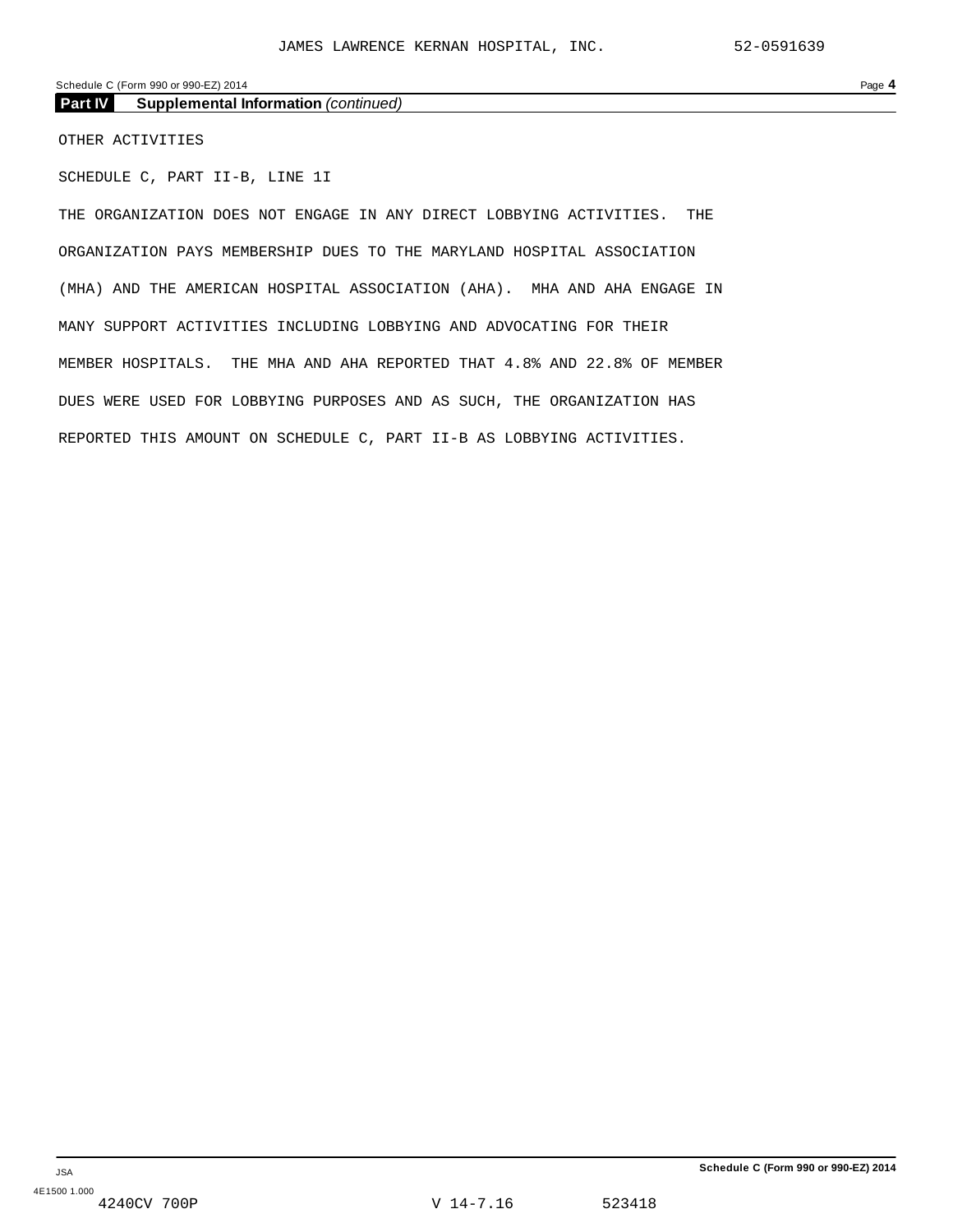## Part IV Supplemental Information *(continued)*

OTHER ACTIVITIES

SCHEDULE C, PART II-B, LINE 1I

THE ORGANIZATION DOES NOT ENGAGE IN ANY DIRECT LOBBYING ACTIVITIES. THE ORGANIZATION PAYS MEMBERSHIP DUES TO THE MARYLAND HOSPITAL ASSOCIATION (MHA) AND THE AMERICAN HOSPITAL ASSOCIATION (AHA). MHA AND AHA ENGAGE IN MANY SUPPORT ACTIVITIES INCLUDING LOBBYING AND ADVOCATING FOR THEIR MEMBER HOSPITALS. THE MHA AND AHA REPORTED THAT 4.8% AND 22.8% OF MEMBER DUES WERE USED FOR LOBBYING PURPOSES AND AS SUCH, THE ORGANIZATION HAS REPORTED THIS AMOUNT ON SCHEDULE C, PART II-B AS LOBBYING ACTIVITIES.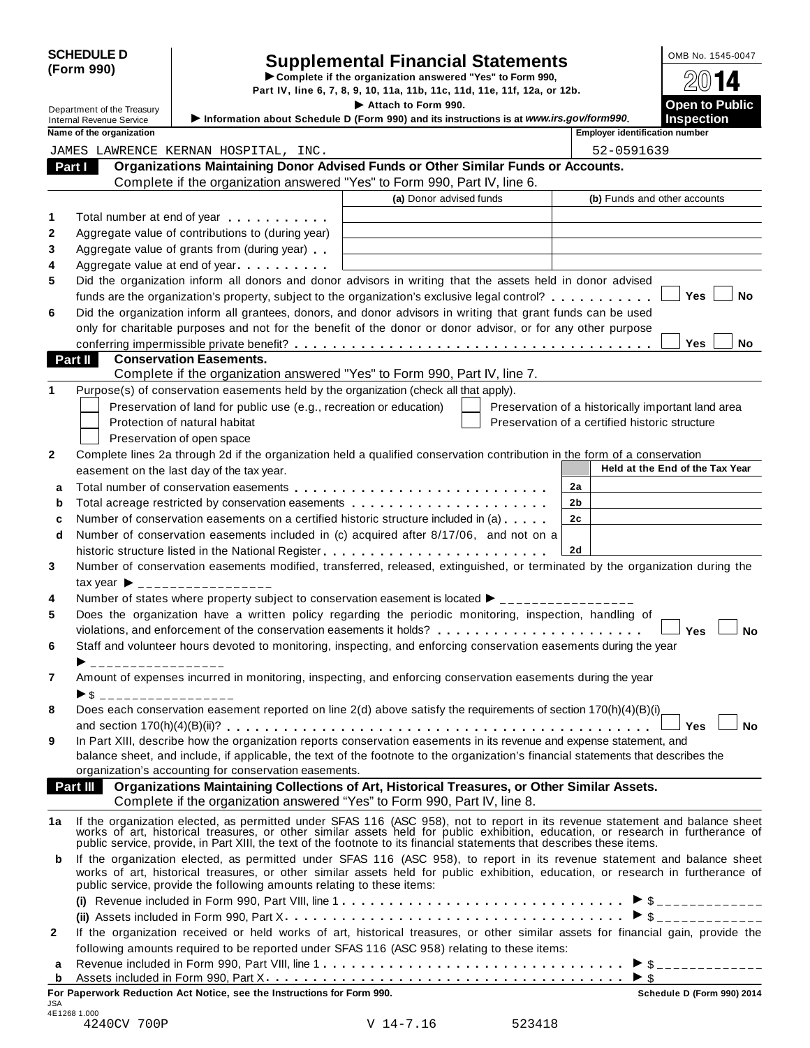**SCHEDULE D (Form 990)**

# Supplemental Financial Statements

► Complete if the organization answered "Yes" to Form 990, Part IV, line 6, 7, 8, 9, 10, 11a, 11b, 11c, 11d, 11e, 11f, 12a, or 12b.

► Attach to Form 990.

► Information about Schedule D (Form 990) and its instructions is at *www.irs.gov/form990*.

Department of the Treasury
Internal Revenue Service

OMB No. 1545-0047

2014

**Open to Public Inspection**

| Name of the organization | Employer identification number |
|---|---|
| JAMES LAWRENCE KERNAN HOSPITAL, INC. | 52-0591639 |

## Part I Organizations Maintaining Donor Advised Funds or Other Similar Funds or Accounts.

Complete if the organization answered "Yes" to Form 990, Part IV, line 6.

| | | (a) Donor advised funds | (b) Funds and other accounts |
|---|---|---|---|
| 1 | Total number at end of year | | |
| 2 | Aggregate value of contributions to (during year) | | |
| 3 | Aggregate value of grants from (during year) | | |
| 4 | Aggregate value at end of year | | |

5 Did the organization inform all donors and donor advisors in writing that the assets held in donor advised funds are the organization's property, subject to the organization's exclusive legal control? ☐ Yes ☐ No

6 Did the organization inform all grantees, donors, and donor advisors in writing that grant funds can be used only for charitable purposes and not for the benefit of the donor or donor advisor, or for any other purpose conferring impermissible private benefit? ☐ Yes ☐ No

## Part II Conservation Easements.

Complete if the organization answered "Yes" to Form 990, Part IV, line 7.

1 Purpose(s) of conservation easements held by the organization (check all that apply).

- ☐ Preservation of land for public use (e.g., recreation or education)
- ☐ Protection of natural habitat
- ☐ Preservation of open space
- ☐ Preservation of a historically important land area
- ☐ Preservation of a certified historic structure

2 Complete lines 2a through 2d if the organization held a qualified conservation contribution in the form of a conservation easement on the last day of the tax year.

| | | | Held at the End of the Tax Year |
|---|---|---|---|
| a | Total number of conservation easements | 2a | |
| b | Total acreage restricted by conservation easements | 2b | |
| c | Number of conservation easements on a certified historic structure included in (a) | 2c | |
| d | Number of conservation easements included in (c) acquired after 8/17/06, and not on a historic structure listed in the National Register | 2d | |

3 Number of conservation easements modified, transferred, released, extinguished, or terminated by the organization during the tax year ► ________________

4 Number of states where property subject to conservation easement is located ► ________________

5 Does the organization have a written policy regarding the periodic monitoring, inspection, handling of violations, and enforcement of the conservation easements it holds? ☐ Yes ☐ No

6 Staff and volunteer hours devoted to monitoring, inspecting, and enforcing conservation easements during the year ► ________________

7 Amount of expenses incurred in monitoring, inspecting, and enforcing conservation easements during the year ► $ ________________

8 Does each conservation easement reported on line 2(d) above satisfy the requirements of section 170(h)(4)(B)(i) and section 170(h)(4)(B)(ii)? ☐ Yes ☐ No

9 In Part XIII, describe how the organization reports conservation easements in its revenue and expense statement, and balance sheet, and include, if applicable, the text of the footnote to the organization's financial statements that describes the organization's accounting for conservation easements.

## Part III Organizations Maintaining Collections of Art, Historical Treasures, or Other Similar Assets.

Complete if the organization answered "Yes" to Form 990, Part IV, line 8.

1a If the organization elected, as permitted under SFAS 116 (ASC 958), not to report in its revenue statement and balance sheet works of art, historical treasures, or other similar assets held for public exhibition, education, or research in furtherance of public service, provide, in Part XIII, the text of the footnote to its financial statements that describes these items.

b If the organization elected, as permitted under SFAS 116 (ASC 958), to report in its revenue statement and balance sheet works of art, historical treasures, or other similar assets held for public exhibition, education, or research in furtherance of public service, provide the following amounts relating to these items:

(i) Revenue included in Form 990, Part VIII, line 1 ► $ ____________

(ii) Assets included in Form 990, Part X ► $ ____________

2 If the organization received or held works of art, historical treasures, or other similar assets for financial gain, provide the following amounts required to be reported under SFAS 116 (ASC 958) relating to these items:

a Revenue included in Form 990, Part VIII, line 1 ► $ ____________

b Assets included in Form 990, Part X ► $

**For Paperwork Reduction Act Notice, see the Instructions for Form 990.** **Schedule D (Form 990) 2014**

JSA
4E1268 1.000
4240CV 700P V 14-7.16 523418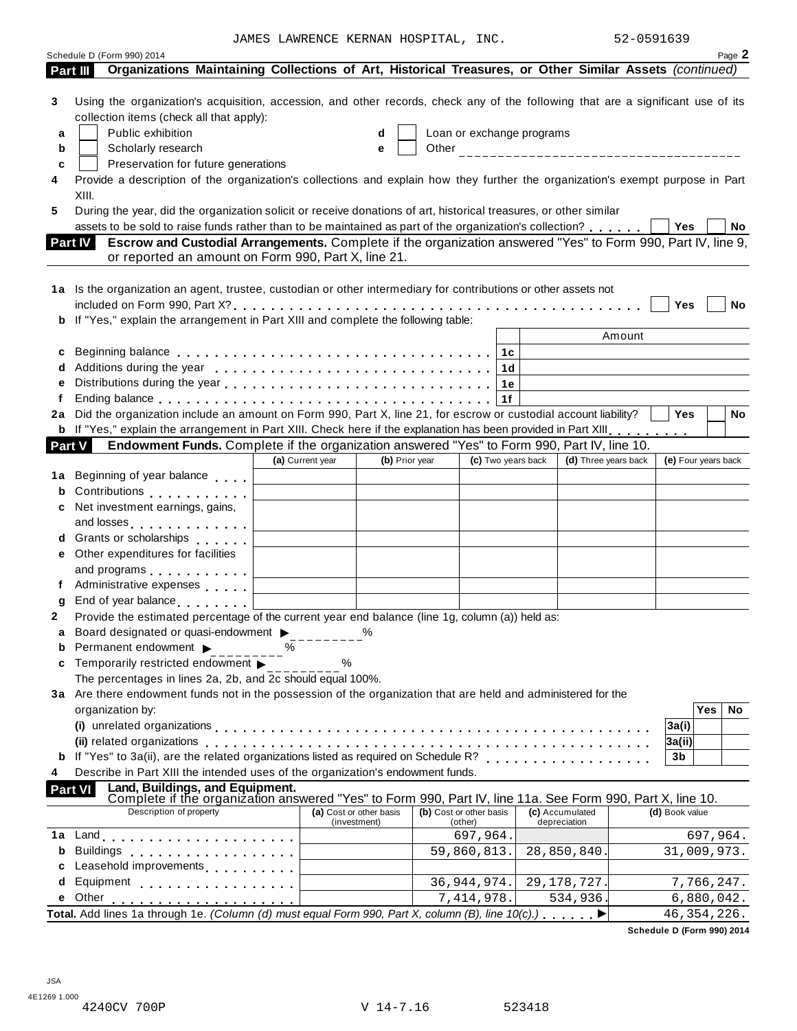JAMES LAWRENCE KERNAN HOSPITAL, INC. 52-0591639

Schedule D (Form 990) 2014 Page **2**

## Part III Organizations Maintaining Collections of Art, Historical Treasures, or Other Similar Assets *(continued)*

**3** Using the organization's acquisition, accession, and other records, check any of the following that are a significant use of its collection items (check all that apply):

- **a** ☐ Public exhibition
- **b** ☐ Scholarly research
- **c** ☐ Preservation for future generations
- **d** ☐ Loan or exchange programs
- **e** ☐ Other ____________________

**4** Provide a description of the organization's collections and explain how they further the organization's exempt purpose in Part XIII.

**5** During the year, did the organization solicit or receive donations of art, historical treasures, or other similar assets to be sold to raise funds rather than to be maintained as part of the organization's collection? ☐ Yes ☐ No

## Part IV Escrow and Custodial Arrangements. Complete if the organization answered "Yes" to Form 990, Part IV, line 9, or reported an amount on Form 990, Part X, line 21.

**1a** Is the organization an agent, trustee, custodian or other intermediary for contributions or other assets not included on Form 990, Part X? ☐ Yes ☐ No

**b** If "Yes," explain the arrangement in Part XIII and complete the following table:

| | | Amount |
|---|---|---|
| **c** Beginning balance | 1c | |
| **d** Additions during the year | 1d | |
| **e** Distributions during the year | 1e | |
| **f** Ending balance | 1f | |

**2a** Did the organization include an amount on Form 990, Part X, line 21, for escrow or custodial account liability? ☐ Yes ☐ No

**b** If "Yes," explain the arrangement in Part XIII. Check here if the explanation has been provided in Part XIII ☐

## Part V Endowment Funds. Complete if the organization answered "Yes" to Form 990, Part IV, line 10.

| | (a) Current year | (b) Prior year | (c) Two years back | (d) Three years back | (e) Four years back |
|---|---|---|---|---|---|
| **1a** Beginning of year balance | | | | | |
| **b** Contributions | | | | | |
| **c** Net investment earnings, gains, and losses | | | | | |
| **d** Grants or scholarships | | | | | |
| **e** Other expenditures for facilities and programs | | | | | |
| **f** Administrative expenses | | | | | |
| **g** End of year balance | | | | | |

**2** Provide the estimated percentage of the current year end balance (line 1g, column (a)) held as:

- **a** Board designated or quasi-endowment ▶ ________ %
- **b** Permanent endowment ▶ ________ %
- **c** Temporarily restricted endowment ▶ ________ %

The percentages in lines 2a, 2b, and 2c should equal 100%.

**3a** Are there endowment funds not in the possession of the organization that are held and administered for the organization by:

| | | Yes | No |
|---|---|---|---|
| **(i)** unrelated organizations | 3a(i) | | |
| **(ii)** related organizations | 3a(ii) | | |
| **b** If "Yes" to 3a(ii), are the related organizations listed as required on Schedule R? | 3b | | |

**4** Describe in Part XIII the intended uses of the organization's endowment funds.

## Part VI Land, Buildings, and Equipment.
Complete if the organization answered "Yes" to Form 990, Part IV, line 11a. See Form 990, Part X, line 10.

| Description of property | (a) Cost or other basis (investment) | (b) Cost or other basis (other) | (c) Accumulated depreciation | (d) Book value |
|---|---|---|---|---|
| **1a** Land | | 697,964. | | 697,964. |
| **b** Buildings | | 59,860,813. | 28,850,840. | 31,009,973. |
| **c** Leasehold improvements | | | | |
| **d** Equipment | | 36,944,974. | 29,178,727. | 7,766,247. |
| **e** Other | | 7,414,978. | 534,936. | 6,880,042. |
| **Total.** Add lines 1a through 1e. *(Column (d) must equal Form 990, Part X, column (B), line 10(c).)* ▶ | | | | 46,354,226. |

**Schedule D (Form 990) 2014**

JSA
4E1269 1.000
4240CV 700P V 14-7.16 523418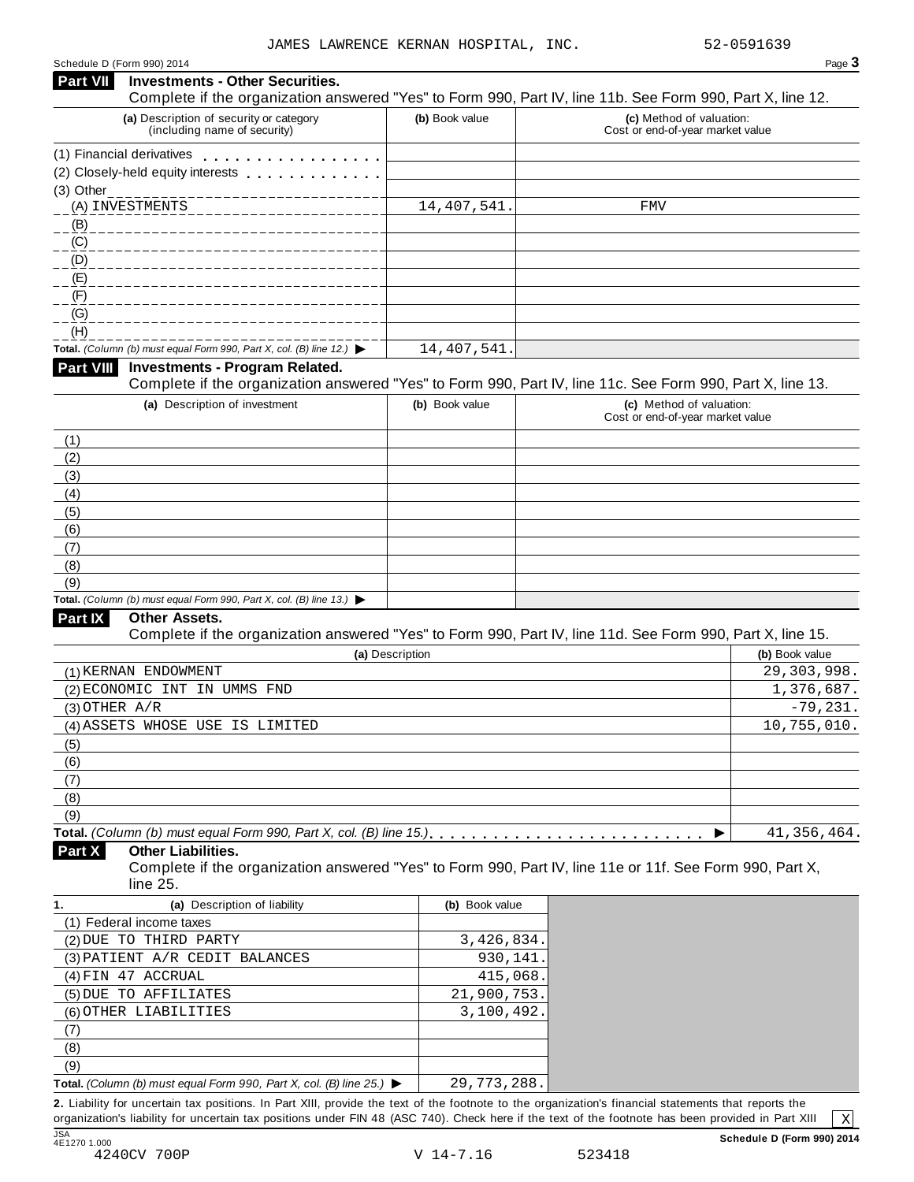JAMES LAWRENCE KERNAN HOSPITAL, INC. 52-0591639

## Part VII Investments - Other Securities.

Complete if the organization answered "Yes" to Form 990, Part IV, line 11b. See Form 990, Part X, line 12.

| (a) Description of security or category (including name of security) | (b) Book value | (c) Method of valuation: Cost or end-of-year market value |
|---|---|---|
| (1) Financial derivatives | | |
| (2) Closely-held equity interests | | |
| (3) Other | | |
| (A) INVESTMENTS | 14,407,541. | FMV |
| (B) | | |
| (C) | | |
| (D) | | |
| (E) | | |
| (F) | | |
| (G) | | |
| (H) | | |
| **Total.** *(Column (b) must equal Form 990, Part X, col. (B) line 12.)* ▶ | 14,407,541. | |

## Part VIII Investments - Program Related.

Complete if the organization answered "Yes" to Form 990, Part IV, line 11c. See Form 990, Part X, line 13.

| (a) Description of investment | (b) Book value | (c) Method of valuation: Cost or end-of-year market value |
|---|---|---|
| (1) | | |
| (2) | | |
| (3) | | |
| (4) | | |
| (5) | | |
| (6) | | |
| (7) | | |
| (8) | | |
| (9) | | |
| **Total.** *(Column (b) must equal Form 990, Part X, col. (B) line 13.)* ▶ | | |

## Part IX Other Assets.

Complete if the organization answered "Yes" to Form 990, Part IV, line 11d. See Form 990, Part X, line 15.

| (a) Description | (b) Book value |
|---|---|
| (1) KERNAN ENDOWMENT | 29,303,998. |
| (2) ECONOMIC INT IN UMMS FND | 1,376,687. |
| (3) OTHER A/R | -79,231. |
| (4) ASSETS WHOSE USE IS LIMITED | 10,755,010. |
| (5) | |
| (6) | |
| (7) | |
| (8) | |
| (9) | |
| **Total.** *(Column (b) must equal Form 990, Part X, col. (B) line 15.)* ▶ | 41,356,464. |

## Part X Other Liabilities.

Complete if the organization answered "Yes" to Form 990, Part IV, line 11e or 11f. See Form 990, Part X, line 25.

| 1. (a) Description of liability | (b) Book value |
|---|---|
| (1) Federal income taxes | |
| (2) DUE TO THIRD PARTY | 3,426,834. |
| (3) PATIENT A/R CEDIT BALANCES | 930,141. |
| (4) FIN 47 ACCRUAL | 415,068. |
| (5) DUE TO AFFILIATES | 21,900,753. |
| (6) OTHER LIABILITIES | 3,100,492. |
| (7) | |
| (8) | |
| (9) | |
| **Total.** *(Column (b) must equal Form 990, Part X, col. (B) line 25.)* ▶ | 29,773,288. |

**2.** Liability for uncertain tax positions. In Part XIII, provide the text of the footnote to the organization's financial statements that reports the organization's liability for uncertain tax positions under FIN 48 (ASC 740). Check here if the text of the footnote has been provided in Part XIII [X]

JSA 4E1270 1.000 **Schedule D (Form 990) 2014**

4240CV 700P V 14-7.16 523418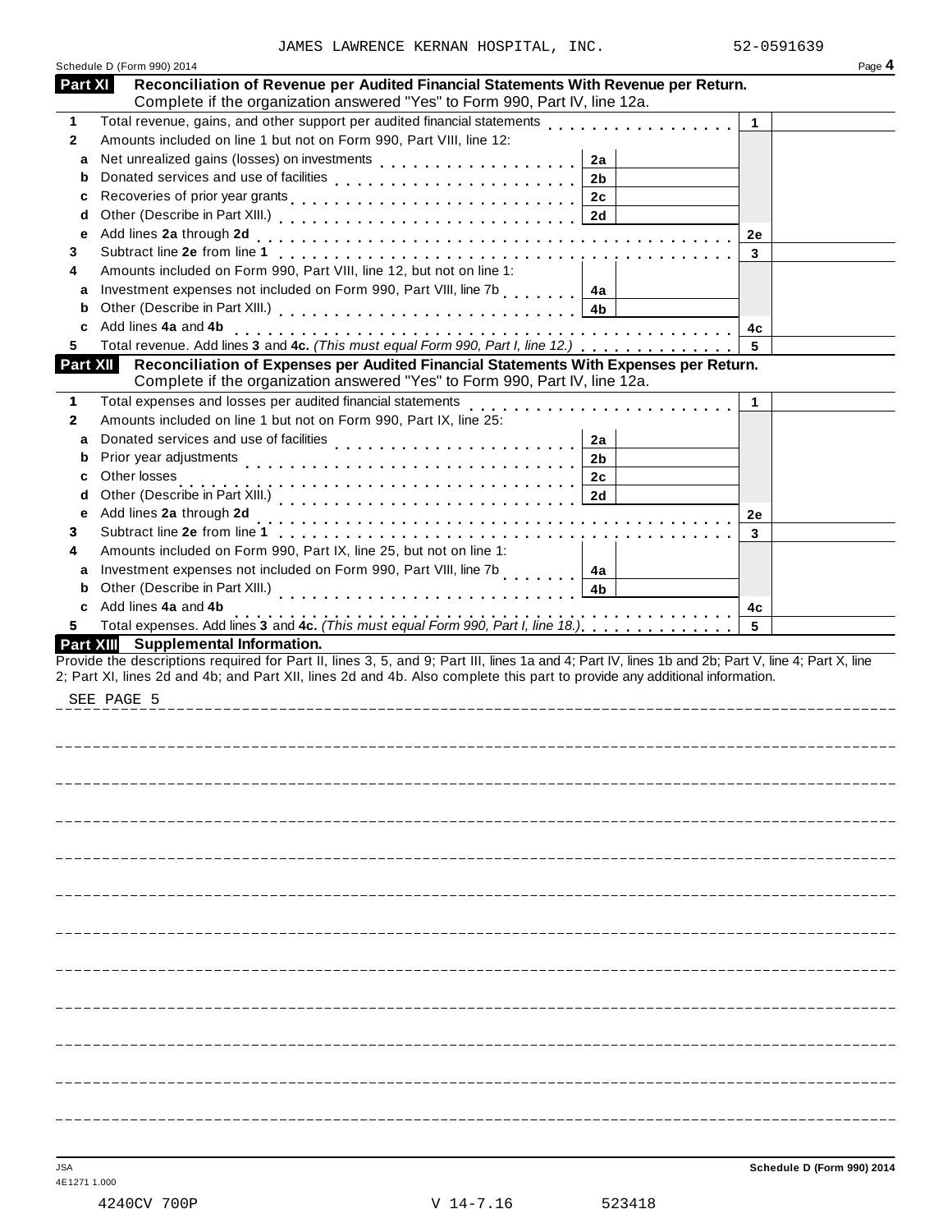JAMES LAWRENCE KERNAN HOSPITAL, INC. 52-0591639

## Part XI Reconciliation of Revenue per Audited Financial Statements With Revenue per Return.

Complete if the organization answered "Yes" to Form 990, Part IV, line 12a.

| | | | | | |
|---|---|---|---|---|---|
| 1 | Total revenue, gains, and other support per audited financial statements | | | 1 | |
| 2 | Amounts included on line 1 but not on Form 990, Part VIII, line 12: | | | | |
| a | Net unrealized gains (losses) on investments | 2a | | | |
| b | Donated services and use of facilities | 2b | | | |
| c | Recoveries of prior year grants | 2c | | | |
| d | Other (Describe in Part XIII.) | 2d | | | |
| e | Add lines **2a** through **2d** | | | 2e | |
| 3 | Subtract line **2e** from line **1** | | | 3 | |
| 4 | Amounts included on Form 990, Part VIII, line 12, but not on line 1: | | | | |
| a | Investment expenses not included on Form 990, Part VIII, line 7b | 4a | | | |
| b | Other (Describe in Part XIII.) | 4b | | | |
| c | Add lines **4a** and **4b** | | | 4c | |
| 5 | Total revenue. Add lines **3** and **4c.** *(This must equal Form 990, Part I, line 12.)* | | | 5 | |

## Part XII Reconciliation of Expenses per Audited Financial Statements With Expenses per Return.

Complete if the organization answered "Yes" to Form 990, Part IV, line 12a.

| | | | | | |
|---|---|---|---|---|---|
| 1 | Total expenses and losses per audited financial statements | | | 1 | |
| 2 | Amounts included on line 1 but not on Form 990, Part IX, line 25: | | | | |
| a | Donated services and use of facilities | 2a | | | |
| b | Prior year adjustments | 2b | | | |
| c | Other losses | 2c | | | |
| d | Other (Describe in Part XIII.) | 2d | | | |
| e | Add lines **2a** through **2d** | | | 2e | |
| 3 | Subtract line **2e** from line **1** | | | 3 | |
| 4 | Amounts included on Form 990, Part IX, line 25, but not on line 1: | | | | |
| a | Investment expenses not included on Form 990, Part VIII, line 7b | 4a | | | |
| b | Other (Describe in Part XIII.) | 4b | | | |
| c | Add lines **4a** and **4b** | | | 4c | |
| 5 | Total expenses. Add lines **3** and **4c.** *(This must equal Form 990, Part I, line 18.)* | | | 5 | |

## Part XIII Supplemental Information.

Provide the descriptions required for Part II, lines 3, 5, and 9; Part III, lines 1a and 4; Part IV, lines 1b and 2b; Part V, line 4; Part X, line 2; Part XI, lines 2d and 4b; and Part XII, lines 2d and 4b. Also complete this part to provide any additional information.

SEE PAGE 5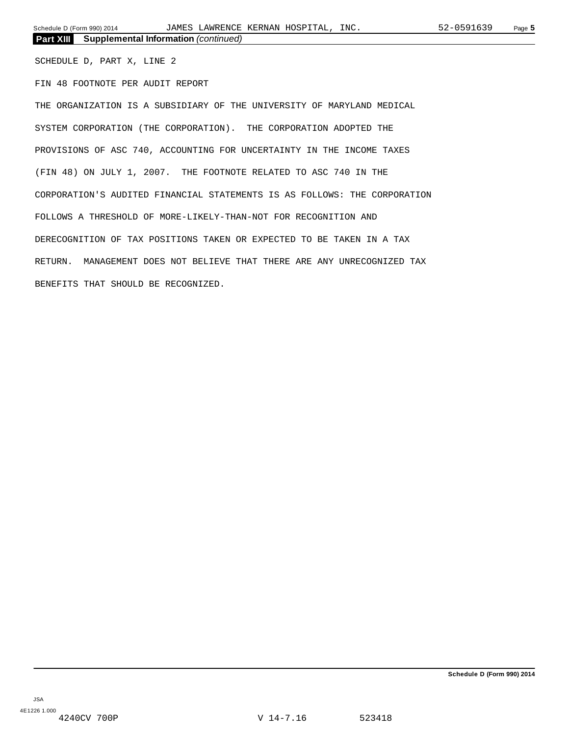**Part XIII** **Supplemental Information** *(continued)*

SCHEDULE D, PART X, LINE 2

FIN 48 FOOTNOTE PER AUDIT REPORT

THE ORGANIZATION IS A SUBSIDIARY OF THE UNIVERSITY OF MARYLAND MEDICAL SYSTEM CORPORATION (THE CORPORATION). THE CORPORATION ADOPTED THE PROVISIONS OF ASC 740, ACCOUNTING FOR UNCERTAINTY IN THE INCOME TAXES (FIN 48) ON JULY 1, 2007. THE FOOTNOTE RELATED TO ASC 740 IN THE CORPORATION'S AUDITED FINANCIAL STATEMENTS IS AS FOLLOWS: THE CORPORATION FOLLOWS A THRESHOLD OF MORE-LIKELY-THAN-NOT FOR RECOGNITION AND DERECOGNITION OF TAX POSITIONS TAKEN OR EXPECTED TO BE TAKEN IN A TAX RETURN. MANAGEMENT DOES NOT BELIEVE THAT THERE ARE ANY UNRECOGNIZED TAX BENEFITS THAT SHOULD BE RECOGNIZED.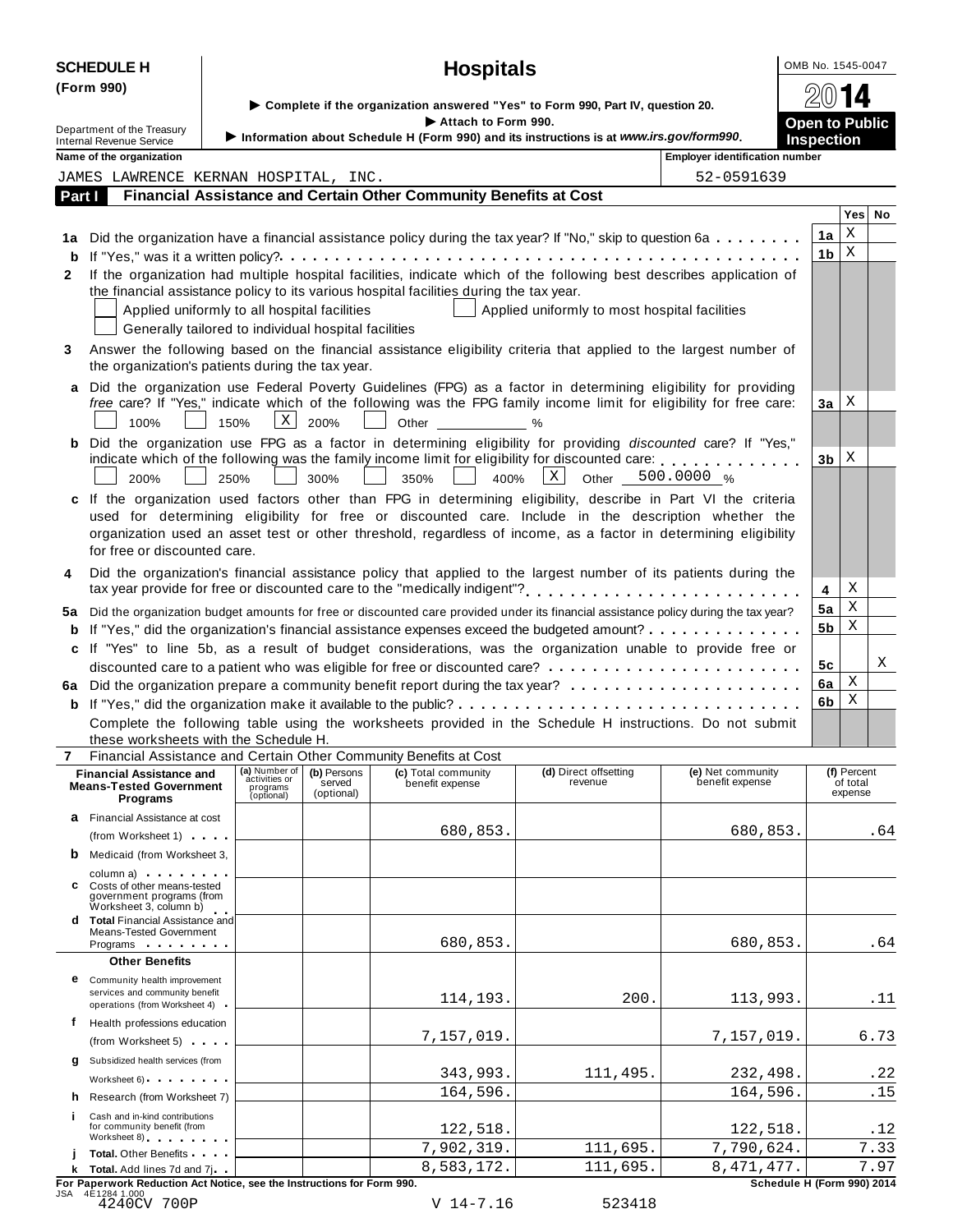**SCHEDULE H (Form 990)**

# Hospitals

▶ Complete if the organization answered "Yes" to Form 990, Part IV, question 20.
▶ Attach to Form 990.
▶ Information about Schedule H (Form 990) and its instructions is at *www.irs.gov/form990*.

Department of the Treasury
Internal Revenue Service

OMB No. 1545-0047
2014
**Open to Public Inspection**

**Name of the organization:** JAMES LAWRENCE KERNAN HOSPITAL, INC.
**Employer identification number:** 52-0591639

## Part I Financial Assistance and Certain Other Community Benefits at Cost

| | | | Yes | No |
|---|---|---|---|---|
| **1a** | Did the organization have a financial assistance policy during the tax year? If "No," skip to question 6a | 1a | X | |
| **b** | If "Yes," was it a written policy? | 1b | X | |
| **2** | If the organization had multiple hospital facilities, indicate which of the following best describes application of the financial assistance policy to its various hospital facilities during the tax year. ☐ Applied uniformly to all hospital facilities ☐ Applied uniformly to most hospital facilities ☐ Generally tailored to individual hospital facilities | | | |
| **3** | Answer the following based on the financial assistance eligibility criteria that applied to the largest number of the organization's patients during the tax year. | | | |
| **a** | Did the organization use Federal Poverty Guidelines (FPG) as a factor in determining eligibility for providing *free* care? If "Yes," indicate which of the following was the FPG family income limit for eligibility for free care: ☐ 100% ☐ 150% ☒ 200% ☐ Other _____ % | 3a | X | |
| **b** | Did the organization use FPG as a factor in determining eligibility for providing *discounted* care? If "Yes," indicate which of the following was the family income limit for eligibility for discounted care: ☐ 200% ☐ 250% ☐ 300% ☐ 350% ☐ 400% ☒ Other 500.0000 % | 3b | X | |
| **c** | If the organization used factors other than FPG in determining eligibility, describe in Part VI the criteria used for determining eligibility for free or discounted care. Include in the description whether the organization used an asset test or other threshold, regardless of income, as a factor in determining eligibility for free or discounted care. | | | |
| **4** | Did the organization's financial assistance policy that applied to the largest number of its patients during the tax year provide for free or discounted care to the "medically indigent"? | 4 | X | |
| **5a** | Did the organization budget amounts for free or discounted care provided under its financial assistance policy during the tax year? | 5a | X | |
| **b** | If "Yes," did the organization's financial assistance expenses exceed the budgeted amount? | 5b | X | |
| **c** | If "Yes" to line 5b, as a result of budget considerations, was the organization unable to provide free or discounted care to a patient who was eligible for free or discounted care? | 5c | | X |
| **6a** | Did the organization prepare a community benefit report during the tax year? | 6a | X | |
| **b** | If "Yes," did the organization make it available to the public? | 6b | X | |

Complete the following table using the worksheets provided in the Schedule H instructions. Do not submit these worksheets with the Schedule H.

**7** Financial Assistance and Certain Other Community Benefits at Cost

| Financial Assistance and Means-Tested Government Programs | (a) Number of activities or programs (optional) | (b) Persons served (optional) | (c) Total community benefit expense | (d) Direct offsetting revenue | (e) Net community benefit expense | (f) Percent of total expense |
|---|---|---|---|---|---|---|
| **a** Financial Assistance at cost (from Worksheet 1) | | | 680,853. | | 680,853. | .64 |
| **b** Medicaid (from Worksheet 3, column a) | | | | | | |
| **c** Costs of other means-tested government programs (from Worksheet 3, column b) | | | | | | |
| **d** **Total** Financial Assistance and Means-Tested Government Programs | | | 680,853. | | 680,853. | .64 |
| **Other Benefits** | | | | | | |
| **e** Community health improvement services and community benefit operations (from Worksheet 4) | | | 114,193. | 200. | 113,993. | .11 |
| **f** Health professions education (from Worksheet 5) | | | 7,157,019. | | 7,157,019. | 6.73 |
| **g** Subsidized health services (from Worksheet 6) | | | 343,993. | 111,495. | 232,498. | .22 |
| **h** Research (from Worksheet 7) | | | 164,596. | | 164,596. | .15 |
| **i** Cash and in-kind contributions for community benefit (from Worksheet 8) | | | 122,518. | | 122,518. | .12 |
| **j** **Total.** Other Benefits | | | 7,902,319. | 111,695. | 7,790,624. | 7.33 |
| **k** **Total.** Add lines 7d and 7j | | | 8,583,172. | 111,695. | 8,471,477. | 7.97 |

**For Paperwork Reduction Act Notice, see the Instructions for Form 990.** Schedule H (Form 990) 2014

JSA 4E1284 1.000
4240CV 700P V 14-7.16 523418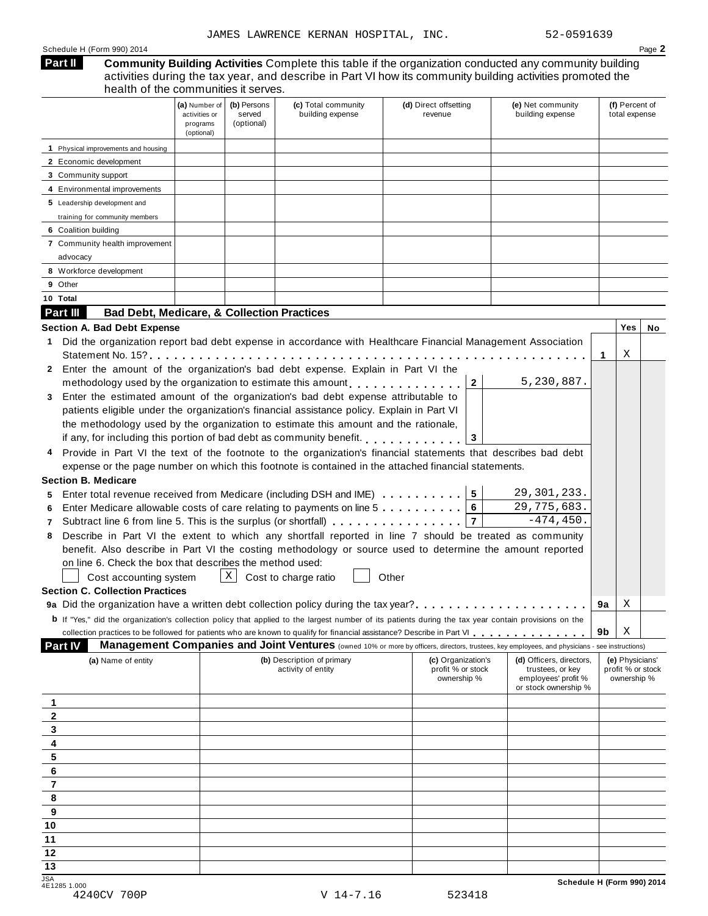JAMES LAWRENCE KERNAN HOSPITAL, INC. 52-0591639

Schedule H (Form 990) 2014

## Part II Community Building Activities

Complete this table if the organization conducted any community building activities during the tax year, and describe in Part VI how its community building activities promoted the health of the communities it serves.

| | (a) Number of activities or programs (optional) | (b) Persons served (optional) | (c) Total community building expense | (d) Direct offsetting revenue | (e) Net community building expense | (f) Percent of total expense |
|---|---|---|---|---|---|---|
| 1 Physical improvements and housing | | | | | | |
| 2 Economic development | | | | | | |
| 3 Community support | | | | | | |
| 4 Environmental improvements | | | | | | |
| 5 Leadership development and training for community members | | | | | | |
| 6 Coalition building | | | | | | |
| 7 Community health improvement advocacy | | | | | | |
| 8 Workforce development | | | | | | |
| 9 Other | | | | | | |
| 10 Total | | | | | | |

## Part III Bad Debt, Medicare, & Collection Practices

### Section A. Bad Debt Expense

| | | | Yes | No |
|---|---|---|---|---|
| 1 | Did the organization report bad debt expense in accordance with Healthcare Financial Management Association Statement No. 15? | 1 | X | |

2 Enter the amount of the organization's bad debt expense. Explain in Part VI the methodology used by the organization to estimate this amount . . . **2** 5,230,887.

3 Enter the estimated amount of the organization's bad debt expense attributable to patients eligible under the organization's financial assistance policy. Explain in Part VI the methodology used by the organization to estimate this amount and the rationale, if any, for including this portion of bad debt as community benefit . . . **3**

4 Provide in Part VI the text of the footnote to the organization's financial statements that describes bad debt expense or the page number on which this footnote is contained in the attached financial statements.

### Section B. Medicare

5 Enter total revenue received from Medicare (including DSH and IME) . . . **5** 29,301,233.

6 Enter Medicare allowable costs of care relating to payments on line 5 . . . **6** 29,775,683.

7 Subtract line 6 from line 5. This is the surplus (or shortfall) . . . **7** -474,450.

8 Describe in Part VI the extent to which any shortfall reported in line 7 should be treated as community benefit. Also describe in Part VI the costing methodology or source used to determine the amount reported on line 6. Check the box that describes the method used:

☐ Cost accounting system ☒ Cost to charge ratio ☐ Other

### Section C. Collection Practices

| | | | Yes | No |
|---|---|---|---|---|
| 9a | Did the organization have a written debt collection policy during the tax year? | 9a | X | |
| b | If "Yes," did the organization's collection policy that applied to the largest number of its patients during the tax year contain provisions on the collection practices to be followed for patients who are known to qualify for financial assistance? Describe in Part VI | 9b | X | |

## Part IV Management Companies and Joint Ventures

(owned 10% or more by officers, directors, trustees, key employees, and physicians - see instructions)

| | (a) Name of entity | (b) Description of primary activity of entity | (c) Organization's profit % or stock ownership % | (d) Officers, directors, trustees, or key employees' profit % or stock ownership % | (e) Physicians' profit % or stock ownership % |
|---|---|---|---|---|---|
| 1 | | | | | |
| 2 | | | | | |
| 3 | | | | | |
| 4 | | | | | |
| 5 | | | | | |
| 6 | | | | | |
| 7 | | | | | |
| 8 | | | | | |
| 9 | | | | | |
| 10 | | | | | |
| 11 | | | | | |
| 12 | | | | | |
| 13 | | | | | |

JSA 4E1285 1.000

Schedule H (Form 990) 2014

4240CV 700P V 14-7.16 523418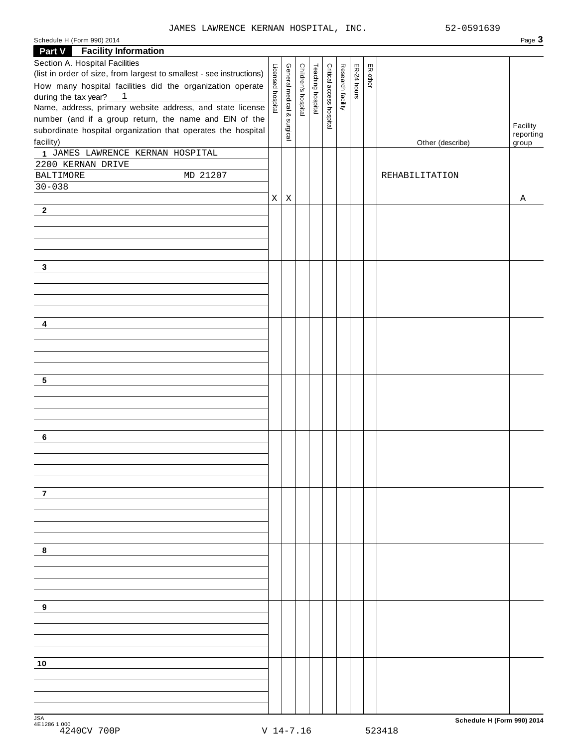JAMES LAWRENCE KERNAN HOSPITAL, INC. 52-0591639

Schedule H (Form 990) 2014

## Part V Facility Information

Section A. Hospital Facilities (list in order of size, from largest to smallest - see instructions)

How many hospital facilities did the organization operate during the tax year? 1

Name, address, primary website address, and state license number (and if a group return, the name and EIN of the subordinate hospital organization that operates the hospital facility)

| | Licensed hospital | General medical & surgical | Children's hospital | Teaching hospital | Critical access hospital | Research facility | ER-24 hours | ER-other | Other (describe) | Facility reporting group |
|---|---|---|---|---|---|---|---|---|---|---|
| 1 JAMES LAWRENCE KERNAN HOSPITAL<br>2200 KERNAN DRIVE<br>BALTIMORE MD 21207<br>30-038 | X | X | | | | | | | REHABILITATION | A |
| 2 | | | | | | | | | | |
| 3 | | | | | | | | | | |
| 4 | | | | | | | | | | |
| 5 | | | | | | | | | | |
| 6 | | | | | | | | | | |
| 7 | | | | | | | | | | |
| 8 | | | | | | | | | | |
| 9 | | | | | | | | | | |
| 10 | | | | | | | | | | |

JSA
4E1286 1.000
4240CV 700P V 14-7.16 523418

Schedule H (Form 990) 2014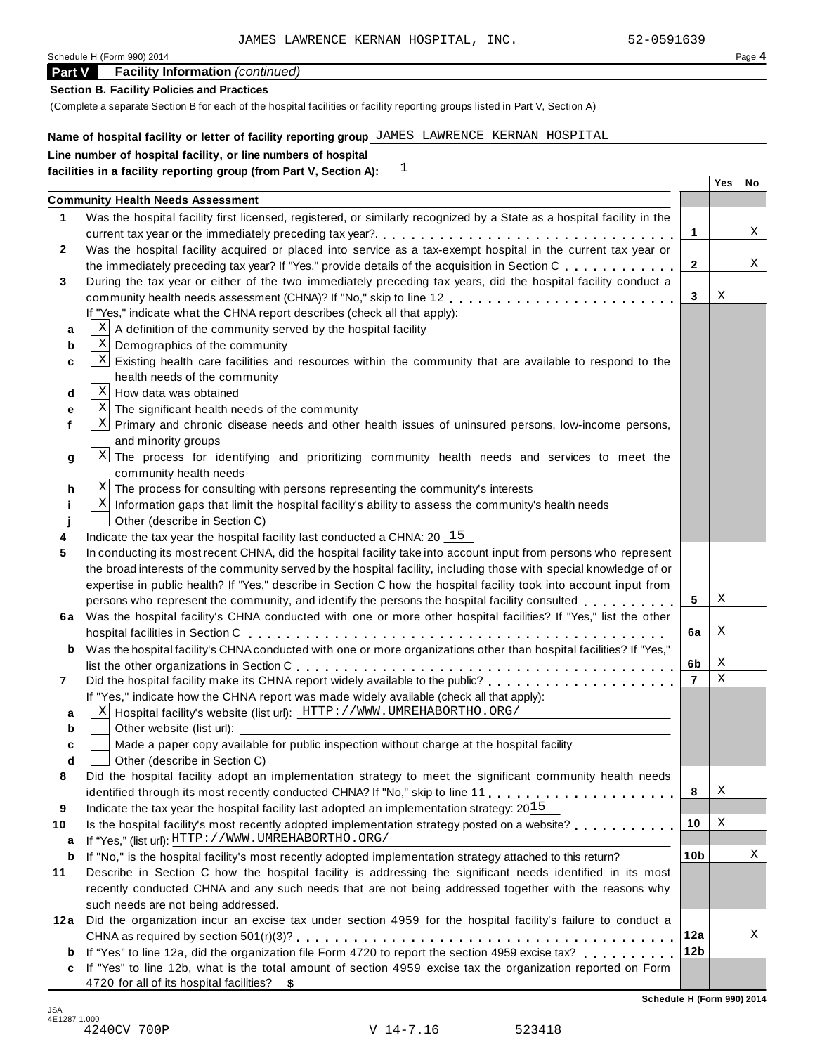JAMES LAWRENCE KERNAN HOSPITAL, INC. 52-0591639

Schedule H (Form 990) 2014

## Part V Facility Information *(continued)*

**Section B. Facility Policies and Practices**

(Complete a separate Section B for each of the hospital facilities or facility reporting groups listed in Part V, Section A)

**Name of hospital facility or letter of facility reporting group** JAMES LAWRENCE KERNAN HOSPITAL

**Line number of hospital facility, or line numbers of hospital facilities in a facility reporting group (from Part V, Section A):** 1

| | | | Yes | No |
|---|---|---|---|---|
| **Community Health Needs Assessment** | | | | |
| 1 | Was the hospital facility first licensed, registered, or similarly recognized by a State as a hospital facility in the current tax year or the immediately preceding tax year? | 1 | | X |
| 2 | Was the hospital facility acquired or placed into service as a tax-exempt hospital in the current tax year or the immediately preceding tax year? If "Yes," provide details of the acquisition in Section C | 2 | | X |
| 3 | During the tax year or either of the two immediately preceding tax years, did the hospital facility conduct a community health needs assessment (CHNA)? If "No," skip to line 12 | 3 | X | |
| | If "Yes," indicate what the CHNA report describes (check all that apply): | | | |
| a | [X] A definition of the community served by the hospital facility | | | |
| b | [X] Demographics of the community | | | |
| c | [X] Existing health care facilities and resources within the community that are available to respond to the health needs of the community | | | |
| d | [X] How data was obtained | | | |
| e | [X] The significant health needs of the community | | | |
| f | [X] Primary and chronic disease needs and other health issues of uninsured persons, low-income persons, and minority groups | | | |
| g | [X] The process for identifying and prioritizing community health needs and services to meet the community health needs | | | |
| h | [X] The process for consulting with persons representing the community's interests | | | |
| i | [X] Information gaps that limit the hospital facility's ability to assess the community's health needs | | | |
| j | [ ] Other (describe in Section C) | | | |
| 4 | Indicate the tax year the hospital facility last conducted a CHNA: 20 15 | | | |
| 5 | In conducting its most recent CHNA, did the hospital facility take into account input from persons who represent the broad interests of the community served by the hospital facility, including those with special knowledge of or expertise in public health? If "Yes," describe in Section C how the hospital facility took into account input from persons who represent the community, and identify the persons the hospital facility consulted | 5 | X | |
| 6a | Was the hospital facility's CHNA conducted with one or more other hospital facilities? If "Yes," list the other hospital facilities in Section C | 6a | X | |
| b | Was the hospital facility's CHNA conducted with one or more organizations other than hospital facilities? If "Yes," list the other organizations in Section C | 6b | X | |
| 7 | Did the hospital facility make its CHNA report widely available to the public? | 7 | X | |
| | If "Yes," indicate how the CHNA report was made widely available (check all that apply): | | | |
| a | [X] Hospital facility's website (list url): HTTP://WWW.UMREHABORTHO.ORG/ | | | |
| b | [ ] Other website (list url): | | | |
| c | [ ] Made a paper copy available for public inspection without charge at the hospital facility | | | |
| d | [ ] Other (describe in Section C) | | | |
| 8 | Did the hospital facility adopt an implementation strategy to meet the significant community health needs identified through its most recently conducted CHNA? If "No," skip to line 11 | 8 | X | |
| 9 | Indicate the tax year the hospital facility last adopted an implementation strategy: 20 15 | | | |
| 10 | Is the hospital facility's most recently adopted implementation strategy posted on a website? | 10 | X | |
| a | If "Yes," (list url): HTTP://WWW.UMREHABORTHO.ORG/ | | | |
| b | If "No," is the hospital facility's most recently adopted implementation strategy attached to this return? | 10b | | X |
| 11 | Describe in Section C how the hospital facility is addressing the significant needs identified in its most recently conducted CHNA and any such needs that are not being addressed together with the reasons why such needs are not being addressed. | | | |
| 12a | Did the organization incur an excise tax under section 4959 for the hospital facility's failure to conduct a CHNA as required by section 501(r)(3)? | 12a | | X |
| b | If "Yes" to line 12a, did the organization file Form 4720 to report the section 4959 excise tax? | 12b | | |
| c | If "Yes" to line 12b, what is the total amount of section 4959 excise tax the organization reported on Form 4720 for all of its hospital facilities? **$** | | | |

**Schedule H (Form 990) 2014**

JSA 4E1287 1.000
4240CV 700P V 14-7.16 523418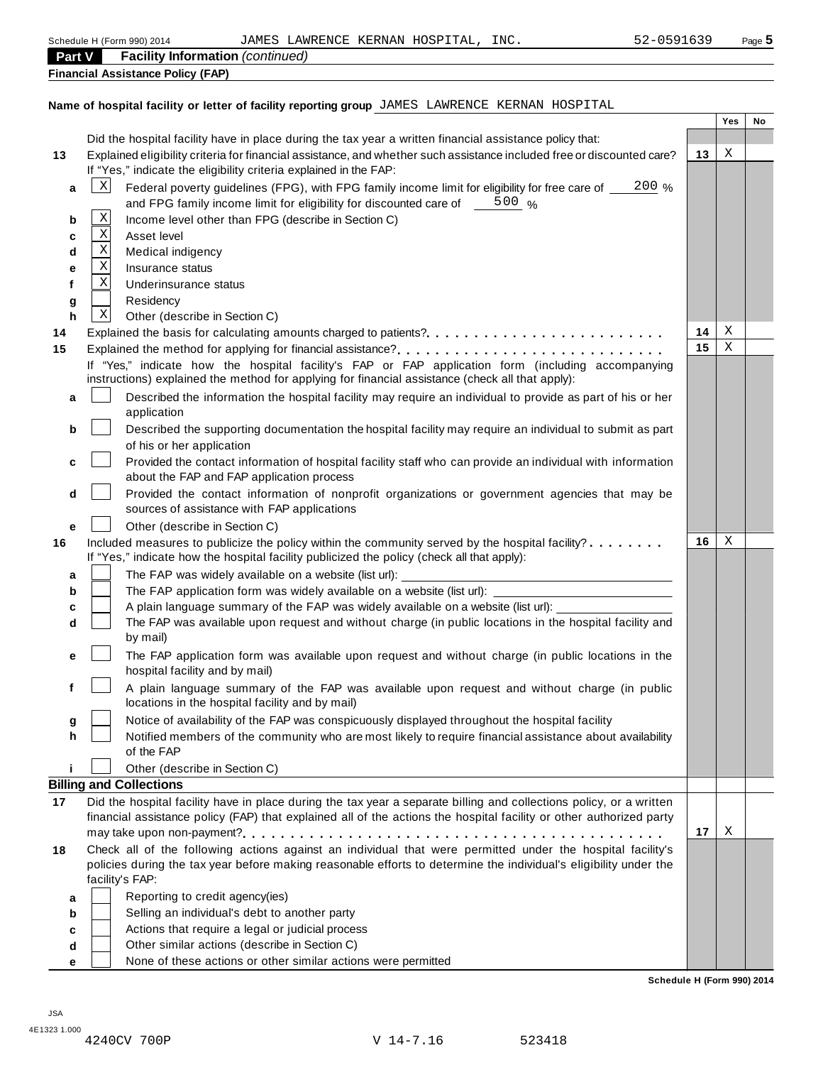Schedule H (Form 990) 2014 JAMES LAWRENCE KERNAN HOSPITAL, INC. 52-0591639

**Part V Facility Information** *(continued)*

**Financial Assistance Policy (FAP)**

**Name of hospital facility or letter of facility reporting group** JAMES LAWRENCE KERNAN HOSPITAL

| | | | Yes | No |
|---|---|---|---|---|
| | Did the hospital facility have in place during the tax year a written financial assistance policy that: | | | |
| **13** | Explained eligibility criteria for financial assistance, and whether such assistance included free or discounted care? | **13** | X | |
| | If "Yes," indicate the eligibility criteria explained in the FAP: | | | |
| **a** | [X] Federal poverty guidelines (FPG), with FPG family income limit for eligibility for free care of 200 % and FPG family income limit for eligibility for discounted care of 500 % | | | |
| **b** | [X] Income level other than FPG (describe in Section C) | | | |
| **c** | [X] Asset level | | | |
| **d** | [X] Medical indigency | | | |
| **e** | [X] Insurance status | | | |
| **f** | [X] Underinsurance status | | | |
| **g** | [ ] Residency | | | |
| **h** | [X] Other (describe in Section C) | | | |
| **14** | Explained the basis for calculating amounts charged to patients? | **14** | X | |
| **15** | Explained the method for applying for financial assistance? | **15** | X | |
| | If "Yes," indicate how the hospital facility's FAP or FAP application form (including accompanying instructions) explained the method for applying for financial assistance (check all that apply): | | | |
| **a** | [ ] Described the information the hospital facility may require an individual to provide as part of his or her application | | | |
| **b** | [ ] Described the supporting documentation the hospital facility may require an individual to submit as part of his or her application | | | |
| **c** | [ ] Provided the contact information of hospital facility staff who can provide an individual with information about the FAP and FAP application process | | | |
| **d** | [ ] Provided the contact information of nonprofit organizations or government agencies that may be sources of assistance with FAP applications | | | |
| **e** | [ ] Other (describe in Section C) | | | |
| **16** | Included measures to publicize the policy within the community served by the hospital facility? | **16** | X | |
| | If "Yes," indicate how the hospital facility publicized the policy (check all that apply): | | | |
| **a** | [ ] The FAP was widely available on a website (list url): | | | |
| **b** | [ ] The FAP application form was widely available on a website (list url): | | | |
| **c** | [ ] A plain language summary of the FAP was widely available on a website (list url): | | | |
| **d** | [ ] The FAP was available upon request and without charge (in public locations in the hospital facility and by mail) | | | |
| **e** | [ ] The FAP application form was available upon request and without charge (in public locations in the hospital facility and by mail) | | | |
| **f** | [ ] A plain language summary of the FAP was available upon request and without charge (in public locations in the hospital facility and by mail) | | | |
| **g** | [ ] Notice of availability of the FAP was conspicuously displayed throughout the hospital facility | | | |
| **h** | [ ] Notified members of the community who are most likely to require financial assistance about availability of the FAP | | | |
| **i** | [ ] Other (describe in Section C) | | | |
| | **Billing and Collections** | | | |
| **17** | Did the hospital facility have in place during the tax year a separate billing and collections policy, or a written financial assistance policy (FAP) that explained all of the actions the hospital facility or other authorized party may take upon non-payment? | **17** | X | |
| **18** | Check all of the following actions against an individual that were permitted under the hospital facility's policies during the tax year before making reasonable efforts to determine the individual's eligibility under the facility's FAP: | | | |
| **a** | [ ] Reporting to credit agency(ies) | | | |
| **b** | [ ] Selling an individual's debt to another party | | | |
| **c** | [ ] Actions that require a legal or judicial process | | | |
| **d** | [ ] Other similar actions (describe in Section C) | | | |
| **e** | [ ] None of these actions or other similar actions were permitted | | | |

**Schedule H (Form 990) 2014**

JSA
4E1323 1.000
4240CV 700P V 14-7.16 523418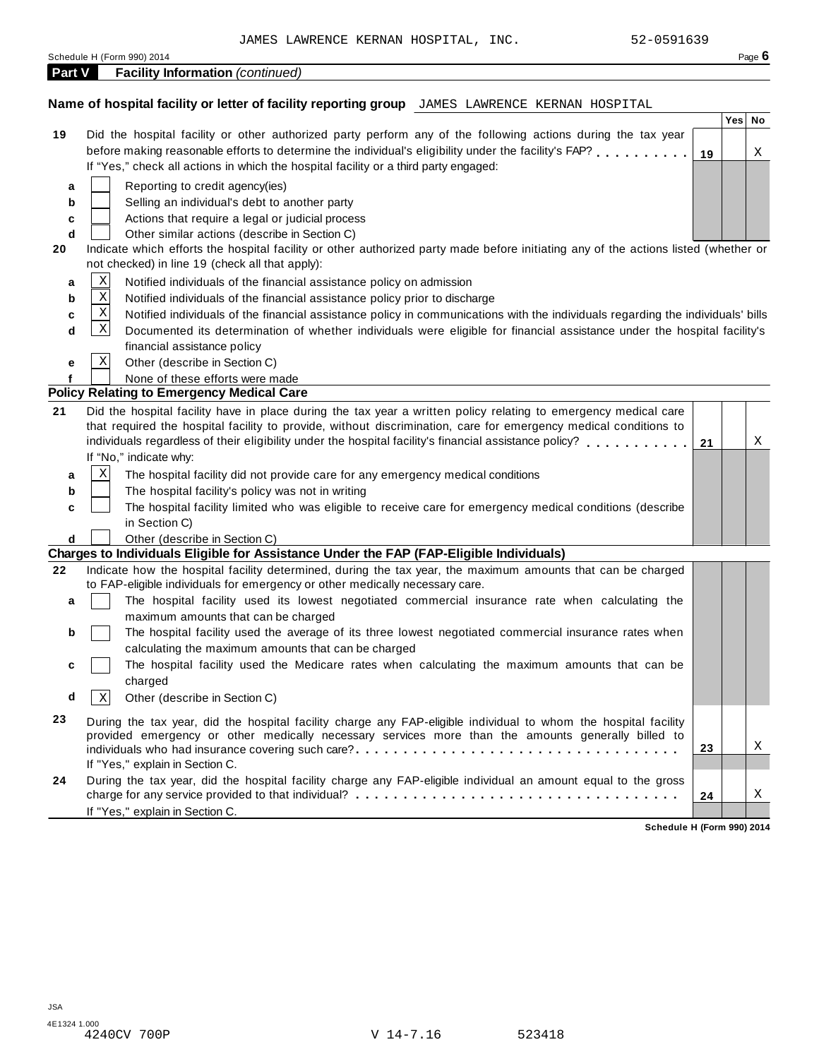JAMES LAWRENCE KERNAN HOSPITAL, INC. 52-0591639

Schedule H (Form 990) 2014

**Part V Facility Information** *(continued)*

**Name of hospital facility or letter of facility reporting group** JAMES LAWRENCE KERNAN HOSPITAL

| | | | Yes | No |
|---|---|---|---|---|
| **19** | Did the hospital facility or other authorized party perform any of the following actions during the tax year before making reasonable efforts to determine the individual's eligibility under the facility's FAP? If "Yes," check all actions in which the hospital facility or a third party engaged: | **19** | | X |
| **a** | [ ] Reporting to credit agency(ies) | | | |
| **b** | [ ] Selling an individual's debt to another party | | | |
| **c** | [ ] Actions that require a legal or judicial process | | | |
| **d** | [ ] Other similar actions (describe in Section C) | | | |

**20** Indicate which efforts the hospital facility or other authorized party made before initiating any of the actions listed (whether or not checked) in line 19 (check all that apply):

- **a** [X] Notified individuals of the financial assistance policy on admission
- **b** [X] Notified individuals of the financial assistance policy prior to discharge
- **c** [X] Notified individuals of the financial assistance policy in communications with the individuals regarding the individuals' bills
- **d** [X] Documented its determination of whether individuals were eligible for financial assistance under the hospital facility's financial assistance policy
- **e** [X] Other (describe in Section C)
- **f** [ ] None of these efforts were made

**Policy Relating to Emergency Medical Care**

| | | | Yes | No |
|---|---|---|---|---|
| **21** | Did the hospital facility have in place during the tax year a written policy relating to emergency medical care that required the hospital facility to provide, without discrimination, care for emergency medical conditions to individuals regardless of their eligibility under the hospital facility's financial assistance policy? If "No," indicate why: | **21** | | X |
| **a** | [X] The hospital facility did not provide care for any emergency medical conditions | | | |
| **b** | [ ] The hospital facility's policy was not in writing | | | |
| **c** | [ ] The hospital facility limited who was eligible to receive care for emergency medical conditions (describe in Section C) | | | |
| **d** | [ ] Other (describe in Section C) | | | |

**Charges to Individuals Eligible for Assistance Under the FAP (FAP-Eligible Individuals)**

| | | | Yes | No |
|---|---|---|---|---|
| **22** | Indicate how the hospital facility determined, during the tax year, the maximum amounts that can be charged to FAP-eligible individuals for emergency or other medically necessary care. | | | |
| **a** | [ ] The hospital facility used its lowest negotiated commercial insurance rate when calculating the maximum amounts that can be charged | | | |
| **b** | [ ] The hospital facility used the average of its three lowest negotiated commercial insurance rates when calculating the maximum amounts that can be charged | | | |
| **c** | [ ] The hospital facility used the Medicare rates when calculating the maximum amounts that can be charged | | | |
| **d** | [X] Other (describe in Section C) | | | |
| **23** | During the tax year, did the hospital facility charge any FAP-eligible individual to whom the hospital facility provided emergency or other medically necessary services more than the amounts generally billed to individuals who had insurance covering such care? If "Yes," explain in Section C. | **23** | | X |
| **24** | During the tax year, did the hospital facility charge any FAP-eligible individual an amount equal to the gross charge for any service provided to that individual? If "Yes," explain in Section C. | **24** | | X |

**Schedule H (Form 990) 2014**

JSA
4E1324 1.000
4240CV 700P V 14-7.16 523418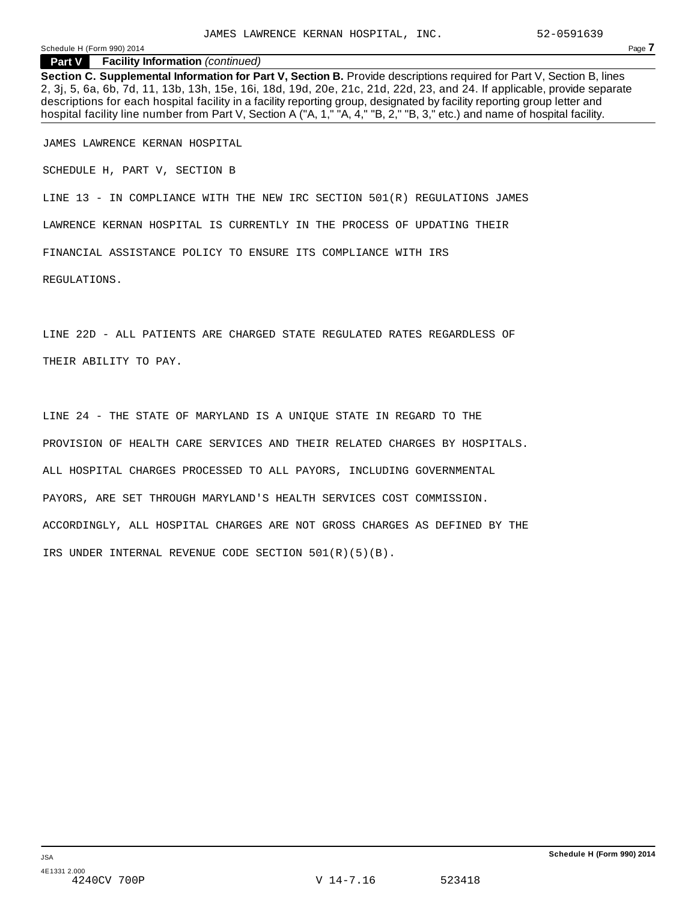JAMES LAWRENCE KERNAN HOSPITAL, INC. 52-0591639

**Part V** **Facility Information** *(continued)*

**Section C. Supplemental Information for Part V, Section B.** Provide descriptions required for Part V, Section B, lines 2, 3j, 5, 6a, 6b, 7d, 11, 13b, 13h, 15e, 16i, 18d, 19d, 20e, 21c, 21d, 22d, 23, and 24. If applicable, provide separate descriptions for each hospital facility in a facility reporting group, designated by facility reporting group letter and hospital facility line number from Part V, Section A ("A, 1," "A, 4," "B, 2," "B, 3," etc.) and name of hospital facility.

JAMES LAWRENCE KERNAN HOSPITAL

SCHEDULE H, PART V, SECTION B

LINE 13 - IN COMPLIANCE WITH THE NEW IRC SECTION 501(R) REGULATIONS JAMES LAWRENCE KERNAN HOSPITAL IS CURRENTLY IN THE PROCESS OF UPDATING THEIR FINANCIAL ASSISTANCE POLICY TO ENSURE ITS COMPLIANCE WITH IRS REGULATIONS.

LINE 22D - ALL PATIENTS ARE CHARGED STATE REGULATED RATES REGARDLESS OF THEIR ABILITY TO PAY.

LINE 24 - THE STATE OF MARYLAND IS A UNIQUE STATE IN REGARD TO THE PROVISION OF HEALTH CARE SERVICES AND THEIR RELATED CHARGES BY HOSPITALS. ALL HOSPITAL CHARGES PROCESSED TO ALL PAYORS, INCLUDING GOVERNMENTAL PAYORS, ARE SET THROUGH MARYLAND'S HEALTH SERVICES COST COMMISSION. ACCORDINGLY, ALL HOSPITAL CHARGES ARE NOT GROSS CHARGES AS DEFINED BY THE IRS UNDER INTERNAL REVENUE CODE SECTION 501(R)(5)(B).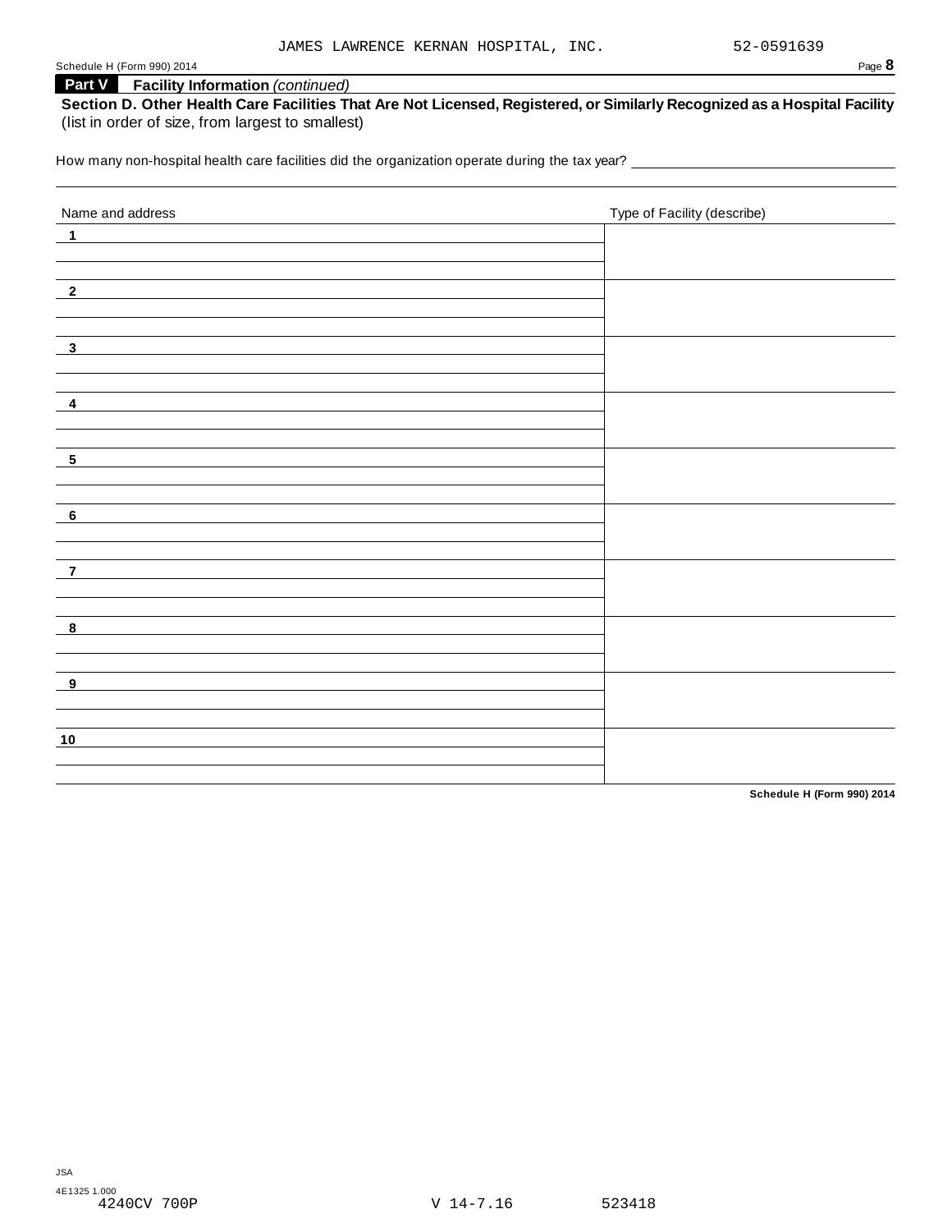JAMES LAWRENCE KERNAN HOSPITAL, INC. 52-0591639

**Part V Facility Information** *(continued)*

**Section D. Other Health Care Facilities That Are Not Licensed, Registered, or Similarly Recognized as a Hospital Facility** (list in order of size, from largest to smallest)

How many non-hospital health care facilities did the organization operate during the tax year?

| Name and address | Type of Facility (describe) |
|---|---|
| **1** | |
| **2** | |
| **3** | |
| **4** | |
| **5** | |
| **6** | |
| **7** | |
| **8** | |
| **9** | |
| **10** | |

**Schedule H (Form 990) 2014**

JSA
4E1325 1.000
4240CV 700P V 14-7.16 523418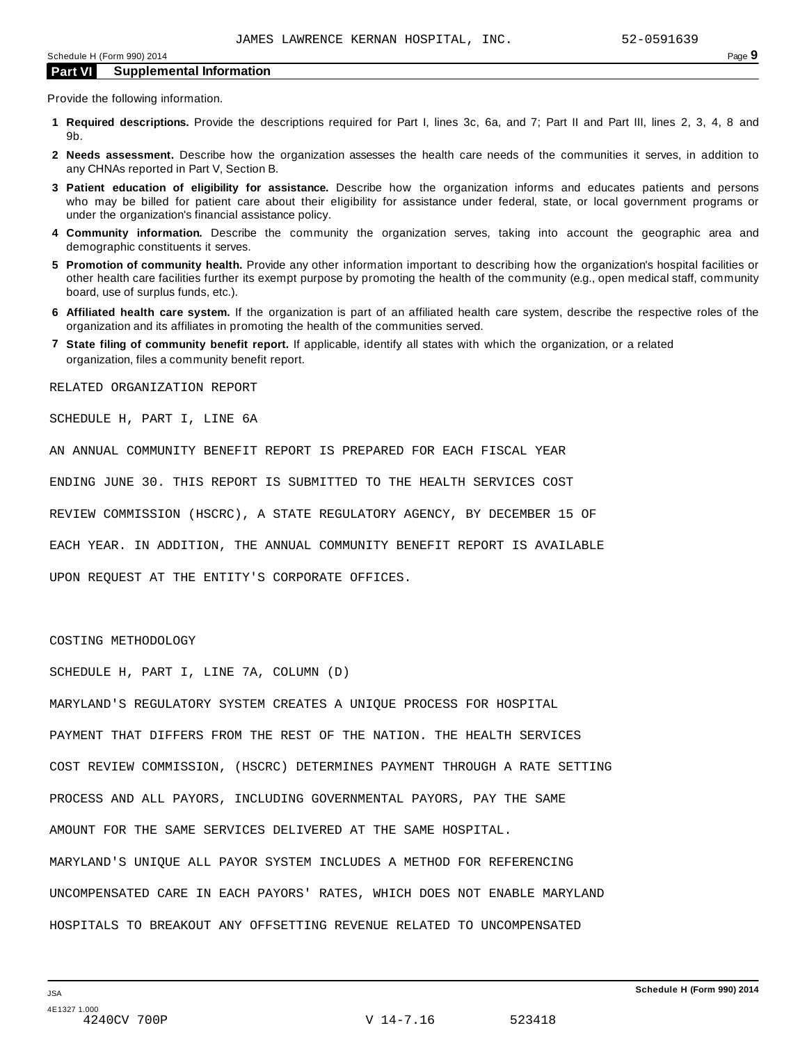JAMES LAWRENCE KERNAN HOSPITAL, INC. 52-0591639

## Part VI Supplemental Information

Provide the following information.

1. **Required descriptions.** Provide the descriptions required for Part I, lines 3c, 6a, and 7; Part II and Part III, lines 2, 3, 4, 8 and 9b.
2. **Needs assessment.** Describe how the organization assesses the health care needs of the communities it serves, in addition to any CHNAs reported in Part V, Section B.
3. **Patient education of eligibility for assistance.** Describe how the organization informs and educates patients and persons who may be billed for patient care about their eligibility for assistance under federal, state, or local government programs or under the organization's financial assistance policy.
4. **Community information.** Describe the community the organization serves, taking into account the geographic area and demographic constituents it serves.
5. **Promotion of community health.** Provide any other information important to describing how the organization's hospital facilities or other health care facilities further its exempt purpose by promoting the health of the community (e.g., open medical staff, community board, use of surplus funds, etc.).
6. **Affiliated health care system.** If the organization is part of an affiliated health care system, describe the respective roles of the organization and its affiliates in promoting the health of the communities served.
7. **State filing of community benefit report.** If applicable, identify all states with which the organization, or a related organization, files a community benefit report.

RELATED ORGANIZATION REPORT

SCHEDULE H, PART I, LINE 6A

AN ANNUAL COMMUNITY BENEFIT REPORT IS PREPARED FOR EACH FISCAL YEAR ENDING JUNE 30. THIS REPORT IS SUBMITTED TO THE HEALTH SERVICES COST REVIEW COMMISSION (HSCRC), A STATE REGULATORY AGENCY, BY DECEMBER 15 OF EACH YEAR. IN ADDITION, THE ANNUAL COMMUNITY BENEFIT REPORT IS AVAILABLE UPON REQUEST AT THE ENTITY'S CORPORATE OFFICES.

COSTING METHODOLOGY

SCHEDULE H, PART I, LINE 7A, COLUMN (D)

MARYLAND'S REGULATORY SYSTEM CREATES A UNIQUE PROCESS FOR HOSPITAL PAYMENT THAT DIFFERS FROM THE REST OF THE NATION. THE HEALTH SERVICES COST REVIEW COMMISSION, (HSCRC) DETERMINES PAYMENT THROUGH A RATE SETTING PROCESS AND ALL PAYORS, INCLUDING GOVERNMENTAL PAYORS, PAY THE SAME AMOUNT FOR THE SAME SERVICES DELIVERED AT THE SAME HOSPITAL. MARYLAND'S UNIQUE ALL PAYOR SYSTEM INCLUDES A METHOD FOR REFERENCING UNCOMPENSATED CARE IN EACH PAYORS' RATES, WHICH DOES NOT ENABLE MARYLAND HOSPITALS TO BREAKOUT ANY OFFSETTING REVENUE RELATED TO UNCOMPENSATED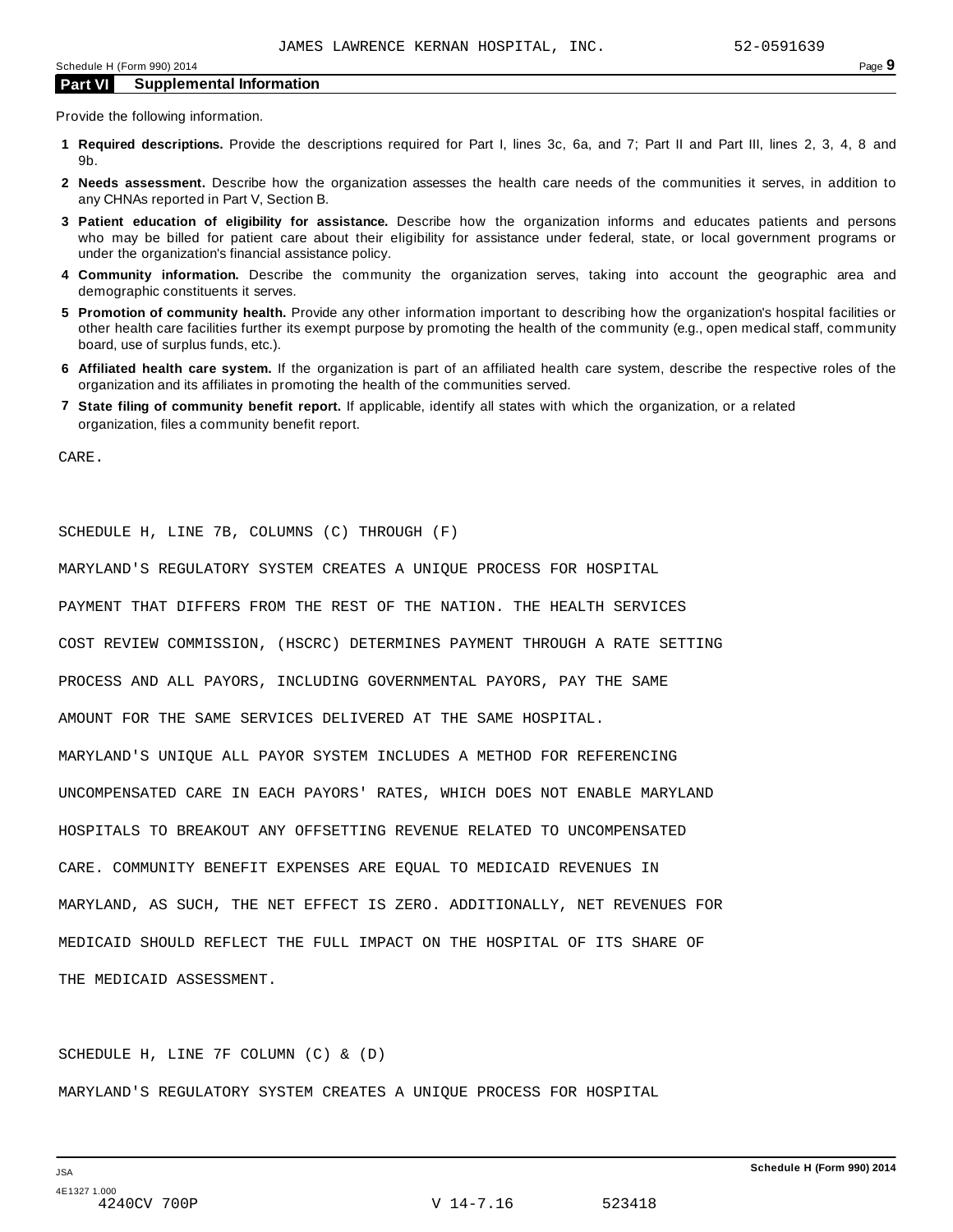JAMES LAWRENCE KERNAN HOSPITAL, INC. 52-0591639

## Part VI Supplemental Information

Provide the following information.

1. **Required descriptions.** Provide the descriptions required for Part I, lines 3c, 6a, and 7; Part II and Part III, lines 2, 3, 4, 8 and 9b.
2. **Needs assessment.** Describe how the organization assesses the health care needs of the communities it serves, in addition to any CHNAs reported in Part V, Section B.
3. **Patient education of eligibility for assistance.** Describe how the organization informs and educates patients and persons who may be billed for patient care about their eligibility for assistance under federal, state, or local government programs or under the organization's financial assistance policy.
4. **Community information.** Describe the community the organization serves, taking into account the geographic area and demographic constituents it serves.
5. **Promotion of community health.** Provide any other information important to describing how the organization's hospital facilities or other health care facilities further its exempt purpose by promoting the health of the community (e.g., open medical staff, community board, use of surplus funds, etc.).
6. **Affiliated health care system.** If the organization is part of an affiliated health care system, describe the respective roles of the organization and its affiliates in promoting the health of the communities served.
7. **State filing of community benefit report.** If applicable, identify all states with which the organization, or a related organization, files a community benefit report.

CARE.

SCHEDULE H, LINE 7B, COLUMNS (C) THROUGH (F)

MARYLAND'S REGULATORY SYSTEM CREATES A UNIQUE PROCESS FOR HOSPITAL PAYMENT THAT DIFFERS FROM THE REST OF THE NATION. THE HEALTH SERVICES COST REVIEW COMMISSION, (HSCRC) DETERMINES PAYMENT THROUGH A RATE SETTING PROCESS AND ALL PAYORS, INCLUDING GOVERNMENTAL PAYORS, PAY THE SAME AMOUNT FOR THE SAME SERVICES DELIVERED AT THE SAME HOSPITAL. MARYLAND'S UNIQUE ALL PAYOR SYSTEM INCLUDES A METHOD FOR REFERENCING UNCOMPENSATED CARE IN EACH PAYORS' RATES, WHICH DOES NOT ENABLE MARYLAND HOSPITALS TO BREAKOUT ANY OFFSETTING REVENUE RELATED TO UNCOMPENSATED CARE. COMMUNITY BENEFIT EXPENSES ARE EQUAL TO MEDICAID REVENUES IN MARYLAND, AS SUCH, THE NET EFFECT IS ZERO. ADDITIONALLY, NET REVENUES FOR MEDICAID SHOULD REFLECT THE FULL IMPACT ON THE HOSPITAL OF ITS SHARE OF THE MEDICAID ASSESSMENT.

SCHEDULE H, LINE 7F COLUMN (C) & (D)

MARYLAND'S REGULATORY SYSTEM CREATES A UNIQUE PROCESS FOR HOSPITAL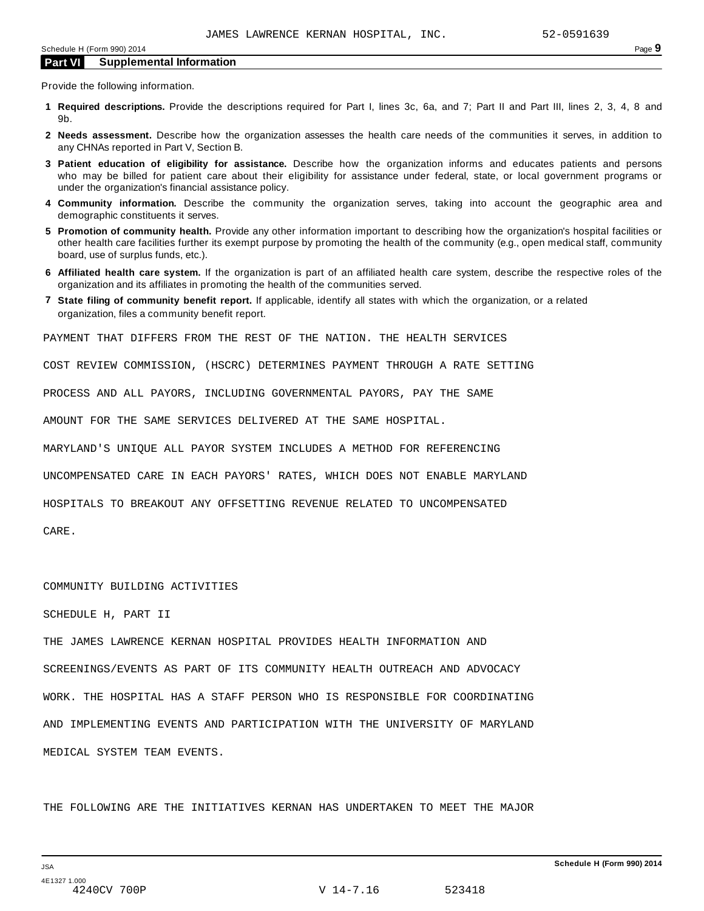## Part VI Supplemental Information

Provide the following information.

1. **Required descriptions.** Provide the descriptions required for Part I, lines 3c, 6a, and 7; Part II and Part III, lines 2, 3, 4, 8 and 9b.
2. **Needs assessment.** Describe how the organization assesses the health care needs of the communities it serves, in addition to any CHNAs reported in Part V, Section B.
3. **Patient education of eligibility for assistance.** Describe how the organization informs and educates patients and persons who may be billed for patient care about their eligibility for assistance under federal, state, or local government programs or under the organization's financial assistance policy.
4. **Community information.** Describe the community the organization serves, taking into account the geographic area and demographic constituents it serves.
5. **Promotion of community health.** Provide any other information important to describing how the organization's hospital facilities or other health care facilities further its exempt purpose by promoting the health of the community (e.g., open medical staff, community board, use of surplus funds, etc.).
6. **Affiliated health care system.** If the organization is part of an affiliated health care system, describe the respective roles of the organization and its affiliates in promoting the health of the communities served.
7. **State filing of community benefit report.** If applicable, identify all states with which the organization, or a related organization, files a community benefit report.

PAYMENT THAT DIFFERS FROM THE REST OF THE NATION. THE HEALTH SERVICES COST REVIEW COMMISSION, (HSCRC) DETERMINES PAYMENT THROUGH A RATE SETTING PROCESS AND ALL PAYORS, INCLUDING GOVERNMENTAL PAYORS, PAY THE SAME AMOUNT FOR THE SAME SERVICES DELIVERED AT THE SAME HOSPITAL. MARYLAND'S UNIQUE ALL PAYOR SYSTEM INCLUDES A METHOD FOR REFERENCING UNCOMPENSATED CARE IN EACH PAYORS' RATES, WHICH DOES NOT ENABLE MARYLAND HOSPITALS TO BREAKOUT ANY OFFSETTING REVENUE RELATED TO UNCOMPENSATED CARE.

COMMUNITY BUILDING ACTIVITIES

SCHEDULE H, PART II

THE JAMES LAWRENCE KERNAN HOSPITAL PROVIDES HEALTH INFORMATION AND SCREENINGS/EVENTS AS PART OF ITS COMMUNITY HEALTH OUTREACH AND ADVOCACY WORK. THE HOSPITAL HAS A STAFF PERSON WHO IS RESPONSIBLE FOR COORDINATING AND IMPLEMENTING EVENTS AND PARTICIPATION WITH THE UNIVERSITY OF MARYLAND MEDICAL SYSTEM TEAM EVENTS.

THE FOLLOWING ARE THE INITIATIVES KERNAN HAS UNDERTAKEN TO MEET THE MAJOR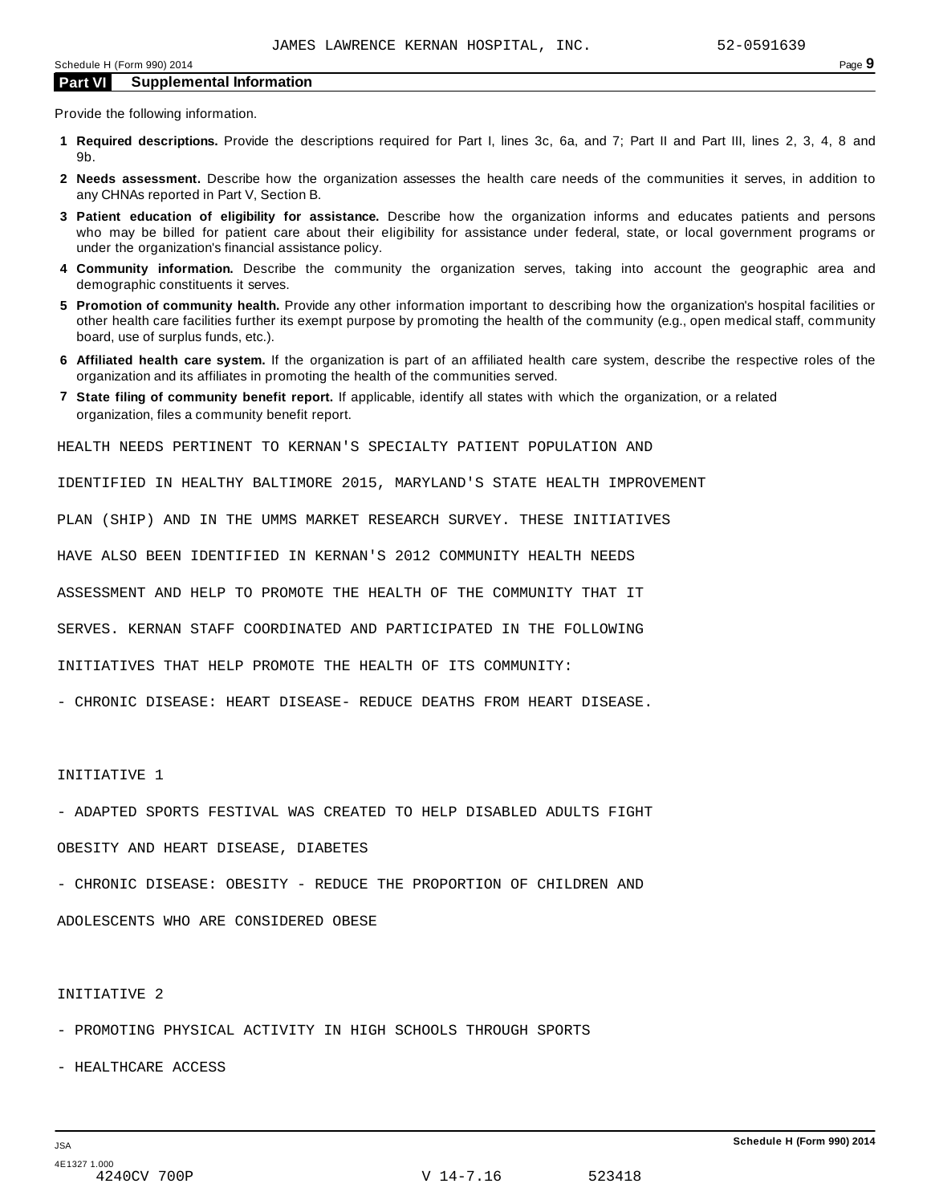JAMES LAWRENCE KERNAN HOSPITAL, INC. 52-0591639

## Part VI Supplemental Information

Provide the following information.

1. **Required descriptions.** Provide the descriptions required for Part I, lines 3c, 6a, and 7; Part II and Part III, lines 2, 3, 4, 8 and 9b.
2. **Needs assessment.** Describe how the organization assesses the health care needs of the communities it serves, in addition to any CHNAs reported in Part V, Section B.
3. **Patient education of eligibility for assistance.** Describe how the organization informs and educates patients and persons who may be billed for patient care about their eligibility for assistance under federal, state, or local government programs or under the organization's financial assistance policy.
4. **Community information.** Describe the community the organization serves, taking into account the geographic area and demographic constituents it serves.
5. **Promotion of community health.** Provide any other information important to describing how the organization's hospital facilities or other health care facilities further its exempt purpose by promoting the health of the community (e.g., open medical staff, community board, use of surplus funds, etc.).
6. **Affiliated health care system.** If the organization is part of an affiliated health care system, describe the respective roles of the organization and its affiliates in promoting the health of the communities served.
7. **State filing of community benefit report.** If applicable, identify all states with which the organization, or a related organization, files a community benefit report.

HEALTH NEEDS PERTINENT TO KERNAN'S SPECIALTY PATIENT POPULATION AND IDENTIFIED IN HEALTHY BALTIMORE 2015, MARYLAND'S STATE HEALTH IMPROVEMENT PLAN (SHIP) AND IN THE UMMS MARKET RESEARCH SURVEY. THESE INITIATIVES HAVE ALSO BEEN IDENTIFIED IN KERNAN'S 2012 COMMUNITY HEALTH NEEDS ASSESSMENT AND HELP TO PROMOTE THE HEALTH OF THE COMMUNITY THAT IT SERVES. KERNAN STAFF COORDINATED AND PARTICIPATED IN THE FOLLOWING INITIATIVES THAT HELP PROMOTE THE HEALTH OF ITS COMMUNITY:

- CHRONIC DISEASE: HEART DISEASE- REDUCE DEATHS FROM HEART DISEASE.

INITIATIVE 1

- ADAPTED SPORTS FESTIVAL WAS CREATED TO HELP DISABLED ADULTS FIGHT OBESITY AND HEART DISEASE, DIABETES
- CHRONIC DISEASE: OBESITY - REDUCE THE PROPORTION OF CHILDREN AND ADOLESCENTS WHO ARE CONSIDERED OBESE

INITIATIVE 2

- PROMOTING PHYSICAL ACTIVITY IN HIGH SCHOOLS THROUGH SPORTS
- HEALTHCARE ACCESS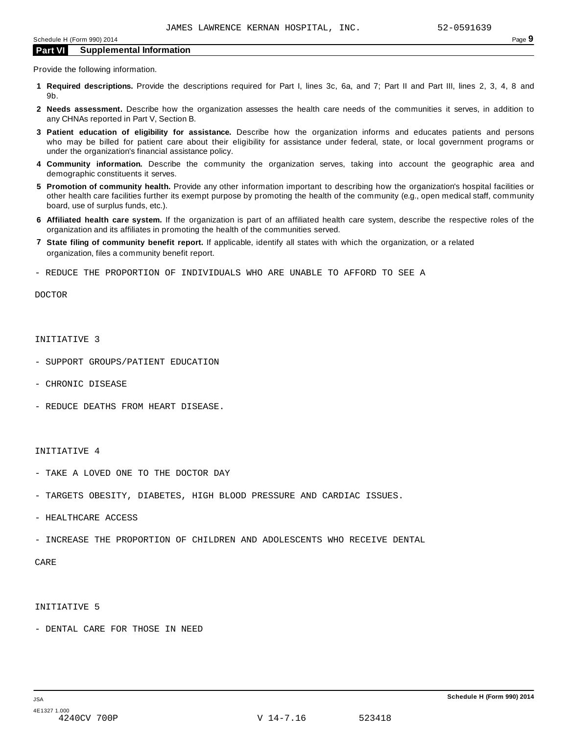JAMES LAWRENCE KERNAN HOSPITAL, INC. 52-0591639

## Part VI Supplemental Information

Provide the following information.

1. **Required descriptions.** Provide the descriptions required for Part I, lines 3c, 6a, and 7; Part II and Part III, lines 2, 3, 4, 8 and 9b.
2. **Needs assessment.** Describe how the organization assesses the health care needs of the communities it serves, in addition to any CHNAs reported in Part V, Section B.
3. **Patient education of eligibility for assistance.** Describe how the organization informs and educates patients and persons who may be billed for patient care about their eligibility for assistance under federal, state, or local government programs or under the organization's financial assistance policy.
4. **Community information.** Describe the community the organization serves, taking into account the geographic area and demographic constituents it serves.
5. **Promotion of community health.** Provide any other information important to describing how the organization's hospital facilities or other health care facilities further its exempt purpose by promoting the health of the community (e.g., open medical staff, community board, use of surplus funds, etc.).
6. **Affiliated health care system.** If the organization is part of an affiliated health care system, describe the respective roles of the organization and its affiliates in promoting the health of the communities served.
7. **State filing of community benefit report.** If applicable, identify all states with which the organization, or a related organization, files a community benefit report.

- REDUCE THE PROPORTION OF INDIVIDUALS WHO ARE UNABLE TO AFFORD TO SEE A DOCTOR

INITIATIVE 3

- SUPPORT GROUPS/PATIENT EDUCATION
- CHRONIC DISEASE
- REDUCE DEATHS FROM HEART DISEASE.

INITIATIVE 4

- TAKE A LOVED ONE TO THE DOCTOR DAY
- TARGETS OBESITY, DIABETES, HIGH BLOOD PRESSURE AND CARDIAC ISSUES.
- HEALTHCARE ACCESS
- INCREASE THE PROPORTION OF CHILDREN AND ADOLESCENTS WHO RECEIVE DENTAL CARE

INITIATIVE 5

- DENTAL CARE FOR THOSE IN NEED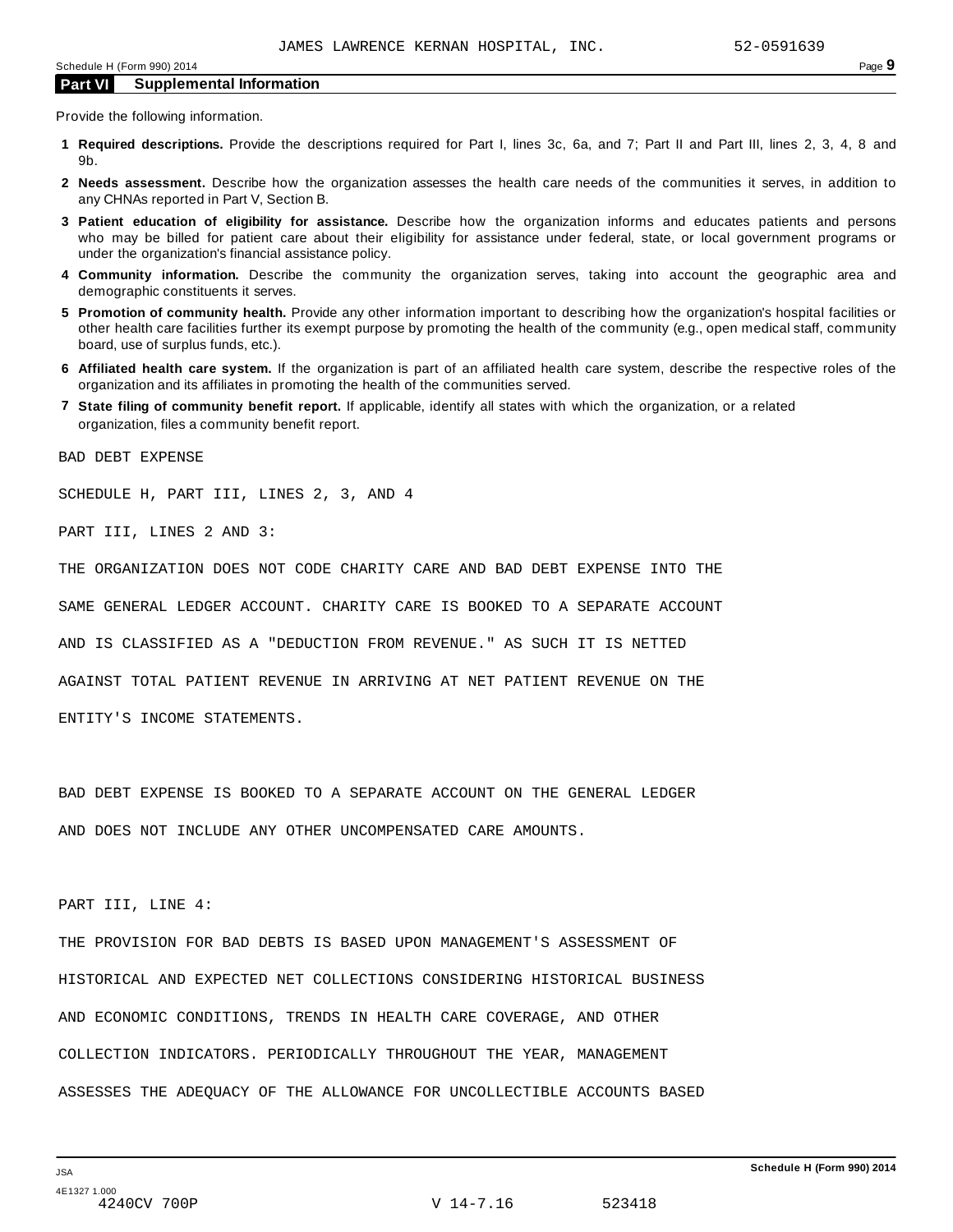JAMES LAWRENCE KERNAN HOSPITAL, INC. 52-0591639

## Part VI Supplemental Information

Provide the following information.

1. **Required descriptions.** Provide the descriptions required for Part I, lines 3c, 6a, and 7; Part II and Part III, lines 2, 3, 4, 8 and 9b.
2. **Needs assessment.** Describe how the organization assesses the health care needs of the communities it serves, in addition to any CHNAs reported in Part V, Section B.
3. **Patient education of eligibility for assistance.** Describe how the organization informs and educates patients and persons who may be billed for patient care about their eligibility for assistance under federal, state, or local government programs or under the organization's financial assistance policy.
4. **Community information.** Describe the community the organization serves, taking into account the geographic area and demographic constituents it serves.
5. **Promotion of community health.** Provide any other information important to describing how the organization's hospital facilities or other health care facilities further its exempt purpose by promoting the health of the community (e.g., open medical staff, community board, use of surplus funds, etc.).
6. **Affiliated health care system.** If the organization is part of an affiliated health care system, describe the respective roles of the organization and its affiliates in promoting the health of the communities served.
7. **State filing of community benefit report.** If applicable, identify all states with which the organization, or a related organization, files a community benefit report.

BAD DEBT EXPENSE

SCHEDULE H, PART III, LINES 2, 3, AND 4

PART III, LINES 2 AND 3:

THE ORGANIZATION DOES NOT CODE CHARITY CARE AND BAD DEBT EXPENSE INTO THE SAME GENERAL LEDGER ACCOUNT. CHARITY CARE IS BOOKED TO A SEPARATE ACCOUNT AND IS CLASSIFIED AS A "DEDUCTION FROM REVENUE." AS SUCH IT IS NETTED AGAINST TOTAL PATIENT REVENUE IN ARRIVING AT NET PATIENT REVENUE ON THE ENTITY'S INCOME STATEMENTS.

BAD DEBT EXPENSE IS BOOKED TO A SEPARATE ACCOUNT ON THE GENERAL LEDGER AND DOES NOT INCLUDE ANY OTHER UNCOMPENSATED CARE AMOUNTS.

PART III, LINE 4:

THE PROVISION FOR BAD DEBTS IS BASED UPON MANAGEMENT'S ASSESSMENT OF HISTORICAL AND EXPECTED NET COLLECTIONS CONSIDERING HISTORICAL BUSINESS AND ECONOMIC CONDITIONS, TRENDS IN HEALTH CARE COVERAGE, AND OTHER COLLECTION INDICATORS. PERIODICALLY THROUGHOUT THE YEAR, MANAGEMENT ASSESSES THE ADEQUACY OF THE ALLOWANCE FOR UNCOLLECTIBLE ACCOUNTS BASED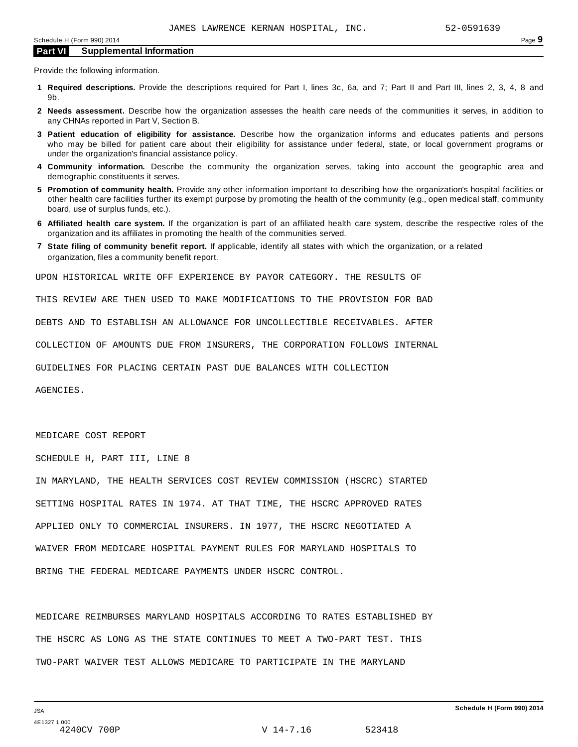## Part VI Supplemental Information

Provide the following information.

1. **Required descriptions.** Provide the descriptions required for Part I, lines 3c, 6a, and 7; Part II and Part III, lines 2, 3, 4, 8 and 9b.
2. **Needs assessment.** Describe how the organization assesses the health care needs of the communities it serves, in addition to any CHNAs reported in Part V, Section B.
3. **Patient education of eligibility for assistance.** Describe how the organization informs and educates patients and persons who may be billed for patient care about their eligibility for assistance under federal, state, or local government programs or under the organization's financial assistance policy.
4. **Community information.** Describe the community the organization serves, taking into account the geographic area and demographic constituents it serves.
5. **Promotion of community health.** Provide any other information important to describing how the organization's hospital facilities or other health care facilities further its exempt purpose by promoting the health of the community (e.g., open medical staff, community board, use of surplus funds, etc.).
6. **Affiliated health care system.** If the organization is part of an affiliated health care system, describe the respective roles of the organization and its affiliates in promoting the health of the communities served.
7. **State filing of community benefit report.** If applicable, identify all states with which the organization, or a related organization, files a community benefit report.

UPON HISTORICAL WRITE OFF EXPERIENCE BY PAYOR CATEGORY. THE RESULTS OF THIS REVIEW ARE THEN USED TO MAKE MODIFICATIONS TO THE PROVISION FOR BAD DEBTS AND TO ESTABLISH AN ALLOWANCE FOR UNCOLLECTIBLE RECEIVABLES. AFTER COLLECTION OF AMOUNTS DUE FROM INSURERS, THE CORPORATION FOLLOWS INTERNAL GUIDELINES FOR PLACING CERTAIN PAST DUE BALANCES WITH COLLECTION AGENCIES.

MEDICARE COST REPORT

SCHEDULE H, PART III, LINE 8

IN MARYLAND, THE HEALTH SERVICES COST REVIEW COMMISSION (HSCRC) STARTED SETTING HOSPITAL RATES IN 1974. AT THAT TIME, THE HSCRC APPROVED RATES APPLIED ONLY TO COMMERCIAL INSURERS. IN 1977, THE HSCRC NEGOTIATED A WAIVER FROM MEDICARE HOSPITAL PAYMENT RULES FOR MARYLAND HOSPITALS TO BRING THE FEDERAL MEDICARE PAYMENTS UNDER HSCRC CONTROL.

MEDICARE REIMBURSES MARYLAND HOSPITALS ACCORDING TO RATES ESTABLISHED BY THE HSCRC AS LONG AS THE STATE CONTINUES TO MEET A TWO-PART TEST. THIS TWO-PART WAIVER TEST ALLOWS MEDICARE TO PARTICIPATE IN THE MARYLAND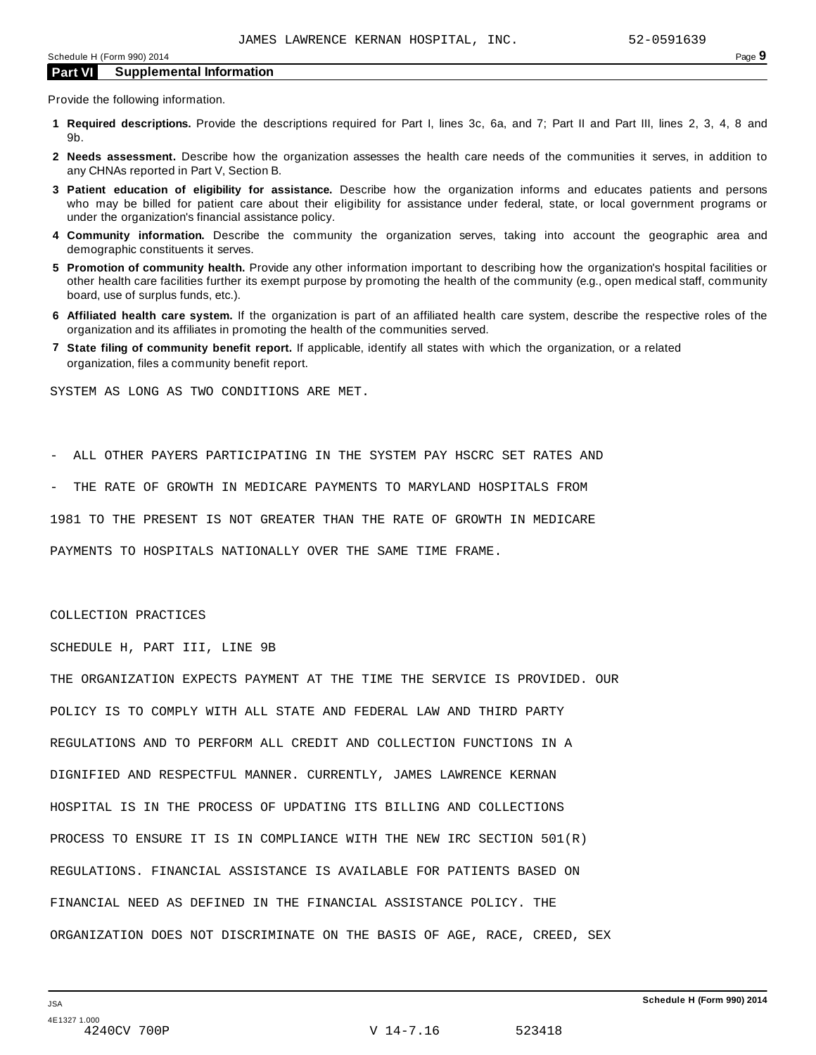JAMES LAWRENCE KERNAN HOSPITAL, INC. 52-0591639

## Part VI Supplemental Information

Provide the following information.

1. **Required descriptions.** Provide the descriptions required for Part I, lines 3c, 6a, and 7; Part II and Part III, lines 2, 3, 4, 8 and 9b.
2. **Needs assessment.** Describe how the organization assesses the health care needs of the communities it serves, in addition to any CHNAs reported in Part V, Section B.
3. **Patient education of eligibility for assistance.** Describe how the organization informs and educates patients and persons who may be billed for patient care about their eligibility for assistance under federal, state, or local government programs or under the organization's financial assistance policy.
4. **Community information.** Describe the community the organization serves, taking into account the geographic area and demographic constituents it serves.
5. **Promotion of community health.** Provide any other information important to describing how the organization's hospital facilities or other health care facilities further its exempt purpose by promoting the health of the community (e.g., open medical staff, community board, use of surplus funds, etc.).
6. **Affiliated health care system.** If the organization is part of an affiliated health care system, describe the respective roles of the organization and its affiliates in promoting the health of the communities served.
7. **State filing of community benefit report.** If applicable, identify all states with which the organization, or a related organization, files a community benefit report.

SYSTEM AS LONG AS TWO CONDITIONS ARE MET.

- ALL OTHER PAYERS PARTICIPATING IN THE SYSTEM PAY HSCRC SET RATES AND
- THE RATE OF GROWTH IN MEDICARE PAYMENTS TO MARYLAND HOSPITALS FROM 1981 TO THE PRESENT IS NOT GREATER THAN THE RATE OF GROWTH IN MEDICARE PAYMENTS TO HOSPITALS NATIONALLY OVER THE SAME TIME FRAME.

COLLECTION PRACTICES

SCHEDULE H, PART III, LINE 9B

THE ORGANIZATION EXPECTS PAYMENT AT THE TIME THE SERVICE IS PROVIDED. OUR POLICY IS TO COMPLY WITH ALL STATE AND FEDERAL LAW AND THIRD PARTY REGULATIONS AND TO PERFORM ALL CREDIT AND COLLECTION FUNCTIONS IN A DIGNIFIED AND RESPECTFUL MANNER. CURRENTLY, JAMES LAWRENCE KERNAN HOSPITAL IS IN THE PROCESS OF UPDATING ITS BILLING AND COLLECTIONS PROCESS TO ENSURE IT IS IN COMPLIANCE WITH THE NEW IRC SECTION 501(R) REGULATIONS. FINANCIAL ASSISTANCE IS AVAILABLE FOR PATIENTS BASED ON FINANCIAL NEED AS DEFINED IN THE FINANCIAL ASSISTANCE POLICY. THE ORGANIZATION DOES NOT DISCRIMINATE ON THE BASIS OF AGE, RACE, CREED, SEX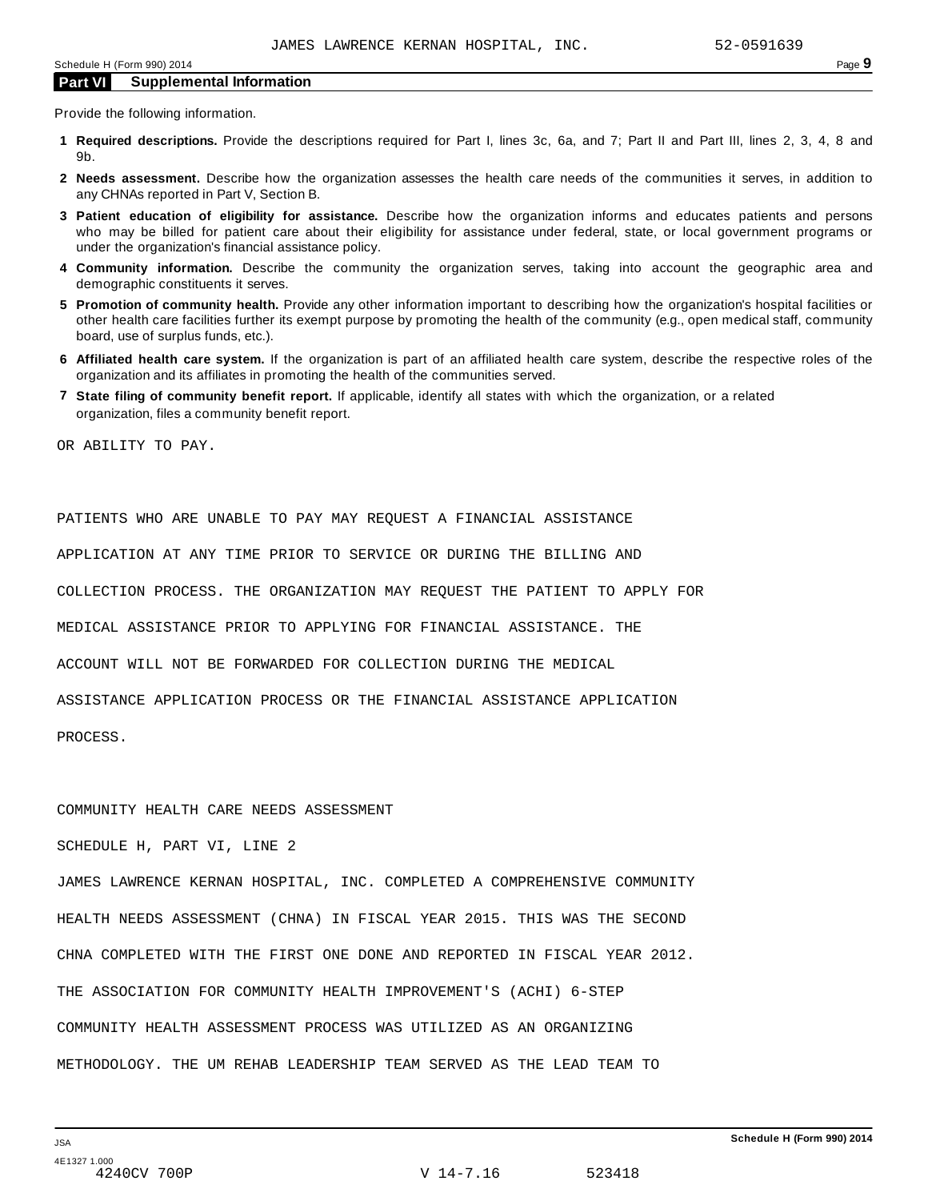## Part VI Supplemental Information

Provide the following information.

1. **Required descriptions.** Provide the descriptions required for Part I, lines 3c, 6a, and 7; Part II and Part III, lines 2, 3, 4, 8 and 9b.
2. **Needs assessment.** Describe how the organization assesses the health care needs of the communities it serves, in addition to any CHNAs reported in Part V, Section B.
3. **Patient education of eligibility for assistance.** Describe how the organization informs and educates patients and persons who may be billed for patient care about their eligibility for assistance under federal, state, or local government programs or under the organization's financial assistance policy.
4. **Community information.** Describe the community the organization serves, taking into account the geographic area and demographic constituents it serves.
5. **Promotion of community health.** Provide any other information important to describing how the organization's hospital facilities or other health care facilities further its exempt purpose by promoting the health of the community (e.g., open medical staff, community board, use of surplus funds, etc.).
6. **Affiliated health care system.** If the organization is part of an affiliated health care system, describe the respective roles of the organization and its affiliates in promoting the health of the communities served.
7. **State filing of community benefit report.** If applicable, identify all states with which the organization, or a related organization, files a community benefit report.

OR ABILITY TO PAY.

PATIENTS WHO ARE UNABLE TO PAY MAY REQUEST A FINANCIAL ASSISTANCE APPLICATION AT ANY TIME PRIOR TO SERVICE OR DURING THE BILLING AND COLLECTION PROCESS. THE ORGANIZATION MAY REQUEST THE PATIENT TO APPLY FOR MEDICAL ASSISTANCE PRIOR TO APPLYING FOR FINANCIAL ASSISTANCE. THE ACCOUNT WILL NOT BE FORWARDED FOR COLLECTION DURING THE MEDICAL ASSISTANCE APPLICATION PROCESS OR THE FINANCIAL ASSISTANCE APPLICATION PROCESS.

COMMUNITY HEALTH CARE NEEDS ASSESSMENT

SCHEDULE H, PART VI, LINE 2

JAMES LAWRENCE KERNAN HOSPITAL, INC. COMPLETED A COMPREHENSIVE COMMUNITY HEALTH NEEDS ASSESSMENT (CHNA) IN FISCAL YEAR 2015. THIS WAS THE SECOND CHNA COMPLETED WITH THE FIRST ONE DONE AND REPORTED IN FISCAL YEAR 2012. THE ASSOCIATION FOR COMMUNITY HEALTH IMPROVEMENT'S (ACHI) 6-STEP COMMUNITY HEALTH ASSESSMENT PROCESS WAS UTILIZED AS AN ORGANIZING METHODOLOGY. THE UM REHAB LEADERSHIP TEAM SERVED AS THE LEAD TEAM TO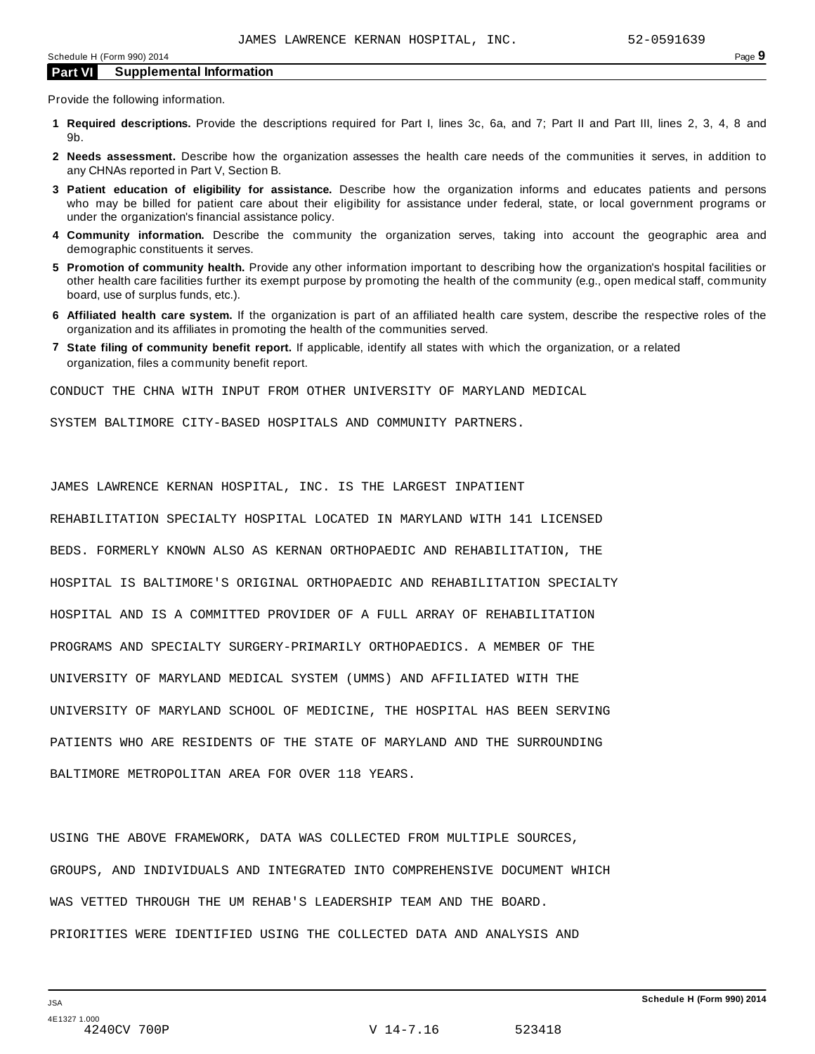JAMES LAWRENCE KERNAN HOSPITAL, INC. 52-0591639

## Part VI Supplemental Information

Provide the following information.

1. **Required descriptions.** Provide the descriptions required for Part I, lines 3c, 6a, and 7; Part II and Part III, lines 2, 3, 4, 8 and 9b.
2. **Needs assessment.** Describe how the organization assesses the health care needs of the communities it serves, in addition to any CHNAs reported in Part V, Section B.
3. **Patient education of eligibility for assistance.** Describe how the organization informs and educates patients and persons who may be billed for patient care about their eligibility for assistance under federal, state, or local government programs or under the organization's financial assistance policy.
4. **Community information.** Describe the community the organization serves, taking into account the geographic area and demographic constituents it serves.
5. **Promotion of community health.** Provide any other information important to describing how the organization's hospital facilities or other health care facilities further its exempt purpose by promoting the health of the community (e.g., open medical staff, community board, use of surplus funds, etc.).
6. **Affiliated health care system.** If the organization is part of an affiliated health care system, describe the respective roles of the organization and its affiliates in promoting the health of the communities served.
7. **State filing of community benefit report.** If applicable, identify all states with which the organization, or a related organization, files a community benefit report.

CONDUCT THE CHNA WITH INPUT FROM OTHER UNIVERSITY OF MARYLAND MEDICAL SYSTEM BALTIMORE CITY-BASED HOSPITALS AND COMMUNITY PARTNERS.

JAMES LAWRENCE KERNAN HOSPITAL, INC. IS THE LARGEST INPATIENT REHABILITATION SPECIALTY HOSPITAL LOCATED IN MARYLAND WITH 141 LICENSED BEDS. FORMERLY KNOWN ALSO AS KERNAN ORTHOPAEDIC AND REHABILITATION, THE HOSPITAL IS BALTIMORE'S ORIGINAL ORTHOPAEDIC AND REHABILITATION SPECIALTY HOSPITAL AND IS A COMMITTED PROVIDER OF A FULL ARRAY OF REHABILITATION PROGRAMS AND SPECIALTY SURGERY-PRIMARILY ORTHOPAEDICS. A MEMBER OF THE UNIVERSITY OF MARYLAND MEDICAL SYSTEM (UMMS) AND AFFILIATED WITH THE UNIVERSITY OF MARYLAND SCHOOL OF MEDICINE, THE HOSPITAL HAS BEEN SERVING PATIENTS WHO ARE RESIDENTS OF THE STATE OF MARYLAND AND THE SURROUNDING BALTIMORE METROPOLITAN AREA FOR OVER 118 YEARS.

USING THE ABOVE FRAMEWORK, DATA WAS COLLECTED FROM MULTIPLE SOURCES, GROUPS, AND INDIVIDUALS AND INTEGRATED INTO COMPREHENSIVE DOCUMENT WHICH WAS VETTED THROUGH THE UM REHAB'S LEADERSHIP TEAM AND THE BOARD. PRIORITIES WERE IDENTIFIED USING THE COLLECTED DATA AND ANALYSIS AND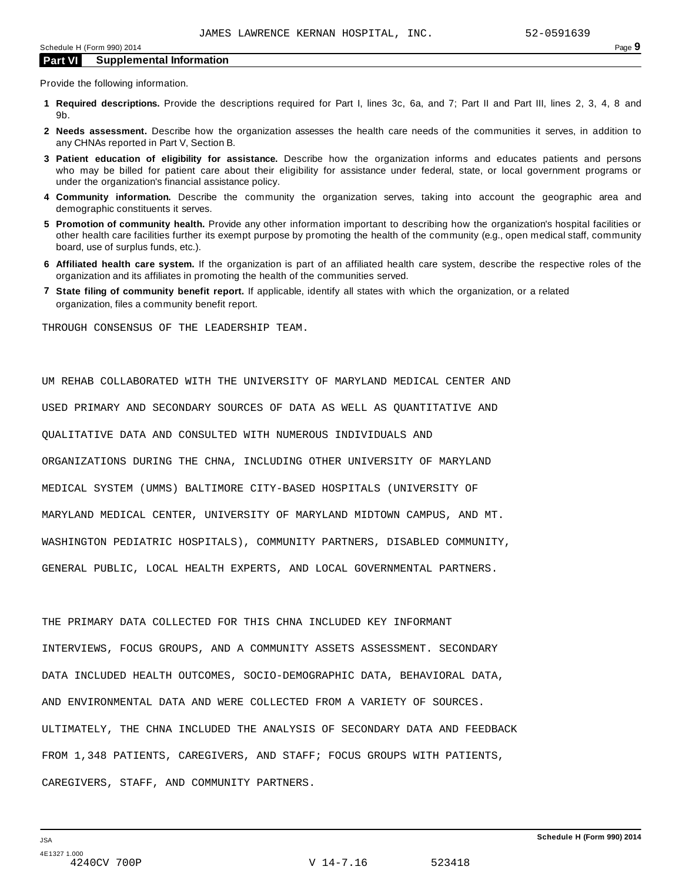## Part VI Supplemental Information

Provide the following information.

1. **Required descriptions.** Provide the descriptions required for Part I, lines 3c, 6a, and 7; Part II and Part III, lines 2, 3, 4, 8 and 9b.
2. **Needs assessment.** Describe how the organization assesses the health care needs of the communities it serves, in addition to any CHNAs reported in Part V, Section B.
3. **Patient education of eligibility for assistance.** Describe how the organization informs and educates patients and persons who may be billed for patient care about their eligibility for assistance under federal, state, or local government programs or under the organization's financial assistance policy.
4. **Community information.** Describe the community the organization serves, taking into account the geographic area and demographic constituents it serves.
5. **Promotion of community health.** Provide any other information important to describing how the organization's hospital facilities or other health care facilities further its exempt purpose by promoting the health of the community (e.g., open medical staff, community board, use of surplus funds, etc.).
6. **Affiliated health care system.** If the organization is part of an affiliated health care system, describe the respective roles of the organization and its affiliates in promoting the health of the communities served.
7. **State filing of community benefit report.** If applicable, identify all states with which the organization, or a related organization, files a community benefit report.

THROUGH CONSENSUS OF THE LEADERSHIP TEAM.

UM REHAB COLLABORATED WITH THE UNIVERSITY OF MARYLAND MEDICAL CENTER AND USED PRIMARY AND SECONDARY SOURCES OF DATA AS WELL AS QUANTITATIVE AND QUALITATIVE DATA AND CONSULTED WITH NUMEROUS INDIVIDUALS AND ORGANIZATIONS DURING THE CHNA, INCLUDING OTHER UNIVERSITY OF MARYLAND MEDICAL SYSTEM (UMMS) BALTIMORE CITY-BASED HOSPITALS (UNIVERSITY OF MARYLAND MEDICAL CENTER, UNIVERSITY OF MARYLAND MIDTOWN CAMPUS, AND MT. WASHINGTON PEDIATRIC HOSPITALS), COMMUNITY PARTNERS, DISABLED COMMUNITY, GENERAL PUBLIC, LOCAL HEALTH EXPERTS, AND LOCAL GOVERNMENTAL PARTNERS.

THE PRIMARY DATA COLLECTED FOR THIS CHNA INCLUDED KEY INFORMANT INTERVIEWS, FOCUS GROUPS, AND A COMMUNITY ASSETS ASSESSMENT. SECONDARY DATA INCLUDED HEALTH OUTCOMES, SOCIO-DEMOGRAPHIC DATA, BEHAVIORAL DATA, AND ENVIRONMENTAL DATA AND WERE COLLECTED FROM A VARIETY OF SOURCES. ULTIMATELY, THE CHNA INCLUDED THE ANALYSIS OF SECONDARY DATA AND FEEDBACK FROM 1,348 PATIENTS, CAREGIVERS, AND STAFF; FOCUS GROUPS WITH PATIENTS, CAREGIVERS, STAFF, AND COMMUNITY PARTNERS.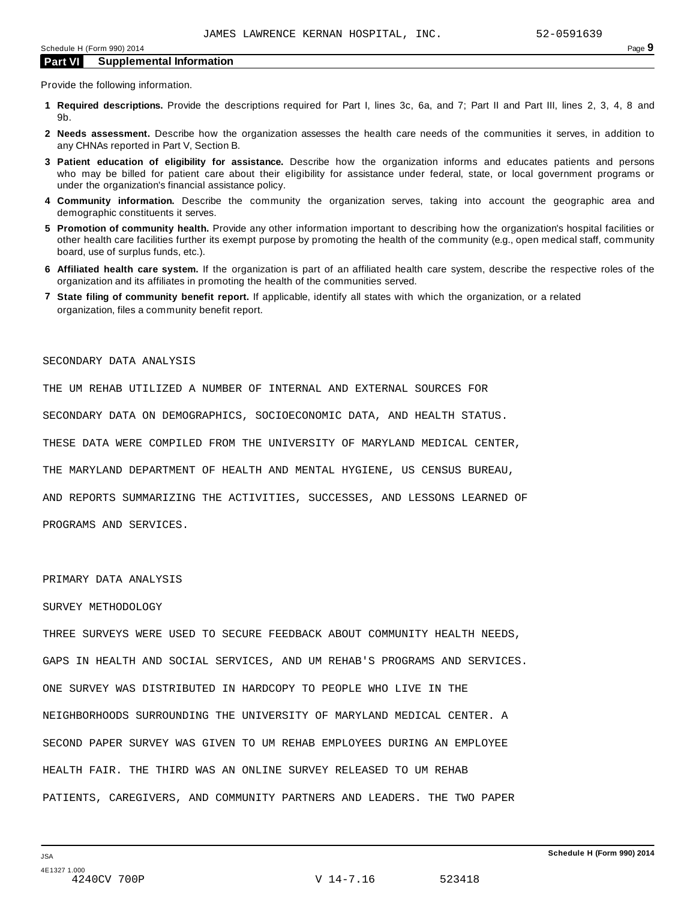## Part VI Supplemental Information

Provide the following information.

1. **Required descriptions.** Provide the descriptions required for Part I, lines 3c, 6a, and 7; Part II and Part III, lines 2, 3, 4, 8 and 9b.
2. **Needs assessment.** Describe how the organization assesses the health care needs of the communities it serves, in addition to any CHNAs reported in Part V, Section B.
3. **Patient education of eligibility for assistance.** Describe how the organization informs and educates patients and persons who may be billed for patient care about their eligibility for assistance under federal, state, or local government programs or under the organization's financial assistance policy.
4. **Community information.** Describe the community the organization serves, taking into account the geographic area and demographic constituents it serves.
5. **Promotion of community health.** Provide any other information important to describing how the organization's hospital facilities or other health care facilities further its exempt purpose by promoting the health of the community (e.g., open medical staff, community board, use of surplus funds, etc.).
6. **Affiliated health care system.** If the organization is part of an affiliated health care system, describe the respective roles of the organization and its affiliates in promoting the health of the communities served.
7. **State filing of community benefit report.** If applicable, identify all states with which the organization, or a related organization, files a community benefit report.

SECONDARY DATA ANALYSIS

THE UM REHAB UTILIZED A NUMBER OF INTERNAL AND EXTERNAL SOURCES FOR SECONDARY DATA ON DEMOGRAPHICS, SOCIOECONOMIC DATA, AND HEALTH STATUS. THESE DATA WERE COMPILED FROM THE UNIVERSITY OF MARYLAND MEDICAL CENTER, THE MARYLAND DEPARTMENT OF HEALTH AND MENTAL HYGIENE, US CENSUS BUREAU, AND REPORTS SUMMARIZING THE ACTIVITIES, SUCCESSES, AND LESSONS LEARNED OF PROGRAMS AND SERVICES.

PRIMARY DATA ANALYSIS

SURVEY METHODOLOGY

THREE SURVEYS WERE USED TO SECURE FEEDBACK ABOUT COMMUNITY HEALTH NEEDS, GAPS IN HEALTH AND SOCIAL SERVICES, AND UM REHAB'S PROGRAMS AND SERVICES. ONE SURVEY WAS DISTRIBUTED IN HARDCOPY TO PEOPLE WHO LIVE IN THE NEIGHBORHOODS SURROUNDING THE UNIVERSITY OF MARYLAND MEDICAL CENTER. A SECOND PAPER SURVEY WAS GIVEN TO UM REHAB EMPLOYEES DURING AN EMPLOYEE HEALTH FAIR. THE THIRD WAS AN ONLINE SURVEY RELEASED TO UM REHAB PATIENTS, CAREGIVERS, AND COMMUNITY PARTNERS AND LEADERS. THE TWO PAPER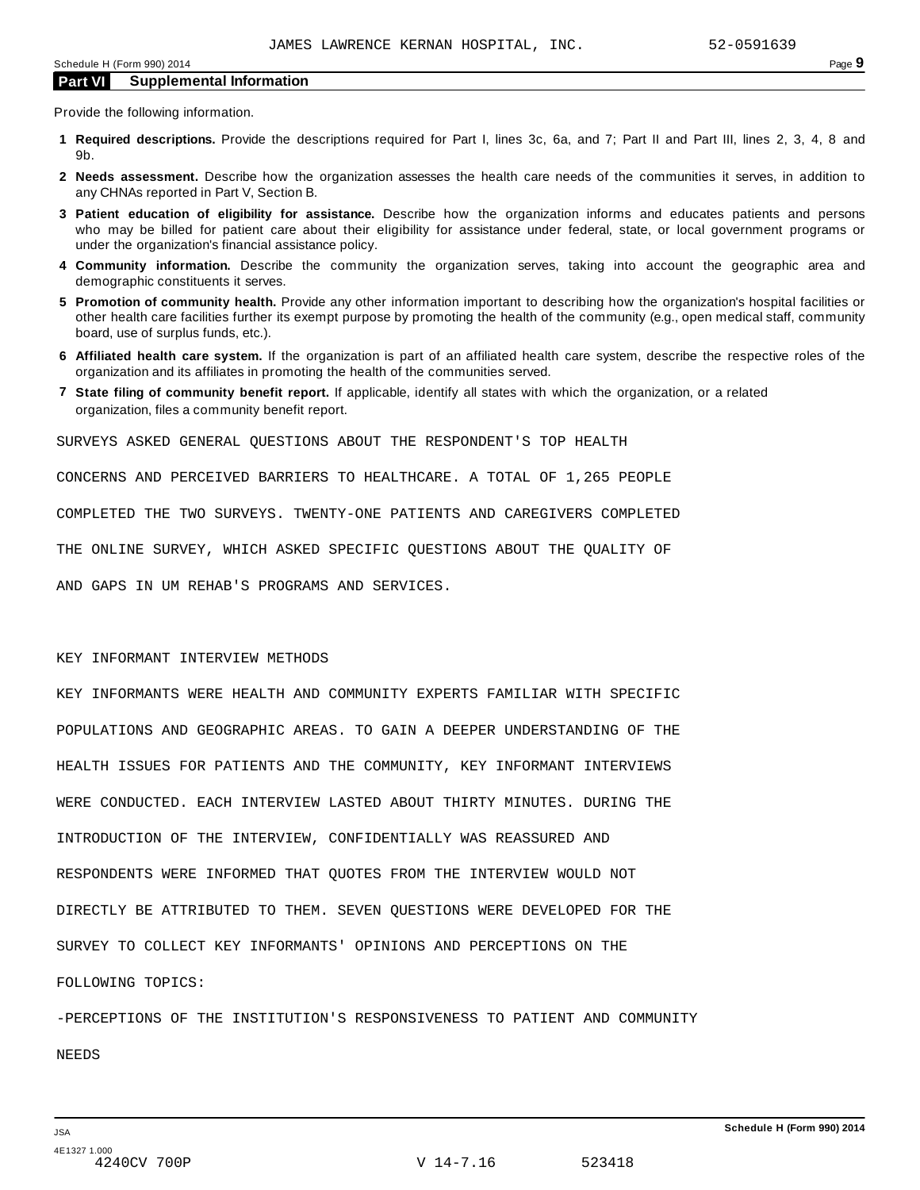## Part VI Supplemental Information

Provide the following information.

1. **Required descriptions.** Provide the descriptions required for Part I, lines 3c, 6a, and 7; Part II and Part III, lines 2, 3, 4, 8 and 9b.
2. **Needs assessment.** Describe how the organization assesses the health care needs of the communities it serves, in addition to any CHNAs reported in Part V, Section B.
3. **Patient education of eligibility for assistance.** Describe how the organization informs and educates patients and persons who may be billed for patient care about their eligibility for assistance under federal, state, or local government programs or under the organization's financial assistance policy.
4. **Community information.** Describe the community the organization serves, taking into account the geographic area and demographic constituents it serves.
5. **Promotion of community health.** Provide any other information important to describing how the organization's hospital facilities or other health care facilities further its exempt purpose by promoting the health of the community (e.g., open medical staff, community board, use of surplus funds, etc.).
6. **Affiliated health care system.** If the organization is part of an affiliated health care system, describe the respective roles of the organization and its affiliates in promoting the health of the communities served.
7. **State filing of community benefit report.** If applicable, identify all states with which the organization, or a related organization, files a community benefit report.

SURVEYS ASKED GENERAL QUESTIONS ABOUT THE RESPONDENT'S TOP HEALTH CONCERNS AND PERCEIVED BARRIERS TO HEALTHCARE. A TOTAL OF 1,265 PEOPLE COMPLETED THE TWO SURVEYS. TWENTY-ONE PATIENTS AND CAREGIVERS COMPLETED THE ONLINE SURVEY, WHICH ASKED SPECIFIC QUESTIONS ABOUT THE QUALITY OF AND GAPS IN UM REHAB'S PROGRAMS AND SERVICES.

KEY INFORMANT INTERVIEW METHODS

KEY INFORMANTS WERE HEALTH AND COMMUNITY EXPERTS FAMILIAR WITH SPECIFIC POPULATIONS AND GEOGRAPHIC AREAS. TO GAIN A DEEPER UNDERSTANDING OF THE HEALTH ISSUES FOR PATIENTS AND THE COMMUNITY, KEY INFORMANT INTERVIEWS WERE CONDUCTED. EACH INTERVIEW LASTED ABOUT THIRTY MINUTES. DURING THE INTRODUCTION OF THE INTERVIEW, CONFIDENTIALLY WAS REASSURED AND RESPONDENTS WERE INFORMED THAT QUOTES FROM THE INTERVIEW WOULD NOT DIRECTLY BE ATTRIBUTED TO THEM. SEVEN QUESTIONS WERE DEVELOPED FOR THE SURVEY TO COLLECT KEY INFORMANTS' OPINIONS AND PERCEPTIONS ON THE FOLLOWING TOPICS:

-PERCEPTIONS OF THE INSTITUTION'S RESPONSIVENESS TO PATIENT AND COMMUNITY NEEDS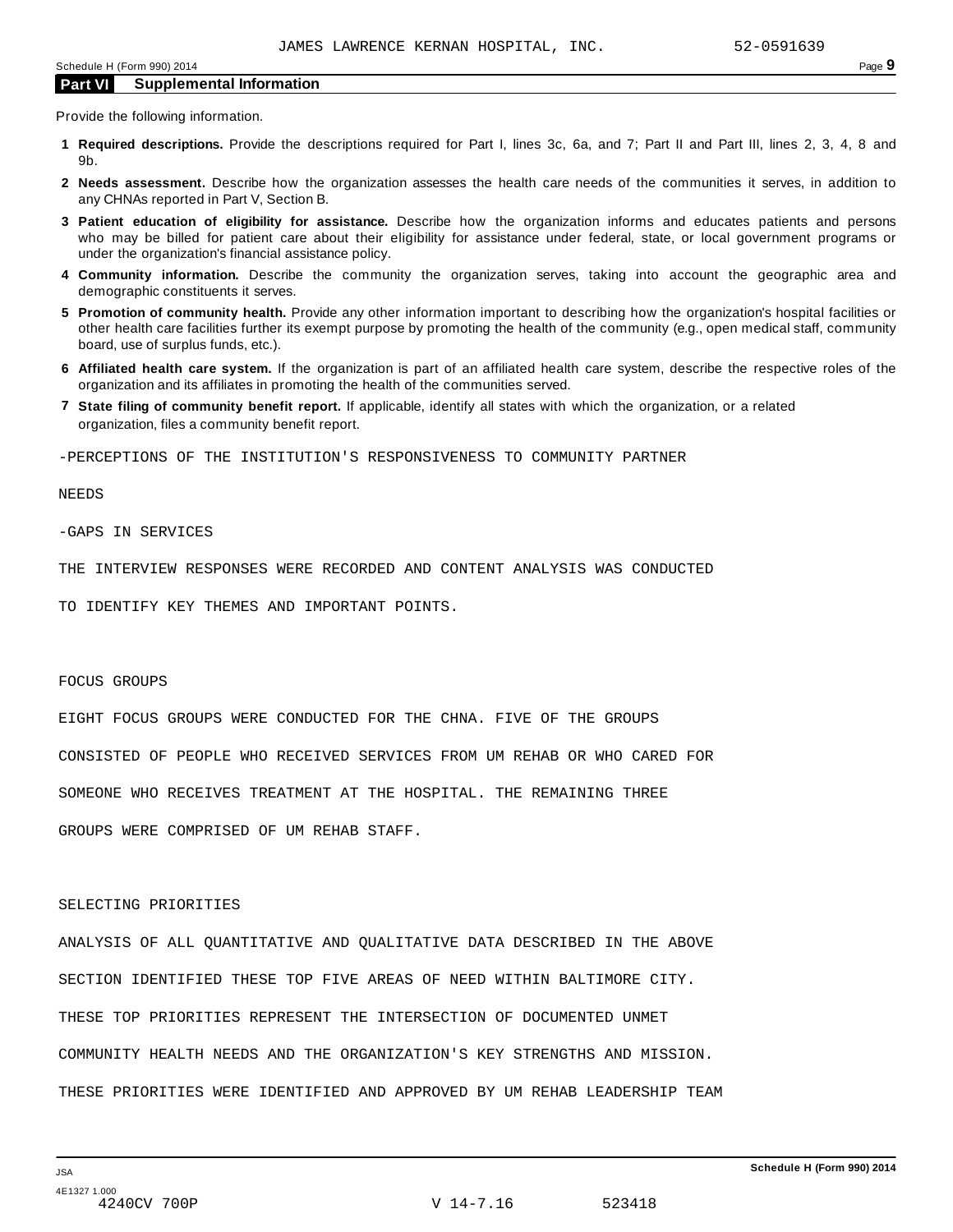## Part VI Supplemental Information

Provide the following information.

1. **Required descriptions.** Provide the descriptions required for Part I, lines 3c, 6a, and 7; Part II and Part III, lines 2, 3, 4, 8 and 9b.
2. **Needs assessment.** Describe how the organization assesses the health care needs of the communities it serves, in addition to any CHNAs reported in Part V, Section B.
3. **Patient education of eligibility for assistance.** Describe how the organization informs and educates patients and persons who may be billed for patient care about their eligibility for assistance under federal, state, or local government programs or under the organization's financial assistance policy.
4. **Community information.** Describe the community the organization serves, taking into account the geographic area and demographic constituents it serves.
5. **Promotion of community health.** Provide any other information important to describing how the organization's hospital facilities or other health care facilities further its exempt purpose by promoting the health of the community (e.g., open medical staff, community board, use of surplus funds, etc.).
6. **Affiliated health care system.** If the organization is part of an affiliated health care system, describe the respective roles of the organization and its affiliates in promoting the health of the communities served.
7. **State filing of community benefit report.** If applicable, identify all states with which the organization, or a related organization, files a community benefit report.

-PERCEPTIONS OF THE INSTITUTION'S RESPONSIVENESS TO COMMUNITY PARTNER NEEDS

-GAPS IN SERVICES

THE INTERVIEW RESPONSES WERE RECORDED AND CONTENT ANALYSIS WAS CONDUCTED TO IDENTIFY KEY THEMES AND IMPORTANT POINTS.

FOCUS GROUPS

EIGHT FOCUS GROUPS WERE CONDUCTED FOR THE CHNA. FIVE OF THE GROUPS CONSISTED OF PEOPLE WHO RECEIVED SERVICES FROM UM REHAB OR WHO CARED FOR SOMEONE WHO RECEIVES TREATMENT AT THE HOSPITAL. THE REMAINING THREE GROUPS WERE COMPRISED OF UM REHAB STAFF.

SELECTING PRIORITIES

ANALYSIS OF ALL QUANTITATIVE AND QUALITATIVE DATA DESCRIBED IN THE ABOVE SECTION IDENTIFIED THESE TOP FIVE AREAS OF NEED WITHIN BALTIMORE CITY. THESE TOP PRIORITIES REPRESENT THE INTERSECTION OF DOCUMENTED UNMET COMMUNITY HEALTH NEEDS AND THE ORGANIZATION'S KEY STRENGTHS AND MISSION. THESE PRIORITIES WERE IDENTIFIED AND APPROVED BY UM REHAB LEADERSHIP TEAM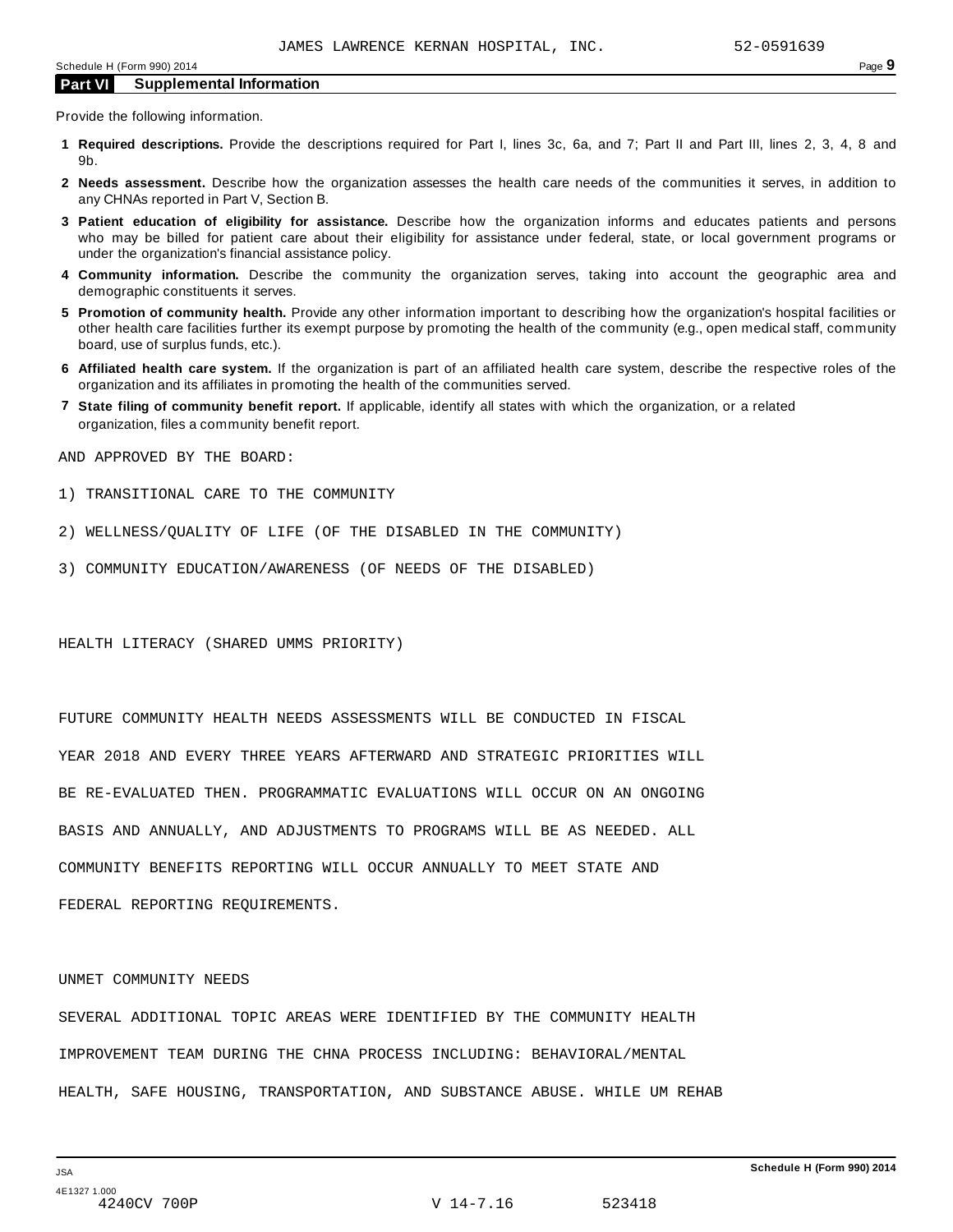## Part VI Supplemental Information

Provide the following information.

1. **Required descriptions.** Provide the descriptions required for Part I, lines 3c, 6a, and 7; Part II and Part III, lines 2, 3, 4, 8 and 9b.
2. **Needs assessment.** Describe how the organization assesses the health care needs of the communities it serves, in addition to any CHNAs reported in Part V, Section B.
3. **Patient education of eligibility for assistance.** Describe how the organization informs and educates patients and persons who may be billed for patient care about their eligibility for assistance under federal, state, or local government programs or under the organization's financial assistance policy.
4. **Community information.** Describe the community the organization serves, taking into account the geographic area and demographic constituents it serves.
5. **Promotion of community health.** Provide any other information important to describing how the organization's hospital facilities or other health care facilities further its exempt purpose by promoting the health of the community (e.g., open medical staff, community board, use of surplus funds, etc.).
6. **Affiliated health care system.** If the organization is part of an affiliated health care system, describe the respective roles of the organization and its affiliates in promoting the health of the communities served.
7. **State filing of community benefit report.** If applicable, identify all states with which the organization, or a related organization, files a community benefit report.

AND APPROVED BY THE BOARD:

1) TRANSITIONAL CARE TO THE COMMUNITY

2) WELLNESS/QUALITY OF LIFE (OF THE DISABLED IN THE COMMUNITY)

3) COMMUNITY EDUCATION/AWARENESS (OF NEEDS OF THE DISABLED)

HEALTH LITERACY (SHARED UMMS PRIORITY)

FUTURE COMMUNITY HEALTH NEEDS ASSESSMENTS WILL BE CONDUCTED IN FISCAL YEAR 2018 AND EVERY THREE YEARS AFTERWARD AND STRATEGIC PRIORITIES WILL BE RE-EVALUATED THEN. PROGRAMMATIC EVALUATIONS WILL OCCUR ON AN ONGOING BASIS AND ANNUALLY, AND ADJUSTMENTS TO PROGRAMS WILL BE AS NEEDED. ALL COMMUNITY BENEFITS REPORTING WILL OCCUR ANNUALLY TO MEET STATE AND FEDERAL REPORTING REQUIREMENTS.

UNMET COMMUNITY NEEDS

SEVERAL ADDITIONAL TOPIC AREAS WERE IDENTIFIED BY THE COMMUNITY HEALTH IMPROVEMENT TEAM DURING THE CHNA PROCESS INCLUDING: BEHAVIORAL/MENTAL HEALTH, SAFE HOUSING, TRANSPORTATION, AND SUBSTANCE ABUSE. WHILE UM REHAB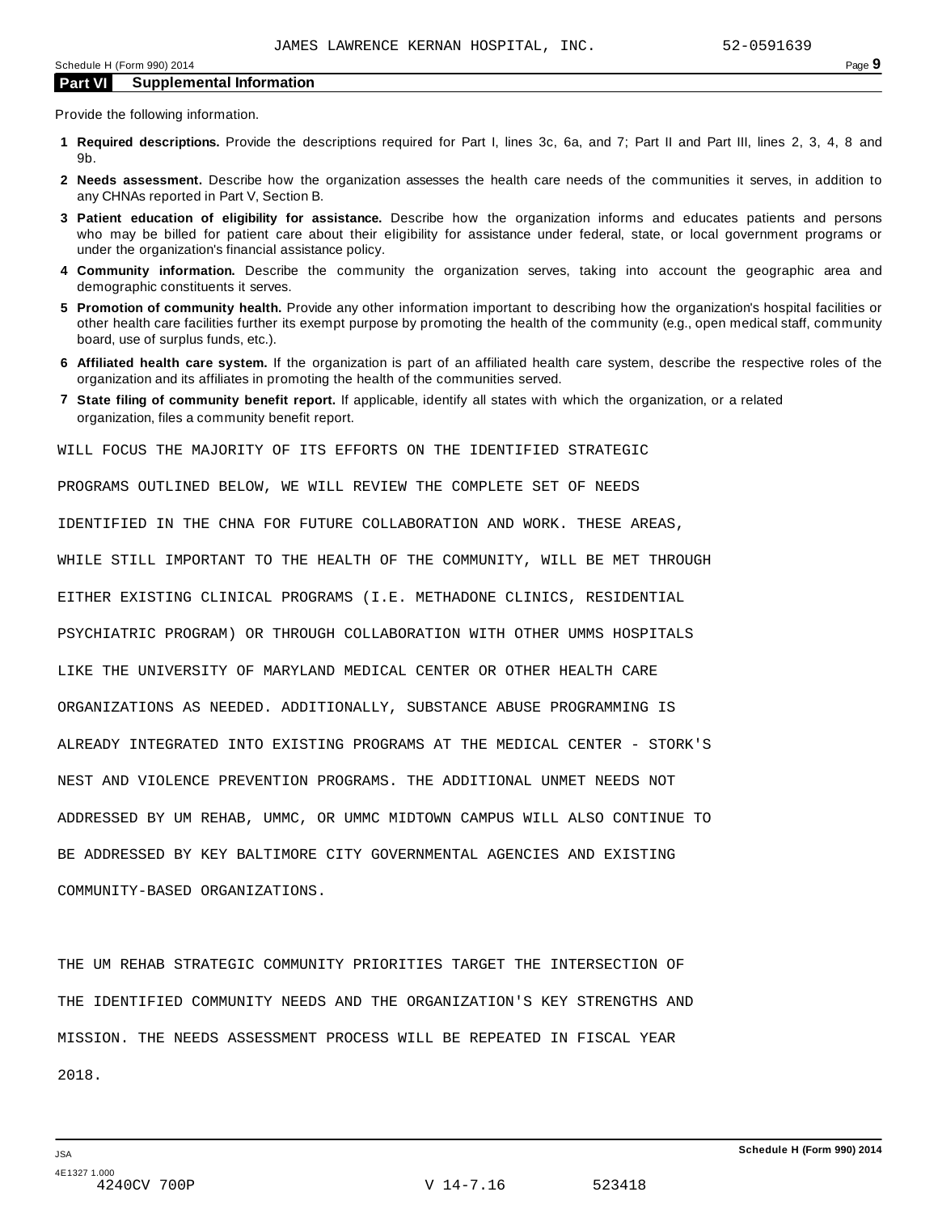JAMES LAWRENCE KERNAN HOSPITAL, INC. 52-0591639

## Part VI Supplemental Information

Provide the following information.

1. **Required descriptions.** Provide the descriptions required for Part I, lines 3c, 6a, and 7; Part II and Part III, lines 2, 3, 4, 8 and 9b.
2. **Needs assessment.** Describe how the organization assesses the health care needs of the communities it serves, in addition to any CHNAs reported in Part V, Section B.
3. **Patient education of eligibility for assistance.** Describe how the organization informs and educates patients and persons who may be billed for patient care about their eligibility for assistance under federal, state, or local government programs or under the organization's financial assistance policy.
4. **Community information.** Describe the community the organization serves, taking into account the geographic area and demographic constituents it serves.
5. **Promotion of community health.** Provide any other information important to describing how the organization's hospital facilities or other health care facilities further its exempt purpose by promoting the health of the community (e.g., open medical staff, community board, use of surplus funds, etc.).
6. **Affiliated health care system.** If the organization is part of an affiliated health care system, describe the respective roles of the organization and its affiliates in promoting the health of the communities served.
7. **State filing of community benefit report.** If applicable, identify all states with which the organization, or a related organization, files a community benefit report.

WILL FOCUS THE MAJORITY OF ITS EFFORTS ON THE IDENTIFIED STRATEGIC PROGRAMS OUTLINED BELOW, WE WILL REVIEW THE COMPLETE SET OF NEEDS IDENTIFIED IN THE CHNA FOR FUTURE COLLABORATION AND WORK. THESE AREAS, WHILE STILL IMPORTANT TO THE HEALTH OF THE COMMUNITY, WILL BE MET THROUGH EITHER EXISTING CLINICAL PROGRAMS (I.E. METHADONE CLINICS, RESIDENTIAL PSYCHIATRIC PROGRAM) OR THROUGH COLLABORATION WITH OTHER UMMS HOSPITALS LIKE THE UNIVERSITY OF MARYLAND MEDICAL CENTER OR OTHER HEALTH CARE ORGANIZATIONS AS NEEDED. ADDITIONALLY, SUBSTANCE ABUSE PROGRAMMING IS ALREADY INTEGRATED INTO EXISTING PROGRAMS AT THE MEDICAL CENTER - STORK'S NEST AND VIOLENCE PREVENTION PROGRAMS. THE ADDITIONAL UNMET NEEDS NOT ADDRESSED BY UM REHAB, UMMC, OR UMMC MIDTOWN CAMPUS WILL ALSO CONTINUE TO BE ADDRESSED BY KEY BALTIMORE CITY GOVERNMENTAL AGENCIES AND EXISTING COMMUNITY-BASED ORGANIZATIONS.

THE UM REHAB STRATEGIC COMMUNITY PRIORITIES TARGET THE INTERSECTION OF THE IDENTIFIED COMMUNITY NEEDS AND THE ORGANIZATION'S KEY STRENGTHS AND MISSION. THE NEEDS ASSESSMENT PROCESS WILL BE REPEATED IN FISCAL YEAR 2018.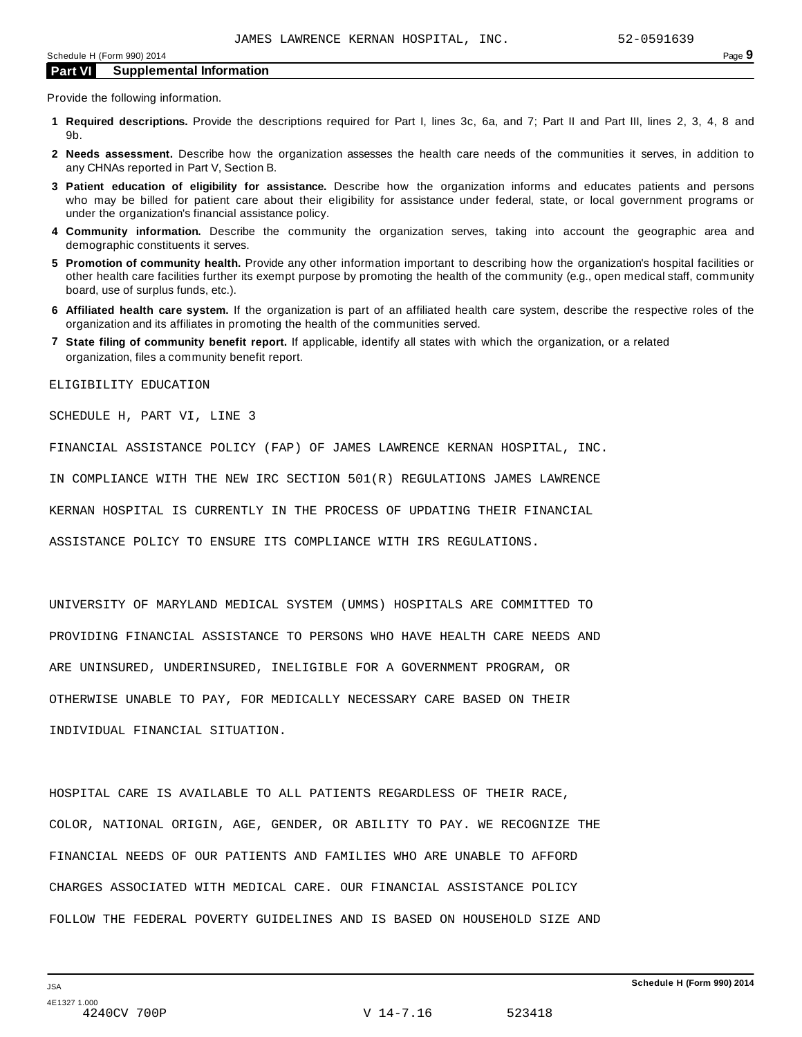JAMES LAWRENCE KERNAN HOSPITAL, INC. 52-0591639

Schedule H (Form 990) 2014

## Part VI Supplemental Information

Provide the following information.

1. **Required descriptions.** Provide the descriptions required for Part I, lines 3c, 6a, and 7; Part II and Part III, lines 2, 3, 4, 8 and 9b.
2. **Needs assessment.** Describe how the organization assesses the health care needs of the communities it serves, in addition to any CHNAs reported in Part V, Section B.
3. **Patient education of eligibility for assistance.** Describe how the organization informs and educates patients and persons who may be billed for patient care about their eligibility for assistance under federal, state, or local government programs or under the organization's financial assistance policy.
4. **Community information.** Describe the community the organization serves, taking into account the geographic area and demographic constituents it serves.
5. **Promotion of community health.** Provide any other information important to describing how the organization's hospital facilities or other health care facilities further its exempt purpose by promoting the health of the community (e.g., open medical staff, community board, use of surplus funds, etc.).
6. **Affiliated health care system.** If the organization is part of an affiliated health care system, describe the respective roles of the organization and its affiliates in promoting the health of the communities served.
7. **State filing of community benefit report.** If applicable, identify all states with which the organization, or a related organization, files a community benefit report.

ELIGIBILITY EDUCATION

SCHEDULE H, PART VI, LINE 3

FINANCIAL ASSISTANCE POLICY (FAP) OF JAMES LAWRENCE KERNAN HOSPITAL, INC.

IN COMPLIANCE WITH THE NEW IRC SECTION 501(R) REGULATIONS JAMES LAWRENCE KERNAN HOSPITAL IS CURRENTLY IN THE PROCESS OF UPDATING THEIR FINANCIAL ASSISTANCE POLICY TO ENSURE ITS COMPLIANCE WITH IRS REGULATIONS.

UNIVERSITY OF MARYLAND MEDICAL SYSTEM (UMMS) HOSPITALS ARE COMMITTED TO PROVIDING FINANCIAL ASSISTANCE TO PERSONS WHO HAVE HEALTH CARE NEEDS AND ARE UNINSURED, UNDERINSURED, INELIGIBLE FOR A GOVERNMENT PROGRAM, OR OTHERWISE UNABLE TO PAY, FOR MEDICALLY NECESSARY CARE BASED ON THEIR INDIVIDUAL FINANCIAL SITUATION.

HOSPITAL CARE IS AVAILABLE TO ALL PATIENTS REGARDLESS OF THEIR RACE, COLOR, NATIONAL ORIGIN, AGE, GENDER, OR ABILITY TO PAY. WE RECOGNIZE THE FINANCIAL NEEDS OF OUR PATIENTS AND FAMILIES WHO ARE UNABLE TO AFFORD CHARGES ASSOCIATED WITH MEDICAL CARE. OUR FINANCIAL ASSISTANCE POLICY FOLLOW THE FEDERAL POVERTY GUIDELINES AND IS BASED ON HOUSEHOLD SIZE AND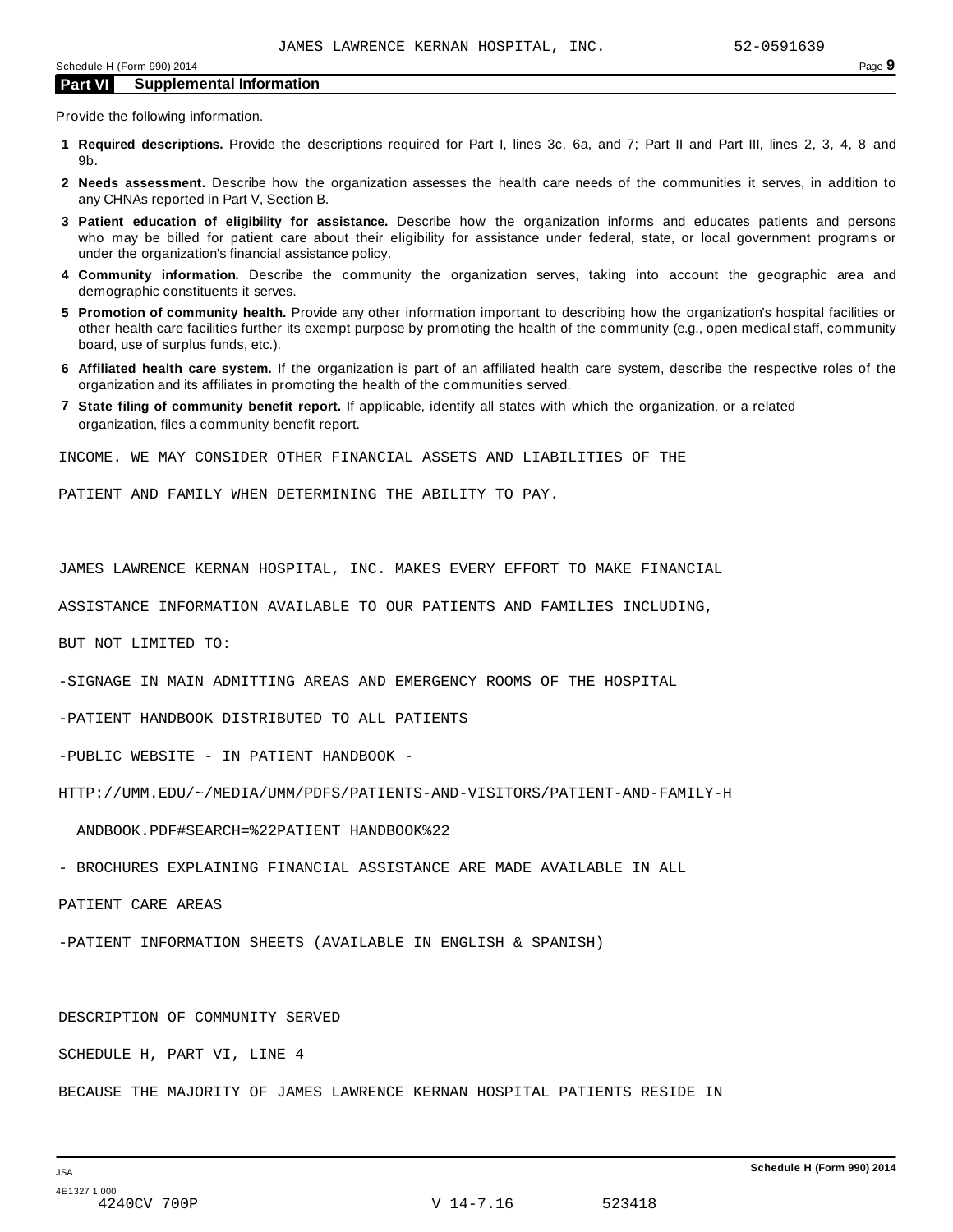JAMES LAWRENCE KERNAN HOSPITAL, INC. 52-0591639

## Part VI Supplemental Information

Provide the following information.

1. **Required descriptions.** Provide the descriptions required for Part I, lines 3c, 6a, and 7; Part II and Part III, lines 2, 3, 4, 8 and 9b.
2. **Needs assessment.** Describe how the organization assesses the health care needs of the communities it serves, in addition to any CHNAs reported in Part V, Section B.
3. **Patient education of eligibility for assistance.** Describe how the organization informs and educates patients and persons who may be billed for patient care about their eligibility for assistance under federal, state, or local government programs or under the organization's financial assistance policy.
4. **Community information.** Describe the community the organization serves, taking into account the geographic area and demographic constituents it serves.
5. **Promotion of community health.** Provide any other information important to describing how the organization's hospital facilities or other health care facilities further its exempt purpose by promoting the health of the community (e.g., open medical staff, community board, use of surplus funds, etc.).
6. **Affiliated health care system.** If the organization is part of an affiliated health care system, describe the respective roles of the organization and its affiliates in promoting the health of the communities served.
7. **State filing of community benefit report.** If applicable, identify all states with which the organization, or a related organization, files a community benefit report.

INCOME. WE MAY CONSIDER OTHER FINANCIAL ASSETS AND LIABILITIES OF THE PATIENT AND FAMILY WHEN DETERMINING THE ABILITY TO PAY.

JAMES LAWRENCE KERNAN HOSPITAL, INC. MAKES EVERY EFFORT TO MAKE FINANCIAL ASSISTANCE INFORMATION AVAILABLE TO OUR PATIENTS AND FAMILIES INCLUDING, BUT NOT LIMITED TO:

-SIGNAGE IN MAIN ADMITTING AREAS AND EMERGENCY ROOMS OF THE HOSPITAL

-PATIENT HANDBOOK DISTRIBUTED TO ALL PATIENTS

-PUBLIC WEBSITE - IN PATIENT HANDBOOK - HTTP://UMM.EDU/~/MEDIA/UMM/PDFS/PATIENTS-AND-VISITORS/PATIENT-AND-FAMILY-HANDBOOK.PDF#SEARCH=%22PATIENT HANDBOOK%22

- BROCHURES EXPLAINING FINANCIAL ASSISTANCE ARE MADE AVAILABLE IN ALL PATIENT CARE AREAS

-PATIENT INFORMATION SHEETS (AVAILABLE IN ENGLISH & SPANISH)

DESCRIPTION OF COMMUNITY SERVED

SCHEDULE H, PART VI, LINE 4

BECAUSE THE MAJORITY OF JAMES LAWRENCE KERNAN HOSPITAL PATIENTS RESIDE IN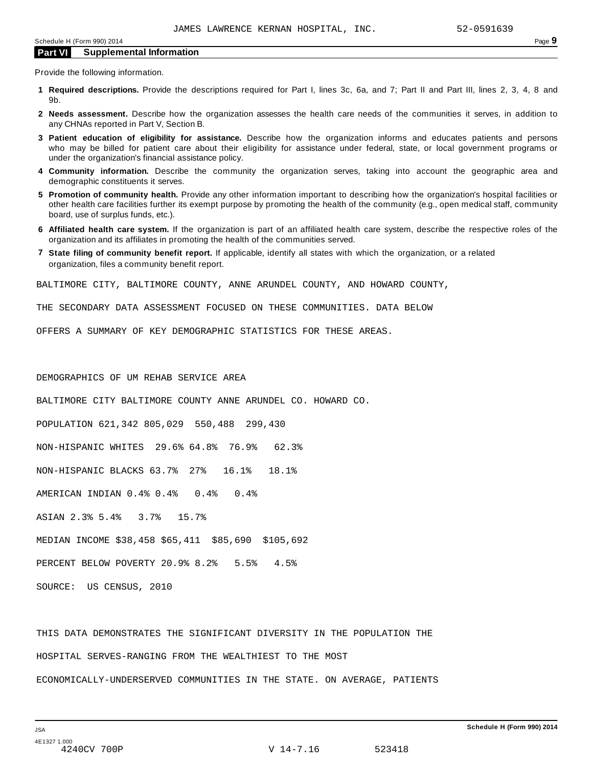JAMES LAWRENCE KERNAN HOSPITAL, INC. 52-0591639

## Part VI Supplemental Information

Provide the following information.

1. **Required descriptions.** Provide the descriptions required for Part I, lines 3c, 6a, and 7; Part II and Part III, lines 2, 3, 4, 8 and 9b.
2. **Needs assessment.** Describe how the organization assesses the health care needs of the communities it serves, in addition to any CHNAs reported in Part V, Section B.
3. **Patient education of eligibility for assistance.** Describe how the organization informs and educates patients and persons who may be billed for patient care about their eligibility for assistance under federal, state, or local government programs or under the organization's financial assistance policy.
4. **Community information.** Describe the community the organization serves, taking into account the geographic area and demographic constituents it serves.
5. **Promotion of community health.** Provide any other information important to describing how the organization's hospital facilities or other health care facilities further its exempt purpose by promoting the health of the community (e.g., open medical staff, community board, use of surplus funds, etc.).
6. **Affiliated health care system.** If the organization is part of an affiliated health care system, describe the respective roles of the organization and its affiliates in promoting the health of the communities served.
7. **State filing of community benefit report.** If applicable, identify all states with which the organization, or a related organization, files a community benefit report.

BALTIMORE CITY, BALTIMORE COUNTY, ANNE ARUNDEL COUNTY, AND HOWARD COUNTY, THE SECONDARY DATA ASSESSMENT FOCUSED ON THESE COMMUNITIES. DATA BELOW OFFERS A SUMMARY OF KEY DEMOGRAPHIC STATISTICS FOR THESE AREAS.

DEMOGRAPHICS OF UM REHAB SERVICE AREA

| | BALTIMORE CITY | BALTIMORE COUNTY | ANNE ARUNDEL CO. | HOWARD CO. |
|---|---|---|---|---|
| POPULATION | 621,342 | 805,029 | 550,488 | 299,430 |
| NON-HISPANIC WHITES | 29.6% | 64.8% | 76.9% | 62.3% |
| NON-HISPANIC BLACKS | 63.7% | 27% | 16.1% | 18.1% |
| AMERICAN INDIAN | 0.4% | 0.4% | 0.4% | 0.4% |
| ASIAN | 2.3% | 5.4% | 3.7% | 15.7% |
| MEDIAN INCOME | $38,458 | $65,411 | $85,690 | $105,692 |
| PERCENT BELOW POVERTY | 20.9% | 8.2% | 5.5% | 4.5% |

SOURCE: US CENSUS, 2010

THIS DATA DEMONSTRATES THE SIGNIFICANT DIVERSITY IN THE POPULATION THE HOSPITAL SERVES-RANGING FROM THE WEALTHIEST TO THE MOST ECONOMICALLY-UNDERSERVED COMMUNITIES IN THE STATE. ON AVERAGE, PATIENTS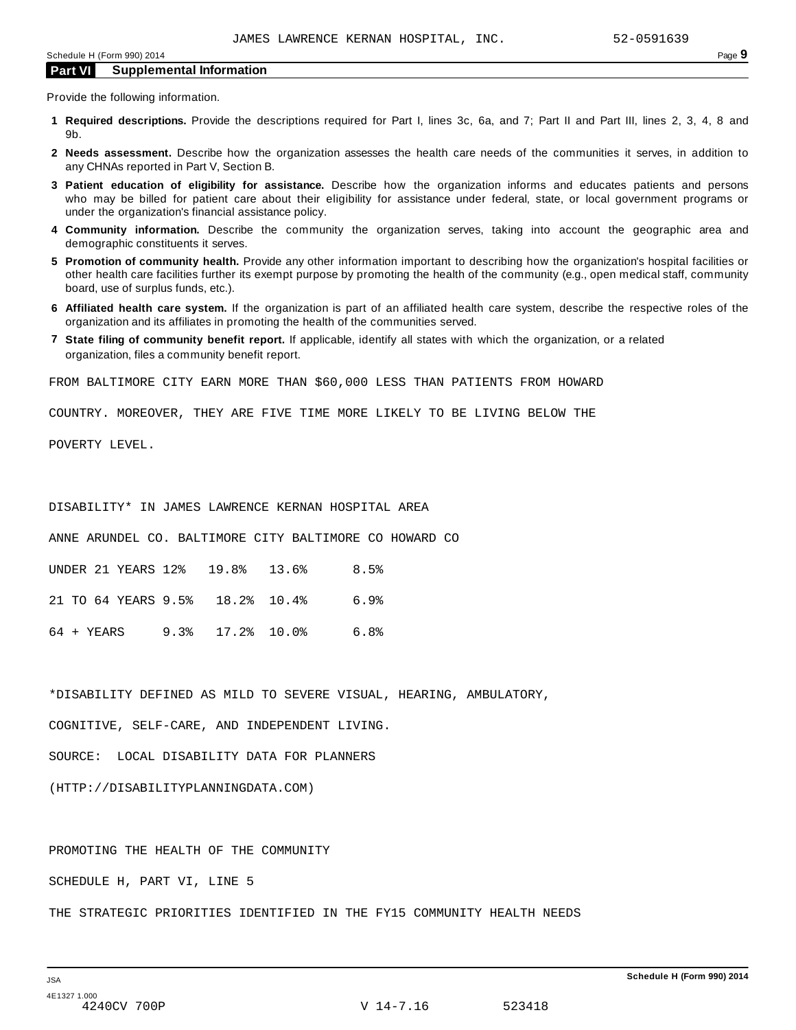## Part VI Supplemental Information

Provide the following information.

**1 Required descriptions.** Provide the descriptions required for Part I, lines 3c, 6a, and 7; Part II and Part III, lines 2, 3, 4, 8 and 9b.

**2 Needs assessment.** Describe how the organization assesses the health care needs of the communities it serves, in addition to any CHNAs reported in Part V, Section B.

**3 Patient education of eligibility for assistance.** Describe how the organization informs and educates patients and persons who may be billed for patient care about their eligibility for assistance under federal, state, or local government programs or under the organization's financial assistance policy.

**4 Community information.** Describe the community the organization serves, taking into account the geographic area and demographic constituents it serves.

**5 Promotion of community health.** Provide any other information important to describing how the organization's hospital facilities or other health care facilities further its exempt purpose by promoting the health of the community (e.g., open medical staff, community board, use of surplus funds, etc.).

**6 Affiliated health care system.** If the organization is part of an affiliated health care system, describe the respective roles of the organization and its affiliates in promoting the health of the communities served.

**7 State filing of community benefit report.** If applicable, identify all states with which the organization, or a related organization, files a community benefit report.

FROM BALTIMORE CITY EARN MORE THAN $60,000 LESS THAN PATIENTS FROM HOWARD COUNTRY. MOREOVER, THEY ARE FIVE TIME MORE LIKELY TO BE LIVING BELOW THE POVERTY LEVEL.

DISABILITY* IN JAMES LAWRENCE KERNAN HOSPITAL AREA

| | ANNE ARUNDEL CO. | BALTIMORE CITY | BALTIMORE CO | HOWARD CO |
|---|---|---|---|---|
| UNDER 21 YEARS | 12% | 19.8% | 13.6% | 8.5% |
| 21 TO 64 YEARS | 9.5% | 18.2% | 10.4% | 6.9% |
| 64 + YEARS | 9.3% | 17.2% | 10.0% | 6.8% |

*DISABILITY DEFINED AS MILD TO SEVERE VISUAL, HEARING, AMBULATORY, COGNITIVE, SELF-CARE, AND INDEPENDENT LIVING.

SOURCE: LOCAL DISABILITY DATA FOR PLANNERS (HTTP://DISABILITYPLANNINGDATA.COM)

PROMOTING THE HEALTH OF THE COMMUNITY

SCHEDULE H, PART VI, LINE 5

THE STRATEGIC PRIORITIES IDENTIFIED IN THE FY15 COMMUNITY HEALTH NEEDS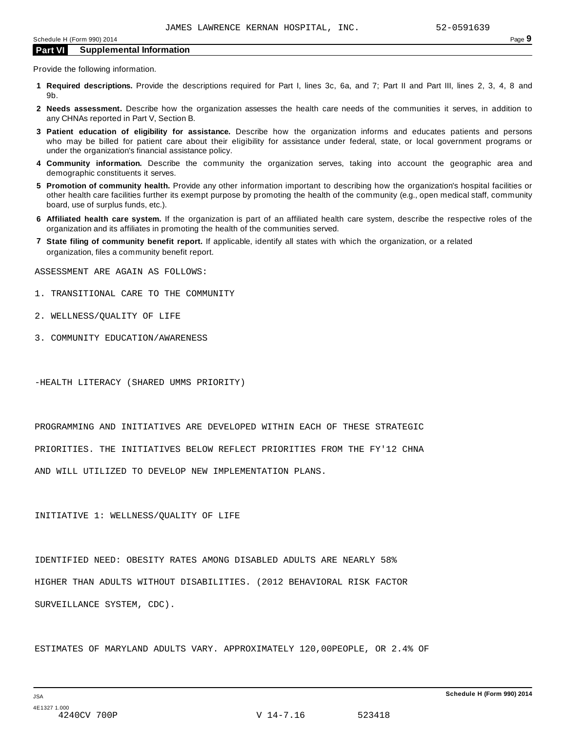JAMES LAWRENCE KERNAN HOSPITAL, INC. 52-0591639

## Part VI Supplemental Information

Provide the following information.

1. **Required descriptions.** Provide the descriptions required for Part I, lines 3c, 6a, and 7; Part II and Part III, lines 2, 3, 4, 8 and 9b.
2. **Needs assessment.** Describe how the organization assesses the health care needs of the communities it serves, in addition to any CHNAs reported in Part V, Section B.
3. **Patient education of eligibility for assistance.** Describe how the organization informs and educates patients and persons who may be billed for patient care about their eligibility for assistance under federal, state, or local government programs or under the organization's financial assistance policy.
4. **Community information.** Describe the community the organization serves, taking into account the geographic area and demographic constituents it serves.
5. **Promotion of community health.** Provide any other information important to describing how the organization's hospital facilities or other health care facilities further its exempt purpose by promoting the health of the community (e.g., open medical staff, community board, use of surplus funds, etc.).
6. **Affiliated health care system.** If the organization is part of an affiliated health care system, describe the respective roles of the organization and its affiliates in promoting the health of the communities served.
7. **State filing of community benefit report.** If applicable, identify all states with which the organization, or a related organization, files a community benefit report.

ASSESSMENT ARE AGAIN AS FOLLOWS:

1. TRANSITIONAL CARE TO THE COMMUNITY
2. WELLNESS/QUALITY OF LIFE
3. COMMUNITY EDUCATION/AWARENESS

-HEALTH LITERACY (SHARED UMMS PRIORITY)

PROGRAMMING AND INITIATIVES ARE DEVELOPED WITHIN EACH OF THESE STRATEGIC PRIORITIES. THE INITIATIVES BELOW REFLECT PRIORITIES FROM THE FY'12 CHNA AND WILL UTILIZED TO DEVELOP NEW IMPLEMENTATION PLANS.

INITIATIVE 1: WELLNESS/QUALITY OF LIFE

IDENTIFIED NEED: OBESITY RATES AMONG DISABLED ADULTS ARE NEARLY 58% HIGHER THAN ADULTS WITHOUT DISABILITIES. (2012 BEHAVIORAL RISK FACTOR SURVEILLANCE SYSTEM, CDC).

ESTIMATES OF MARYLAND ADULTS VARY. APPROXIMATELY 120,00PEOPLE, OR 2.4% OF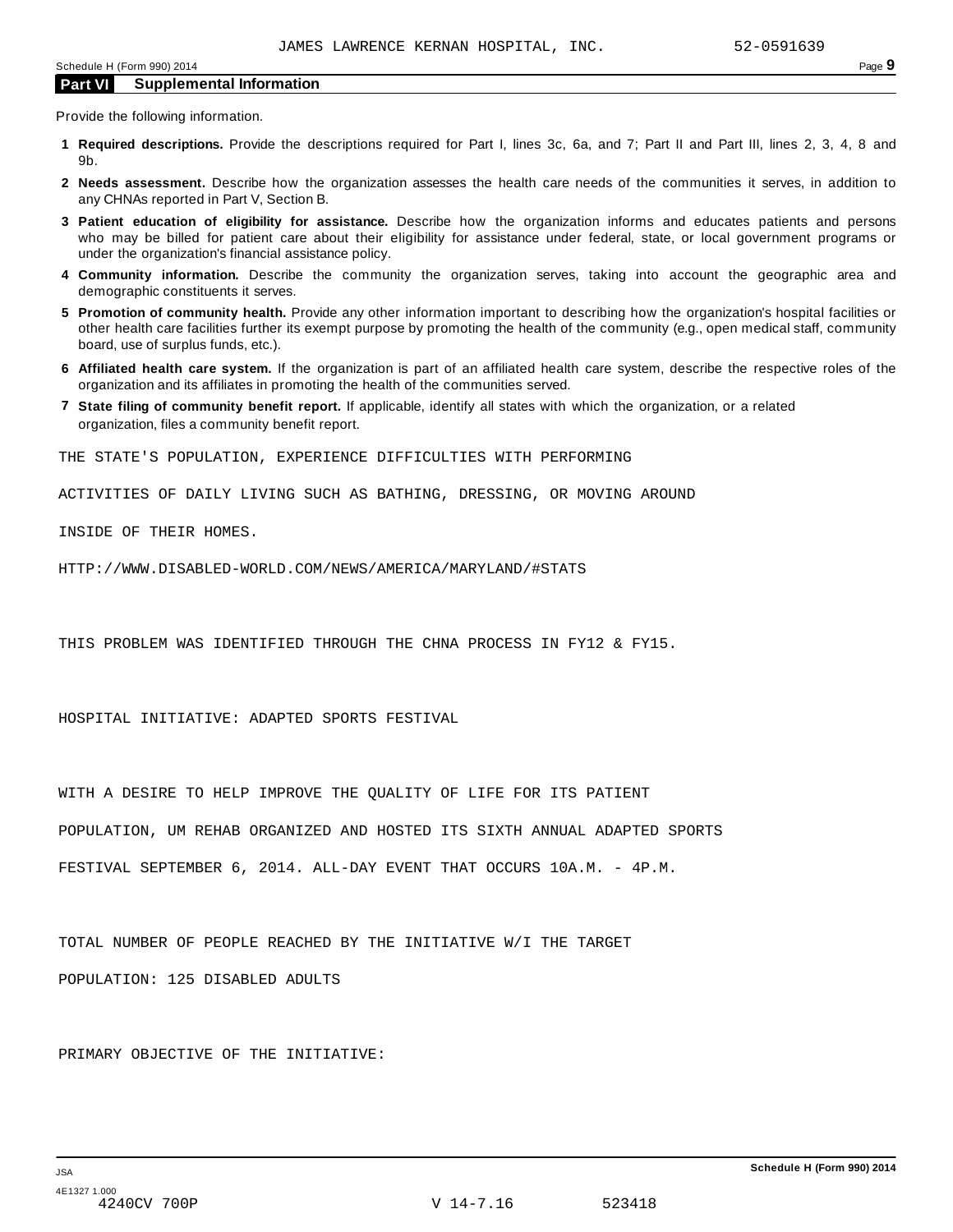## Part VI Supplemental Information

Provide the following information.

1. **Required descriptions.** Provide the descriptions required for Part I, lines 3c, 6a, and 7; Part II and Part III, lines 2, 3, 4, 8 and 9b.
2. **Needs assessment.** Describe how the organization assesses the health care needs of the communities it serves, in addition to any CHNAs reported in Part V, Section B.
3. **Patient education of eligibility for assistance.** Describe how the organization informs and educates patients and persons who may be billed for patient care about their eligibility for assistance under federal, state, or local government programs or under the organization's financial assistance policy.
4. **Community information.** Describe the community the organization serves, taking into account the geographic area and demographic constituents it serves.
5. **Promotion of community health.** Provide any other information important to describing how the organization's hospital facilities or other health care facilities further its exempt purpose by promoting the health of the community (e.g., open medical staff, community board, use of surplus funds, etc.).
6. **Affiliated health care system.** If the organization is part of an affiliated health care system, describe the respective roles of the organization and its affiliates in promoting the health of the communities served.
7. **State filing of community benefit report.** If applicable, identify all states with which the organization, or a related organization, files a community benefit report.

THE STATE'S POPULATION, EXPERIENCE DIFFICULTIES WITH PERFORMING ACTIVITIES OF DAILY LIVING SUCH AS BATHING, DRESSING, OR MOVING AROUND INSIDE OF THEIR HOMES.

HTTP://WWW.DISABLED-WORLD.COM/NEWS/AMERICA/MARYLAND/#STATS

THIS PROBLEM WAS IDENTIFIED THROUGH THE CHNA PROCESS IN FY12 & FY15.

HOSPITAL INITIATIVE: ADAPTED SPORTS FESTIVAL

WITH A DESIRE TO HELP IMPROVE THE QUALITY OF LIFE FOR ITS PATIENT POPULATION, UM REHAB ORGANIZED AND HOSTED ITS SIXTH ANNUAL ADAPTED SPORTS FESTIVAL SEPTEMBER 6, 2014. ALL-DAY EVENT THAT OCCURS 10A.M. - 4P.M.

TOTAL NUMBER OF PEOPLE REACHED BY THE INITIATIVE W/I THE TARGET POPULATION: 125 DISABLED ADULTS

PRIMARY OBJECTIVE OF THE INITIATIVE: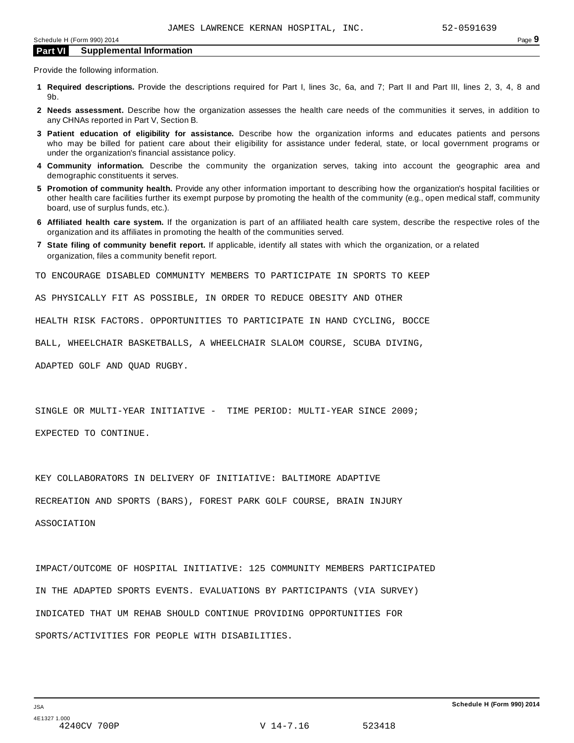## Part VI Supplemental Information

Provide the following information.

1. **Required descriptions.** Provide the descriptions required for Part I, lines 3c, 6a, and 7; Part II and Part III, lines 2, 3, 4, 8 and 9b.
2. **Needs assessment.** Describe how the organization assesses the health care needs of the communities it serves, in addition to any CHNAs reported in Part V, Section B.
3. **Patient education of eligibility for assistance.** Describe how the organization informs and educates patients and persons who may be billed for patient care about their eligibility for assistance under federal, state, or local government programs or under the organization's financial assistance policy.
4. **Community information.** Describe the community the organization serves, taking into account the geographic area and demographic constituents it serves.
5. **Promotion of community health.** Provide any other information important to describing how the organization's hospital facilities or other health care facilities further its exempt purpose by promoting the health of the community (e.g., open medical staff, community board, use of surplus funds, etc.).
6. **Affiliated health care system.** If the organization is part of an affiliated health care system, describe the respective roles of the organization and its affiliates in promoting the health of the communities served.
7. **State filing of community benefit report.** If applicable, identify all states with which the organization, or a related organization, files a community benefit report.

TO ENCOURAGE DISABLED COMMUNITY MEMBERS TO PARTICIPATE IN SPORTS TO KEEP AS PHYSICALLY FIT AS POSSIBLE, IN ORDER TO REDUCE OBESITY AND OTHER HEALTH RISK FACTORS. OPPORTUNITIES TO PARTICIPATE IN HAND CYCLING, BOCCE BALL, WHEELCHAIR BASKETBALLS, A WHEELCHAIR SLALOM COURSE, SCUBA DIVING, ADAPTED GOLF AND QUAD RUGBY.

SINGLE OR MULTI-YEAR INITIATIVE - TIME PERIOD: MULTI-YEAR SINCE 2009; EXPECTED TO CONTINUE.

KEY COLLABORATORS IN DELIVERY OF INITIATIVE: BALTIMORE ADAPTIVE RECREATION AND SPORTS (BARS), FOREST PARK GOLF COURSE, BRAIN INJURY ASSOCIATION

IMPACT/OUTCOME OF HOSPITAL INITIATIVE: 125 COMMUNITY MEMBERS PARTICIPATED IN THE ADAPTED SPORTS EVENTS. EVALUATIONS BY PARTICIPANTS (VIA SURVEY) INDICATED THAT UM REHAB SHOULD CONTINUE PROVIDING OPPORTUNITIES FOR SPORTS/ACTIVITIES FOR PEOPLE WITH DISABILITIES.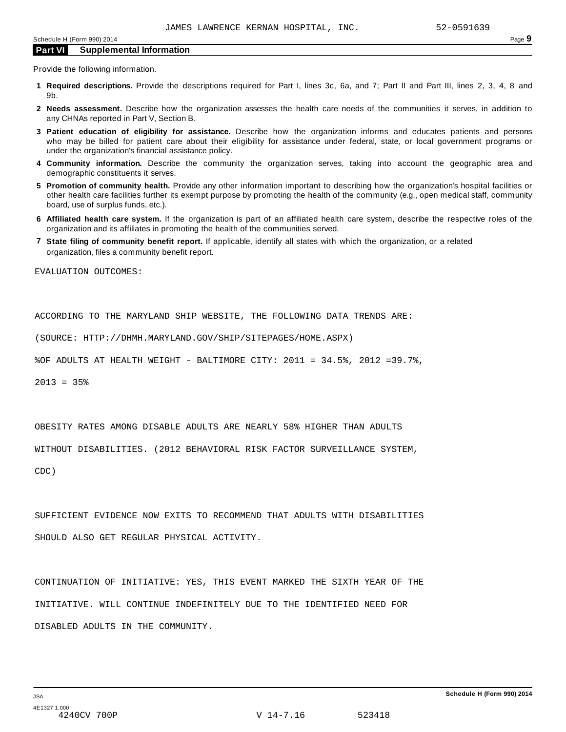JAMES LAWRENCE KERNAN HOSPITAL, INC. 52-0591639

## Part VI Supplemental Information

Provide the following information.

1. **Required descriptions.** Provide the descriptions required for Part I, lines 3c, 6a, and 7; Part II and Part III, lines 2, 3, 4, 8 and 9b.
2. **Needs assessment.** Describe how the organization assesses the health care needs of the communities it serves, in addition to any CHNAs reported in Part V, Section B.
3. **Patient education of eligibility for assistance.** Describe how the organization informs and educates patients and persons who may be billed for patient care about their eligibility for assistance under federal, state, or local government programs or under the organization's financial assistance policy.
4. **Community information.** Describe the community the organization serves, taking into account the geographic area and demographic constituents it serves.
5. **Promotion of community health.** Provide any other information important to describing how the organization's hospital facilities or other health care facilities further its exempt purpose by promoting the health of the community (e.g., open medical staff, community board, use of surplus funds, etc.).
6. **Affiliated health care system.** If the organization is part of an affiliated health care system, describe the respective roles of the organization and its affiliates in promoting the health of the communities served.
7. **State filing of community benefit report.** If applicable, identify all states with which the organization, or a related organization, files a community benefit report.

EVALUATION OUTCOMES:

ACCORDING TO THE MARYLAND SHIP WEBSITE, THE FOLLOWING DATA TRENDS ARE:

(SOURCE: HTTP://DHMH.MARYLAND.GOV/SHIP/SITEPAGES/HOME.ASPX)

%OF ADULTS AT HEALTH WEIGHT - BALTIMORE CITY: 2011 = 34.5%, 2012 =39.7%, 2013 = 35%

OBESITY RATES AMONG DISABLE ADULTS ARE NEARLY 58% HIGHER THAN ADULTS WITHOUT DISABILITIES. (2012 BEHAVIORAL RISK FACTOR SURVEILLANCE SYSTEM, CDC)

SUFFICIENT EVIDENCE NOW EXITS TO RECOMMEND THAT ADULTS WITH DISABILITIES SHOULD ALSO GET REGULAR PHYSICAL ACTIVITY.

CONTINUATION OF INITIATIVE: YES, THIS EVENT MARKED THE SIXTH YEAR OF THE INITIATIVE. WILL CONTINUE INDEFINITELY DUE TO THE IDENTIFIED NEED FOR DISABLED ADULTS IN THE COMMUNITY.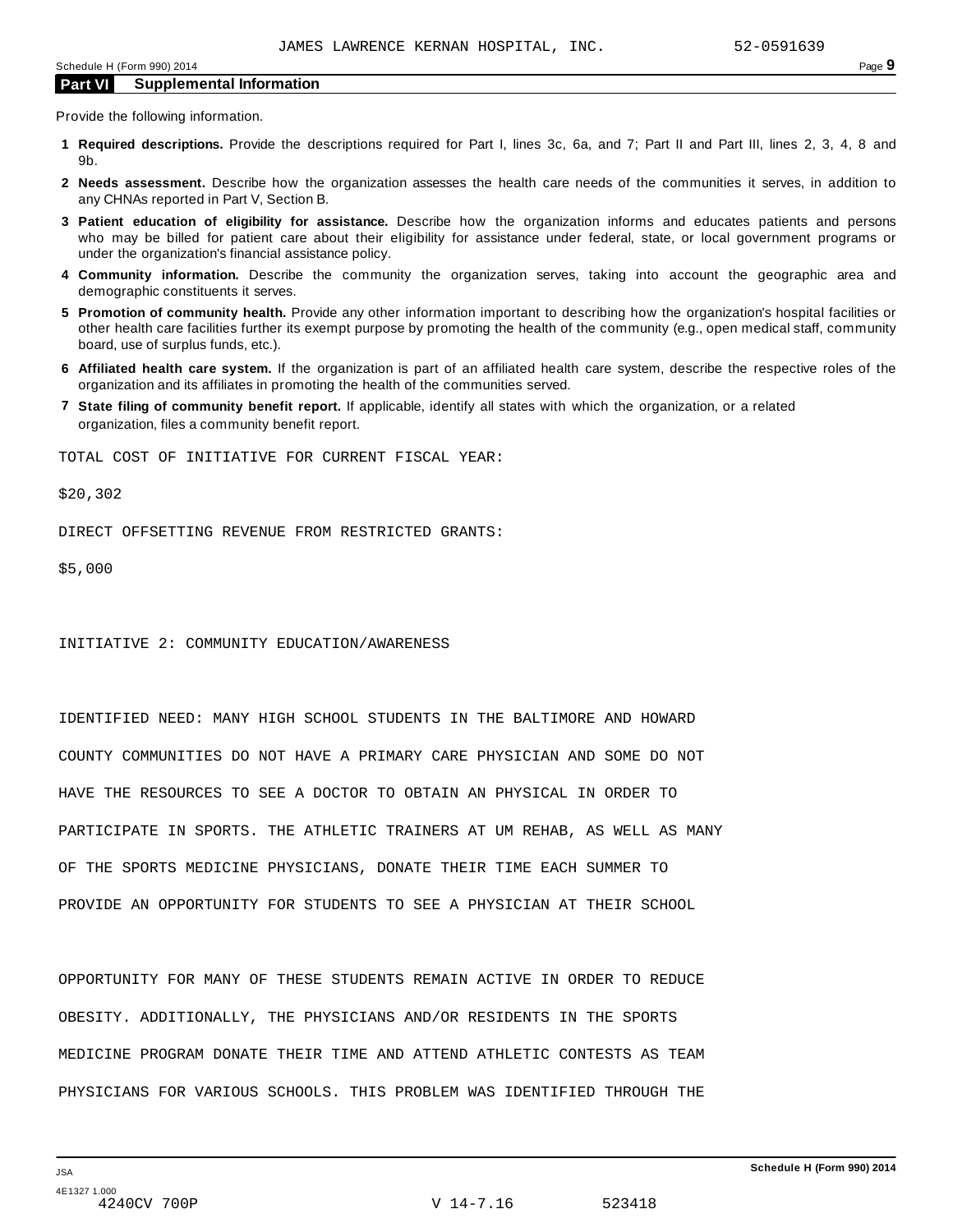JAMES LAWRENCE KERNAN HOSPITAL, INC. 52-0591639

## Part VI Supplemental Information

Provide the following information.

1. **Required descriptions.** Provide the descriptions required for Part I, lines 3c, 6a, and 7; Part II and Part III, lines 2, 3, 4, 8 and 9b.
2. **Needs assessment.** Describe how the organization assesses the health care needs of the communities it serves, in addition to any CHNAs reported in Part V, Section B.
3. **Patient education of eligibility for assistance.** Describe how the organization informs and educates patients and persons who may be billed for patient care about their eligibility for assistance under federal, state, or local government programs or under the organization's financial assistance policy.
4. **Community information.** Describe the community the organization serves, taking into account the geographic area and demographic constituents it serves.
5. **Promotion of community health.** Provide any other information important to describing how the organization's hospital facilities or other health care facilities further its exempt purpose by promoting the health of the community (e.g., open medical staff, community board, use of surplus funds, etc.).
6. **Affiliated health care system.** If the organization is part of an affiliated health care system, describe the respective roles of the organization and its affiliates in promoting the health of the communities served.
7. **State filing of community benefit report.** If applicable, identify all states with which the organization, or a related organization, files a community benefit report.

TOTAL COST OF INITIATIVE FOR CURRENT FISCAL YEAR:

$20,302

DIRECT OFFSETTING REVENUE FROM RESTRICTED GRANTS:

$5,000

INITIATIVE 2: COMMUNITY EDUCATION/AWARENESS

IDENTIFIED NEED: MANY HIGH SCHOOL STUDENTS IN THE BALTIMORE AND HOWARD COUNTY COMMUNITIES DO NOT HAVE A PRIMARY CARE PHYSICIAN AND SOME DO NOT HAVE THE RESOURCES TO SEE A DOCTOR TO OBTAIN AN PHYSICAL IN ORDER TO PARTICIPATE IN SPORTS. THE ATHLETIC TRAINERS AT UM REHAB, AS WELL AS MANY OF THE SPORTS MEDICINE PHYSICIANS, DONATE THEIR TIME EACH SUMMER TO PROVIDE AN OPPORTUNITY FOR STUDENTS TO SEE A PHYSICIAN AT THEIR SCHOOL

OPPORTUNITY FOR MANY OF THESE STUDENTS REMAIN ACTIVE IN ORDER TO REDUCE OBESITY. ADDITIONALLY, THE PHYSICIANS AND/OR RESIDENTS IN THE SPORTS MEDICINE PROGRAM DONATE THEIR TIME AND ATTEND ATHLETIC CONTESTS AS TEAM PHYSICIANS FOR VARIOUS SCHOOLS. THIS PROBLEM WAS IDENTIFIED THROUGH THE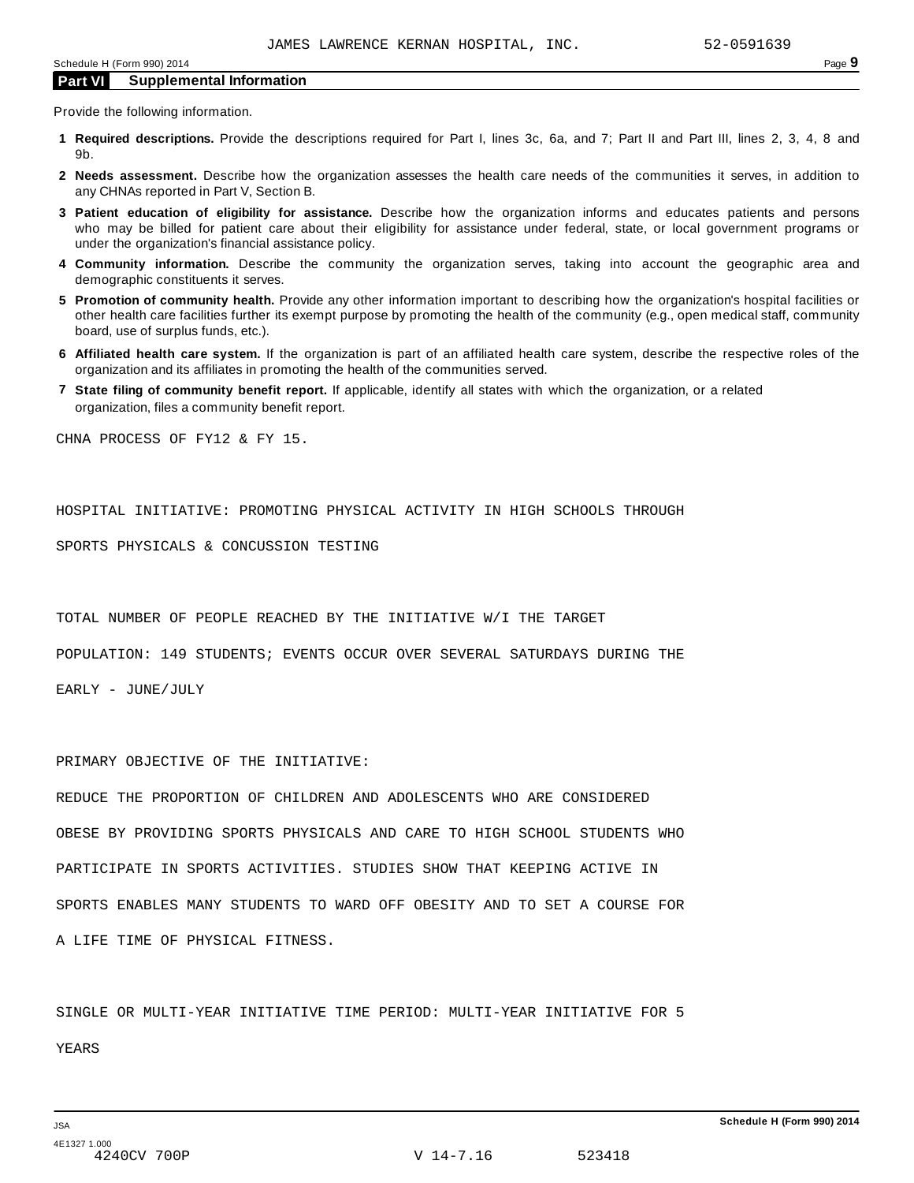JAMES LAWRENCE KERNAN HOSPITAL, INC. 52-0591639

## Part VI Supplemental Information

Provide the following information.

1. **Required descriptions.** Provide the descriptions required for Part I, lines 3c, 6a, and 7; Part II and Part III, lines 2, 3, 4, 8 and 9b.
2. **Needs assessment.** Describe how the organization assesses the health care needs of the communities it serves, in addition to any CHNAs reported in Part V, Section B.
3. **Patient education of eligibility for assistance.** Describe how the organization informs and educates patients and persons who may be billed for patient care about their eligibility for assistance under federal, state, or local government programs or under the organization's financial assistance policy.
4. **Community information.** Describe the community the organization serves, taking into account the geographic area and demographic constituents it serves.
5. **Promotion of community health.** Provide any other information important to describing how the organization's hospital facilities or other health care facilities further its exempt purpose by promoting the health of the community (e.g., open medical staff, community board, use of surplus funds, etc.).
6. **Affiliated health care system.** If the organization is part of an affiliated health care system, describe the respective roles of the organization and its affiliates in promoting the health of the communities served.
7. **State filing of community benefit report.** If applicable, identify all states with which the organization, or a related organization, files a community benefit report.

CHNA PROCESS OF FY12 & FY 15.

HOSPITAL INITIATIVE: PROMOTING PHYSICAL ACTIVITY IN HIGH SCHOOLS THROUGH SPORTS PHYSICALS & CONCUSSION TESTING

TOTAL NUMBER OF PEOPLE REACHED BY THE INITIATIVE W/I THE TARGET POPULATION: 149 STUDENTS; EVENTS OCCUR OVER SEVERAL SATURDAYS DURING THE EARLY - JUNE/JULY

PRIMARY OBJECTIVE OF THE INITIATIVE:
REDUCE THE PROPORTION OF CHILDREN AND ADOLESCENTS WHO ARE CONSIDERED OBESE BY PROVIDING SPORTS PHYSICALS AND CARE TO HIGH SCHOOL STUDENTS WHO PARTICIPATE IN SPORTS ACTIVITIES. STUDIES SHOW THAT KEEPING ACTIVE IN SPORTS ENABLES MANY STUDENTS TO WARD OFF OBESITY AND TO SET A COURSE FOR A LIFE TIME OF PHYSICAL FITNESS.

SINGLE OR MULTI-YEAR INITIATIVE TIME PERIOD: MULTI-YEAR INITIATIVE FOR 5 YEARS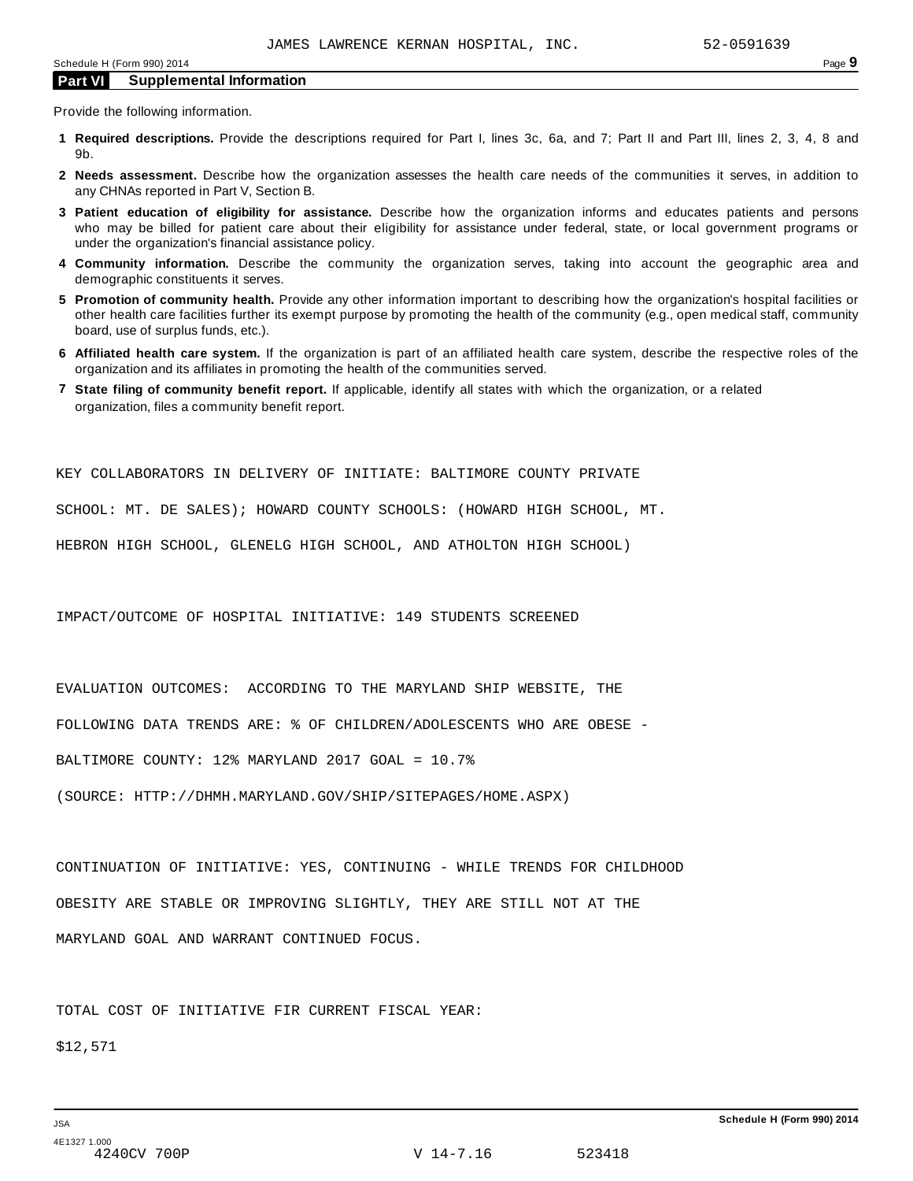JAMES LAWRENCE KERNAN HOSPITAL, INC. 52-0591639

## Part VI Supplemental Information

Provide the following information.

1. **Required descriptions.** Provide the descriptions required for Part I, lines 3c, 6a, and 7; Part II and Part III, lines 2, 3, 4, 8 and 9b.
2. **Needs assessment.** Describe how the organization assesses the health care needs of the communities it serves, in addition to any CHNAs reported in Part V, Section B.
3. **Patient education of eligibility for assistance.** Describe how the organization informs and educates patients and persons who may be billed for patient care about their eligibility for assistance under federal, state, or local government programs or under the organization's financial assistance policy.
4. **Community information.** Describe the community the organization serves, taking into account the geographic area and demographic constituents it serves.
5. **Promotion of community health.** Provide any other information important to describing how the organization's hospital facilities or other health care facilities further its exempt purpose by promoting the health of the community (e.g., open medical staff, community board, use of surplus funds, etc.).
6. **Affiliated health care system.** If the organization is part of an affiliated health care system, describe the respective roles of the organization and its affiliates in promoting the health of the communities served.
7. **State filing of community benefit report.** If applicable, identify all states with which the organization, or a related organization, files a community benefit report.

KEY COLLABORATORS IN DELIVERY OF INITIATE: BALTIMORE COUNTY PRIVATE SCHOOL: MT. DE SALES); HOWARD COUNTY SCHOOLS: (HOWARD HIGH SCHOOL, MT. HEBRON HIGH SCHOOL, GLENELG HIGH SCHOOL, AND ATHOLTON HIGH SCHOOL)

IMPACT/OUTCOME OF HOSPITAL INITIATIVE: 149 STUDENTS SCREENED

EVALUATION OUTCOMES: ACCORDING TO THE MARYLAND SHIP WEBSITE, THE FOLLOWING DATA TRENDS ARE: % OF CHILDREN/ADOLESCENTS WHO ARE OBESE - BALTIMORE COUNTY: 12% MARYLAND 2017 GOAL = 10.7%

(SOURCE: HTTP://DHMH.MARYLAND.GOV/SHIP/SITEPAGES/HOME.ASPX)

CONTINUATION OF INITIATIVE: YES, CONTINUING - WHILE TRENDS FOR CHILDHOOD OBESITY ARE STABLE OR IMPROVING SLIGHTLY, THEY ARE STILL NOT AT THE MARYLAND GOAL AND WARRANT CONTINUED FOCUS.

TOTAL COST OF INITIATIVE FIR CURRENT FISCAL YEAR:

$12,571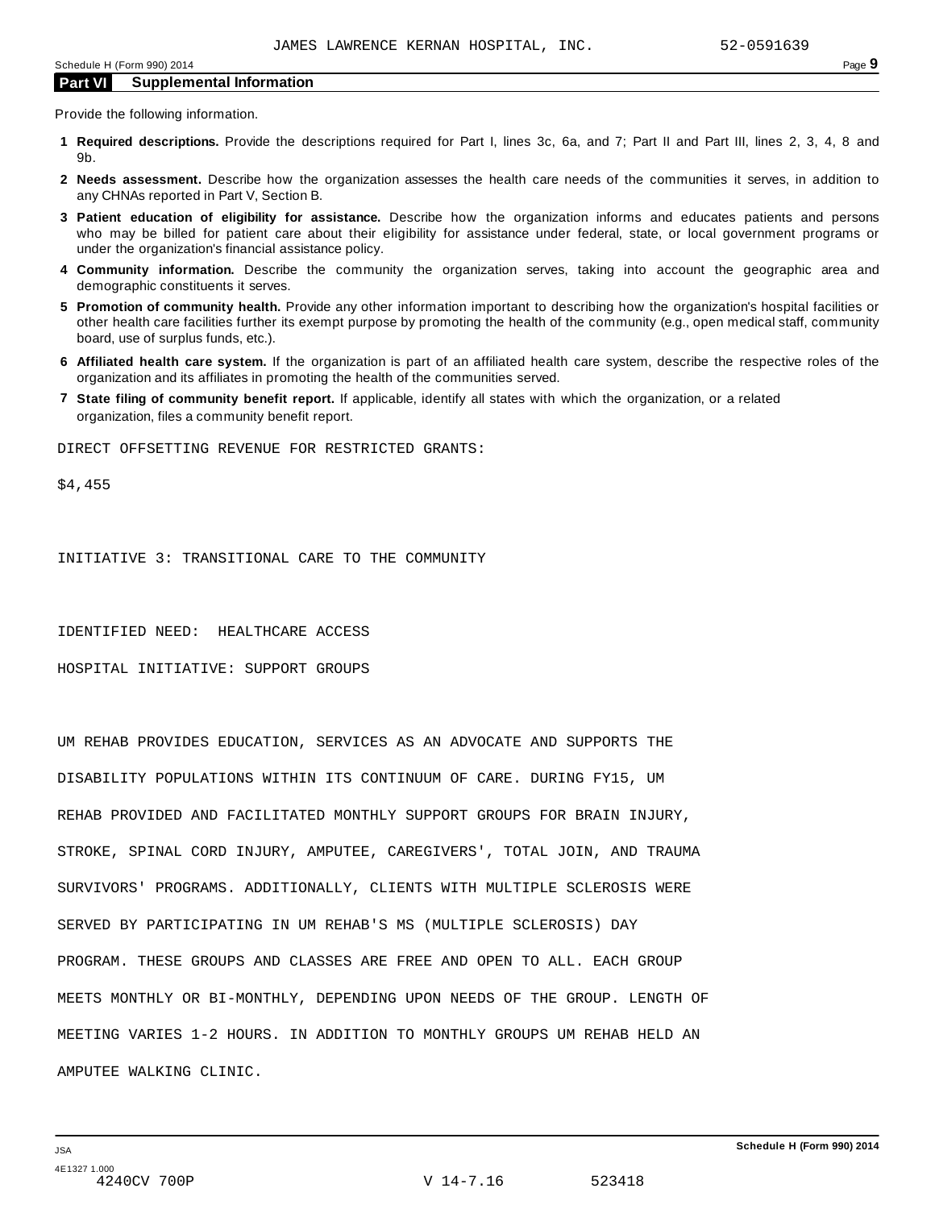## Part VI Supplemental Information

Provide the following information.

1. **Required descriptions.** Provide the descriptions required for Part I, lines 3c, 6a, and 7; Part II and Part III, lines 2, 3, 4, 8 and 9b.
2. **Needs assessment.** Describe how the organization assesses the health care needs of the communities it serves, in addition to any CHNAs reported in Part V, Section B.
3. **Patient education of eligibility for assistance.** Describe how the organization informs and educates patients and persons who may be billed for patient care about their eligibility for assistance under federal, state, or local government programs or under the organization's financial assistance policy.
4. **Community information.** Describe the community the organization serves, taking into account the geographic area and demographic constituents it serves.
5. **Promotion of community health.** Provide any other information important to describing how the organization's hospital facilities or other health care facilities further its exempt purpose by promoting the health of the community (e.g., open medical staff, community board, use of surplus funds, etc.).
6. **Affiliated health care system.** If the organization is part of an affiliated health care system, describe the respective roles of the organization and its affiliates in promoting the health of the communities served.
7. **State filing of community benefit report.** If applicable, identify all states with which the organization, or a related organization, files a community benefit report.

DIRECT OFFSETTING REVENUE FOR RESTRICTED GRANTS:

$4,455

INITIATIVE 3: TRANSITIONAL CARE TO THE COMMUNITY

IDENTIFIED NEED: HEALTHCARE ACCESS

HOSPITAL INITIATIVE: SUPPORT GROUPS

UM REHAB PROVIDES EDUCATION, SERVICES AS AN ADVOCATE AND SUPPORTS THE DISABILITY POPULATIONS WITHIN ITS CONTINUUM OF CARE. DURING FY15, UM REHAB PROVIDED AND FACILITATED MONTHLY SUPPORT GROUPS FOR BRAIN INJURY, STROKE, SPINAL CORD INJURY, AMPUTEE, CAREGIVERS', TOTAL JOIN, AND TRAUMA SURVIVORS' PROGRAMS. ADDITIONALLY, CLIENTS WITH MULTIPLE SCLEROSIS WERE SERVED BY PARTICIPATING IN UM REHAB'S MS (MULTIPLE SCLEROSIS) DAY PROGRAM. THESE GROUPS AND CLASSES ARE FREE AND OPEN TO ALL. EACH GROUP MEETS MONTHLY OR BI-MONTHLY, DEPENDING UPON NEEDS OF THE GROUP. LENGTH OF MEETING VARIES 1-2 HOURS. IN ADDITION TO MONTHLY GROUPS UM REHAB HELD AN AMPUTEE WALKING CLINIC.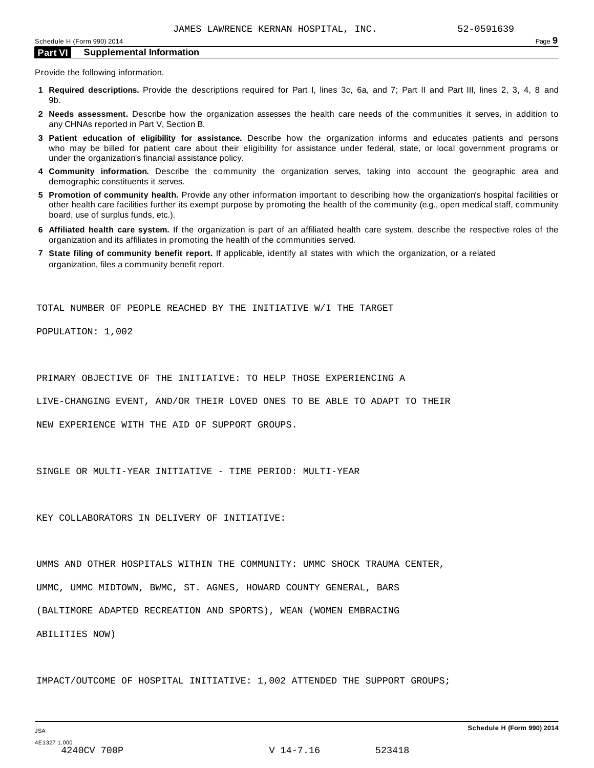## Part VI Supplemental Information

Provide the following information.

1. **Required descriptions.** Provide the descriptions required for Part I, lines 3c, 6a, and 7; Part II and Part III, lines 2, 3, 4, 8 and 9b.
2. **Needs assessment.** Describe how the organization assesses the health care needs of the communities it serves, in addition to any CHNAs reported in Part V, Section B.
3. **Patient education of eligibility for assistance.** Describe how the organization informs and educates patients and persons who may be billed for patient care about their eligibility for assistance under federal, state, or local government programs or under the organization's financial assistance policy.
4. **Community information.** Describe the community the organization serves, taking into account the geographic area and demographic constituents it serves.
5. **Promotion of community health.** Provide any other information important to describing how the organization's hospital facilities or other health care facilities further its exempt purpose by promoting the health of the community (e.g., open medical staff, community board, use of surplus funds, etc.).
6. **Affiliated health care system.** If the organization is part of an affiliated health care system, describe the respective roles of the organization and its affiliates in promoting the health of the communities served.
7. **State filing of community benefit report.** If applicable, identify all states with which the organization, or a related organization, files a community benefit report.

TOTAL NUMBER OF PEOPLE REACHED BY THE INITIATIVE W/I THE TARGET POPULATION: 1,002

PRIMARY OBJECTIVE OF THE INITIATIVE: TO HELP THOSE EXPERIENCING A LIVE-CHANGING EVENT, AND/OR THEIR LOVED ONES TO BE ABLE TO ADAPT TO THEIR NEW EXPERIENCE WITH THE AID OF SUPPORT GROUPS.

SINGLE OR MULTI-YEAR INITIATIVE - TIME PERIOD: MULTI-YEAR

KEY COLLABORATORS IN DELIVERY OF INITIATIVE:

UMMS AND OTHER HOSPITALS WITHIN THE COMMUNITY: UMMC SHOCK TRAUMA CENTER, UMMC, UMMC MIDTOWN, BWMC, ST. AGNES, HOWARD COUNTY GENERAL, BARS (BALTIMORE ADAPTED RECREATION AND SPORTS), WEAN (WOMEN EMBRACING ABILITIES NOW)

IMPACT/OUTCOME OF HOSPITAL INITIATIVE: 1,002 ATTENDED THE SUPPORT GROUPS;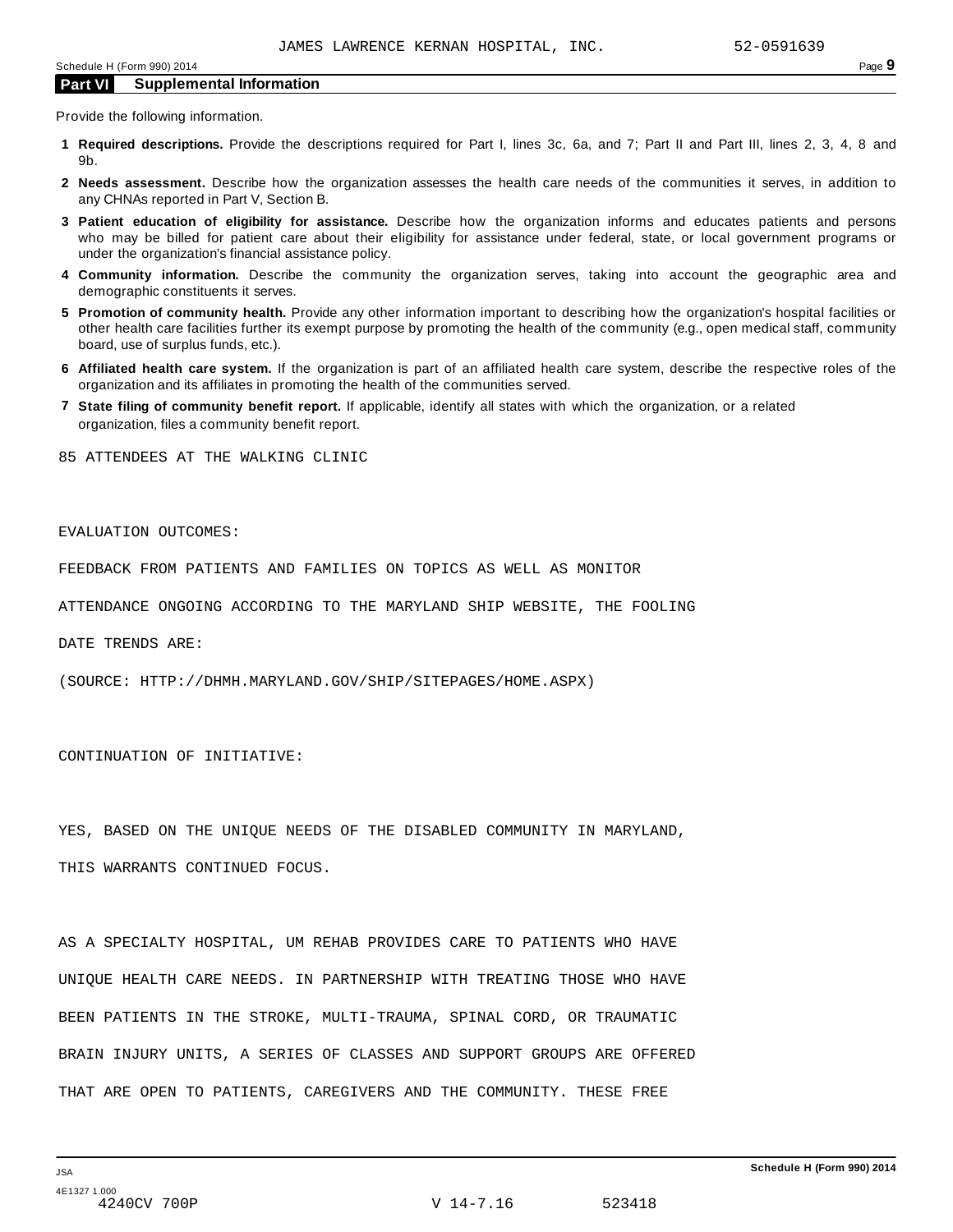JAMES LAWRENCE KERNAN HOSPITAL, INC. 52-0591639

## Part VI Supplemental Information

Provide the following information.

1. **Required descriptions.** Provide the descriptions required for Part I, lines 3c, 6a, and 7; Part II and Part III, lines 2, 3, 4, 8 and 9b.
2. **Needs assessment.** Describe how the organization assesses the health care needs of the communities it serves, in addition to any CHNAs reported in Part V, Section B.
3. **Patient education of eligibility for assistance.** Describe how the organization informs and educates patients and persons who may be billed for patient care about their eligibility for assistance under federal, state, or local government programs or under the organization's financial assistance policy.
4. **Community information.** Describe the community the organization serves, taking into account the geographic area and demographic constituents it serves.
5. **Promotion of community health.** Provide any other information important to describing how the organization's hospital facilities or other health care facilities further its exempt purpose by promoting the health of the community (e.g., open medical staff, community board, use of surplus funds, etc.).
6. **Affiliated health care system.** If the organization is part of an affiliated health care system, describe the respective roles of the organization and its affiliates in promoting the health of the communities served.
7. **State filing of community benefit report.** If applicable, identify all states with which the organization, or a related organization, files a community benefit report.

85 ATTENDEES AT THE WALKING CLINIC

EVALUATION OUTCOMES:

FEEDBACK FROM PATIENTS AND FAMILIES ON TOPICS AS WELL AS MONITOR ATTENDANCE ONGOING ACCORDING TO THE MARYLAND SHIP WEBSITE, THE FOOLING DATE TRENDS ARE:

(SOURCE: HTTP://DHMH.MARYLAND.GOV/SHIP/SITEPAGES/HOME.ASPX)

CONTINUATION OF INITIATIVE:

YES, BASED ON THE UNIQUE NEEDS OF THE DISABLED COMMUNITY IN MARYLAND, THIS WARRANTS CONTINUED FOCUS.

AS A SPECIALTY HOSPITAL, UM REHAB PROVIDES CARE TO PATIENTS WHO HAVE UNIQUE HEALTH CARE NEEDS. IN PARTNERSHIP WITH TREATING THOSE WHO HAVE BEEN PATIENTS IN THE STROKE, MULTI-TRAUMA, SPINAL CORD, OR TRAUMATIC BRAIN INJURY UNITS, A SERIES OF CLASSES AND SUPPORT GROUPS ARE OFFERED THAT ARE OPEN TO PATIENTS, CAREGIVERS AND THE COMMUNITY. THESE FREE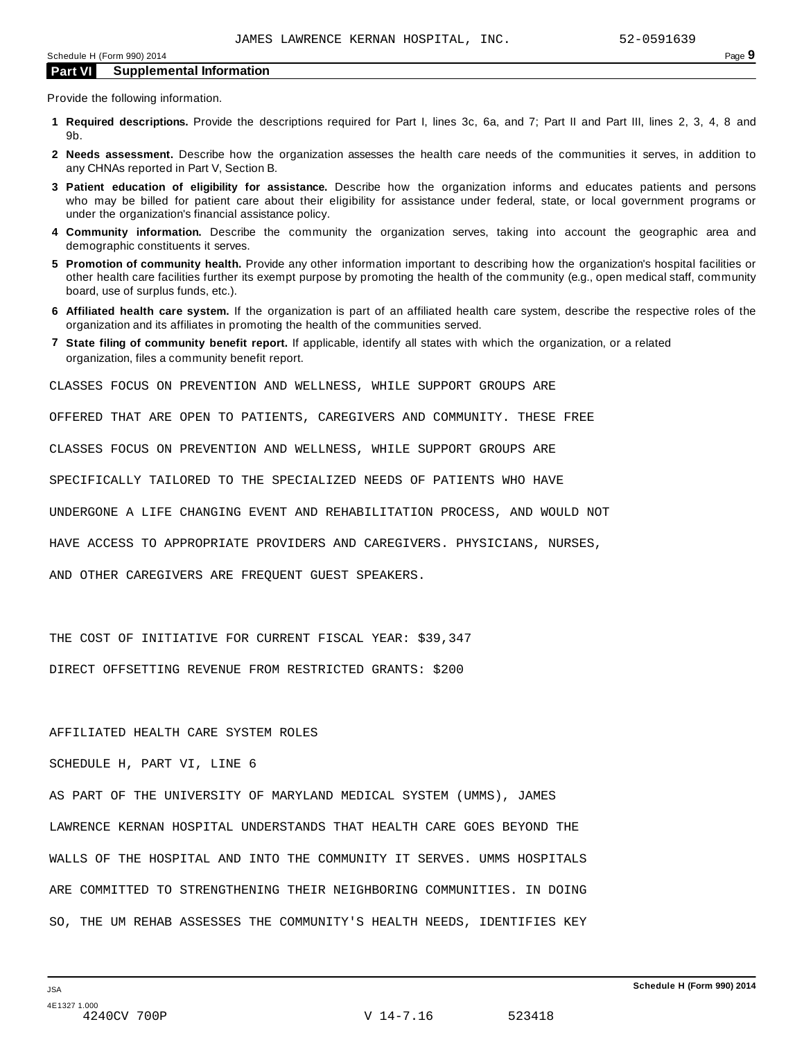JAMES LAWRENCE KERNAN HOSPITAL, INC. 52-0591639

## Part VI Supplemental Information

Provide the following information.

1. **Required descriptions.** Provide the descriptions required for Part I, lines 3c, 6a, and 7; Part II and Part III, lines 2, 3, 4, 8 and 9b.
2. **Needs assessment.** Describe how the organization assesses the health care needs of the communities it serves, in addition to any CHNAs reported in Part V, Section B.
3. **Patient education of eligibility for assistance.** Describe how the organization informs and educates patients and persons who may be billed for patient care about their eligibility for assistance under federal, state, or local government programs or under the organization's financial assistance policy.
4. **Community information.** Describe the community the organization serves, taking into account the geographic area and demographic constituents it serves.
5. **Promotion of community health.** Provide any other information important to describing how the organization's hospital facilities or other health care facilities further its exempt purpose by promoting the health of the community (e.g., open medical staff, community board, use of surplus funds, etc.).
6. **Affiliated health care system.** If the organization is part of an affiliated health care system, describe the respective roles of the organization and its affiliates in promoting the health of the communities served.
7. **State filing of community benefit report.** If applicable, identify all states with which the organization, or a related organization, files a community benefit report.

CLASSES FOCUS ON PREVENTION AND WELLNESS, WHILE SUPPORT GROUPS ARE OFFERED THAT ARE OPEN TO PATIENTS, CAREGIVERS AND COMMUNITY. THESE FREE CLASSES FOCUS ON PREVENTION AND WELLNESS, WHILE SUPPORT GROUPS ARE SPECIFICALLY TAILORED TO THE SPECIALIZED NEEDS OF PATIENTS WHO HAVE UNDERGONE A LIFE CHANGING EVENT AND REHABILITATION PROCESS, AND WOULD NOT HAVE ACCESS TO APPROPRIATE PROVIDERS AND CAREGIVERS. PHYSICIANS, NURSES, AND OTHER CAREGIVERS ARE FREQUENT GUEST SPEAKERS.

THE COST OF INITIATIVE FOR CURRENT FISCAL YEAR: $39,347

DIRECT OFFSETTING REVENUE FROM RESTRICTED GRANTS: $200

AFFILIATED HEALTH CARE SYSTEM ROLES

SCHEDULE H, PART VI, LINE 6

AS PART OF THE UNIVERSITY OF MARYLAND MEDICAL SYSTEM (UMMS), JAMES LAWRENCE KERNAN HOSPITAL UNDERSTANDS THAT HEALTH CARE GOES BEYOND THE WALLS OF THE HOSPITAL AND INTO THE COMMUNITY IT SERVES. UMMS HOSPITALS ARE COMMITTED TO STRENGTHENING THEIR NEIGHBORING COMMUNITIES. IN DOING SO, THE UM REHAB ASSESSES THE COMMUNITY'S HEALTH NEEDS, IDENTIFIES KEY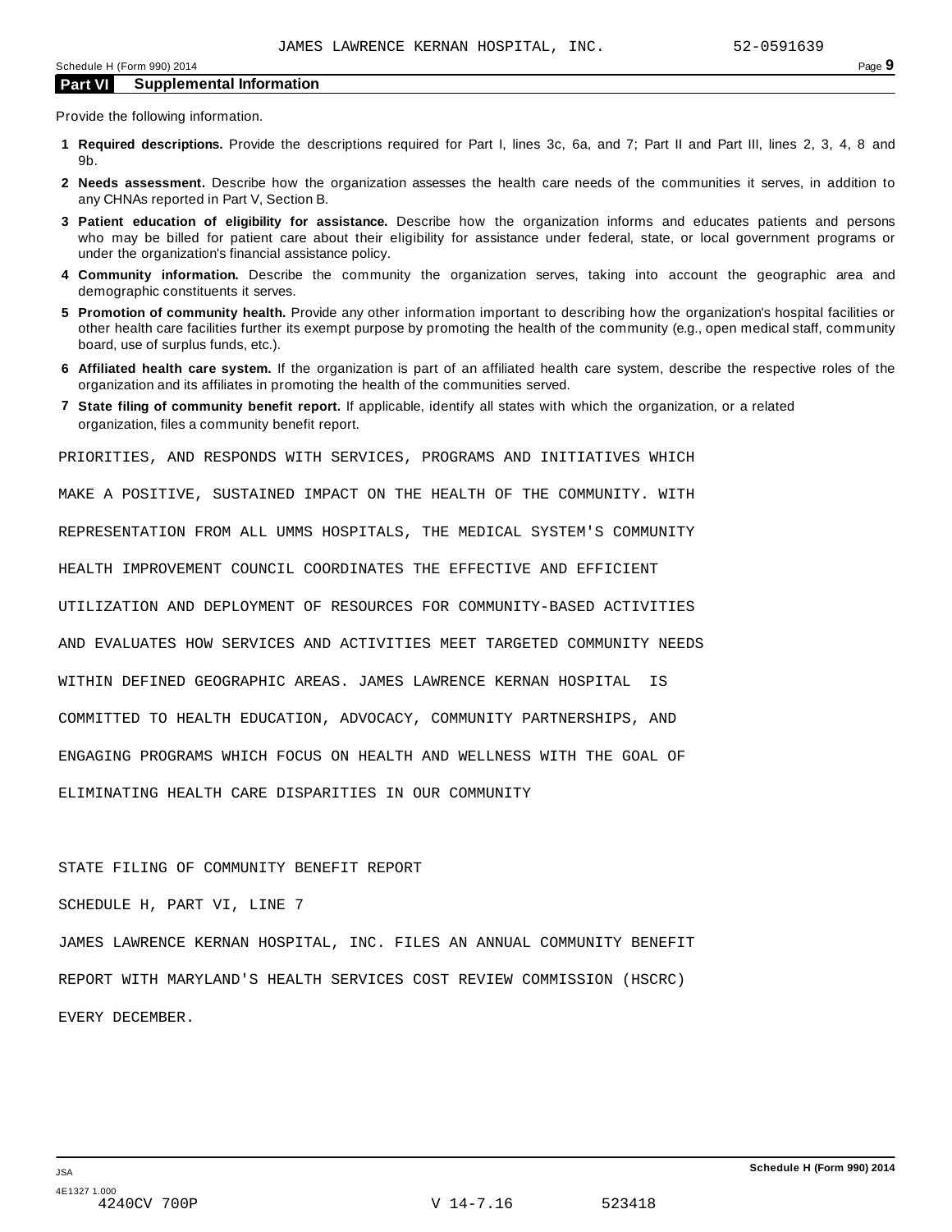## Part VI Supplemental Information

Provide the following information.

1. **Required descriptions.** Provide the descriptions required for Part I, lines 3c, 6a, and 7; Part II and Part III, lines 2, 3, 4, 8 and 9b.
2. **Needs assessment.** Describe how the organization assesses the health care needs of the communities it serves, in addition to any CHNAs reported in Part V, Section B.
3. **Patient education of eligibility for assistance.** Describe how the organization informs and educates patients and persons who may be billed for patient care about their eligibility for assistance under federal, state, or local government programs or under the organization's financial assistance policy.
4. **Community information.** Describe the community the organization serves, taking into account the geographic area and demographic constituents it serves.
5. **Promotion of community health.** Provide any other information important to describing how the organization's hospital facilities or other health care facilities further its exempt purpose by promoting the health of the community (e.g., open medical staff, community board, use of surplus funds, etc.).
6. **Affiliated health care system.** If the organization is part of an affiliated health care system, describe the respective roles of the organization and its affiliates in promoting the health of the communities served.
7. **State filing of community benefit report.** If applicable, identify all states with which the organization, or a related organization, files a community benefit report.

PRIORITIES, AND RESPONDS WITH SERVICES, PROGRAMS AND INITIATIVES WHICH MAKE A POSITIVE, SUSTAINED IMPACT ON THE HEALTH OF THE COMMUNITY. WITH REPRESENTATION FROM ALL UMMS HOSPITALS, THE MEDICAL SYSTEM'S COMMUNITY HEALTH IMPROVEMENT COUNCIL COORDINATES THE EFFECTIVE AND EFFICIENT UTILIZATION AND DEPLOYMENT OF RESOURCES FOR COMMUNITY-BASED ACTIVITIES AND EVALUATES HOW SERVICES AND ACTIVITIES MEET TARGETED COMMUNITY NEEDS WITHIN DEFINED GEOGRAPHIC AREAS. JAMES LAWRENCE KERNAN HOSPITAL IS COMMITTED TO HEALTH EDUCATION, ADVOCACY, COMMUNITY PARTNERSHIPS, AND ENGAGING PROGRAMS WHICH FOCUS ON HEALTH AND WELLNESS WITH THE GOAL OF ELIMINATING HEALTH CARE DISPARITIES IN OUR COMMUNITY

STATE FILING OF COMMUNITY BENEFIT REPORT

SCHEDULE H, PART VI, LINE 7

JAMES LAWRENCE KERNAN HOSPITAL, INC. FILES AN ANNUAL COMMUNITY BENEFIT REPORT WITH MARYLAND'S HEALTH SERVICES COST REVIEW COMMISSION (HSCRC) EVERY DECEMBER.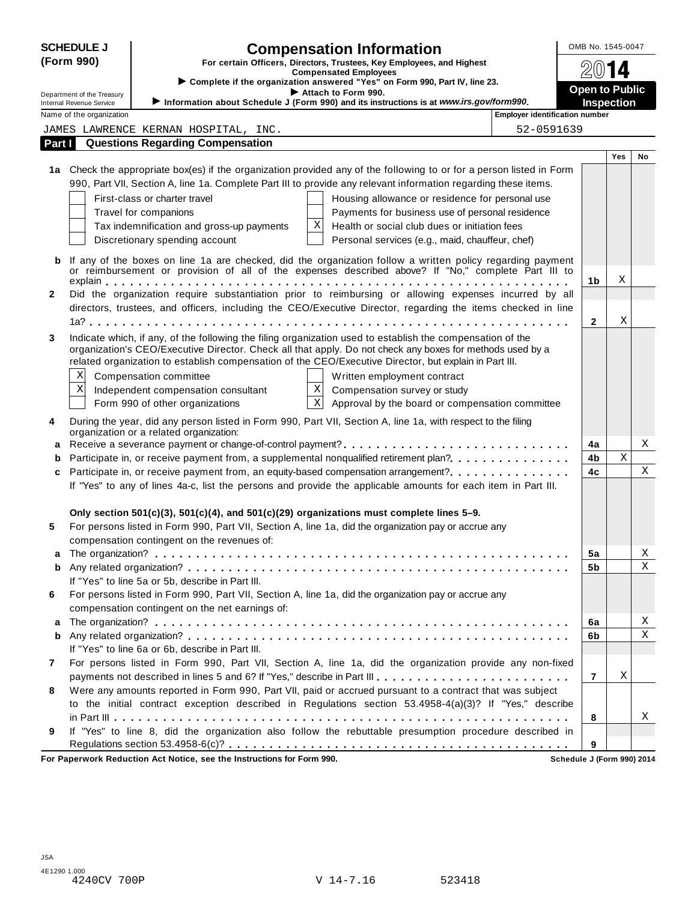**SCHEDULE J (Form 990)**

Department of the Treasury
Internal Revenue Service

# Compensation Information

**For certain Officers, Directors, Trustees, Key Employees, and Highest Compensated Employees**

▶ Complete if the organization answered "Yes" on Form 990, Part IV, line 23.

▶ Attach to Form 990.

▶ Information about Schedule J (Form 990) and its instructions is at *www.irs.gov/form990*.

OMB No. 1545-0047

**2014**

**Open to Public Inspection**

Name of the organization: JAMES LAWRENCE KERNAN HOSPITAL, INC.

Employer identification number: 52-0591639

## Part I Questions Regarding Compensation

| | | | Yes | No |
|---|---|---|---|---|
| **1a** | Check the appropriate box(es) if the organization provided any of the following to or for a person listed in Form 990, Part VII, Section A, line 1a. Complete Part III to provide any relevant information regarding these items.<br>☐ First-class or charter travel<br>☐ Travel for companions<br>☐ Tax indemnification and gross-up payments<br>☐ Discretionary spending account<br>☐ Housing allowance or residence for personal use<br>☐ Payments for business use of personal residence<br>☒ Health or social club dues or initiation fees<br>☐ Personal services (e.g., maid, chauffeur, chef) | | | |
| **b** | If any of the boxes on line 1a are checked, did the organization follow a written policy regarding payment or reimbursement or provision of all of the expenses described above? If "No," complete Part III to explain | **1b** | X | |
| **2** | Did the organization require substantiation prior to reimbursing or allowing expenses incurred by all directors, trustees, and officers, including the CEO/Executive Director, regarding the items checked in line 1a? | **2** | X | |
| **3** | Indicate which, if any, of the following the filing organization used to establish the compensation of the organization's CEO/Executive Director. Check all that apply. Do not check any boxes for methods used by a related organization to establish compensation of the CEO/Executive Director, but explain in Part III.<br>☒ Compensation committee<br>☒ Independent compensation consultant<br>☐ Form 990 of other organizations<br>☐ Written employment contract<br>☒ Compensation survey or study<br>☒ Approval by the board or compensation committee | | | |
| **4** | During the year, did any person listed in Form 990, Part VII, Section A, line 1a, with respect to the filing organization or a related organization: | | | |
| **a** | Receive a severance payment or change-of-control payment? | **4a** | | X |
| **b** | Participate in, or receive payment from, a supplemental nonqualified retirement plan? | **4b** | X | |
| **c** | Participate in, or receive payment from, an equity-based compensation arrangement? | **4c** | | X |
| | If "Yes" to any of lines 4a-c, list the persons and provide the applicable amounts for each item in Part III. | | | |
| | **Only section 501(c)(3), 501(c)(4), and 501(c)(29) organizations must complete lines 5–9.** | | | |
| **5** | For persons listed in Form 990, Part VII, Section A, line 1a, did the organization pay or accrue any compensation contingent on the revenues of: | | | |
| **a** | The organization? | **5a** | | X |
| **b** | Any related organization? | **5b** | | X |
| | If "Yes" to line 5a or 5b, describe in Part III. | | | |
| **6** | For persons listed in Form 990, Part VII, Section A, line 1a, did the organization pay or accrue any compensation contingent on the net earnings of: | | | |
| **a** | The organization? | **6a** | | X |
| **b** | Any related organization? | **6b** | | X |
| | If "Yes" to line 6a or 6b, describe in Part III. | | | |
| **7** | For persons listed in Form 990, Part VII, Section A, line 1a, did the organization provide any non-fixed payments not described in lines 5 and 6? If "Yes," describe in Part III | **7** | X | |
| **8** | Were any amounts reported in Form 990, Part VII, paid or accrued pursuant to a contract that was subject to the initial contract exception described in Regulations section 53.4958-4(a)(3)? If "Yes," describe in Part III | **8** | | X |
| **9** | If "Yes" to line 8, did the organization also follow the rebuttable presumption procedure described in Regulations section 53.4958-6(c)? | **9** | | |

**For Paperwork Reduction Act Notice, see the Instructions for Form 990.** **Schedule J (Form 990) 2014**

JSA
4E1290 1.000
4240CV 700P V 14-7.16 523418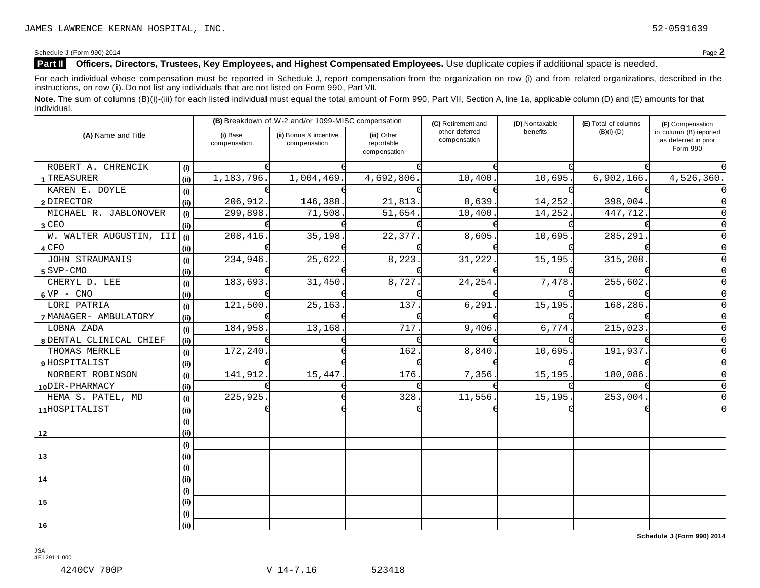JAMES LAWRENCE KERNAN HOSPITAL, INC. 52-0591639

Schedule J (Form 990) 2014 Page **2**

**Part II Officers, Directors, Trustees, Key Employees, and Highest Compensated Employees.** Use duplicate copies if additional space is needed.

For each individual whose compensation must be reported in Schedule J, report compensation from the organization on row (i) and from related organizations, described in the instructions, on row (ii). Do not list any individuals that are not listed on Form 990, Part VII.

**Note.** The sum of columns (B)(i)-(iii) for each listed individual must equal the total amount of Form 990, Part VII, Section A, line 1a, applicable column (D) and (E) amounts for that individual.

| (A) Name and Title | | (B) Breakdown of W-2 and/or 1099-MISC compensation | | | (C) Retirement and other deferred compensation | (D) Nontaxable benefits | (E) Total of columns (B)(i)-(D) | (F) Compensation in column (B) reported as deferred in prior Form 990 |
|---|---|---|---|---|---|---|---|---|
| | | (i) Base compensation | (ii) Bonus & incentive compensation | (iii) Other reportable compensation | | | | |
| ROBERT A. CHRENCIK | (i) | 0 | 0 | 0 | 0 | 0 | 0 | 0 |
| 1 TREASURER | (ii) | 1,183,796. | 1,004,469. | 4,692,806. | 10,400. | 10,695. | 6,902,166. | 4,526,360. |
| KAREN E. DOYLE | (i) | 0 | 0 | 0 | 0 | 0 | 0 | 0 |
| 2 DIRECTOR | (ii) | 206,912. | 146,388. | 21,813. | 8,639. | 14,252. | 398,004. | 0 |
| MICHAEL R. JABLONOVER | (i) | 299,898. | 71,508. | 51,654. | 10,400. | 14,252. | 447,712. | 0 |
| 3 CEO | (ii) | 0 | 0 | 0 | 0 | 0 | 0 | 0 |
| W. WALTER AUGUSTIN, III | (i) | 208,416. | 35,198. | 22,377. | 8,605. | 10,695. | 285,291. | 0 |
| 4 CFO | (ii) | 0 | 0 | 0 | 0 | 0 | 0 | 0 |
| JOHN STRAUMANIS | (i) | 234,946. | 25,622. | 8,223. | 31,222. | 15,195. | 315,208. | 0 |
| 5 SVP-CMO | (ii) | 0 | 0 | 0 | 0 | 0 | 0 | 0 |
| CHERYL D. LEE | (i) | 183,693. | 31,450. | 8,727. | 24,254. | 7,478. | 255,602. | 0 |
| 6 VP - CNO | (ii) | 0 | 0 | 0 | 0 | 0 | 0 | 0 |
| LORI PATRIA | (i) | 121,500. | 25,163. | 137. | 6,291. | 15,195. | 168,286. | 0 |
| 7 MANAGER- AMBULATORY | (ii) | 0 | 0 | 0 | 0 | 0 | 0 | 0 |
| LOBNA ZADA | (i) | 184,958. | 13,168. | 717. | 9,406. | 6,774. | 215,023. | 0 |
| 8 DENTAL CLINICAL CHIEF | (ii) | 0 | 0 | 0 | 0 | 0 | 0 | 0 |
| THOMAS MERKLE | (i) | 172,240. | 0 | 162. | 8,840. | 10,695. | 191,937. | 0 |
| 9 HOSPITALIST | (ii) | 0 | 0 | 0 | 0 | 0 | 0 | 0 |
| NORBERT ROBINSON | (i) | 141,912. | 15,447. | 176. | 7,356. | 15,195. | 180,086. | 0 |
| 10 DIR-PHARMACY | (ii) | 0 | 0 | 0 | 0 | 0 | 0 | 0 |
| HEMA S. PATEL, MD | (i) | 225,925. | 0 | 328. | 11,556. | 15,195. | 253,004. | 0 |
| 11 HOSPITALIST | (ii) | 0 | 0 | 0 | 0 | 0 | 0 | 0 |
| | (i) | | | | | | | |
| 12 | (ii) | | | | | | | |
| | (i) | | | | | | | |
| 13 | (ii) | | | | | | | |
| | (i) | | | | | | | |
| 14 | (ii) | | | | | | | |
| | (i) | | | | | | | |
| 15 | (ii) | | | | | | | |
| | (i) | | | | | | | |
| 16 | (ii) | | | | | | | |

**Schedule J (Form 990) 2014**

JSA
4E1291 1.000

4240CV 700P V 14-7.16 523418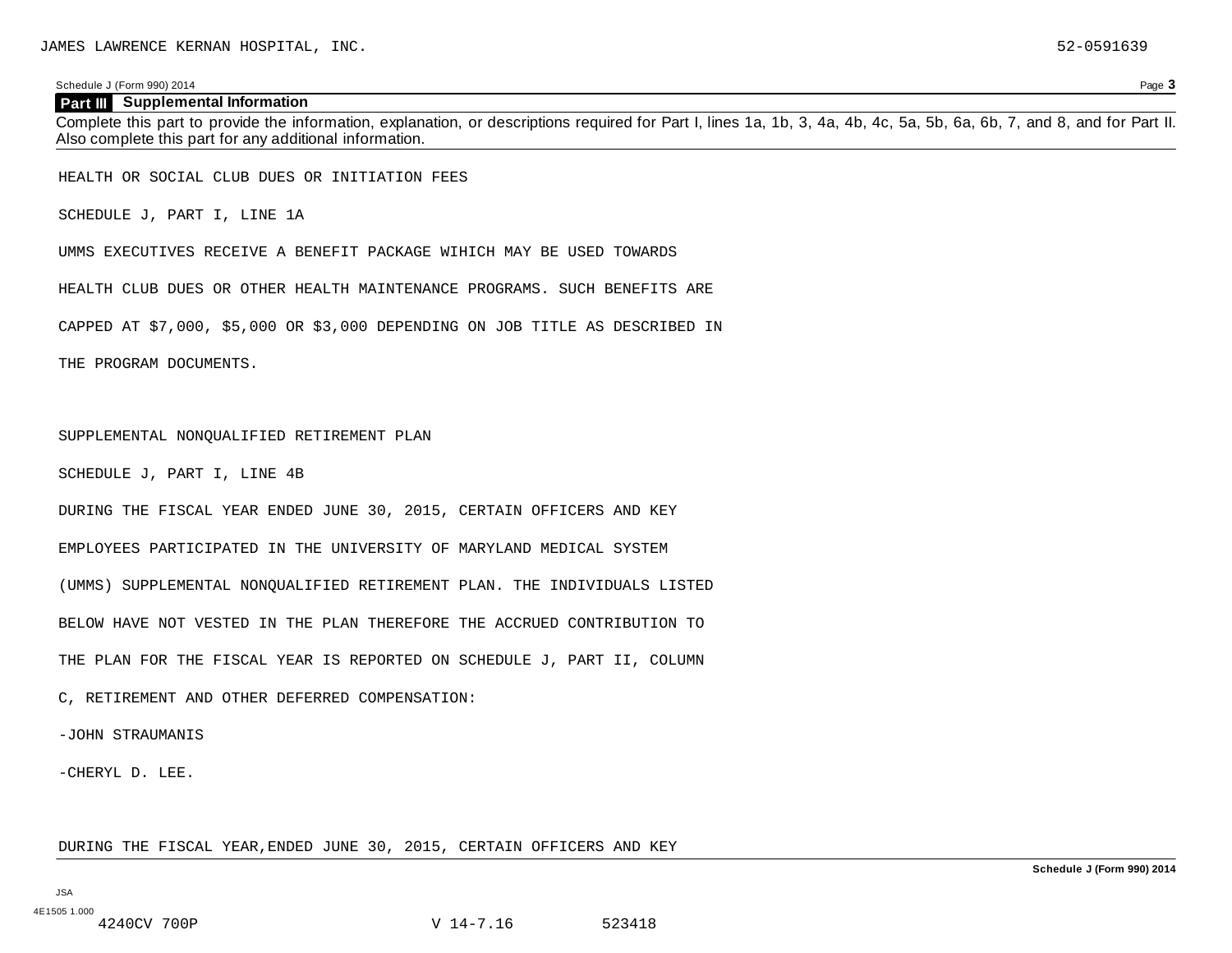## Part III Supplemental Information

Complete this part to provide the information, explanation, or descriptions required for Part I, lines 1a, 1b, 3, 4a, 4b, 4c, 5a, 5b, 6a, 6b, 7, and 8, and for Part II. Also complete this part for any additional information.

HEALTH OR SOCIAL CLUB DUES OR INITIATION FEES

SCHEDULE J, PART I, LINE 1A

UMMS EXECUTIVES RECEIVE A BENEFIT PACKAGE WIHICH MAY BE USED TOWARDS HEALTH CLUB DUES OR OTHER HEALTH MAINTENANCE PROGRAMS. SUCH BENEFITS ARE CAPPED AT $7,000, $5,000 OR $3,000 DEPENDING ON JOB TITLE AS DESCRIBED IN THE PROGRAM DOCUMENTS.

SUPPLEMENTAL NONQUALIFIED RETIREMENT PLAN

SCHEDULE J, PART I, LINE 4B

DURING THE FISCAL YEAR ENDED JUNE 30, 2015, CERTAIN OFFICERS AND KEY EMPLOYEES PARTICIPATED IN THE UNIVERSITY OF MARYLAND MEDICAL SYSTEM (UMMS) SUPPLEMENTAL NONQUALIFIED RETIREMENT PLAN. THE INDIVIDUALS LISTED BELOW HAVE NOT VESTED IN THE PLAN THEREFORE THE ACCRUED CONTRIBUTION TO THE PLAN FOR THE FISCAL YEAR IS REPORTED ON SCHEDULE J, PART II, COLUMN C, RETIREMENT AND OTHER DEFERRED COMPENSATION:

-JOHN STRAUMANIS

-CHERYL D. LEE.

DURING THE FISCAL YEAR,ENDED JUNE 30, 2015, CERTAIN OFFICERS AND KEY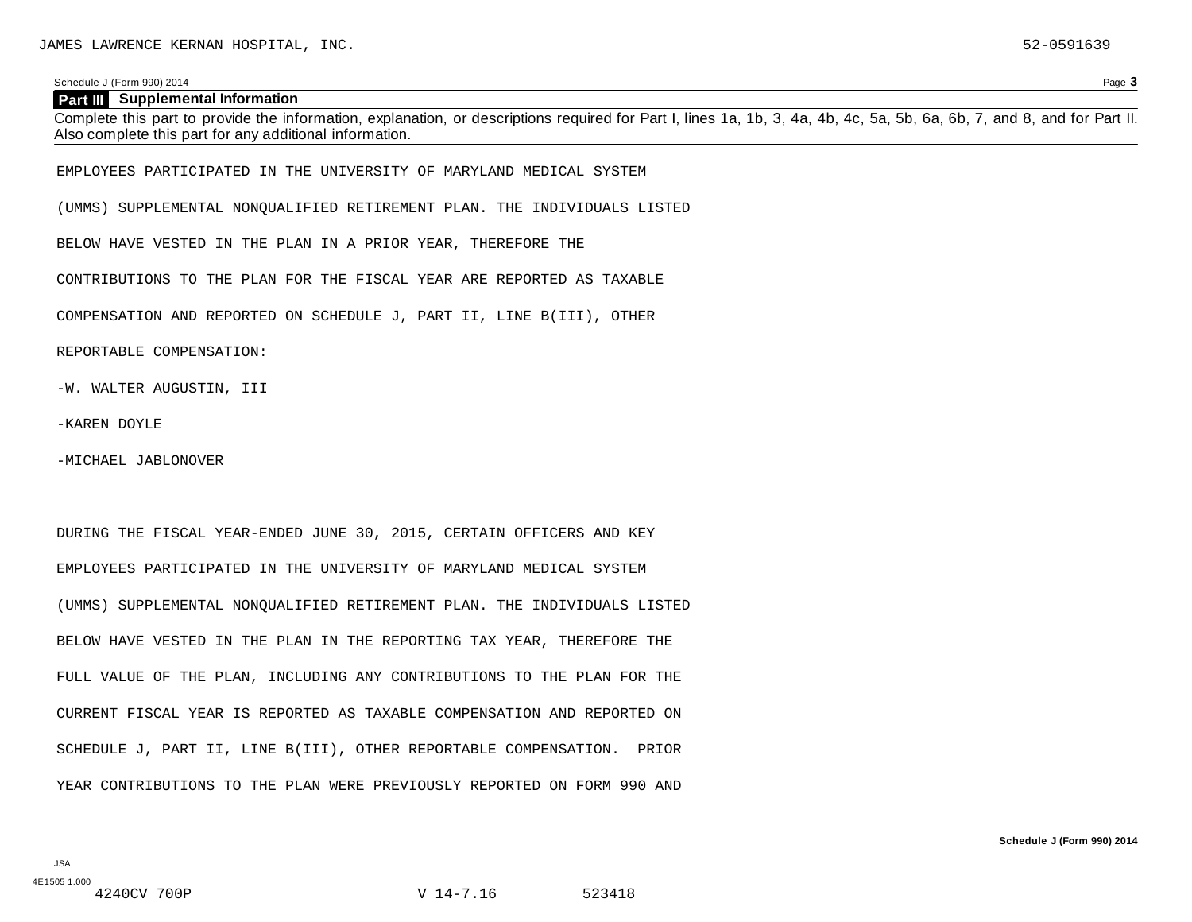## Part III Supplemental Information

Complete this part to provide the information, explanation, or descriptions required for Part I, lines 1a, 1b, 3, 4a, 4b, 4c, 5a, 5b, 6a, 6b, 7, and 8, and for Part II. Also complete this part for any additional information.

EMPLOYEES PARTICIPATED IN THE UNIVERSITY OF MARYLAND MEDICAL SYSTEM (UMMS) SUPPLEMENTAL NONQUALIFIED RETIREMENT PLAN. THE INDIVIDUALS LISTED BELOW HAVE VESTED IN THE PLAN IN A PRIOR YEAR, THEREFORE THE CONTRIBUTIONS TO THE PLAN FOR THE FISCAL YEAR ARE REPORTED AS TAXABLE COMPENSATION AND REPORTED ON SCHEDULE J, PART II, LINE B(III), OTHER REPORTABLE COMPENSATION:

-W. WALTER AUGUSTIN, III

-KAREN DOYLE

-MICHAEL JABLONOVER

DURING THE FISCAL YEAR-ENDED JUNE 30, 2015, CERTAIN OFFICERS AND KEY EMPLOYEES PARTICIPATED IN THE UNIVERSITY OF MARYLAND MEDICAL SYSTEM (UMMS) SUPPLEMENTAL NONQUALIFIED RETIREMENT PLAN. THE INDIVIDUALS LISTED BELOW HAVE VESTED IN THE PLAN IN THE REPORTING TAX YEAR, THEREFORE THE FULL VALUE OF THE PLAN, INCLUDING ANY CONTRIBUTIONS TO THE PLAN FOR THE CURRENT FISCAL YEAR IS REPORTED AS TAXABLE COMPENSATION AND REPORTED ON SCHEDULE J, PART II, LINE B(III), OTHER REPORTABLE COMPENSATION. PRIOR YEAR CONTRIBUTIONS TO THE PLAN WERE PREVIOUSLY REPORTED ON FORM 990 AND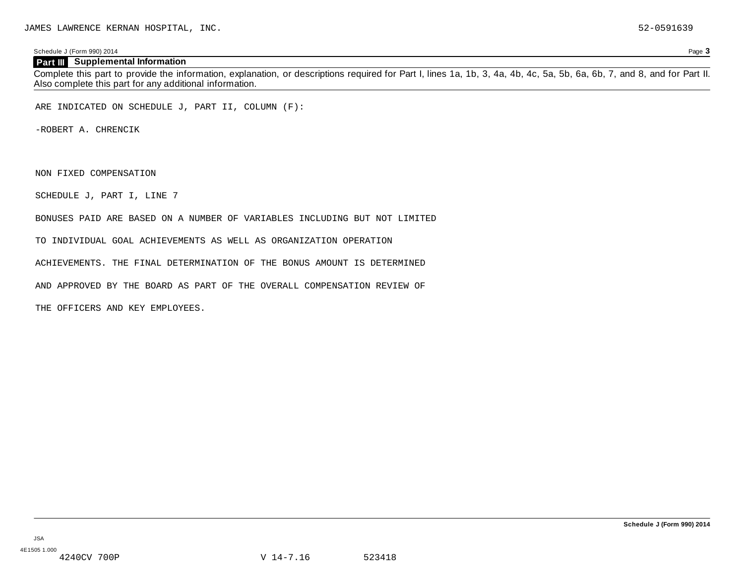## Part III Supplemental Information

Complete this part to provide the information, explanation, or descriptions required for Part I, lines 1a, 1b, 3, 4a, 4b, 4c, 5a, 5b, 6a, 6b, 7, and 8, and for Part II. Also complete this part for any additional information.

ARE INDICATED ON SCHEDULE J, PART II, COLUMN (F):

-ROBERT A. CHRENCIK

NON FIXED COMPENSATION

SCHEDULE J, PART I, LINE 7

BONUSES PAID ARE BASED ON A NUMBER OF VARIABLES INCLUDING BUT NOT LIMITED

TO INDIVIDUAL GOAL ACHIEVEMENTS AS WELL AS ORGANIZATION OPERATION

ACHIEVEMENTS. THE FINAL DETERMINATION OF THE BONUS AMOUNT IS DETERMINED

AND APPROVED BY THE BOARD AS PART OF THE OVERALL COMPENSATION REVIEW OF

THE OFFICERS AND KEY EMPLOYEES.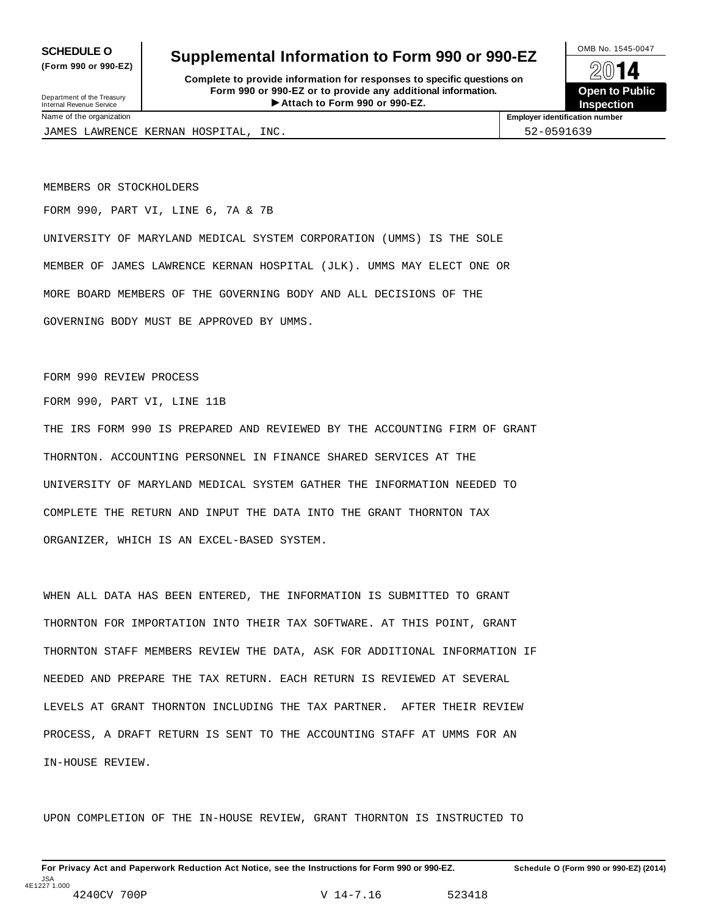**SCHEDULE O**
**(Form 990 or 990-EZ)**

Department of the Treasury
Internal Revenue Service

# Supplemental Information to Form 990 or 990-EZ

**Complete to provide information for responses to specific questions on Form 990 or 990-EZ or to provide any additional information.**
**▶ Attach to Form 990 or 990-EZ.**

OMB No. 1545-0047
**2014**
**Open to Public Inspection**

| Name of the organization | Employer identification number |
|---|---|
| JAMES LAWRENCE KERNAN HOSPITAL, INC. | 52-0591639 |

MEMBERS OR STOCKHOLDERS

FORM 990, PART VI, LINE 6, 7A & 7B

UNIVERSITY OF MARYLAND MEDICAL SYSTEM CORPORATION (UMMS) IS THE SOLE MEMBER OF JAMES LAWRENCE KERNAN HOSPITAL (JLK). UMMS MAY ELECT ONE OR MORE BOARD MEMBERS OF THE GOVERNING BODY AND ALL DECISIONS OF THE GOVERNING BODY MUST BE APPROVED BY UMMS.

FORM 990 REVIEW PROCESS

FORM 990, PART VI, LINE 11B

THE IRS FORM 990 IS PREPARED AND REVIEWED BY THE ACCOUNTING FIRM OF GRANT THORNTON. ACCOUNTING PERSONNEL IN FINANCE SHARED SERVICES AT THE UNIVERSITY OF MARYLAND MEDICAL SYSTEM GATHER THE INFORMATION NEEDED TO COMPLETE THE RETURN AND INPUT THE DATA INTO THE GRANT THORNTON TAX ORGANIZER, WHICH IS AN EXCEL-BASED SYSTEM.

WHEN ALL DATA HAS BEEN ENTERED, THE INFORMATION IS SUBMITTED TO GRANT THORNTON FOR IMPORTATION INTO THEIR TAX SOFTWARE. AT THIS POINT, GRANT THORNTON STAFF MEMBERS REVIEW THE DATA, ASK FOR ADDITIONAL INFORMATION IF NEEDED AND PREPARE THE TAX RETURN. EACH RETURN IS REVIEWED AT SEVERAL LEVELS AT GRANT THORNTON INCLUDING THE TAX PARTNER. AFTER THEIR REVIEW PROCESS, A DRAFT RETURN IS SENT TO THE ACCOUNTING STAFF AT UMMS FOR AN IN-HOUSE REVIEW.

UPON COMPLETION OF THE IN-HOUSE REVIEW, GRANT THORNTON IS INSTRUCTED TO

**For Privacy Act and Paperwork Reduction Act Notice, see the Instructions for Form 990 or 990-EZ.** **Schedule O (Form 990 or 990-EZ) (2014)**

JSA
4E1227 1.000
4240CV 700P V 14-7.16 523418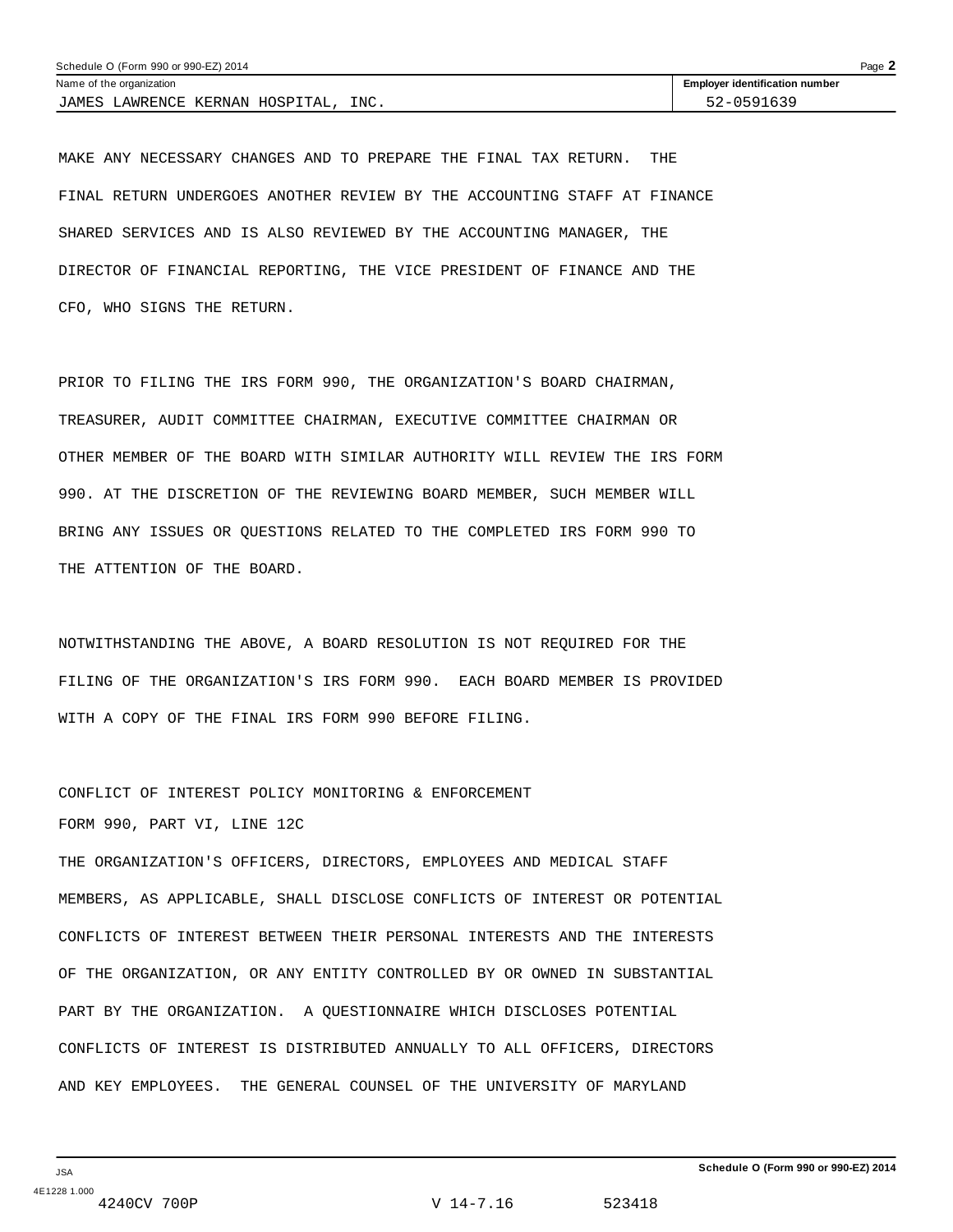MAKE ANY NECESSARY CHANGES AND TO PREPARE THE FINAL TAX RETURN. THE FINAL RETURN UNDERGOES ANOTHER REVIEW BY THE ACCOUNTING STAFF AT FINANCE SHARED SERVICES AND IS ALSO REVIEWED BY THE ACCOUNTING MANAGER, THE DIRECTOR OF FINANCIAL REPORTING, THE VICE PRESIDENT OF FINANCE AND THE CFO, WHO SIGNS THE RETURN.

PRIOR TO FILING THE IRS FORM 990, THE ORGANIZATION'S BOARD CHAIRMAN, TREASURER, AUDIT COMMITTEE CHAIRMAN, EXECUTIVE COMMITTEE CHAIRMAN OR OTHER MEMBER OF THE BOARD WITH SIMILAR AUTHORITY WILL REVIEW THE IRS FORM 990. AT THE DISCRETION OF THE REVIEWING BOARD MEMBER, SUCH MEMBER WILL BRING ANY ISSUES OR QUESTIONS RELATED TO THE COMPLETED IRS FORM 990 TO THE ATTENTION OF THE BOARD.

NOTWITHSTANDING THE ABOVE, A BOARD RESOLUTION IS NOT REQUIRED FOR THE FILING OF THE ORGANIZATION'S IRS FORM 990. EACH BOARD MEMBER IS PROVIDED WITH A COPY OF THE FINAL IRS FORM 990 BEFORE FILING.

CONFLICT OF INTEREST POLICY MONITORING & ENFORCEMENT

FORM 990, PART VI, LINE 12C

THE ORGANIZATION'S OFFICERS, DIRECTORS, EMPLOYEES AND MEDICAL STAFF MEMBERS, AS APPLICABLE, SHALL DISCLOSE CONFLICTS OF INTEREST OR POTENTIAL CONFLICTS OF INTEREST BETWEEN THEIR PERSONAL INTERESTS AND THE INTERESTS OF THE ORGANIZATION, OR ANY ENTITY CONTROLLED BY OR OWNED IN SUBSTANTIAL PART BY THE ORGANIZATION. A QUESTIONNAIRE WHICH DISCLOSES POTENTIAL CONFLICTS OF INTEREST IS DISTRIBUTED ANNUALLY TO ALL OFFICERS, DIRECTORS AND KEY EMPLOYEES. THE GENERAL COUNSEL OF THE UNIVERSITY OF MARYLAND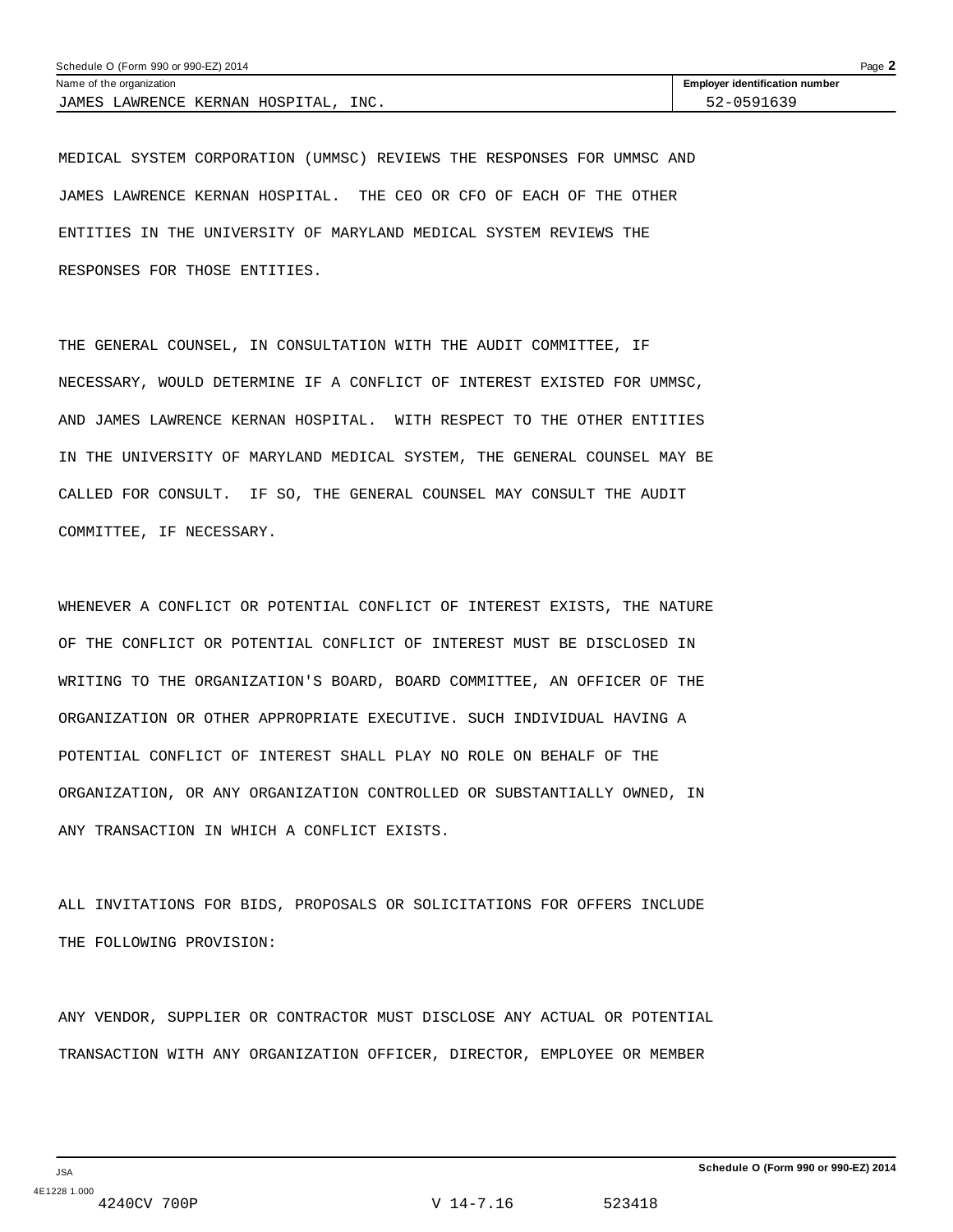MEDICAL SYSTEM CORPORATION (UMMSC) REVIEWS THE RESPONSES FOR UMMSC AND JAMES LAWRENCE KERNAN HOSPITAL. THE CEO OR CFO OF EACH OF THE OTHER ENTITIES IN THE UNIVERSITY OF MARYLAND MEDICAL SYSTEM REVIEWS THE RESPONSES FOR THOSE ENTITIES.

THE GENERAL COUNSEL, IN CONSULTATION WITH THE AUDIT COMMITTEE, IF NECESSARY, WOULD DETERMINE IF A CONFLICT OF INTEREST EXISTED FOR UMMSC, AND JAMES LAWRENCE KERNAN HOSPITAL. WITH RESPECT TO THE OTHER ENTITIES IN THE UNIVERSITY OF MARYLAND MEDICAL SYSTEM, THE GENERAL COUNSEL MAY BE CALLED FOR CONSULT. IF SO, THE GENERAL COUNSEL MAY CONSULT THE AUDIT COMMITTEE, IF NECESSARY.

WHENEVER A CONFLICT OR POTENTIAL CONFLICT OF INTEREST EXISTS, THE NATURE OF THE CONFLICT OR POTENTIAL CONFLICT OF INTEREST MUST BE DISCLOSED IN WRITING TO THE ORGANIZATION'S BOARD, BOARD COMMITTEE, AN OFFICER OF THE ORGANIZATION OR OTHER APPROPRIATE EXECUTIVE. SUCH INDIVIDUAL HAVING A POTENTIAL CONFLICT OF INTEREST SHALL PLAY NO ROLE ON BEHALF OF THE ORGANIZATION, OR ANY ORGANIZATION CONTROLLED OR SUBSTANTIALLY OWNED, IN ANY TRANSACTION IN WHICH A CONFLICT EXISTS.

ALL INVITATIONS FOR BIDS, PROPOSALS OR SOLICITATIONS FOR OFFERS INCLUDE THE FOLLOWING PROVISION:

ANY VENDOR, SUPPLIER OR CONTRACTOR MUST DISCLOSE ANY ACTUAL OR POTENTIAL TRANSACTION WITH ANY ORGANIZATION OFFICER, DIRECTOR, EMPLOYEE OR MEMBER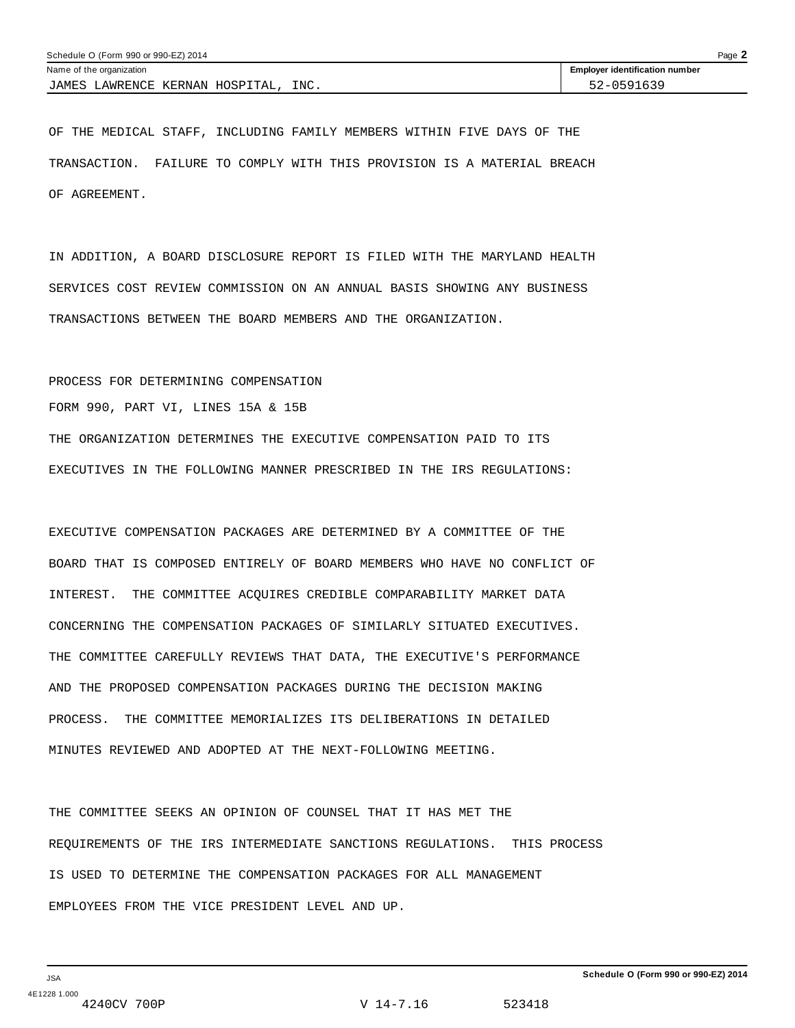OF THE MEDICAL STAFF, INCLUDING FAMILY MEMBERS WITHIN FIVE DAYS OF THE TRANSACTION. FAILURE TO COMPLY WITH THIS PROVISION IS A MATERIAL BREACH OF AGREEMENT.

IN ADDITION, A BOARD DISCLOSURE REPORT IS FILED WITH THE MARYLAND HEALTH SERVICES COST REVIEW COMMISSION ON AN ANNUAL BASIS SHOWING ANY BUSINESS TRANSACTIONS BETWEEN THE BOARD MEMBERS AND THE ORGANIZATION.

PROCESS FOR DETERMINING COMPENSATION

FORM 990, PART VI, LINES 15A & 15B

THE ORGANIZATION DETERMINES THE EXECUTIVE COMPENSATION PAID TO ITS EXECUTIVES IN THE FOLLOWING MANNER PRESCRIBED IN THE IRS REGULATIONS:

EXECUTIVE COMPENSATION PACKAGES ARE DETERMINED BY A COMMITTEE OF THE BOARD THAT IS COMPOSED ENTIRELY OF BOARD MEMBERS WHO HAVE NO CONFLICT OF INTEREST. THE COMMITTEE ACQUIRES CREDIBLE COMPARABILITY MARKET DATA CONCERNING THE COMPENSATION PACKAGES OF SIMILARLY SITUATED EXECUTIVES. THE COMMITTEE CAREFULLY REVIEWS THAT DATA, THE EXECUTIVE'S PERFORMANCE AND THE PROPOSED COMPENSATION PACKAGES DURING THE DECISION MAKING PROCESS. THE COMMITTEE MEMORIALIZES ITS DELIBERATIONS IN DETAILED MINUTES REVIEWED AND ADOPTED AT THE NEXT-FOLLOWING MEETING.

THE COMMITTEE SEEKS AN OPINION OF COUNSEL THAT IT HAS MET THE REQUIREMENTS OF THE IRS INTERMEDIATE SANCTIONS REGULATIONS. THIS PROCESS IS USED TO DETERMINE THE COMPENSATION PACKAGES FOR ALL MANAGEMENT EMPLOYEES FROM THE VICE PRESIDENT LEVEL AND UP.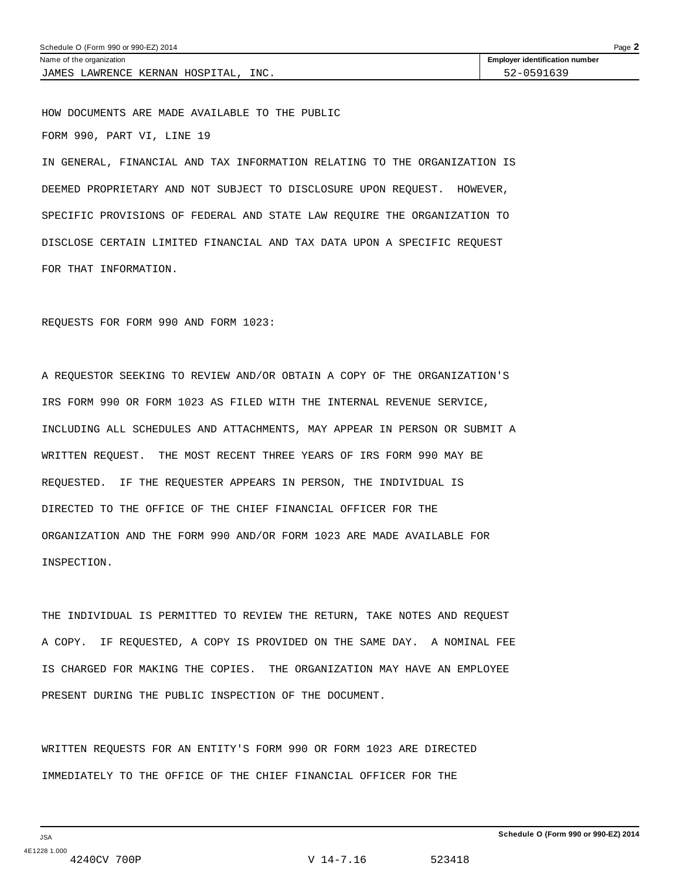Schedule O (Form 990 or 990-EZ) 2014

| Name of the organization | Employer identification number |
| --- | --- |
| JAMES LAWRENCE KERNAN HOSPITAL, INC. | 52-0591639 |

HOW DOCUMENTS ARE MADE AVAILABLE TO THE PUBLIC

FORM 990, PART VI, LINE 19

IN GENERAL, FINANCIAL AND TAX INFORMATION RELATING TO THE ORGANIZATION IS DEEMED PROPRIETARY AND NOT SUBJECT TO DISCLOSURE UPON REQUEST. HOWEVER, SPECIFIC PROVISIONS OF FEDERAL AND STATE LAW REQUIRE THE ORGANIZATION TO DISCLOSE CERTAIN LIMITED FINANCIAL AND TAX DATA UPON A SPECIFIC REQUEST FOR THAT INFORMATION.

REQUESTS FOR FORM 990 AND FORM 1023:

A REQUESTOR SEEKING TO REVIEW AND/OR OBTAIN A COPY OF THE ORGANIZATION'S IRS FORM 990 OR FORM 1023 AS FILED WITH THE INTERNAL REVENUE SERVICE, INCLUDING ALL SCHEDULES AND ATTACHMENTS, MAY APPEAR IN PERSON OR SUBMIT A WRITTEN REQUEST. THE MOST RECENT THREE YEARS OF IRS FORM 990 MAY BE REQUESTED. IF THE REQUESTER APPEARS IN PERSON, THE INDIVIDUAL IS DIRECTED TO THE OFFICE OF THE CHIEF FINANCIAL OFFICER FOR THE ORGANIZATION AND THE FORM 990 AND/OR FORM 1023 ARE MADE AVAILABLE FOR INSPECTION.

THE INDIVIDUAL IS PERMITTED TO REVIEW THE RETURN, TAKE NOTES AND REQUEST A COPY. IF REQUESTED, A COPY IS PROVIDED ON THE SAME DAY. A NOMINAL FEE IS CHARGED FOR MAKING THE COPIES. THE ORGANIZATION MAY HAVE AN EMPLOYEE PRESENT DURING THE PUBLIC INSPECTION OF THE DOCUMENT.

WRITTEN REQUESTS FOR AN ENTITY'S FORM 990 OR FORM 1023 ARE DIRECTED IMMEDIATELY TO THE OFFICE OF THE CHIEF FINANCIAL OFFICER FOR THE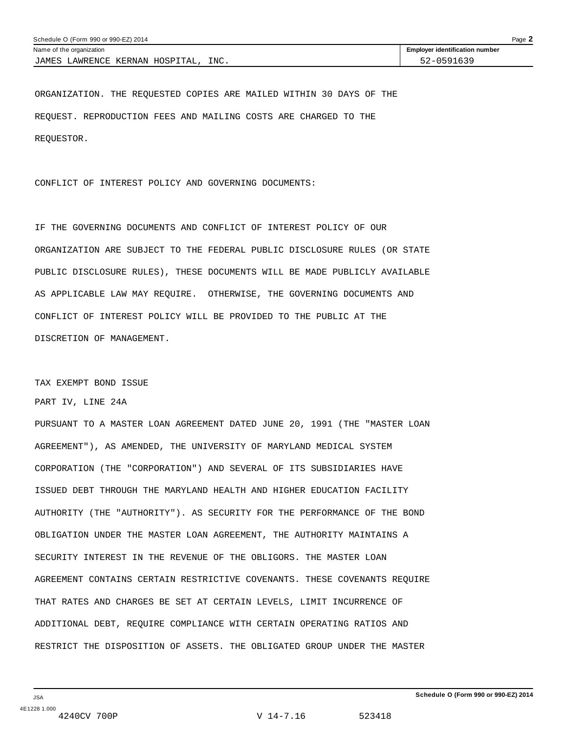ORGANIZATION. THE REQUESTED COPIES ARE MAILED WITHIN 30 DAYS OF THE REQUEST. REPRODUCTION FEES AND MAILING COSTS ARE CHARGED TO THE REQUESTOR.

CONFLICT OF INTEREST POLICY AND GOVERNING DOCUMENTS:

IF THE GOVERNING DOCUMENTS AND CONFLICT OF INTEREST POLICY OF OUR ORGANIZATION ARE SUBJECT TO THE FEDERAL PUBLIC DISCLOSURE RULES (OR STATE PUBLIC DISCLOSURE RULES), THESE DOCUMENTS WILL BE MADE PUBLICLY AVAILABLE AS APPLICABLE LAW MAY REQUIRE. OTHERWISE, THE GOVERNING DOCUMENTS AND CONFLICT OF INTEREST POLICY WILL BE PROVIDED TO THE PUBLIC AT THE DISCRETION OF MANAGEMENT.

TAX EXEMPT BOND ISSUE

PART IV, LINE 24A

PURSUANT TO A MASTER LOAN AGREEMENT DATED JUNE 20, 1991 (THE "MASTER LOAN AGREEMENT"), AS AMENDED, THE UNIVERSITY OF MARYLAND MEDICAL SYSTEM CORPORATION (THE "CORPORATION") AND SEVERAL OF ITS SUBSIDIARIES HAVE ISSUED DEBT THROUGH THE MARYLAND HEALTH AND HIGHER EDUCATION FACILITY AUTHORITY (THE "AUTHORITY"). AS SECURITY FOR THE PERFORMANCE OF THE BOND OBLIGATION UNDER THE MASTER LOAN AGREEMENT, THE AUTHORITY MAINTAINS A SECURITY INTEREST IN THE REVENUE OF THE OBLIGORS. THE MASTER LOAN AGREEMENT CONTAINS CERTAIN RESTRICTIVE COVENANTS. THESE COVENANTS REQUIRE THAT RATES AND CHARGES BE SET AT CERTAIN LEVELS, LIMIT INCURRENCE OF ADDITIONAL DEBT, REQUIRE COMPLIANCE WITH CERTAIN OPERATING RATIOS AND RESTRICT THE DISPOSITION OF ASSETS. THE OBLIGATED GROUP UNDER THE MASTER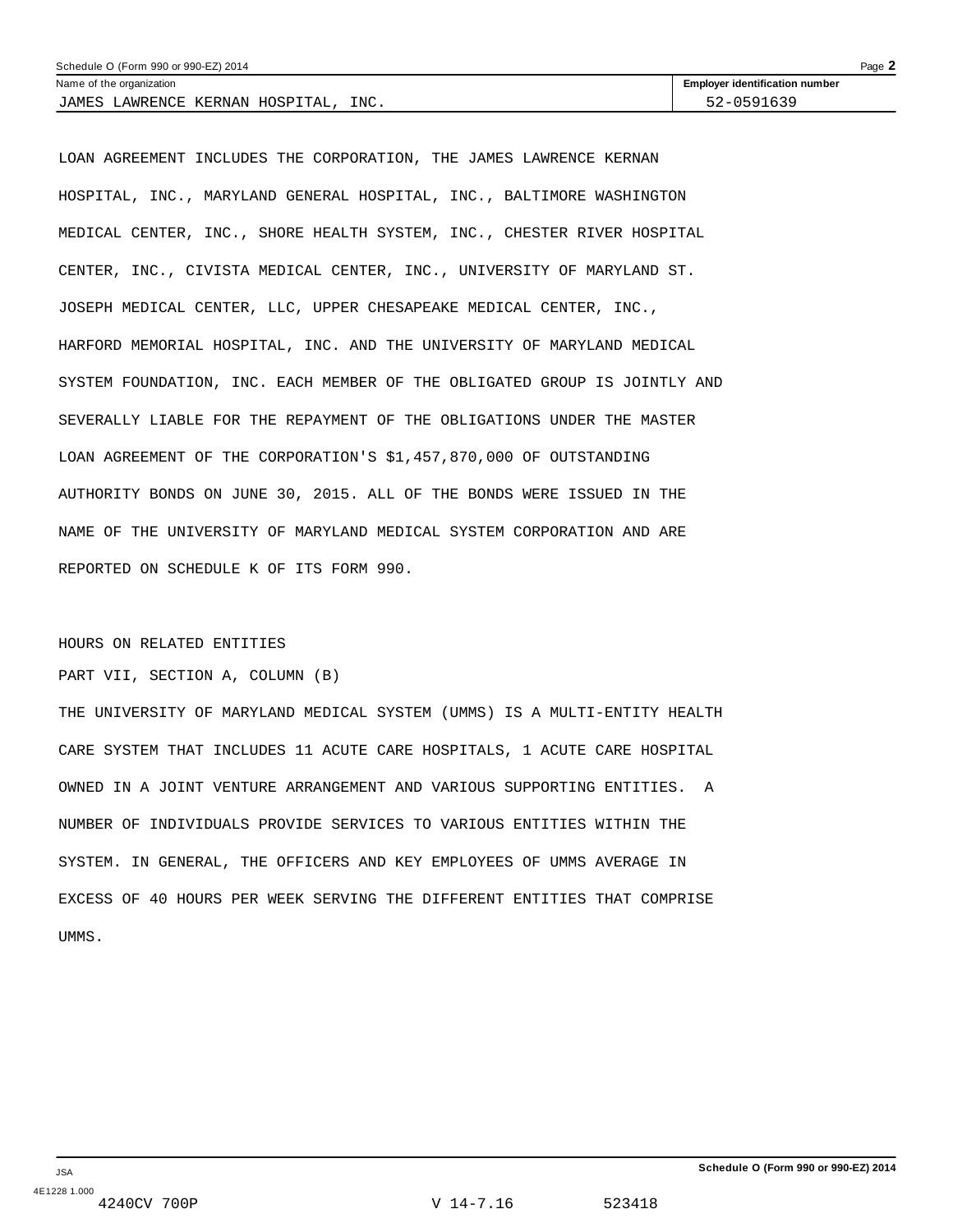LOAN AGREEMENT INCLUDES THE CORPORATION, THE JAMES LAWRENCE KERNAN HOSPITAL, INC., MARYLAND GENERAL HOSPITAL, INC., BALTIMORE WASHINGTON MEDICAL CENTER, INC., SHORE HEALTH SYSTEM, INC., CHESTER RIVER HOSPITAL CENTER, INC., CIVISTA MEDICAL CENTER, INC., UNIVERSITY OF MARYLAND ST. JOSEPH MEDICAL CENTER, LLC, UPPER CHESAPEAKE MEDICAL CENTER, INC., HARFORD MEMORIAL HOSPITAL, INC. AND THE UNIVERSITY OF MARYLAND MEDICAL SYSTEM FOUNDATION, INC. EACH MEMBER OF THE OBLIGATED GROUP IS JOINTLY AND SEVERALLY LIABLE FOR THE REPAYMENT OF THE OBLIGATIONS UNDER THE MASTER LOAN AGREEMENT OF THE CORPORATION'S $1,457,870,000 OF OUTSTANDING AUTHORITY BONDS ON JUNE 30, 2015. ALL OF THE BONDS WERE ISSUED IN THE NAME OF THE UNIVERSITY OF MARYLAND MEDICAL SYSTEM CORPORATION AND ARE REPORTED ON SCHEDULE K OF ITS FORM 990.

HOURS ON RELATED ENTITIES

PART VII, SECTION A, COLUMN (B)

THE UNIVERSITY OF MARYLAND MEDICAL SYSTEM (UMMS) IS A MULTI-ENTITY HEALTH CARE SYSTEM THAT INCLUDES 11 ACUTE CARE HOSPITALS, 1 ACUTE CARE HOSPITAL OWNED IN A JOINT VENTURE ARRANGEMENT AND VARIOUS SUPPORTING ENTITIES. A NUMBER OF INDIVIDUALS PROVIDE SERVICES TO VARIOUS ENTITIES WITHIN THE SYSTEM. IN GENERAL, THE OFFICERS AND KEY EMPLOYEES OF UMMS AVERAGE IN EXCESS OF 40 HOURS PER WEEK SERVING THE DIFFERENT ENTITIES THAT COMPRISE UMMS.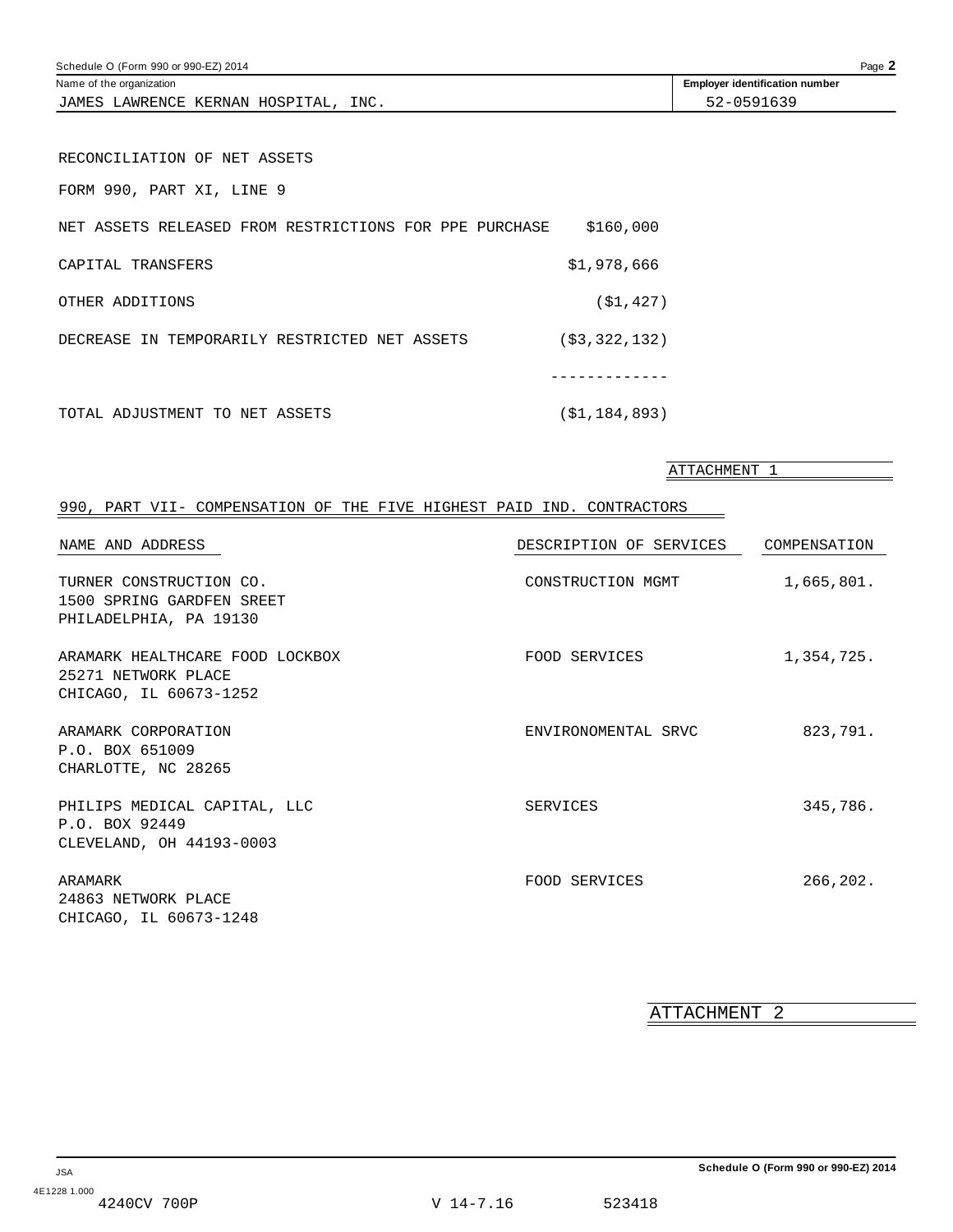Schedule O (Form 990 or 990-EZ) 2014

Name of the organization: JAMES LAWRENCE KERNAN HOSPITAL, INC.

Employer identification number: 52-0591639

RECONCILIATION OF NET ASSETS

FORM 990, PART XI, LINE 9

| | |
|---|---|
| NET ASSETS RELEASED FROM RESTRICTIONS FOR PPE PURCHASE | $160,000 |
| CAPITAL TRANSFERS | $1,978,666 |
| OTHER ADDITIONS | ($1,427) |
| DECREASE IN TEMPORARILY RESTRICTED NET ASSETS | ($3,322,132) |
| TOTAL ADJUSTMENT TO NET ASSETS | ($1,184,893) |

ATTACHMENT 1

990, PART VII- COMPENSATION OF THE FIVE HIGHEST PAID IND. CONTRACTORS

| NAME AND ADDRESS | DESCRIPTION OF SERVICES | COMPENSATION |
|---|---|---|
| TURNER CONSTRUCTION CO.<br>1500 SPRING GARDFEN SREET<br>PHILADELPHIA, PA 19130 | CONSTRUCTION MGMT | 1,665,801. |
| ARAMARK HEALTHCARE FOOD LOCKBOX<br>25271 NETWORK PLACE<br>CHICAGO, IL 60673-1252 | FOOD SERVICES | 1,354,725. |
| ARAMARK CORPORATION<br>P.O. BOX 651009<br>CHARLOTTE, NC 28265 | ENVIRONOMENTAL SRVC | 823,791. |
| PHILIPS MEDICAL CAPITAL, LLC<br>P.O. BOX 92449<br>CLEVELAND, OH 44193-0003 | SERVICES | 345,786. |
| ARAMARK<br>24863 NETWORK PLACE<br>CHICAGO, IL 60673-1248 | FOOD SERVICES | 266,202. |

ATTACHMENT 2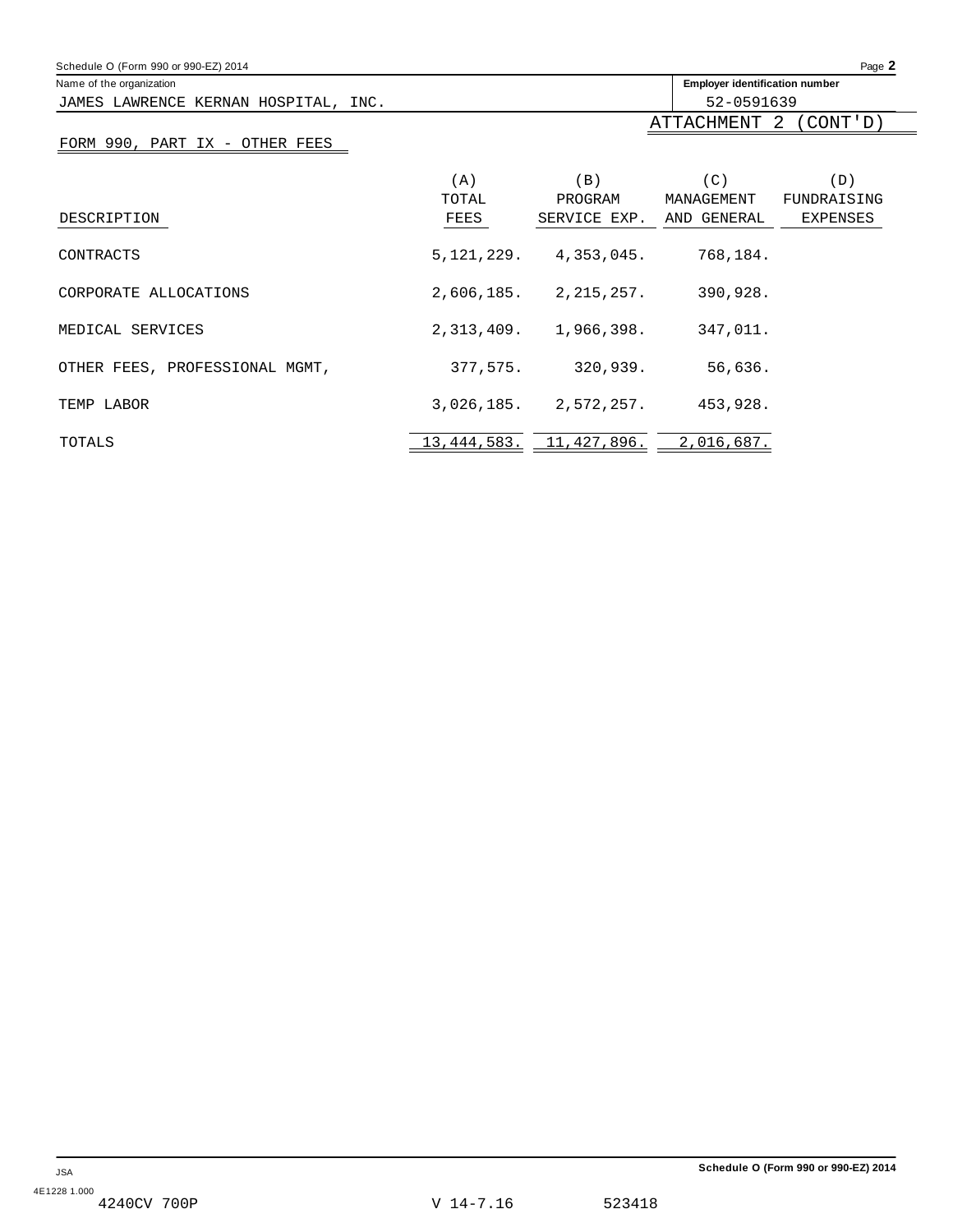Name of the organization: JAMES LAWRENCE KERNAN HOSPITAL, INC.

Employer identification number: 52-0591639

ATTACHMENT 2 (CONT'D)

FORM 990, PART IX - OTHER FEES

| DESCRIPTION | (A) TOTAL FEES | (B) PROGRAM SERVICE EXP. | (C) MANAGEMENT AND GENERAL | (D) FUNDRAISING EXPENSES |
|---|---|---|---|---|
| CONTRACTS | 5,121,229. | 4,353,045. | 768,184. | |
| CORPORATE ALLOCATIONS | 2,606,185. | 2,215,257. | 390,928. | |
| MEDICAL SERVICES | 2,313,409. | 1,966,398. | 347,011. | |
| OTHER FEES, PROFESSIONAL MGMT, | 377,575. | 320,939. | 56,636. | |
| TEMP LABOR | 3,026,185. | 2,572,257. | 453,928. | |
| TOTALS | 13,444,583. | 11,427,896. | 2,016,687. | |

4240CV 700P V 14-7.16 523418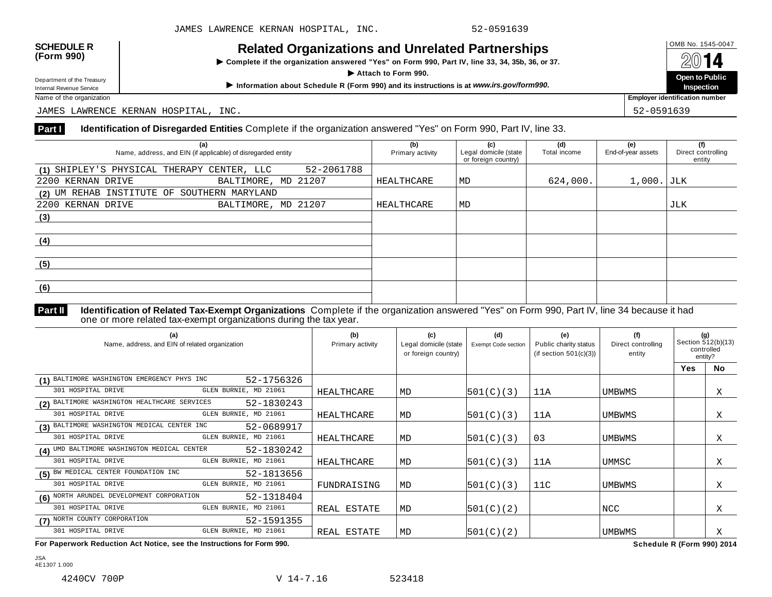JAMES LAWRENCE KERNAN HOSPITAL, INC. 52-0591639

**SCHEDULE R (Form 990)**

# Related Organizations and Unrelated Partnerships

▶ Complete if the organization answered "Yes" on Form 990, Part IV, line 33, 34, 35b, 36, or 37.

▶ Attach to Form 990.

▶ Information about Schedule R (Form 990) and its instructions is at *www.irs.gov/form990*.

Department of the Treasury
Internal Revenue Service

OMB No. 1545-0047

2014

**Open to Public Inspection**

Name of the organization: JAMES LAWRENCE KERNAN HOSPITAL, INC.

Employer identification number: 52-0591639

**Part I** **Identification of Disregarded Entities** Complete if the organization answered "Yes" on Form 990, Part IV, line 33.

| (a) Name, address, and EIN (if applicable) of disregarded entity | (b) Primary activity | (c) Legal domicile (state or foreign country) | (d) Total income | (e) End-of-year assets | (f) Direct controlling entity |
|---|---|---|---|---|---|
| (1) SHIPLEY'S PHYSICAL THERAPY CENTER, LLC 52-2061788 2200 KERNAN DRIVE BALTIMORE, MD 21207 | HEALTHCARE | MD | 624,000. | 1,000. | JLK |
| (2) UM REHAB INSTITUTE OF SOUTHERN MARYLAND 2200 KERNAN DRIVE BALTIMORE, MD 21207 | HEALTHCARE | MD | | | JLK |
| (3) | | | | | |
| (4) | | | | | |
| (5) | | | | | |
| (6) | | | | | |

**Part II** **Identification of Related Tax-Exempt Organizations** Complete if the organization answered "Yes" on Form 990, Part IV, line 34 because it had one or more related tax-exempt organizations during the tax year.

| (a) Name, address, and EIN of related organization | (b) Primary activity | (c) Legal domicile (state or foreign country) | (d) Exempt Code section | (e) Public charity status (if section 501(c)(3)) | (f) Direct controlling entity | (g) Section 512(b)(13) controlled entity? Yes | No |
|---|---|---|---|---|---|---|---|
| (1) BALTIMORE WASHINGTON EMERGENCY PHYS INC 52-1756326 301 HOSPITAL DRIVE GLEN BURNIE, MD 21061 | HEALTHCARE | MD | 501(C)(3) | 11A | UMBWMS | | X |
| (2) BALTIMORE WASHINGTON HEALTHCARE SERVICES 52-1830243 301 HOSPITAL DRIVE GLEN BURNIE, MD 21061 | HEALTHCARE | MD | 501(C)(3) | 11A | UMBWMS | | X |
| (3) BALTIMORE WASHINGTON MEDICAL CENTER INC 52-0689917 301 HOSPITAL DRIVE GLEN BURNIE, MD 21061 | HEALTHCARE | MD | 501(C)(3) | 03 | UMBWMS | | X |
| (4) UMD BALTIMORE WASHINGTON MEDICAL CENTER 52-1830242 301 HOSPITAL DRIVE GLEN BURNIE, MD 21061 | HEALTHCARE | MD | 501(C)(3) | 11A | UMMSC | | X |
| (5) BW MEDICAL CENTER FOUNDATION INC 52-1813656 301 HOSPITAL DRIVE GLEN BURNIE, MD 21061 | FUNDRAISING | MD | 501(C)(3) | 11C | UMBWMS | | X |
| (6) NORTH ARUNDEL DEVELOPMENT CORPORATION 52-1318404 301 HOSPITAL DRIVE GLEN BURNIE, MD 21061 | REAL ESTATE | MD | 501(C)(2) | | NCC | | X |
| (7) NORTH COUNTY CORPORATION 52-1591355 301 HOSPITAL DRIVE GLEN BURNIE, MD 21061 | REAL ESTATE | MD | 501(C)(2) | | UMBWMS | | X |

**For Paperwork Reduction Act Notice, see the Instructions for Form 990.** **Schedule R (Form 990) 2014**

JSA
4E1307 1.000

4240CV 700P V 14-7.16 523418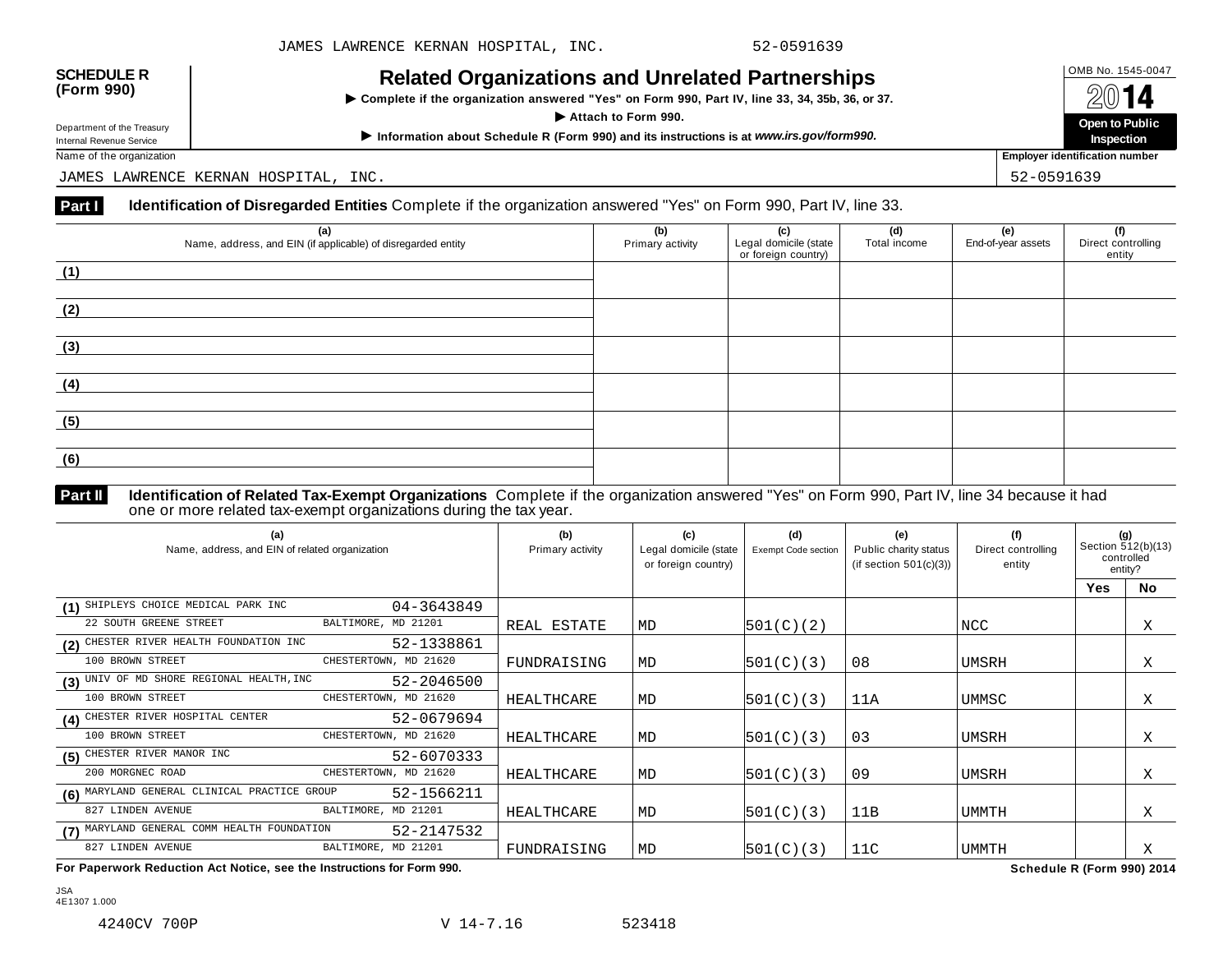**SCHEDULE R (Form 990)**

Department of the Treasury
Internal Revenue Service

# Related Organizations and Unrelated Partnerships

▶ Complete if the organization answered "Yes" on Form 990, Part IV, line 33, 34, 35b, 36, or 37.

▶ Attach to Form 990.

▶ Information about Schedule R (Form 990) and its instructions is at *www.irs.gov/form990.*

OMB No. 1545-0047

2014

**Open to Public Inspection**

Name of the organization: JAMES LAWRENCE KERNAN HOSPITAL, INC.

Employer identification number: 52-0591639

## Part I Identification of Disregarded Entities

Complete if the organization answered "Yes" on Form 990, Part IV, line 33.

| (a) Name, address, and EIN (if applicable) of disregarded entity | (b) Primary activity | (c) Legal domicile (state or foreign country) | (d) Total income | (e) End-of-year assets | (f) Direct controlling entity |
|---|---|---|---|---|---|
| (1) | | | | | |
| (2) | | | | | |
| (3) | | | | | |
| (4) | | | | | |
| (5) | | | | | |
| (6) | | | | | |

## Part II Identification of Related Tax-Exempt Organizations

Complete if the organization answered "Yes" on Form 990, Part IV, line 34 because it had one or more related tax-exempt organizations during the tax year.

| (a) Name, address, and EIN of related organization | (b) Primary activity | (c) Legal domicile (state or foreign country) | (d) Exempt Code section | (e) Public charity status (if section 501(c)(3)) | (f) Direct controlling entity | (g) Section 512(b)(13) controlled entity? Yes | No |
|---|---|---|---|---|---|---|---|
| (1) SHIPLEYS CHOICE MEDICAL PARK INC 04-3643849<br>22 SOUTH GREENE STREET BALTIMORE, MD 21201 | REAL ESTATE | MD | 501(C)(2) | | NCC | | X |
| (2) CHESTER RIVER HEALTH FOUNDATION INC 52-1338861<br>100 BROWN STREET CHESTERTOWN, MD 21620 | FUNDRAISING | MD | 501(C)(3) | 08 | UMSRH | | X |
| (3) UNIV OF MD SHORE REGIONAL HEALTH,INC 52-2046500<br>100 BROWN STREET CHESTERTOWN, MD 21620 | HEALTHCARE | MD | 501(C)(3) | 11A | UMMSC | | X |
| (4) CHESTER RIVER HOSPITAL CENTER 52-0679694<br>100 BROWN STREET CHESTERTOWN, MD 21620 | HEALTHCARE | MD | 501(C)(3) | 03 | UMSRH | | X |
| (5) CHESTER RIVER MANOR INC 52-6070333<br>200 MORGNEC ROAD CHESTERTOWN, MD 21620 | HEALTHCARE | MD | 501(C)(3) | 09 | UMSRH | | X |
| (6) MARYLAND GENERAL CLINICAL PRACTICE GROUP 52-1566211<br>827 LINDEN AVENUE BALTIMORE, MD 21201 | HEALTHCARE | MD | 501(C)(3) | 11B | UMMTH | | X |
| (7) MARYLAND GENERAL COMM HEALTH FOUNDATION 52-2147532<br>827 LINDEN AVENUE BALTIMORE, MD 21201 | FUNDRAISING | MD | 501(C)(3) | 11C | UMMTH | | X |

**For Paperwork Reduction Act Notice, see the Instructions for Form 990.** **Schedule R (Form 990) 2014**

JSA
4E1307 1.000

4240CV 700P V 14-7.16 523418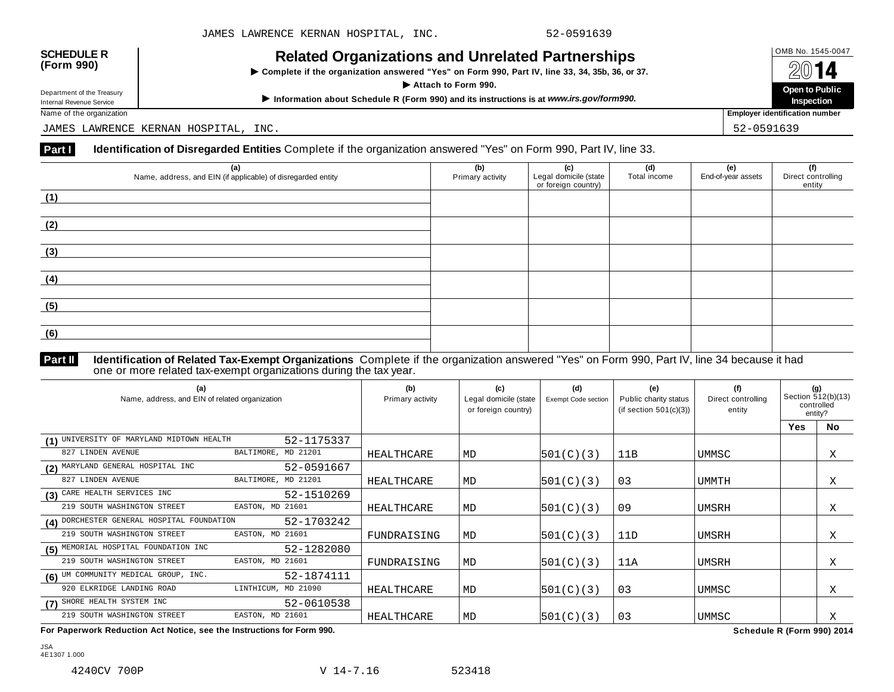JAMES LAWRENCE KERNAN HOSPITAL, INC. 52-0591639

**SCHEDULE R (Form 990)**

Department of the Treasury
Internal Revenue Service

# Related Organizations and Unrelated Partnerships

▶ Complete if the organization answered "Yes" on Form 990, Part IV, line 33, 34, 35b, 36, or 37.

▶ Attach to Form 990.

▶ Information about Schedule R (Form 990) and its instructions is at *www.irs.gov/form990.*

OMB No. 1545-0047

**2014**

**Open to Public Inspection**

Name of the organization: JAMES LAWRENCE KERNAN HOSPITAL, INC.

Employer identification number: 52-0591639

**Part I** **Identification of Disregarded Entities** Complete if the organization answered "Yes" on Form 990, Part IV, line 33.

| | (a) Name, address, and EIN (if applicable) of disregarded entity | (b) Primary activity | (c) Legal domicile (state or foreign country) | (d) Total income | (e) End-of-year assets | (f) Direct controlling entity |
|---|---|---|---|---|---|---|
| (1) | | | | | | |
| (2) | | | | | | |
| (3) | | | | | | |
| (4) | | | | | | |
| (5) | | | | | | |
| (6) | | | | | | |

**Part II** **Identification of Related Tax-Exempt Organizations** Complete if the organization answered "Yes" on Form 990, Part IV, line 34 because it had one or more related tax-exempt organizations during the tax year.

| | (a) Name, address, and EIN of related organization | (b) Primary activity | (c) Legal domicile (state or foreign country) | (d) Exempt Code section | (e) Public charity status (if section 501(c)(3)) | (f) Direct controlling entity | (g) Section 512(b)(13) controlled entity? Yes | No |
|---|---|---|---|---|---|---|---|---|
| (1) | UNIVERSITY OF MARYLAND MIDTOWN HEALTH 52-1175337<br>827 LINDEN AVENUE BALTIMORE, MD 21201 | HEALTHCARE | MD | 501(C)(3) | 11B | UMMSC | | X |
| (2) | MARYLAND GENERAL HOSPITAL INC 52-0591667<br>827 LINDEN AVENUE BALTIMORE, MD 21201 | HEALTHCARE | MD | 501(C)(3) | 03 | UMMTH | | X |
| (3) | CARE HEALTH SERVICES INC 52-1510269<br>219 SOUTH WASHINGTON STREET EASTON, MD 21601 | HEALTHCARE | MD | 501(C)(3) | 09 | UMSRH | | X |
| (4) | DORCHESTER GENERAL HOSPITAL FOUNDATION 52-1703242<br>219 SOUTH WASHINGTON STREET EASTON, MD 21601 | FUNDRAISING | MD | 501(C)(3) | 11D | UMSRH | | X |
| (5) | MEMORIAL HOSPITAL FOUNDATION INC 52-1282080<br>219 SOUTH WASHINGTON STREET EASTON, MD 21601 | FUNDRAISING | MD | 501(C)(3) | 11A | UMSRH | | X |
| (6) | UM COMMUNITY MEDICAL GROUP, INC. 52-1874111<br>920 ELKRIDGE LANDING ROAD LINTHICUM, MD 21090 | HEALTHCARE | MD | 501(C)(3) | 03 | UMMSC | | X |
| (7) | SHORE HEALTH SYSTEM INC 52-0610538<br>219 SOUTH WASHINGTON STREET EASTON, MD 21601 | HEALTHCARE | MD | 501(C)(3) | 03 | UMMSC | | X |

**For Paperwork Reduction Act Notice, see the Instructions for Form 990.** **Schedule R (Form 990) 2014**

JSA
4E1307 1.000

4240CV 700P V 14-7.16 523418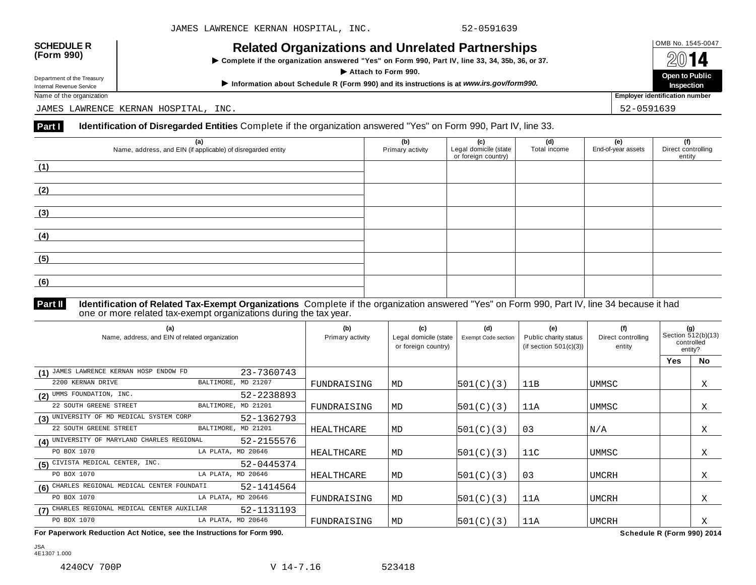JAMES LAWRENCE KERNAN HOSPITAL, INC. 52-0591639

**SCHEDULE R (Form 990)**

Department of the Treasury
Internal Revenue Service

# Related Organizations and Unrelated Partnerships

▶ Complete if the organization answered "Yes" on Form 990, Part IV, line 33, 34, 35b, 36, or 37.

▶ Attach to Form 990.

▶ Information about Schedule R (Form 990) and its instructions is at *www.irs.gov/form990.*

OMB No. 1545-0047

**2014**

**Open to Public Inspection**

Name of the organization: JAMES LAWRENCE KERNAN HOSPITAL, INC.

Employer identification number: 52-0591639

**Part I** **Identification of Disregarded Entities** Complete if the organization answered "Yes" on Form 990, Part IV, line 33.

| (a) Name, address, and EIN (if applicable) of disregarded entity | (b) Primary activity | (c) Legal domicile (state or foreign country) | (d) Total income | (e) End-of-year assets | (f) Direct controlling entity |
|---|---|---|---|---|---|
| (1) | | | | | |
| (2) | | | | | |
| (3) | | | | | |
| (4) | | | | | |
| (5) | | | | | |
| (6) | | | | | |

**Part II** **Identification of Related Tax-Exempt Organizations** Complete if the organization answered "Yes" on Form 990, Part IV, line 34 because it had one or more related tax-exempt organizations during the tax year.

| (a) Name, address, and EIN of related organization | (b) Primary activity | (c) Legal domicile (state or foreign country) | (d) Exempt Code section | (e) Public charity status (if section 501(c)(3)) | (f) Direct controlling entity | (g) Section 512(b)(13) controlled entity? Yes | No |
|---|---|---|---|---|---|---|---|
| (1) JAMES LAWRENCE KERNAN HOSP ENDOW FD 23-7360743<br>2200 KERNAN DRIVE BALTIMORE, MD 21207 | FUNDRAISING | MD | 501(C)(3) | 11B | UMMSC | | X |
| (2) UMMS FOUNDATION, INC. 52-2238893<br>22 SOUTH GREENE STREET BALTIMORE, MD 21201 | FUNDRAISING | MD | 501(C)(3) | 11A | UMMSC | | X |
| (3) UNIVERSITY OF MD MEDICAL SYSTEM CORP 52-1362793<br>22 SOUTH GREENE STREET BALTIMORE, MD 21201 | HEALTHCARE | MD | 501(C)(3) | 03 | N/A | | X |
| (4) UNIVERSITY OF MARYLAND CHARLES REGIONAL 52-2155576<br>PO BOX 1070 LA PLATA, MD 20646 | HEALTHCARE | MD | 501(C)(3) | 11C | UMMSC | | X |
| (5) CIVISTA MEDICAL CENTER, INC. 52-0445374<br>PO BOX 1070 LA PLATA, MD 20646 | HEALTHCARE | MD | 501(C)(3) | 03 | UMCRH | | X |
| (6) CHARLES REGIONAL MEDICAL CENTER FOUNDATI 52-1414564<br>PO BOX 1070 LA PLATA, MD 20646 | FUNDRAISING | MD | 501(C)(3) | 11A | UMCRH | | X |
| (7) CHARLES REGIONAL MEDICAL CENTER AUXILIAR 52-1131193<br>PO BOX 1070 LA PLATA, MD 20646 | FUNDRAISING | MD | 501(C)(3) | 11A | UMCRH | | X |

**For Paperwork Reduction Act Notice, see the Instructions for Form 990.** **Schedule R (Form 990) 2014**

JSA
4E1307 1.000

4240CV 700P V 14-7.16 523418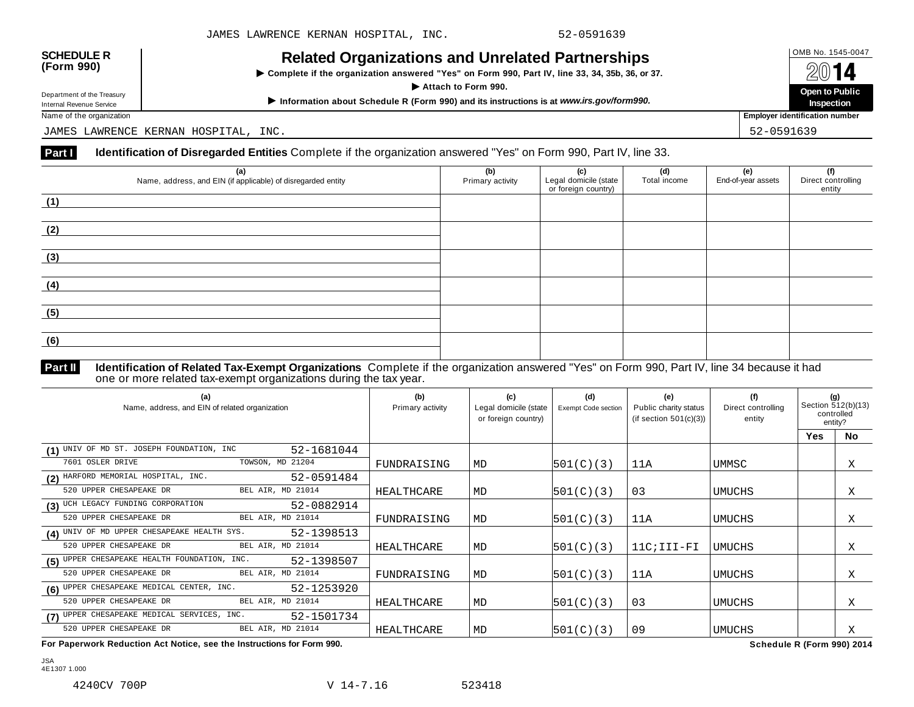**SCHEDULE R (Form 990)**

Department of the Treasury
Internal Revenue Service

# Related Organizations and Unrelated Partnerships

▶ Complete if the organization answered "Yes" on Form 990, Part IV, line 33, 34, 35b, 36, or 37.

▶ Attach to Form 990.

▶ Information about Schedule R (Form 990) and its instructions is at *www.irs.gov/form990.*

OMB No. 1545-0047

2014

**Open to Public Inspection**

Name of the organization: JAMES LAWRENCE KERNAN HOSPITAL, INC.

Employer identification number: 52-0591639

**Part I — Identification of Disregarded Entities** Complete if the organization answered "Yes" on Form 990, Part IV, line 33.

| | (a) Name, address, and EIN (if applicable) of disregarded entity | (b) Primary activity | (c) Legal domicile (state or foreign country) | (d) Total income | (e) End-of-year assets | (f) Direct controlling entity |
|---|---|---|---|---|---|---|
| (1) | | | | | | |
| (2) | | | | | | |
| (3) | | | | | | |
| (4) | | | | | | |
| (5) | | | | | | |
| (6) | | | | | | |

**Part II — Identification of Related Tax-Exempt Organizations** Complete if the organization answered "Yes" on Form 990, Part IV, line 34 because it had one or more related tax-exempt organizations during the tax year.

| | (a) Name, address, and EIN of related organization | (b) Primary activity | (c) Legal domicile (state or foreign country) | (d) Exempt Code section | (e) Public charity status (if section 501(c)(3)) | (f) Direct controlling entity | (g) Section 512(b)(13) controlled entity? Yes | No |
|---|---|---|---|---|---|---|---|---|
| (1) | UNIV OF MD ST. JOSEPH FOUNDATION, INC 52-1681044<br>7601 OSLER DRIVE TOWSON, MD 21204 | FUNDRAISING | MD | 501(C)(3) | 11A | UMMSC | | X |
| (2) | HARFORD MEMORIAL HOSPITAL, INC. 52-0591484<br>520 UPPER CHESAPEAKE DR BEL AIR, MD 21014 | HEALTHCARE | MD | 501(C)(3) | 03 | UMUCHS | | X |
| (3) | UCH LEGACY FUNDING CORPORATION 52-0882914<br>520 UPPER CHESAPEAKE DR BEL AIR, MD 21014 | FUNDRAISING | MD | 501(C)(3) | 11A | UMUCHS | | X |
| (4) | UNIV OF MD UPPER CHESAPEAKE HEALTH SYS. 52-1398513<br>520 UPPER CHESAPEAKE DR BEL AIR, MD 21014 | HEALTHCARE | MD | 501(C)(3) | 11C;III-FI | UMUCHS | | X |
| (5) | UPPER CHESAPEAKE HEALTH FOUNDATION, INC. 52-1398507<br>520 UPPER CHESAPEAKE DR BEL AIR, MD 21014 | FUNDRAISING | MD | 501(C)(3) | 11A | UMUCHS | | X |
| (6) | UPPER CHESAPEAKE MEDICAL CENTER, INC. 52-1253920<br>520 UPPER CHESAPEAKE DR BEL AIR, MD 21014 | HEALTHCARE | MD | 501(C)(3) | 03 | UMUCHS | | X |
| (7) | UPPER CHESAPEAKE MEDICAL SERVICES, INC. 52-1501734<br>520 UPPER CHESAPEAKE DR BEL AIR, MD 21014 | HEALTHCARE | MD | 501(C)(3) | 09 | UMUCHS | | X |

**For Paperwork Reduction Act Notice, see the Instructions for Form 990.**

**Schedule R (Form 990) 2014**

JSA
4E1307 1.000

4240CV 700P V 14-7.16 523418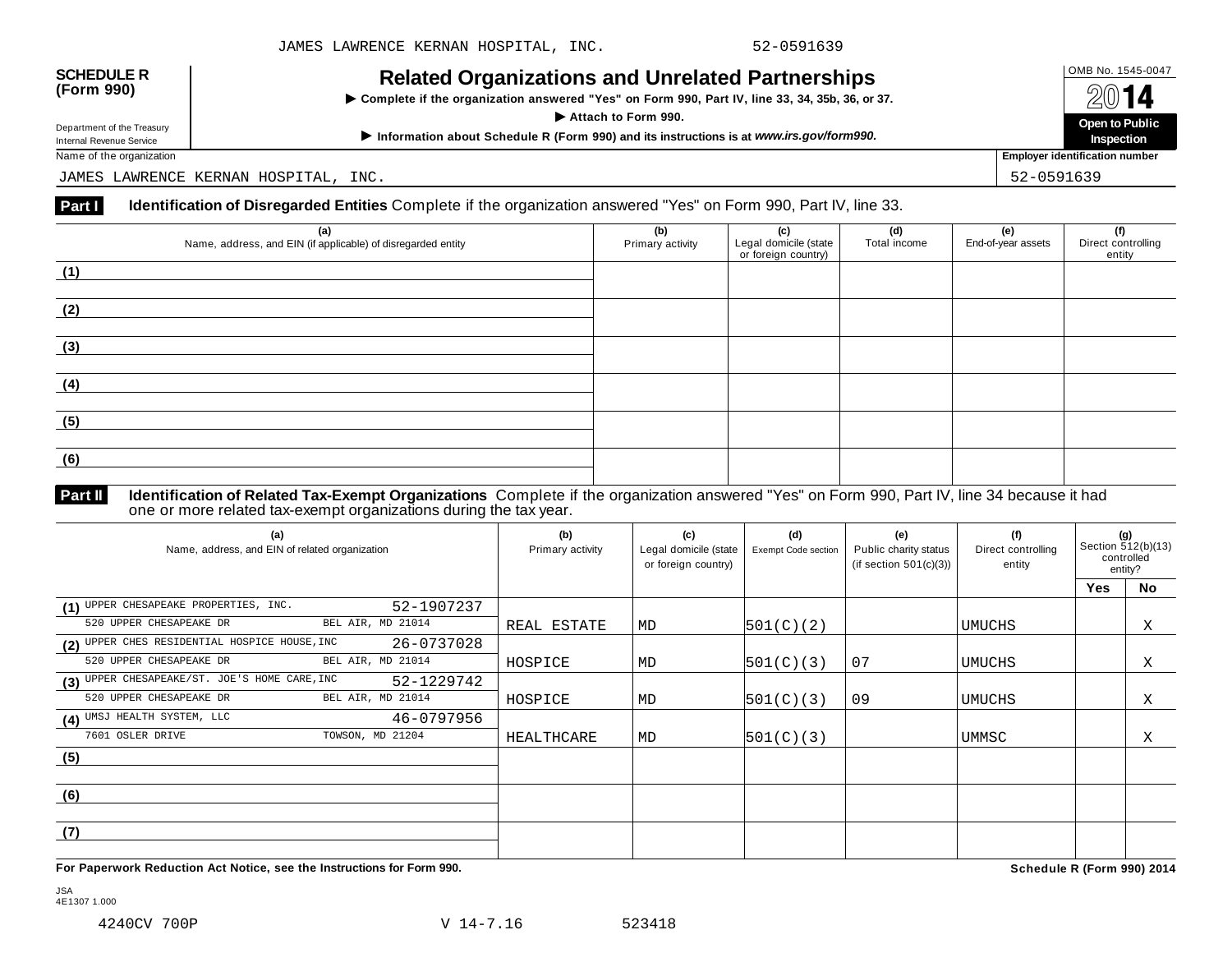JAMES LAWRENCE KERNAN HOSPITAL, INC. 52-0591639

**SCHEDULE R (Form 990)**

Department of the Treasury
Internal Revenue Service

# Related Organizations and Unrelated Partnerships

▶ Complete if the organization answered "Yes" on Form 990, Part IV, line 33, 34, 35b, 36, or 37.

▶ Attach to Form 990.

▶ Information about Schedule R (Form 990) and its instructions is at *www.irs.gov/form990.*

OMB No. 1545-0047

**2014**

**Open to Public Inspection**

Name of the organization: JAMES LAWRENCE KERNAN HOSPITAL, INC.

Employer identification number: 52-0591639

**Part I** **Identification of Disregarded Entities** Complete if the organization answered "Yes" on Form 990, Part IV, line 33.

| (a) Name, address, and EIN (if applicable) of disregarded entity | (b) Primary activity | (c) Legal domicile (state or foreign country) | (d) Total income | (e) End-of-year assets | (f) Direct controlling entity |
|---|---|---|---|---|---|
| (1) | | | | | |
| (2) | | | | | |
| (3) | | | | | |
| (4) | | | | | |
| (5) | | | | | |
| (6) | | | | | |

**Part II** **Identification of Related Tax-Exempt Organizations** Complete if the organization answered "Yes" on Form 990, Part IV, line 34 because it had one or more related tax-exempt organizations during the tax year.

| (a) Name, address, and EIN of related organization | (b) Primary activity | (c) Legal domicile (state or foreign country) | (d) Exempt Code section | (e) Public charity status (if section 501(c)(3)) | (f) Direct controlling entity | (g) Section 512(b)(13) controlled entity? Yes | No |
|---|---|---|---|---|---|---|---|
| (1) UPPER CHESAPEAKE PROPERTIES, INC. 52-1907237<br>520 UPPER CHESAPEAKE DR BEL AIR, MD 21014 | REAL ESTATE | MD | 501(C)(2) | | UMUCHS | | X |
| (2) UPPER CHES RESIDENTIAL HOSPICE HOUSE,INC 26-0737028<br>520 UPPER CHESAPEAKE DR BEL AIR, MD 21014 | HOSPICE | MD | 501(C)(3) | 07 | UMUCHS | | X |
| (3) UPPER CHESAPEAKE/ST. JOE'S HOME CARE,INC 52-1229742<br>520 UPPER CHESAPEAKE DR BEL AIR, MD 21014 | HOSPICE | MD | 501(C)(3) | 09 | UMUCHS | | X |
| (4) UMSJ HEALTH SYSTEM, LLC 46-0797956<br>7601 OSLER DRIVE TOWSON, MD 21204 | HEALTHCARE | MD | 501(C)(3) | | UMMSC | | X |
| (5) | | | | | | | |
| (6) | | | | | | | |
| (7) | | | | | | | |

**For Paperwork Reduction Act Notice, see the Instructions for Form 990.** **Schedule R (Form 990) 2014**

JSA
4E1307 1.000

4240CV 700P V 14-7.16 523418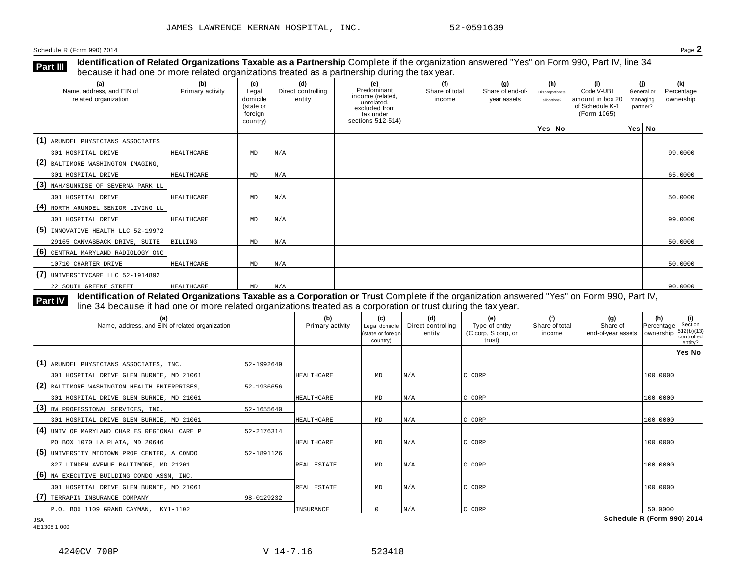JAMES LAWRENCE KERNAN HOSPITAL, INC. 52-0591639

Schedule R (Form 990) 2014 Page **2**

**Part III** **Identification of Related Organizations Taxable as a Partnership** Complete if the organization answered "Yes" on Form 990, Part IV, line 34 because it had one or more related organizations treated as a partnership during the tax year.

| (a) Name, address, and EIN of related organization | (b) Primary activity | (c) Legal domicile (state or foreign country) | (d) Direct controlling entity | (e) Predominant income (related, unrelated, excluded from tax under sections 512-514) | (f) Share of total income | (g) Share of end-of-year assets | (h) Disproportionate allocations? Yes | No | (i) Code V-UBI amount in box 20 of Schedule K-1 (Form 1065) | (j) General or managing partner? Yes | No | (k) Percentage ownership |
|---|---|---|---|---|---|---|---|---|---|---|---|---|
| (1) ARUNDEL PHYSICIANS ASSOCIATES<br>301 HOSPITAL DRIVE | HEALTHCARE | MD | N/A | | | | | | | | | 99.0000 |
| (2) BALTIMORE WASHINGTON IMAGING,<br>301 HOSPITAL DRIVE | HEALTHCARE | MD | N/A | | | | | | | | | 65.0000 |
| (3) NAH/SUNRISE OF SEVERNA PARK LL<br>301 HOSPITAL DRIVE | HEALTHCARE | MD | N/A | | | | | | | | | 50.0000 |
| (4) NORTH ARUNDEL SENIOR LIVING LL<br>301 HOSPITAL DRIVE | HEALTHCARE | MD | N/A | | | | | | | | | 99.0000 |
| (5) INNOVATIVE HEALTH LLC 52-19972<br>29165 CANVASBACK DRIVE, SUITE | BILLING | MD | N/A | | | | | | | | | 50.0000 |
| (6) CENTRAL MARYLAND RADIOLOGY ONC<br>10710 CHARTER DRIVE | HEALTHCARE | MD | N/A | | | | | | | | | 50.0000 |
| (7) UNIVERSITYCARE LLC 52-1914892<br>22 SOUTH GREENE STREET | HEALTHCARE | MD | N/A | | | | | | | | | 90.0000 |

**Part IV** **Identification of Related Organizations Taxable as a Corporation or Trust** Complete if the organization answered "Yes" on Form 990, Part IV, line 34 because it had one or more related organizations treated as a corporation or trust during the tax year.

| (a) Name, address, and EIN of related organization | (b) Primary activity | (c) Legal domicile (state or foreign country) | (d) Direct controlling entity | (e) Type of entity (C corp, S corp, or trust) | (f) Share of total income | (g) Share of end-of-year assets | (h) Percentage ownership | (i) Section 512(b)(13) controlled entity? Yes | No |
|---|---|---|---|---|---|---|---|---|---|
| (1) ARUNDEL PHYSICIANS ASSOCIATES, INC. 52-1992649<br>301 HOSPITAL DRIVE GLEN BURNIE, MD 21061 | HEALTHCARE | MD | N/A | C CORP | | | 100.0000 | | |
| (2) BALTIMORE WASHINGTON HEALTH ENTERPRISES, 52-1936656<br>301 HOSPITAL DRIVE GLEN BURNIE, MD 21061 | HEALTHCARE | MD | N/A | C CORP | | | 100.0000 | | |
| (3) BW PROFESSIONAL SERVICES, INC. 52-1655640<br>301 HOSPITAL DRIVE GLEN BURNIE, MD 21061 | HEALTHCARE | MD | N/A | C CORP | | | 100.0000 | | |
| (4) UNIV OF MARYLAND CHARLES REGIONAL CARE P 52-2176314<br>PO BOX 1070 LA PLATA, MD 20646 | HEALTHCARE | MD | N/A | C CORP | | | 100.0000 | | |
| (5) UNIVERSITY MIDTOWN PROF CENTER, A CONDO 52-1891126<br>827 LINDEN AVENUE BALTIMORE, MD 21201 | REAL ESTATE | MD | N/A | C CORP | | | 100.0000 | | |
| (6) NA EXECUTIVE BUILDING CONDO ASSN, INC.<br>301 HOSPITAL DRIVE GLEN BURNIE, MD 21061 | REAL ESTATE | MD | N/A | C CORP | | | 100.0000 | | |
| (7) TERRAPIN INSURANCE COMPANY 98-0129232<br>P.O. BOX 1109 GRAND CAYMAN, KY1-1102 | INSURANCE | 0 | N/A | C CORP | | | 50.0000 | | |

JSA
4E1308 1.000

**Schedule R (Form 990) 2014**

4240CV 700P V 14-7.16 523418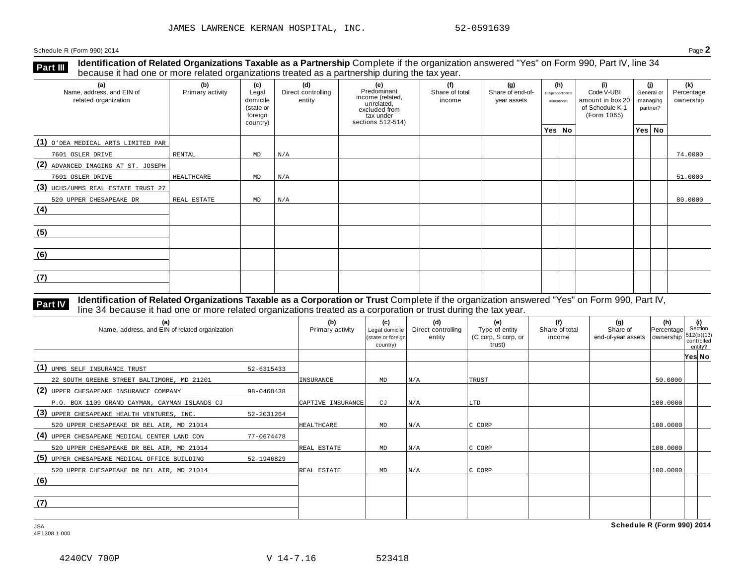JAMES LAWRENCE KERNAN HOSPITAL, INC. 52-0591639

Schedule R (Form 990) 2014 Page **2**

**Part III** **Identification of Related Organizations Taxable as a Partnership** Complete if the organization answered "Yes" on Form 990, Part IV, line 34 because it had one or more related organizations treated as a partnership during the tax year.

| (a) Name, address, and EIN of related organization | (b) Primary activity | (c) Legal domicile (state or foreign country) | (d) Direct controlling entity | (e) Predominant income (related, unrelated, excluded from tax under sections 512-514) | (f) Share of total income | (g) Share of end-of-year assets | (h) Disproportionate allocations? Yes | No | (i) Code V-UBI amount in box 20 of Schedule K-1 (Form 1065) | (j) General or managing partner? Yes | No | (k) Percentage ownership |
|---|---|---|---|---|---|---|---|---|---|---|---|---|
| (1) O'DEA MEDICAL ARTS LIMITED PAR 7601 OSLER DRIVE | RENTAL | MD | N/A | | | | | | | | | 74.0000 |
| (2) ADVANCED IMAGING AT ST. JOSEPH 7601 OSLER DRIVE | HEALTHCARE | MD | N/A | | | | | | | | | 51.0000 |
| (3) UCHS/UMMS REAL ESTATE TRUST 27 520 UPPER CHESAPEAKE DR | REAL ESTATE | MD | N/A | | | | | | | | | 80.0000 |
| (4) | | | | | | | | | | | | |
| (5) | | | | | | | | | | | | |
| (6) | | | | | | | | | | | | |
| (7) | | | | | | | | | | | | |

**Part IV** **Identification of Related Organizations Taxable as a Corporation or Trust** Complete if the organization answered "Yes" on Form 990, Part IV, line 34 because it had one or more related organizations treated as a corporation or trust during the tax year.

| (a) Name, address, and EIN of related organization | (b) Primary activity | (c) Legal domicile (state or foreign country) | (d) Direct controlling entity | (e) Type of entity (C corp, S corp, or trust) | (f) Share of total income | (g) Share of end-of-year assets | (h) Percentage ownership | (i) Section 512(b)(13) controlled entity? Yes | No |
|---|---|---|---|---|---|---|---|---|---|
| (1) UMMS SELF INSURANCE TRUST 52-6315433 22 SOUTH GREENE STREET BALTIMORE, MD 21201 | INSURANCE | MD | N/A | TRUST | | | 50.0000 | | |
| (2) UPPER CHESAPEAKE INSURANCE COMPANY 98-0468438 P.O. BOX 1109 GRAND CAYMAN, CAYMAN ISLANDS CJ | CAPTIVE INSURANCE | CJ | N/A | LTD | | | 100.0000 | | |
| (3) UPPER CHESAPEAKE HEALTH VENTURES, INC. 52-2031264 520 UPPER CHESAPEAKE DR BEL AIR, MD 21014 | HEALTHCARE | MD | N/A | C CORP | | | 100.0000 | | |
| (4) UPPER CHESAPEAKE MEDICAL CENTER LAND CON 77-0674478 520 UPPER CHESAPEAKE DR BEL AIR, MD 21014 | REAL ESTATE | MD | N/A | C CORP | | | 100.0000 | | |
| (5) UPPER CHESAPEAKE MEDICAL OFFICE BUILDING 52-1946829 520 UPPER CHESAPEAKE DR BEL AIR, MD 21014 | REAL ESTATE | MD | N/A | C CORP | | | 100.0000 | | |
| (6) | | | | | | | | | |
| (7) | | | | | | | | | |

JSA
4E1308 1.000

**Schedule R (Form 990) 2014**

4240CV 700P V 14-7.16 523418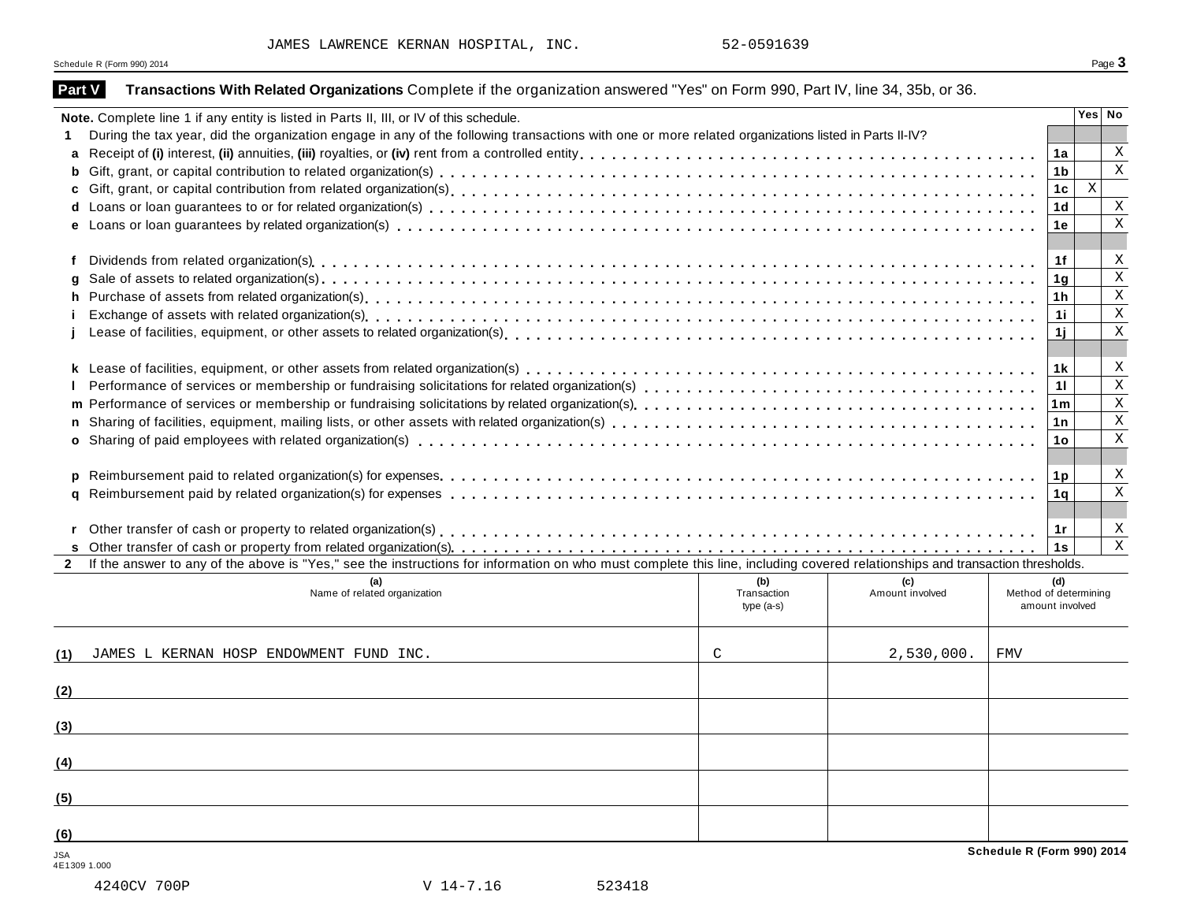JAMES LAWRENCE KERNAN HOSPITAL, INC. 52-0591639

Schedule R (Form 990) 2014

## Part V Transactions With Related Organizations

Complete if the organization answered "Yes" on Form 990, Part IV, line 34, 35b, or 36.

**Note.** Complete line 1 if any entity is listed in Parts II, III, or IV of this schedule.

| | | | Yes | No |
|---|---|---|---|---|
| **1** | During the tax year, did the organization engage in any of the following transactions with one or more related organizations listed in Parts II-IV? | | | |
| **a** | Receipt of **(i)** interest, **(ii)** annuities, **(iii)** royalties, or **(iv)** rent from a controlled entity | 1a | | X |
| **b** | Gift, grant, or capital contribution to related organization(s) | 1b | | X |
| **c** | Gift, grant, or capital contribution from related organization(s) | 1c | X | |
| **d** | Loans or loan guarantees to or for related organization(s) | 1d | | X |
| **e** | Loans or loan guarantees by related organization(s) | 1e | | X |
| **f** | Dividends from related organization(s) | 1f | | X |
| **g** | Sale of assets to related organization(s) | 1g | | X |
| **h** | Purchase of assets from related organization(s) | 1h | | X |
| **i** | Exchange of assets with related organization(s) | 1i | | X |
| **j** | Lease of facilities, equipment, or other assets to related organization(s) | 1j | | X |
| **k** | Lease of facilities, equipment, or other assets from related organization(s) | 1k | | X |
| **l** | Performance of services or membership or fundraising solicitations for related organization(s) | 1l | | X |
| **m** | Performance of services or membership or fundraising solicitations by related organization(s) | 1m | | X |
| **n** | Sharing of facilities, equipment, mailing lists, or other assets with related organization(s) | 1n | | X |
| **o** | Sharing of paid employees with related organization(s) | 1o | | X |
| **p** | Reimbursement paid to related organization(s) for expenses | 1p | | X |
| **q** | Reimbursement paid by related organization(s) for expenses | 1q | | X |
| **r** | Other transfer of cash or property to related organization(s) | 1r | | X |
| **s** | Other transfer of cash or property from related organization(s) | 1s | | X |

**2** If the answer to any of the above is "Yes," see the instructions for information on who must complete this line, including covered relationships and transaction thresholds.

| | (a) Name of related organization | (b) Transaction type (a-s) | (c) Amount involved | (d) Method of determining amount involved |
|---|---|---|---|---|
| (1) | JAMES L KERNAN HOSP ENDOWMENT FUND INC. | C | 2,530,000. | FMV |
| (2) | | | | |
| (3) | | | | |
| (4) | | | | |
| (5) | | | | |
| (6) | | | | |

Schedule R (Form 990) 2014

JSA 4E1309 1.000

4240CV 700P V 14-7.16 523418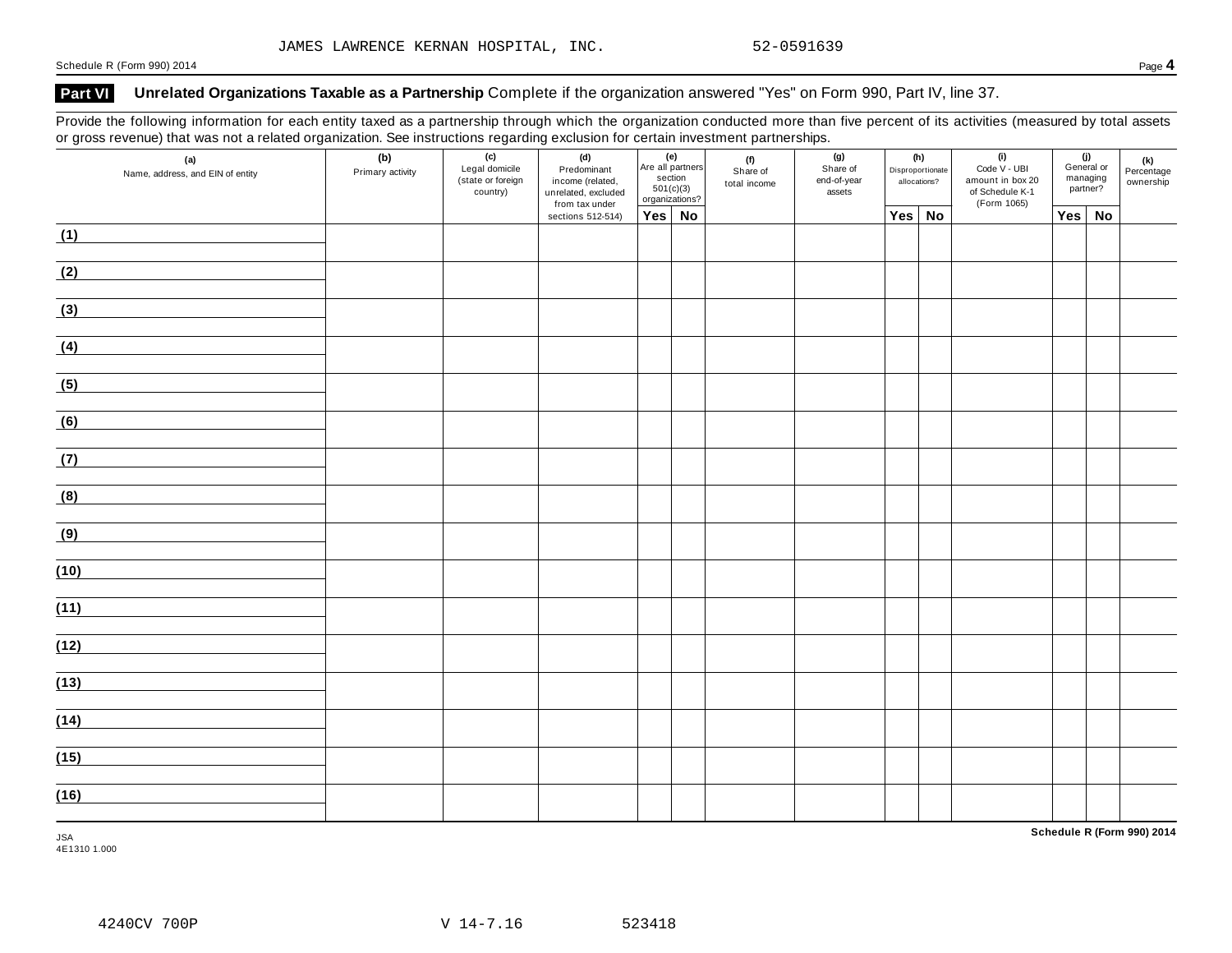JAMES LAWRENCE KERNAN HOSPITAL, INC. 52-0591639

## Part VI Unrelated Organizations Taxable as a Partnership

Complete if the organization answered "Yes" on Form 990, Part IV, line 37.

Provide the following information for each entity taxed as a partnership through which the organization conducted more than five percent of its activities (measured by total assets or gross revenue) that was not a related organization. See instructions regarding exclusion for certain investment partnerships.

| (a) Name, address, and EIN of entity | (b) Primary activity | (c) Legal domicile (state or foreign country) | (d) Predominant income (related, unrelated, excluded from tax under sections 512-514) | (e) Are all partners section 501(c)(3) organizations? | | (f) Share of total income | (g) Share of end-of-year assets | (h) Disproportionate allocations? | | (i) Code V - UBI amount in box 20 of Schedule K-1 (Form 1065) | (j) General or managing partner? | | (k) Percentage ownership |
|---|---|---|---|---|---|---|---|---|---|---|---|---|---|
| | | | | Yes | No | | | Yes | No | | Yes | No | |
| (1) | | | | | | | | | | | | | |
| (2) | | | | | | | | | | | | | |
| (3) | | | | | | | | | | | | | |
| (4) | | | | | | | | | | | | | |
| (5) | | | | | | | | | | | | | |
| (6) | | | | | | | | | | | | | |
| (7) | | | | | | | | | | | | | |
| (8) | | | | | | | | | | | | | |
| (9) | | | | | | | | | | | | | |
| (10) | | | | | | | | | | | | | |
| (11) | | | | | | | | | | | | | |
| (12) | | | | | | | | | | | | | |
| (13) | | | | | | | | | | | | | |
| (14) | | | | | | | | | | | | | |
| (15) | | | | | | | | | | | | | |
| (16) | | | | | | | | | | | | | |

JSA
4E1310 1.000

4240CV 700P V 14-7.16 523418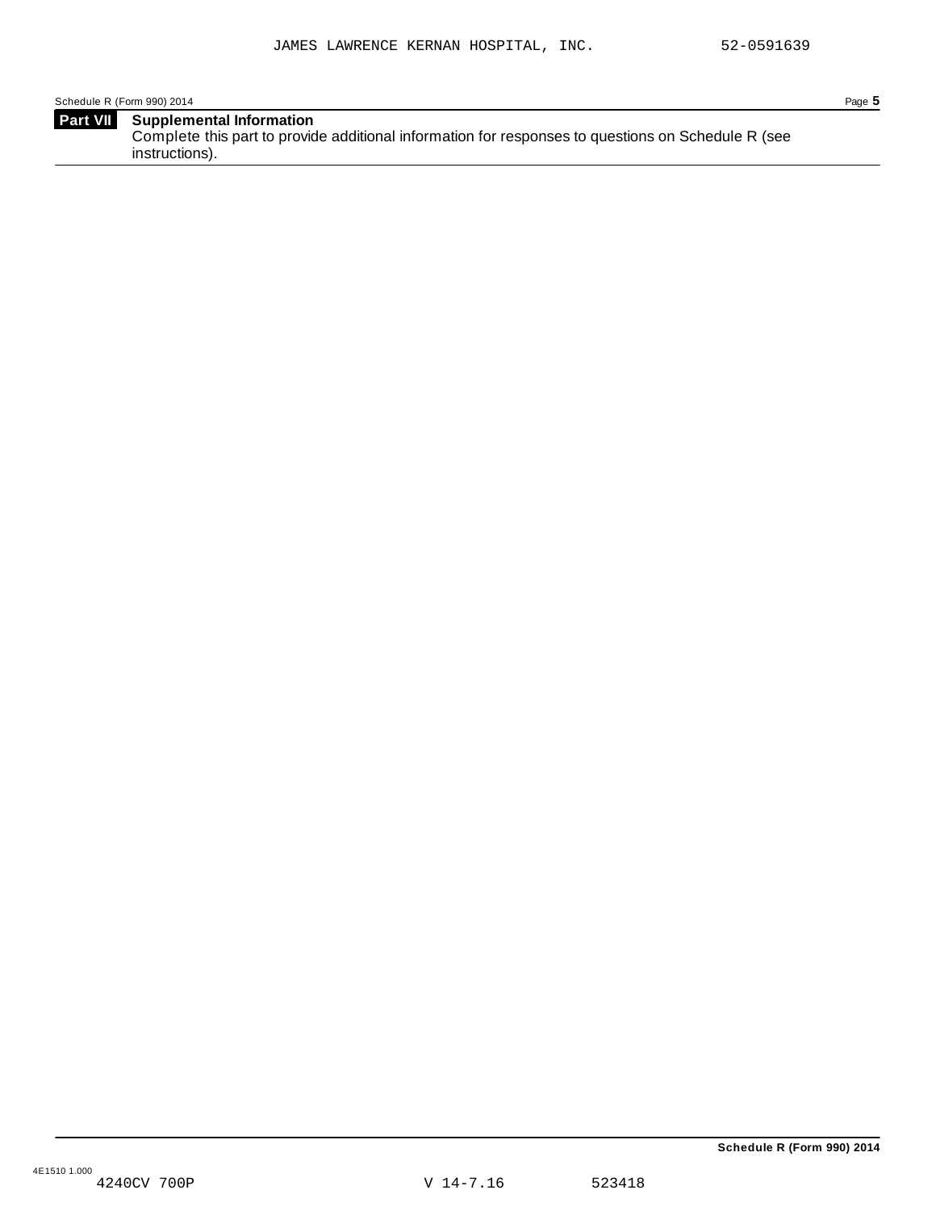## Part VII Supplemental Information

Complete this part to provide additional information for responses to questions on Schedule R (see instructions).